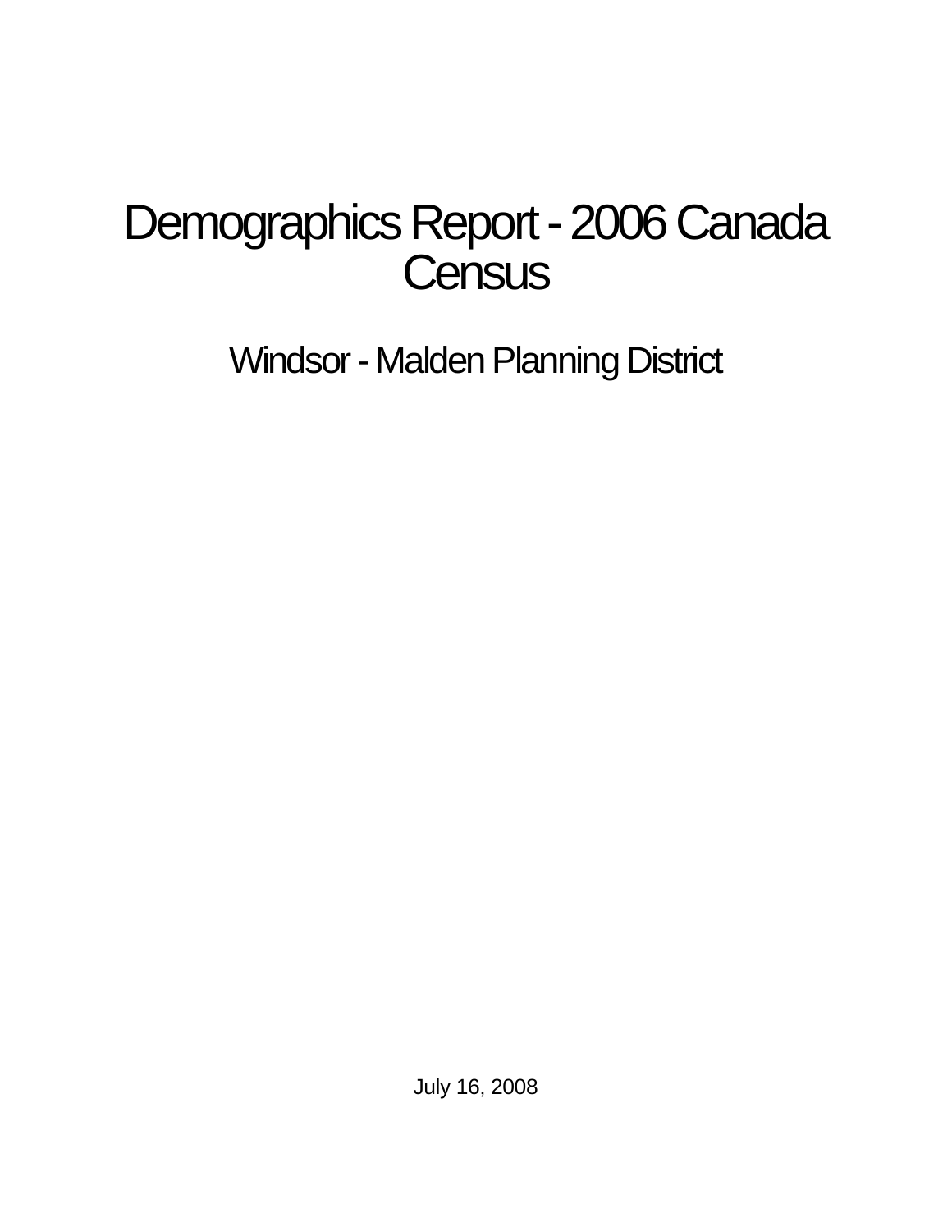# Demographics Report - 2006 Canada Census

## Windsor - Malden Planning District

July 16, 2008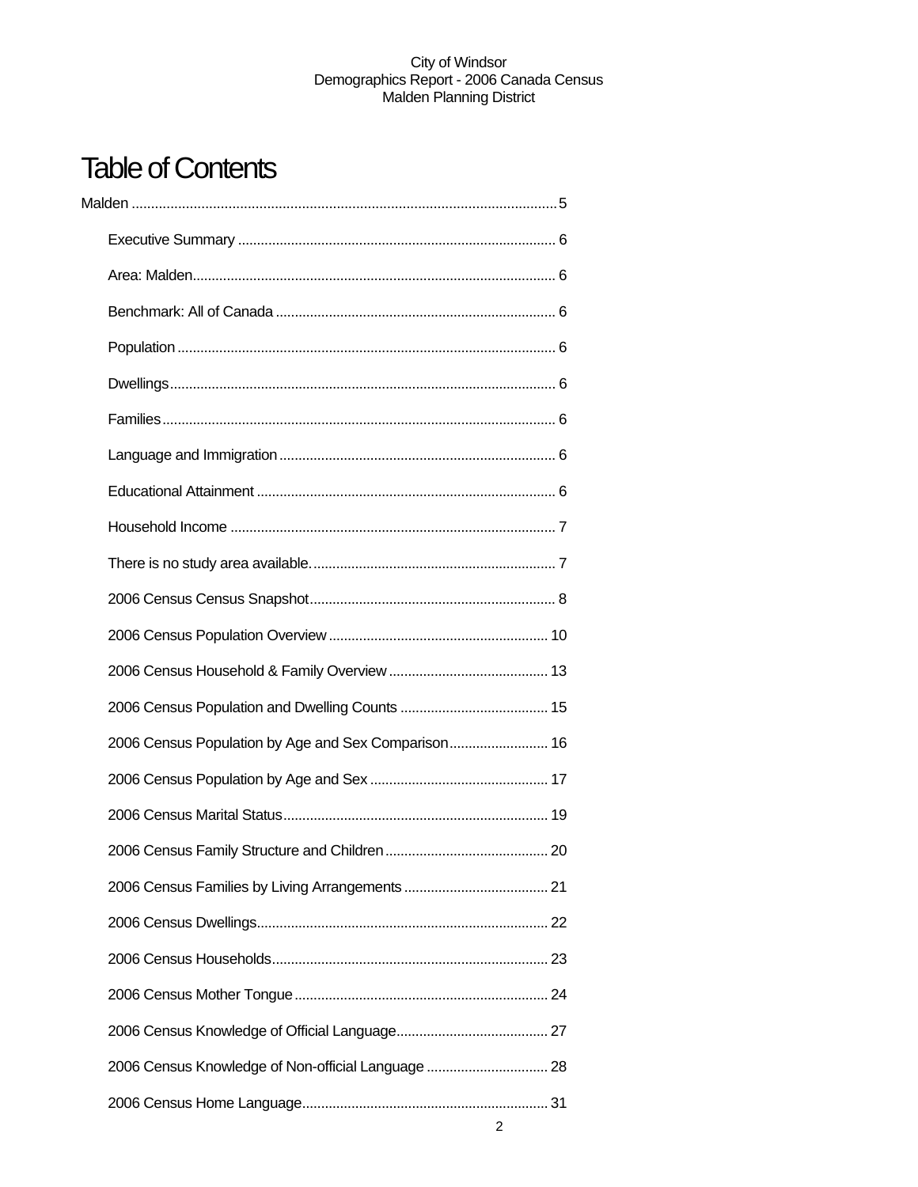# Table of Contents

Malden ..... 5

- Executive Summary ..... 6
- Area: Malden ..... 6
- Benchmark: All of Canada ..... 6
- Population ..... 6
- Dwellings ..... 6
- Families ..... 6
- Language and Immigration ..... 6
- Educational Attainment ..... 6
- Household Income ..... 7
- There is no study area available. ..... 7
- 2006 Census Census Snapshot ..... 8
- 2006 Census Population Overview ..... 10
- 2006 Census Household & Family Overview ..... 13
- 2006 Census Population and Dwelling Counts ..... 15
- 2006 Census Population by Age and Sex Comparison ..... 16
- 2006 Census Population by Age and Sex ..... 17
- 2006 Census Marital Status ..... 19
- 2006 Census Family Structure and Children ..... 20
- 2006 Census Families by Living Arrangements ..... 21
- 2006 Census Dwellings ..... 22
- 2006 Census Households ..... 23
- 2006 Census Mother Tongue ..... 24
- 2006 Census Knowledge of Official Language ..... 27
- 2006 Census Knowledge of Non-official Language ..... 28
- 2006 Census Home Language ..... 31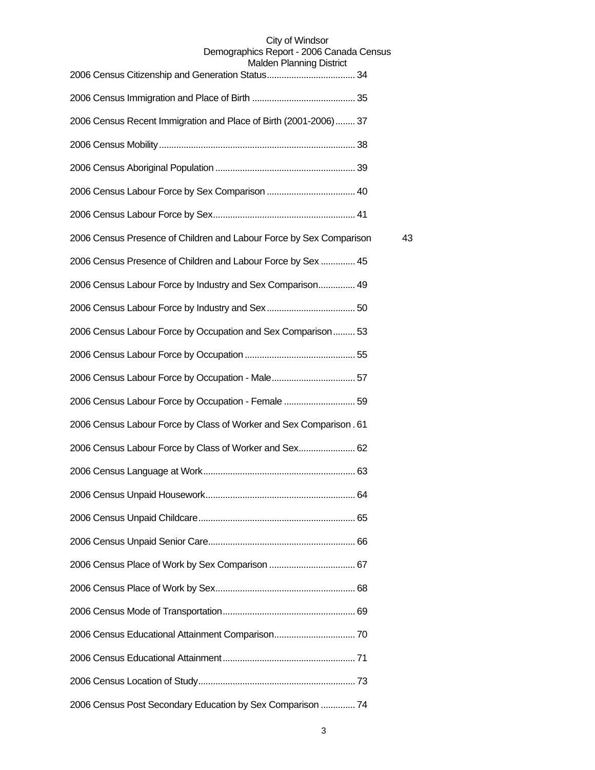2006 Census Citizenship and Generation Status.................................... 34

2006 Census Immigration and Place of Birth .......................................... 35

2006 Census Recent Immigration and Place of Birth (2001-2006)........ 37

2006 Census Mobility............................................................................... 38

2006 Census Aboriginal Population ......................................................... 39

2006 Census Labour Force by Sex Comparison .................................... 40

2006 Census Labour Force by Sex.......................................................... 41

2006 Census Presence of Children and Labour Force by Sex Comparison 43

2006 Census Presence of Children and Labour Force by Sex .............. 45

2006 Census Labour Force by Industry and Sex Comparison............... 49

2006 Census Labour Force by Industry and Sex.................................... 50

2006 Census Labour Force by Occupation and Sex Comparison......... 53

2006 Census Labour Force by Occupation............................................. 55

2006 Census Labour Force by Occupation - Male.................................. 57

2006 Census Labour Force by Occupation - Female ............................. 59

2006 Census Labour Force by Class of Worker and Sex Comparison . 61

2006 Census Labour Force by Class of Worker and Sex....................... 62

2006 Census Language at Work............................................................. 63

2006 Census Unpaid Housework............................................................ 64

2006 Census Unpaid Childcare............................................................... 65

2006 Census Unpaid Senior Care........................................................... 66

2006 Census Place of Work by Sex Comparison ................................... 67

2006 Census Place of Work by Sex......................................................... 68

2006 Census Mode of Transportation...................................................... 69

2006 Census Educational Attainment Comparison................................. 70

2006 Census Educational Attainment...................................................... 71

2006 Census Location of Study............................................................... 73

2006 Census Post Secondary Education by Sex Comparison .............. 74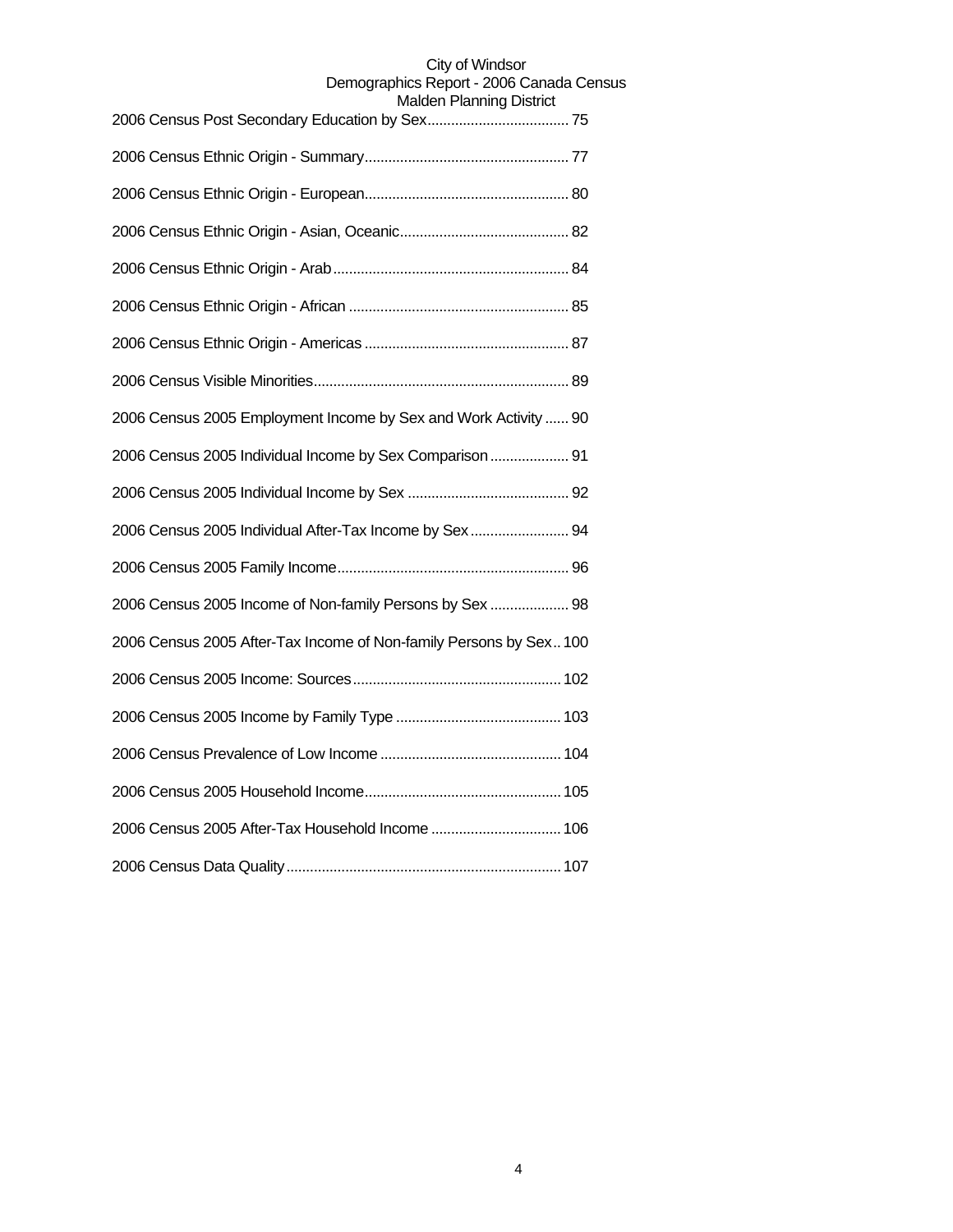2006 Census Post Secondary Education by Sex.................................... 75

2006 Census Ethnic Origin - Summary.................................................... 77

2006 Census Ethnic Origin - European.................................................... 80

2006 Census Ethnic Origin - Asian, Oceanic........................................... 82

2006 Census Ethnic Origin - Arab............................................................ 84

2006 Census Ethnic Origin - African ........................................................ 85

2006 Census Ethnic Origin - Americas .................................................... 87

2006 Census Visible Minorities................................................................. 89

2006 Census 2005 Employment Income by Sex and Work Activity ...... 90

2006 Census 2005 Individual Income by Sex Comparison .................... 91

2006 Census 2005 Individual Income by Sex ......................................... 92

2006 Census 2005 Individual After-Tax Income by Sex......................... 94

2006 Census 2005 Family Income........................................................... 96

2006 Census 2005 Income of Non-family Persons by Sex .................... 98

2006 Census 2005 After-Tax Income of Non-family Persons by Sex.. 100

2006 Census 2005 Income: Sources..................................................... 102

2006 Census 2005 Income by Family Type .......................................... 103

2006 Census Prevalence of Low Income .............................................. 104

2006 Census 2005 Household Income.................................................. 105

2006 Census 2005 After-Tax Household Income ................................. 106

2006 Census Data Quality...................................................................... 107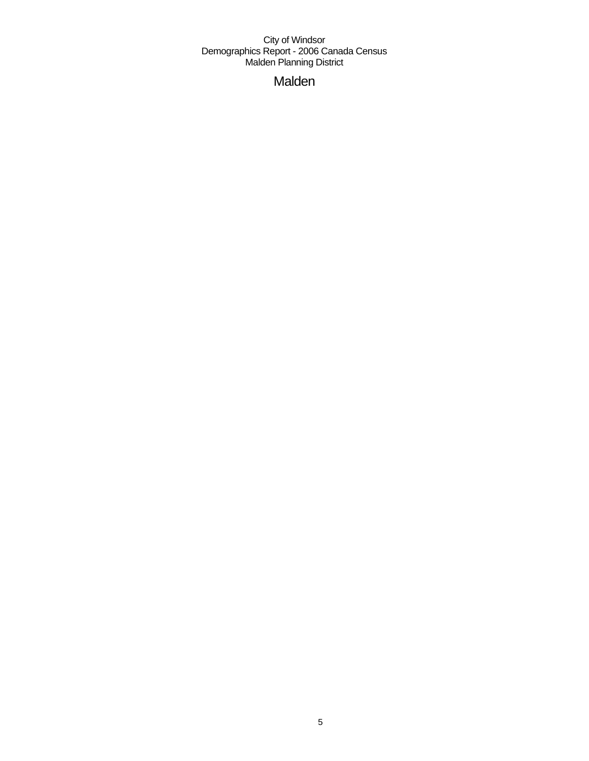# Malden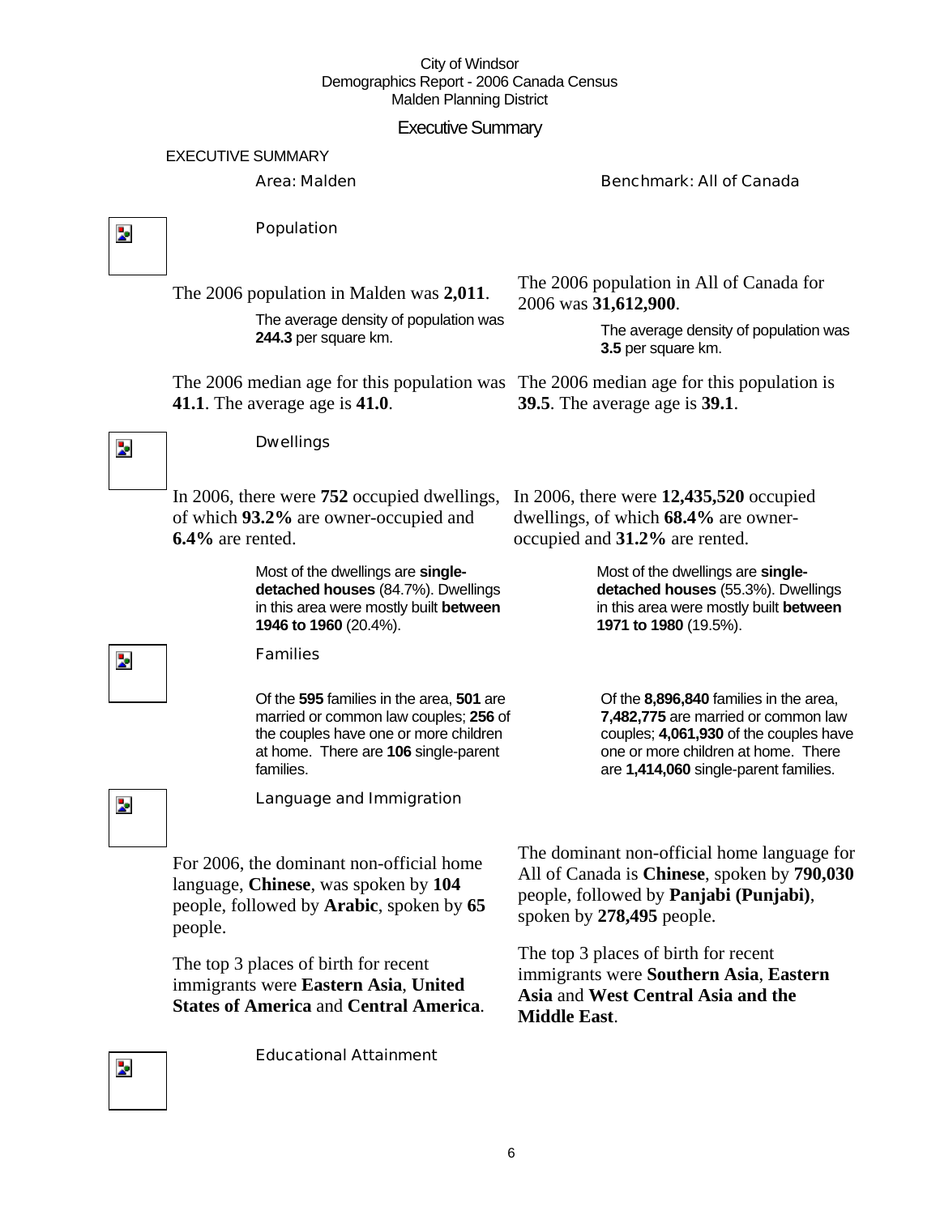City of Windsor
Demographics Report - 2006 Canada Census
Malden Planning District

# Executive Summary

## EXECUTIVE SUMMARY

Area: Malden

Benchmark: All of Canada

### Population

The 2006 population in Malden was **2,011**.

The average density of population was **244.3** per square km.

The 2006 median age for this population was **41.1**. The average age is **41.0**.

The 2006 population in All of Canada for 2006 was **31,612,900**.

The average density of population was **3.5** per square km.

The 2006 median age for this population is **39.5**. The average age is **39.1**.

### Dwellings

In 2006, there were **752** occupied dwellings, of which **93.2%** are owner-occupied and **6.4%** are rented.

Most of the dwellings are **single-detached houses** (84.7%). Dwellings in this area were mostly built **between 1946 to 1960** (20.4%).

In 2006, there were **12,435,520** occupied dwellings, of which **68.4%** are owner-occupied and **31.2%** are rented.

Most of the dwellings are **single-detached houses** (55.3%). Dwellings in this area were mostly built **between 1971 to 1980** (19.5%).

### Families

Of the **595** families in the area, **501** are married or common law couples; **256** of the couples have one or more children at home. There are **106** single-parent families.

Of the **8,896,840** families in the area, **7,482,775** are married or common law couples; **4,061,930** of the couples have one or more children at home. There are **1,414,060** single-parent families.

### Language and Immigration

For 2006, the dominant non-official home language, **Chinese**, was spoken by **104** people, followed by **Arabic**, spoken by **65** people.

The top 3 places of birth for recent immigrants were **Eastern Asia**, **United States of America** and **Central America**.

The dominant non-official home language for All of Canada is **Chinese**, spoken by **790,030** people, followed by **Panjabi (Punjabi)**, spoken by **278,495** people.

The top 3 places of birth for recent immigrants were **Southern Asia**, **Eastern Asia** and **West Central Asia and the Middle East**.

### Educational Attainment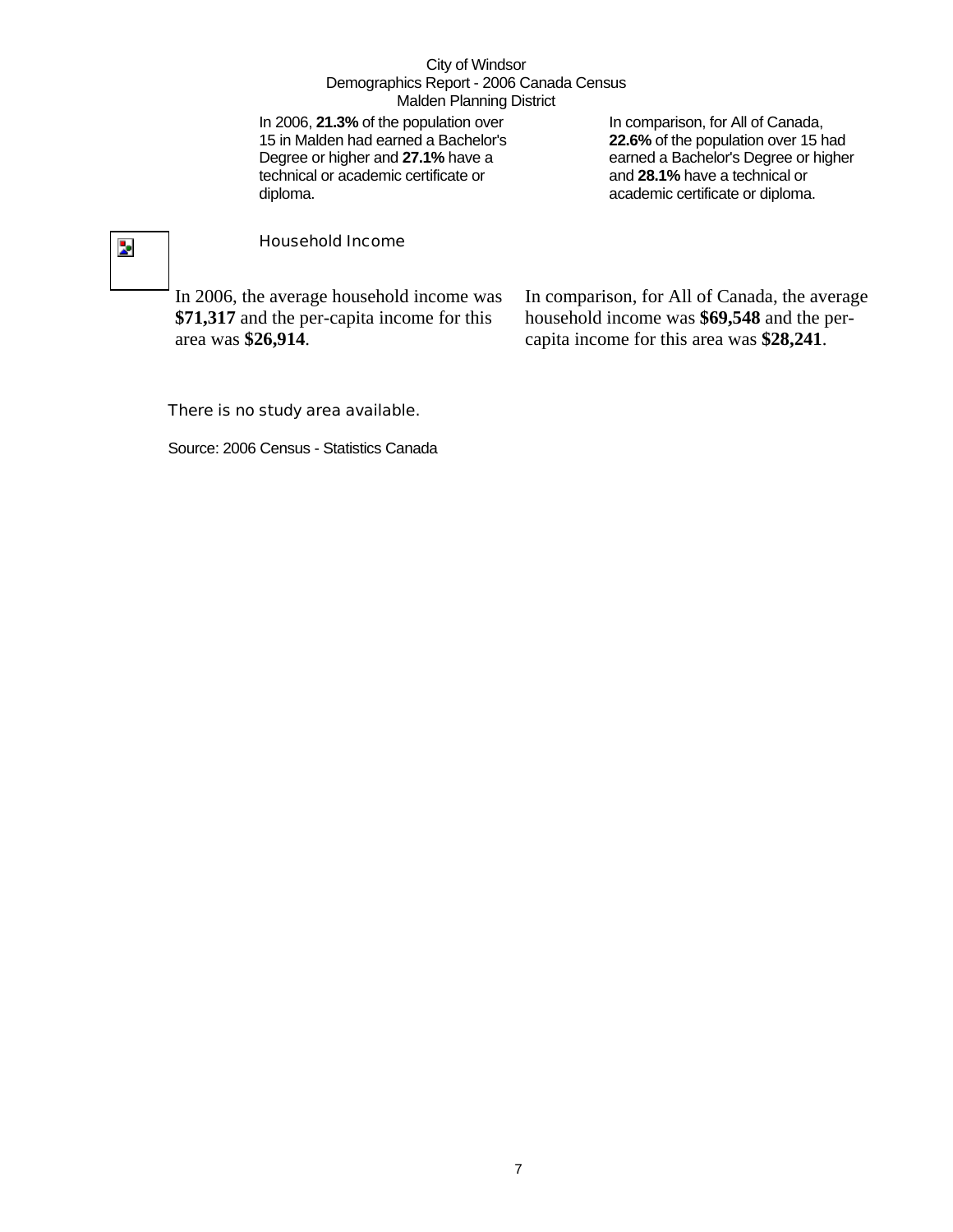In 2006, **21.3%** of the population over 15 in Malden had earned a Bachelor's Degree or higher and **27.1%** have a technical or academic certificate or diploma.

In comparison, for All of Canada, **22.6%** of the population over 15 had earned a Bachelor's Degree or higher and **28.1%** have a technical or academic certificate or diploma.

## Household Income

In 2006, the average household income was **$71,317** and the per-capita income for this area was **$26,914**.

In comparison, for All of Canada, the average household income was **$69,548** and the per-capita income for this area was **$28,241**.

There is no study area available.

Source: 2006 Census - Statistics Canada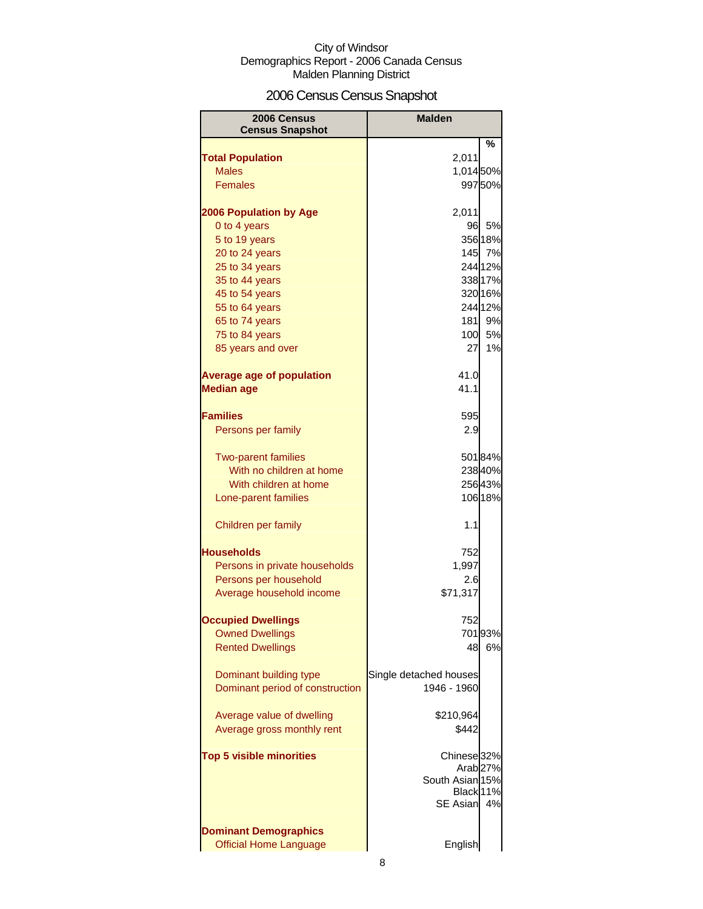City of Windsor
Demographics Report - 2006 Canada Census
Malden Planning District

## 2006 Census Census Snapshot

| 2006 Census Census Snapshot | Malden | |
|---|---|---|
| | | % |
| **Total Population** | 2,011 | |
| Males | 1,014 | 50% |
| Females | 997 | 50% |
| | | |
| **2006 Population by Age** | 2,011 | |
| 0 to 4 years | 96 | 5% |
| 5 to 19 years | 356 | 18% |
| 20 to 24 years | 145 | 7% |
| 25 to 34 years | 244 | 12% |
| 35 to 44 years | 338 | 17% |
| 45 to 54 years | 320 | 16% |
| 55 to 64 years | 244 | 12% |
| 65 to 74 years | 181 | 9% |
| 75 to 84 years | 100 | 5% |
| 85 years and over | 27 | 1% |
| | | |
| **Average age of population** | 41.0 | |
| **Median age** | 41.1 | |
| | | |
| **Families** | 595 | |
| Persons per family | 2.9 | |
| | | |
| Two-parent families | 501 | 84% |
| With no children at home | 238 | 40% |
| With children at home | 256 | 43% |
| Lone-parent families | 106 | 18% |
| | | |
| Children per family | 1.1 | |
| | | |
| **Households** | 752 | |
| Persons in private households | 1,997 | |
| Persons per household | 2.6 | |
| Average household income | $71,317 | |
| | | |
| **Occupied Dwellings** | 752 | |
| Owned Dwellings | 701 | 93% |
| Rented Dwellings | 48 | 6% |
| | | |
| Dominant building type | Single detached houses | |
| Dominant period of construction | 1946 - 1960 | |
| | | |
| Average value of dwelling | $210,964 | |
| Average gross monthly rent | $442 | |
| | | |
| **Top 5 visible minorities** | Chinese | 32% |
| | Arab | 27% |
| | South Asian | 15% |
| | Black | 11% |
| | SE Asian | 4% |
| | | |
| **Dominant Demographics** | | |
| Official Home Language | English | |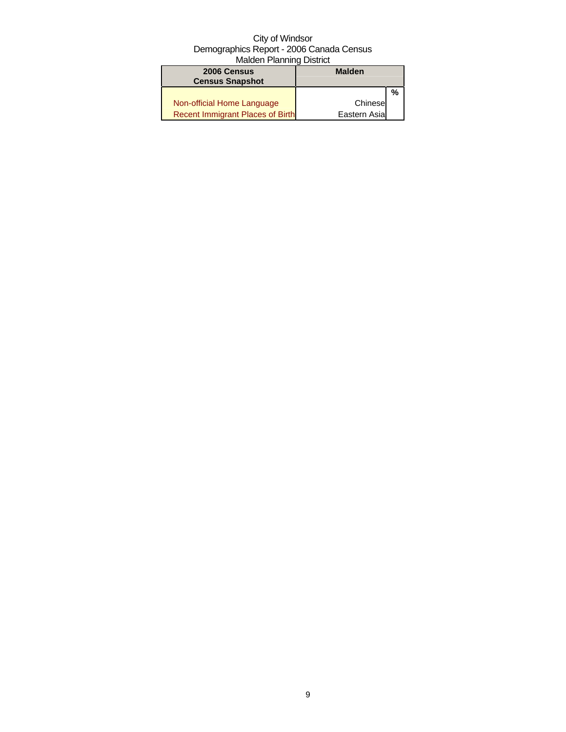City of Windsor
Demographics Report - 2006 Canada Census
Malden Planning District

| 2006 Census<br>Census Snapshot | Malden | |
|---|---|---|
| | | % |
| Non-official Home Language | Chinese | |
| Recent Immigrant Places of Birth | Eastern Asia | |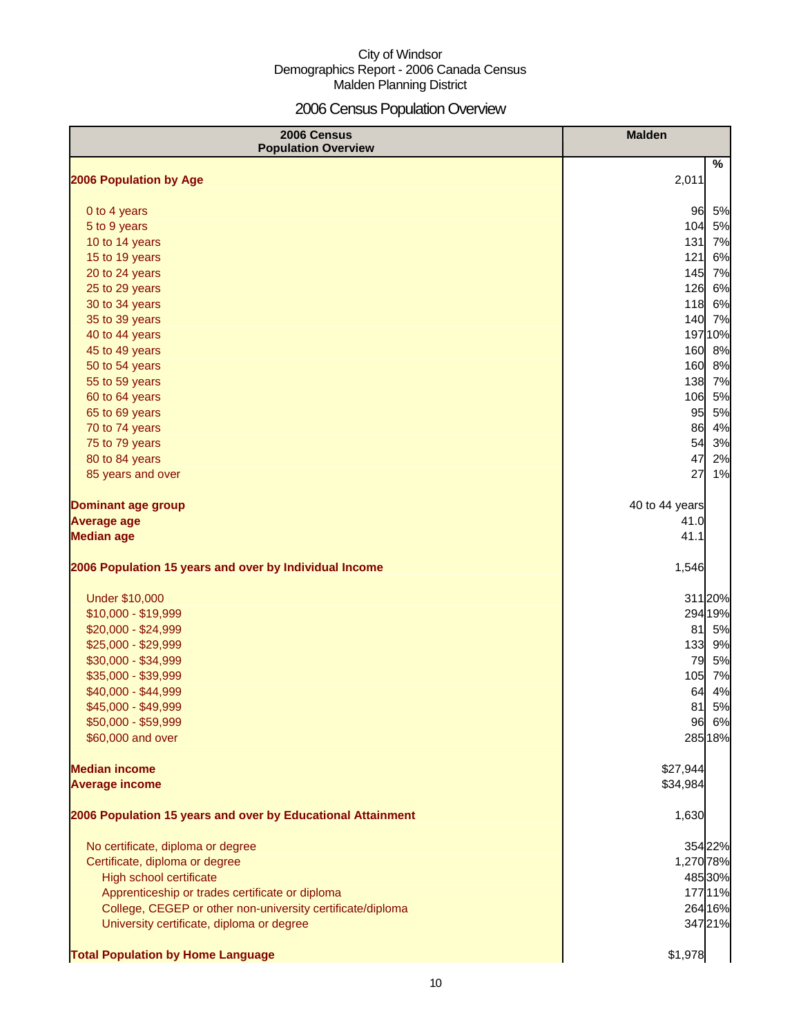City of Windsor
Demographics Report - 2006 Canada Census
Malden Planning District

# 2006 Census Population Overview

| 2006 Census Population Overview | Malden | % |
|---|---|---|
| **2006 Population by Age** | 2,011 | |
| 0 to 4 years | 96 | 5% |
| 5 to 9 years | 104 | 5% |
| 10 to 14 years | 131 | 7% |
| 15 to 19 years | 121 | 6% |
| 20 to 24 years | 145 | 7% |
| 25 to 29 years | 126 | 6% |
| 30 to 34 years | 118 | 6% |
| 35 to 39 years | 140 | 7% |
| 40 to 44 years | 197 | 10% |
| 45 to 49 years | 160 | 8% |
| 50 to 54 years | 160 | 8% |
| 55 to 59 years | 138 | 7% |
| 60 to 64 years | 106 | 5% |
| 65 to 69 years | 95 | 5% |
| 70 to 74 years | 86 | 4% |
| 75 to 79 years | 54 | 3% |
| 80 to 84 years | 47 | 2% |
| 85 years and over | 27 | 1% |
| **Dominant age group** | 40 to 44 years | |
| **Average age** | 41.0 | |
| **Median age** | 41.1 | |
| **2006 Population 15 years and over by Individual Income** | 1,546 | |
| Under $10,000 | 311 | 20% |
| $10,000 - $19,999 | 294 | 19% |
| $20,000 - $24,999 | 81 | 5% |
| $25,000 - $29,999 | 133 | 9% |
| $30,000 - $34,999 | 79 | 5% |
| $35,000 - $39,999 | 105 | 7% |
| $40,000 - $44,999 | 64 | 4% |
| $45,000 - $49,999 | 81 | 5% |
| $50,000 - $59,999 | 96 | 6% |
| $60,000 and over | 285 | 18% |
| **Median income** | $27,944 | |
| **Average income** | $34,984 | |
| **2006 Population 15 years and over by Educational Attainment** | 1,630 | |
| No certificate, diploma or degree | 354 | 22% |
| Certificate, diploma or degree | 1,270 | 78% |
| High school certificate | 485 | 30% |
| Apprenticeship or trades certificate or diploma | 177 | 11% |
| College, CEGEP or other non-university certificate/diploma | 264 | 16% |
| University certificate, diploma or degree | 347 | 21% |
| **Total Population by Home Language** | $1,978 | |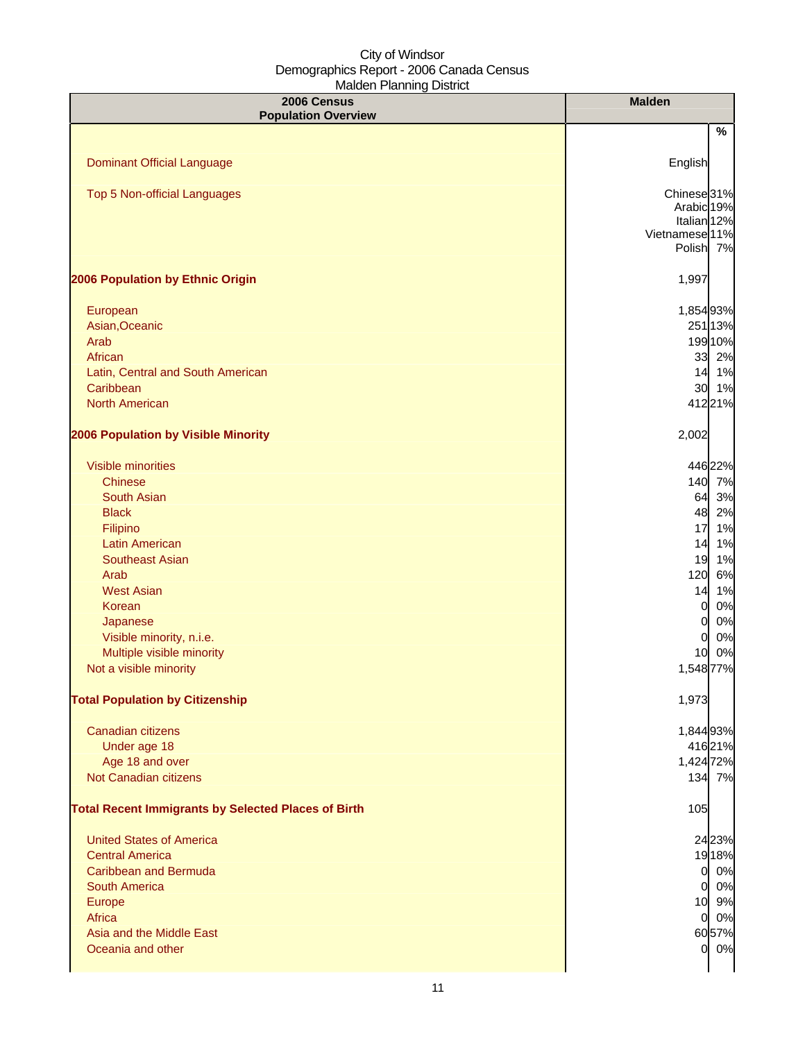City of Windsor
Demographics Report - 2006 Canada Census
Malden Planning District

| 2006 Census Population Overview | Malden | % |
|---|---|---|
| Dominant Official Language | English | |
| Top 5 Non-official Languages | Chinese | 31% |
| | Arabic | 19% |
| | Italian | 12% |
| | Vietnamese | 11% |
| | Polish | 7% |
| **2006 Population by Ethnic Origin** | 1,997 | |
| European | 1,854 | 93% |
| Asian,Oceanic | 251 | 13% |
| Arab | 199 | 10% |
| African | 33 | 2% |
| Latin, Central and South American | 14 | 1% |
| Caribbean | 30 | 1% |
| North American | 412 | 21% |
| **2006 Population by Visible Minority** | 2,002 | |
| Visible minorities | 446 | 22% |
| Chinese | 140 | 7% |
| South Asian | 64 | 3% |
| Black | 48 | 2% |
| Filipino | 17 | 1% |
| Latin American | 14 | 1% |
| Southeast Asian | 19 | 1% |
| Arab | 120 | 6% |
| West Asian | 14 | 1% |
| Korean | 0 | 0% |
| Japanese | 0 | 0% |
| Visible minority, n.i.e. | 0 | 0% |
| Multiple visible minority | 10 | 0% |
| Not a visible minority | 1,548 | 77% |
| **Total Population by Citizenship** | 1,973 | |
| Canadian citizens | 1,844 | 93% |
| Under age 18 | 416 | 21% |
| Age 18 and over | 1,424 | 72% |
| Not Canadian citizens | 134 | 7% |
| **Total Recent Immigrants by Selected Places of Birth** | 105 | |
| United States of America | 24 | 23% |
| Central America | 19 | 18% |
| Caribbean and Bermuda | 0 | 0% |
| South America | 0 | 0% |
| Europe | 10 | 9% |
| Africa | 0 | 0% |
| Asia and the Middle East | 60 | 57% |
| Oceania and other | 0 | 0% |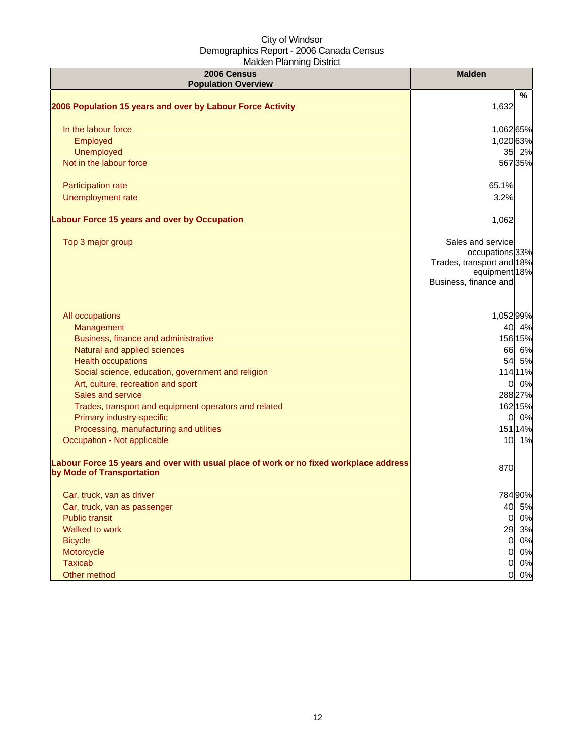City of Windsor
Demographics Report - 2006 Canada Census
Malden Planning District

| 2006 Census Population Overview | Malden | % |
|---|---|---|
| **2006 Population 15 years and over by Labour Force Activity** | 1,632 | |
| In the labour force | 1,062 | 65% |
| Employed | 1,020 | 63% |
| Unemployed | 35 | 2% |
| Not in the labour force | 567 | 35% |
| Participation rate | 65.1% | |
| Unemployment rate | 3.2% | |
| **Labour Force 15 years and over by Occupation** | 1,062 | |
| Top 3 major group | Sales and service occupations | 33% |
| | Trades, transport and equipment | 18% |
| | Business, finance and | 18% |
| All occupations | 1,052 | 99% |
| Management | 40 | 4% |
| Business, finance and administrative | 156 | 15% |
| Natural and applied sciences | 66 | 6% |
| Health occupations | 54 | 5% |
| Social science, education, government and religion | 114 | 11% |
| Art, culture, recreation and sport | 0 | 0% |
| Sales and service | 288 | 27% |
| Trades, transport and equipment operators and related | 162 | 15% |
| Primary industry-specific | 0 | 0% |
| Processing, manufacturing and utilities | 151 | 14% |
| Occupation - Not applicable | 10 | 1% |
| **Labour Force 15 years and over with usual place of work or no fixed workplace address by Mode of Transportation** | 870 | |
| Car, truck, van as driver | 784 | 90% |
| Car, truck, van as passenger | 40 | 5% |
| Public transit | 0 | 0% |
| Walked to work | 29 | 3% |
| Bicycle | 0 | 0% |
| Motorcycle | 0 | 0% |
| Taxicab | 0 | 0% |
| Other method | 0 | 0% |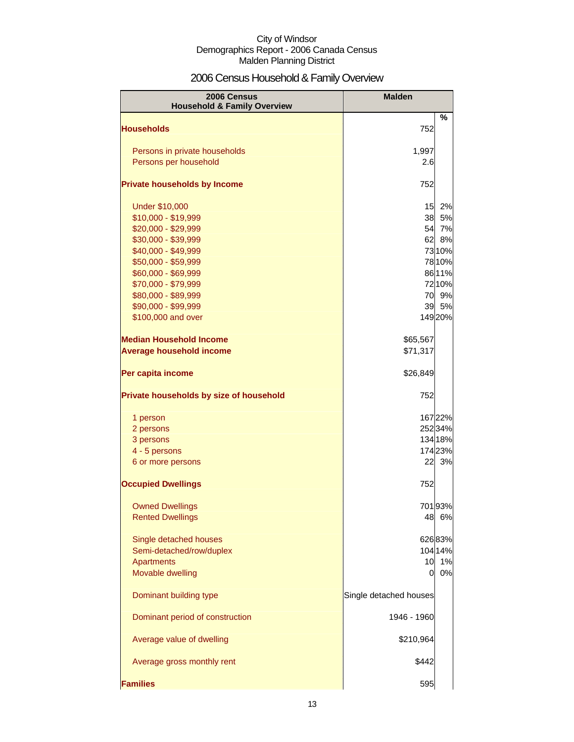City of Windsor
Demographics Report - 2006 Canada Census
Malden Planning District

# 2006 Census Household & Family Overview

| 2006 Census Household & Family Overview | Malden | % |
|---|---|---|
| **Households** | 752 | |
| Persons in private households | 1,997 | |
| Persons per household | 2.6 | |
| **Private households by Income** | 752 | |
| Under $10,000 | 15 | 2% |
| $10,000 - $19,999 | 38 | 5% |
| $20,000 - $29,999 | 54 | 7% |
| $30,000 - $39,999 | 62 | 8% |
| $40,000 - $49,999 | 73 | 10% |
| $50,000 - $59,999 | 78 | 10% |
| $60,000 - $69,999 | 86 | 11% |
| $70,000 - $79,999 | 72 | 10% |
| $80,000 - $89,999 | 70 | 9% |
| $90,000 - $99,999 | 39 | 5% |
| $100,000 and over | 149 | 20% |
| **Median Household Income** | $65,567 | |
| **Average household income** | $71,317 | |
| **Per capita income** | $26,849 | |
| **Private households by size of household** | 752 | |
| 1 person | 167 | 22% |
| 2 persons | 252 | 34% |
| 3 persons | 134 | 18% |
| 4 - 5 persons | 174 | 23% |
| 6 or more persons | 22 | 3% |
| **Occupied Dwellings** | 752 | |
| Owned Dwellings | 701 | 93% |
| Rented Dwellings | 48 | 6% |
| Single detached houses | 626 | 83% |
| Semi-detached/row/duplex | 104 | 14% |
| Apartments | 10 | 1% |
| Movable dwelling | 0 | 0% |
| Dominant building type | Single detached houses | |
| Dominant period of construction | 1946 - 1960 | |
| Average value of dwelling | $210,964 | |
| Average gross monthly rent | $442 | |
| **Families** | 595 | |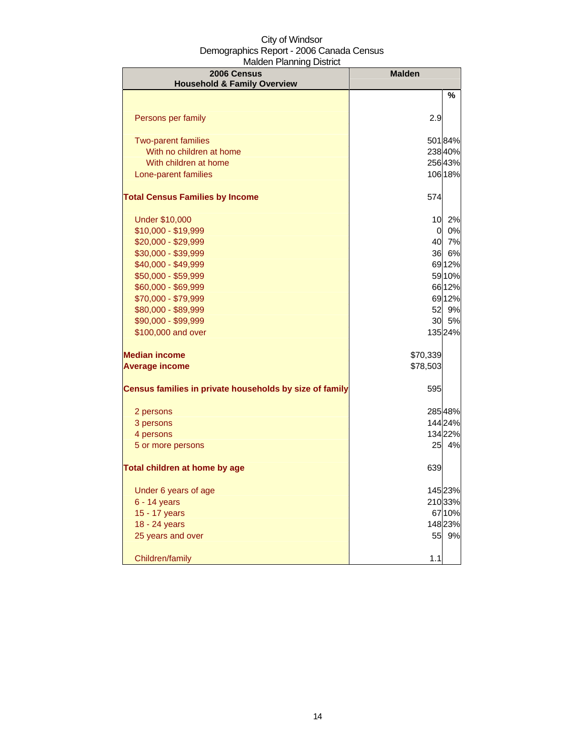City of Windsor
Demographics Report - 2006 Canada Census
Malden Planning District

| 2006 Census Household & Family Overview | Malden | |
|---|---|---|
| | | % |
| Persons per family | 2.9 | |
| Two-parent families | 501 | 84% |
| With no children at home | 238 | 40% |
| With children at home | 256 | 43% |
| Lone-parent families | 106 | 18% |
| **Total Census Families by Income** | 574 | |
| Under $10,000 | 10 | 2% |
| $10,000 - $19,999 | 0 | 0% |
| $20,000 - $29,999 | 40 | 7% |
| $30,000 - $39,999 | 36 | 6% |
| $40,000 - $49,999 | 69 | 12% |
| $50,000 - $59,999 | 59 | 10% |
| $60,000 - $69,999 | 66 | 12% |
| $70,000 - $79,999 | 69 | 12% |
| $80,000 - $89,999 | 52 | 9% |
| $90,000 - $99,999 | 30 | 5% |
| $100,000 and over | 135 | 24% |
| **Median income** | $70,339 | |
| **Average income** | $78,503 | |
| **Census families in private households by size of family** | 595 | |
| 2 persons | 285 | 48% |
| 3 persons | 144 | 24% |
| 4 persons | 134 | 22% |
| 5 or more persons | 25 | 4% |
| **Total children at home by age** | 639 | |
| Under 6 years of age | 145 | 23% |
| 6 - 14 years | 210 | 33% |
| 15 - 17 years | 67 | 10% |
| 18 - 24 years | 148 | 23% |
| 25 years and over | 55 | 9% |
| Children/family | 1.1 | |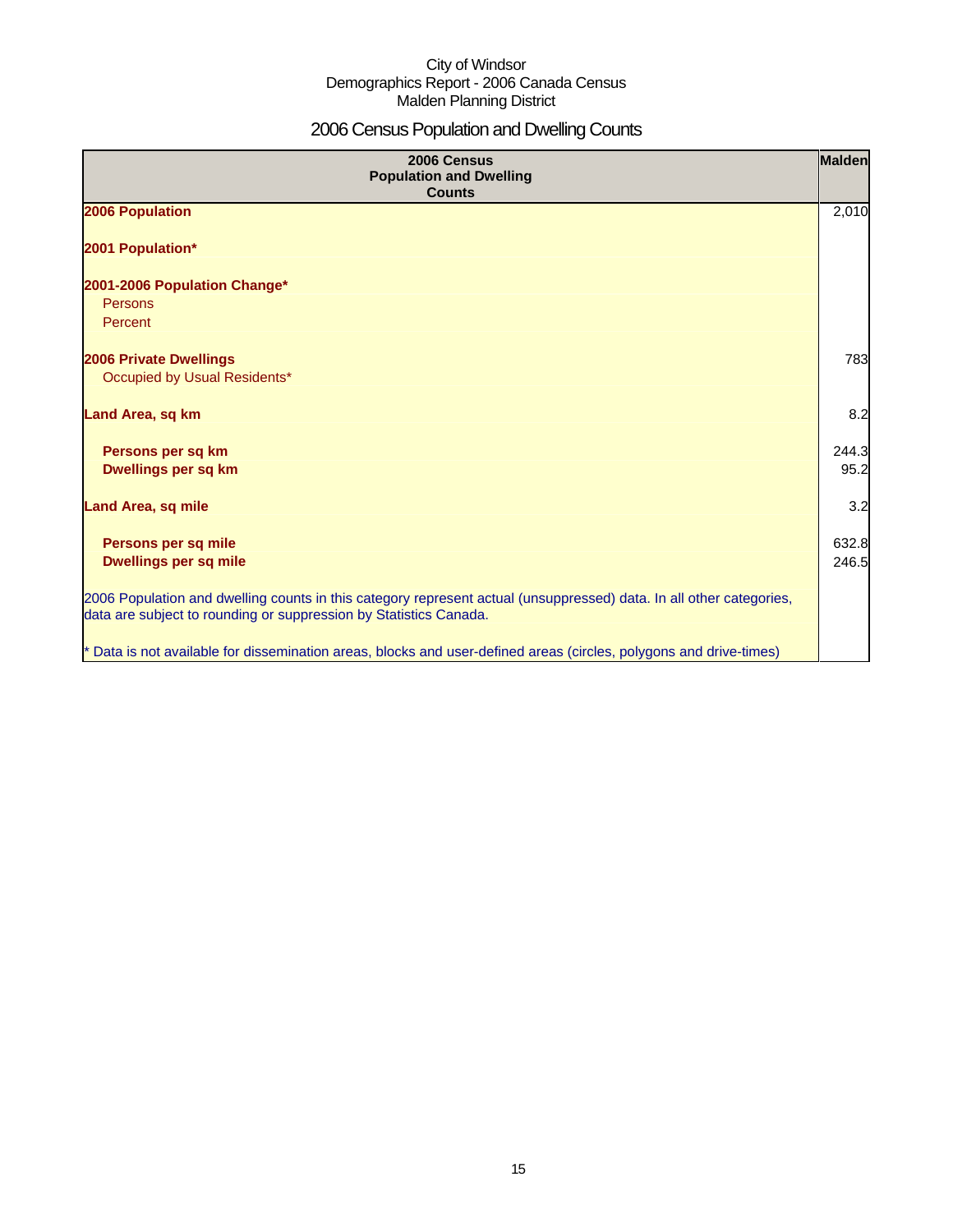City of Windsor
Demographics Report - 2006 Canada Census
Malden Planning District

# 2006 Census Population and Dwelling Counts

| 2006 Census Population and Dwelling Counts | Malden |
|---|---|
| **2006 Population** | 2,010 |
| **2001 Population*** | |
| **2001-2006 Population Change*** | |
| Persons | |
| Percent | |
| **2006 Private Dwellings** | 783 |
| Occupied by Usual Residents* | |
| **Land Area, sq km** | 8.2 |
| **Persons per sq km** | 244.3 |
| **Dwellings per sq km** | 95.2 |
| **Land Area, sq mile** | 3.2 |
| **Persons per sq mile** | 632.8 |
| **Dwellings per sq mile** | 246.5 |
| 2006 Population and dwelling counts in this category represent actual (unsuppressed) data. In all other categories, data are subject to rounding or suppression by Statistics Canada. | |
| * Data is not available for dissemination areas, blocks and user-defined areas (circles, polygons and drive-times) | |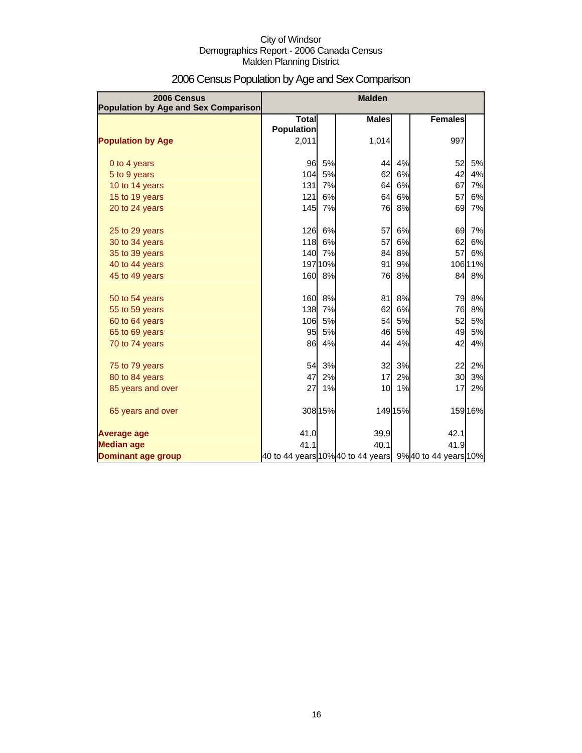City of Windsor
Demographics Report - 2006 Canada Census
Malden Planning District

# 2006 Census Population by Age and Sex Comparison

| 2006 Census Population by Age and Sex Comparison | Malden | | | | | |
|---|---|---|---|---|---|---|
| | Total Population | | Males | | Females | |
| **Population by Age** | 2,011 | | 1,014 | | 997 | |
| 0 to 4 years | 96 | 5% | 44 | 4% | 52 | 5% |
| 5 to 9 years | 104 | 5% | 62 | 6% | 42 | 4% |
| 10 to 14 years | 131 | 7% | 64 | 6% | 67 | 7% |
| 15 to 19 years | 121 | 6% | 64 | 6% | 57 | 6% |
| 20 to 24 years | 145 | 7% | 76 | 8% | 69 | 7% |
| 25 to 29 years | 126 | 6% | 57 | 6% | 69 | 7% |
| 30 to 34 years | 118 | 6% | 57 | 6% | 62 | 6% |
| 35 to 39 years | 140 | 7% | 84 | 8% | 57 | 6% |
| 40 to 44 years | 197 | 10% | 91 | 9% | 106 | 11% |
| 45 to 49 years | 160 | 8% | 76 | 8% | 84 | 8% |
| 50 to 54 years | 160 | 8% | 81 | 8% | 79 | 8% |
| 55 to 59 years | 138 | 7% | 62 | 6% | 76 | 8% |
| 60 to 64 years | 106 | 5% | 54 | 5% | 52 | 5% |
| 65 to 69 years | 95 | 5% | 46 | 5% | 49 | 5% |
| 70 to 74 years | 86 | 4% | 44 | 4% | 42 | 4% |
| 75 to 79 years | 54 | 3% | 32 | 3% | 22 | 2% |
| 80 to 84 years | 47 | 2% | 17 | 2% | 30 | 3% |
| 85 years and over | 27 | 1% | 10 | 1% | 17 | 2% |
| 65 years and over | 308 | 15% | 149 | 15% | 159 | 16% |
| **Average age** | 41.0 | | 39.9 | | 42.1 | |
| **Median age** | 41.1 | | 40.1 | | 41.9 | |
| **Dominant age group** | 40 to 44 years | 10% | 40 to 44 years | 9% | 40 to 44 years | 10% |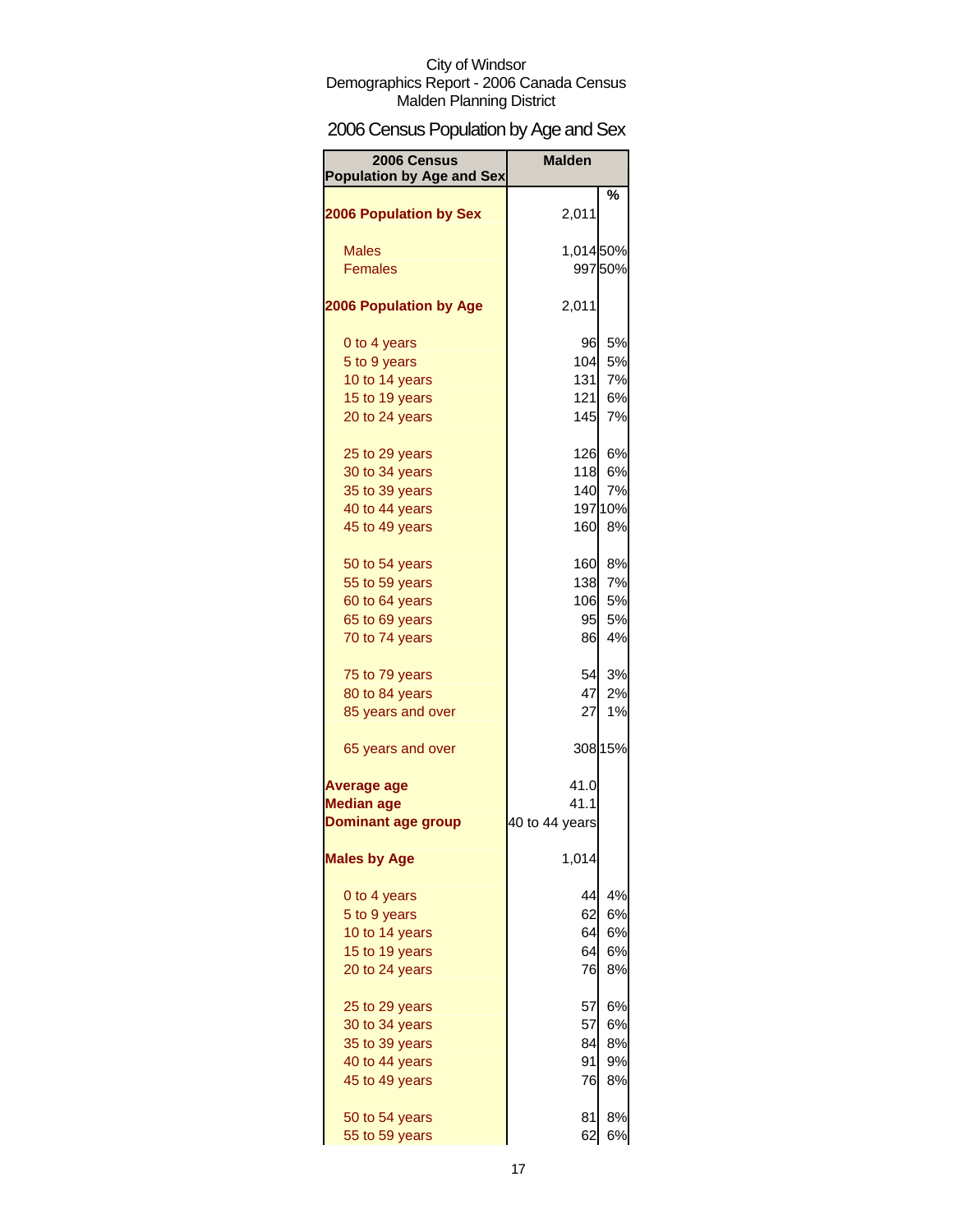City of Windsor
Demographics Report - 2006 Canada Census
Malden Planning District

# 2006 Census Population by Age and Sex

| 2006 Census Population by Age and Sex | Malden | |
|---|---|---|
| | | % |
| **2006 Population by Sex** | 2,011 | |
| Males | 1,014 | 50% |
| Females | 997 | 50% |
| **2006 Population by Age** | 2,011 | |
| 0 to 4 years | 96 | 5% |
| 5 to 9 years | 104 | 5% |
| 10 to 14 years | 131 | 7% |
| 15 to 19 years | 121 | 6% |
| 20 to 24 years | 145 | 7% |
| 25 to 29 years | 126 | 6% |
| 30 to 34 years | 118 | 6% |
| 35 to 39 years | 140 | 7% |
| 40 to 44 years | 197 | 10% |
| 45 to 49 years | 160 | 8% |
| 50 to 54 years | 160 | 8% |
| 55 to 59 years | 138 | 7% |
| 60 to 64 years | 106 | 5% |
| 65 to 69 years | 95 | 5% |
| 70 to 74 years | 86 | 4% |
| 75 to 79 years | 54 | 3% |
| 80 to 84 years | 47 | 2% |
| 85 years and over | 27 | 1% |
| 65 years and over | 308 | 15% |
| **Average age** | 41.0 | |
| **Median age** | 41.1 | |
| **Dominant age group** | 40 to 44 years | |
| **Males by Age** | 1,014 | |
| 0 to 4 years | 44 | 4% |
| 5 to 9 years | 62 | 6% |
| 10 to 14 years | 64 | 6% |
| 15 to 19 years | 64 | 6% |
| 20 to 24 years | 76 | 8% |
| 25 to 29 years | 57 | 6% |
| 30 to 34 years | 57 | 6% |
| 35 to 39 years | 84 | 8% |
| 40 to 44 years | 91 | 9% |
| 45 to 49 years | 76 | 8% |
| 50 to 54 years | 81 | 8% |
| 55 to 59 years | 62 | 6% |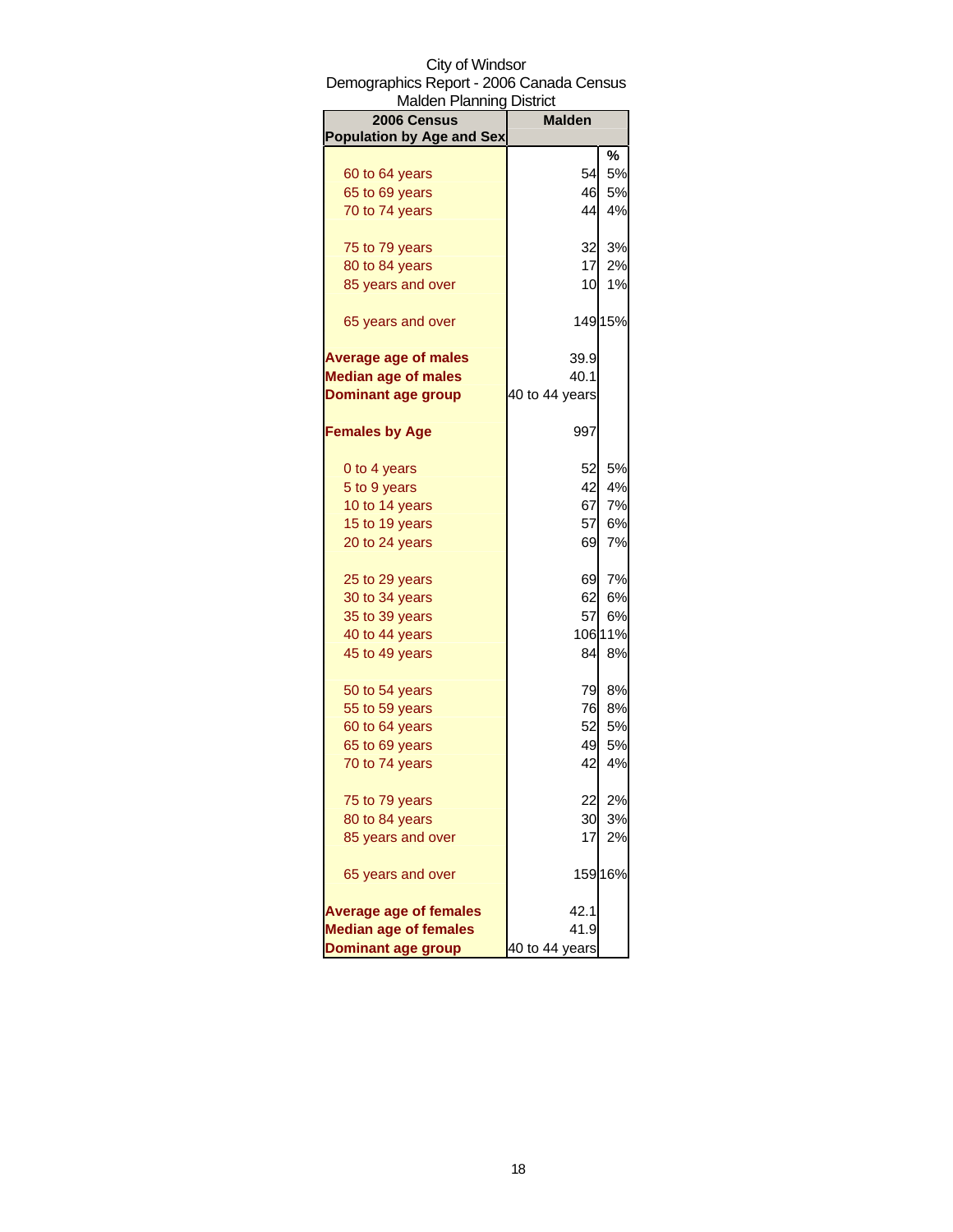City of Windsor
Demographics Report - 2006 Canada Census
Malden Planning District

| 2006 Census Population by Age and Sex | Malden | |
|---|---|---|
| | | % |
| 60 to 64 years | 54 | 5% |
| 65 to 69 years | 46 | 5% |
| 70 to 74 years | 44 | 4% |
| 75 to 79 years | 32 | 3% |
| 80 to 84 years | 17 | 2% |
| 85 years and over | 10 | 1% |
| 65 years and over | 149 | 15% |
| **Average age of males** | 39.9 | |
| **Median age of males** | 40.1 | |
| **Dominant age group** | 40 to 44 years | |
| **Females by Age** | 997 | |
| 0 to 4 years | 52 | 5% |
| 5 to 9 years | 42 | 4% |
| 10 to 14 years | 67 | 7% |
| 15 to 19 years | 57 | 6% |
| 20 to 24 years | 69 | 7% |
| 25 to 29 years | 69 | 7% |
| 30 to 34 years | 62 | 6% |
| 35 to 39 years | 57 | 6% |
| 40 to 44 years | 106 | 11% |
| 45 to 49 years | 84 | 8% |
| 50 to 54 years | 79 | 8% |
| 55 to 59 years | 76 | 8% |
| 60 to 64 years | 52 | 5% |
| 65 to 69 years | 49 | 5% |
| 70 to 74 years | 42 | 4% |
| 75 to 79 years | 22 | 2% |
| 80 to 84 years | 30 | 3% |
| 85 years and over | 17 | 2% |
| 65 years and over | 159 | 16% |
| **Average age of females** | 42.1 | |
| **Median age of females** | 41.9 | |
| **Dominant age group** | 40 to 44 years | |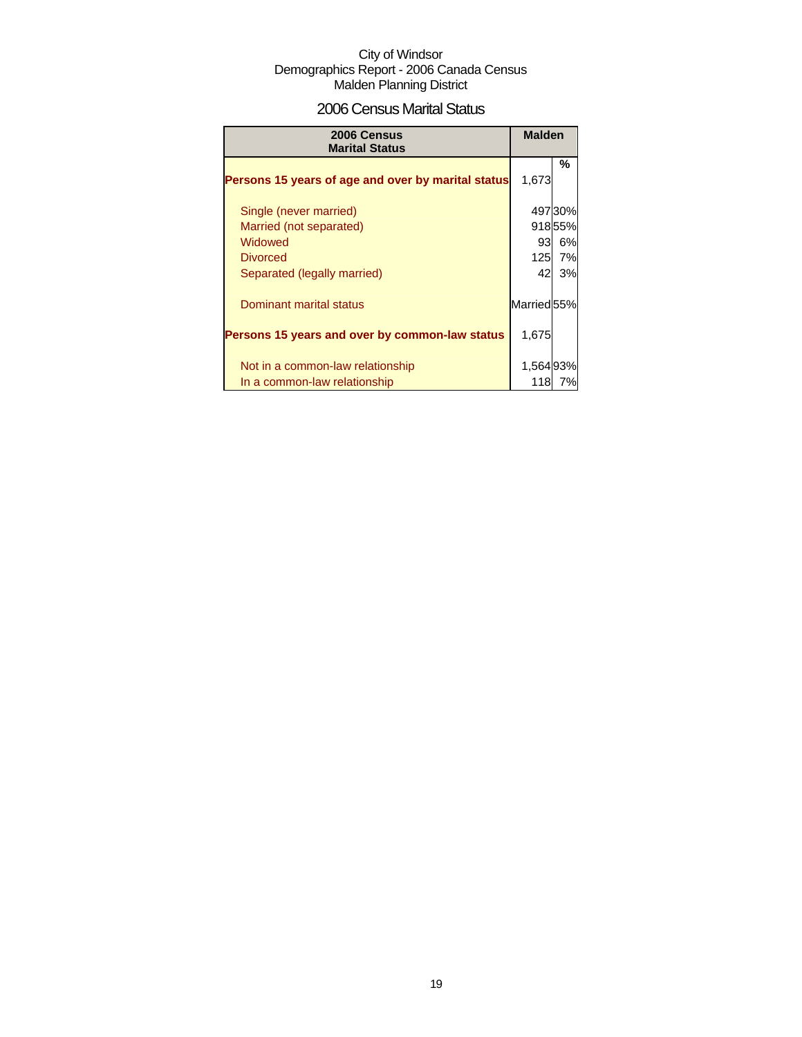City of Windsor
Demographics Report - 2006 Canada Census
Malden Planning District

# 2006 Census Marital Status

| 2006 Census Marital Status | Malden | |
|---|---|---|
| | | % |
| **Persons 15 years of age and over by marital status** | 1,673 | |
| Single (never married) | 497 | 30% |
| Married (not separated) | 918 | 55% |
| Widowed | 93 | 6% |
| Divorced | 125 | 7% |
| Separated (legally married) | 42 | 3% |
| Dominant marital status | Married | 55% |
| **Persons 15 years and over by common-law status** | 1,675 | |
| Not in a common-law relationship | 1,564 | 93% |
| In a common-law relationship | 118 | 7% |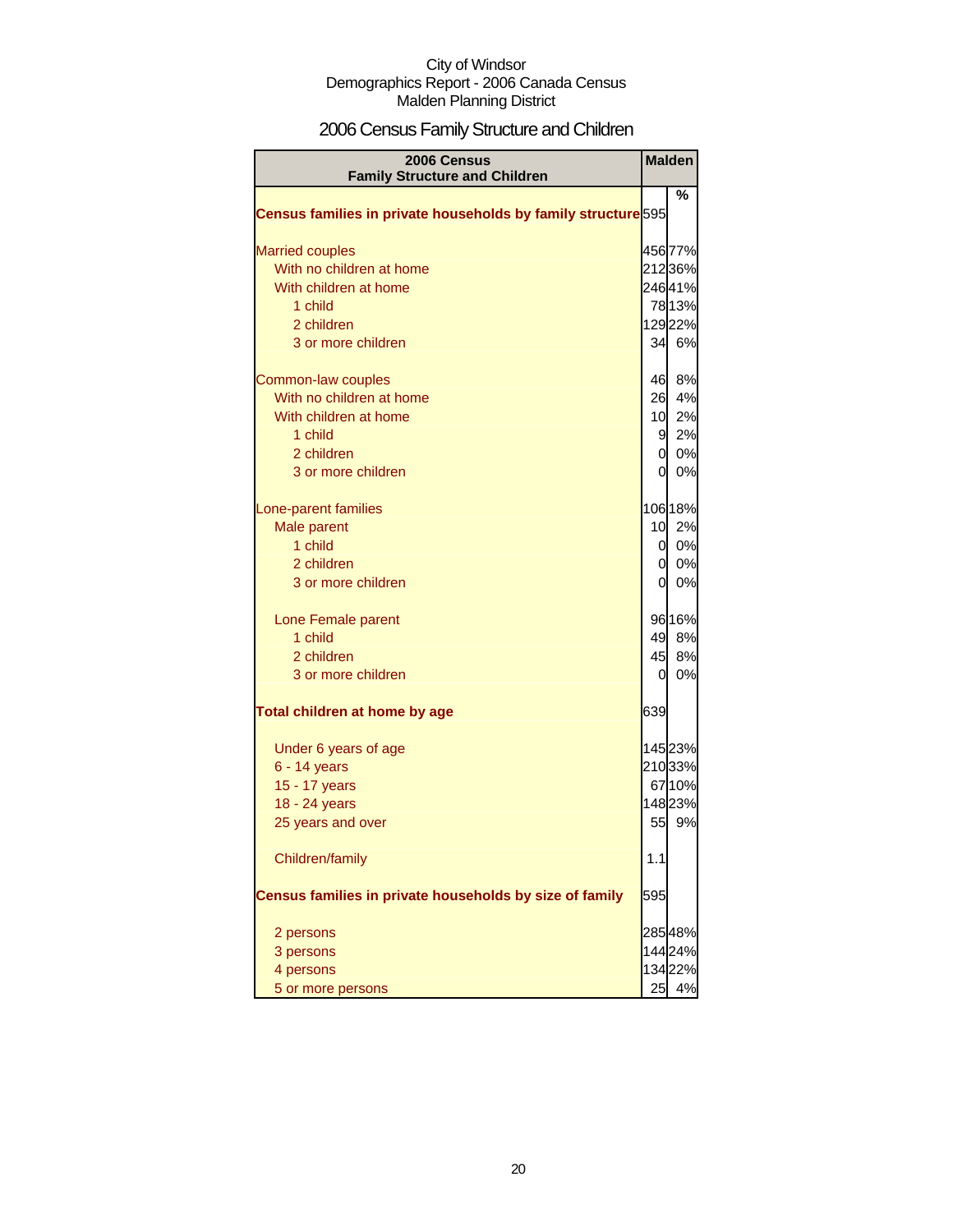City of Windsor
Demographics Report - 2006 Canada Census
Malden Planning District

# 2006 Census Family Structure and Children

| 2006 Census Family Structure and Children | Malden | |
|---|---|---|
| | | % |
| **Census families in private households by family structure** | 595 | |
| Married couples | 456 | 77% |
| With no children at home | 212 | 36% |
| With children at home | 246 | 41% |
| 1 child | 78 | 13% |
| 2 children | 129 | 22% |
| 3 or more children | 34 | 6% |
| Common-law couples | 46 | 8% |
| With no children at home | 26 | 4% |
| With children at home | 10 | 2% |
| 1 child | 9 | 2% |
| 2 children | 0 | 0% |
| 3 or more children | 0 | 0% |
| Lone-parent families | 106 | 18% |
| Male parent | 10 | 2% |
| 1 child | 0 | 0% |
| 2 children | 0 | 0% |
| 3 or more children | 0 | 0% |
| Lone Female parent | 96 | 16% |
| 1 child | 49 | 8% |
| 2 children | 45 | 8% |
| 3 or more children | 0 | 0% |
| **Total children at home by age** | 639 | |
| Under 6 years of age | 145 | 23% |
| 6 - 14 years | 210 | 33% |
| 15 - 17 years | 67 | 10% |
| 18 - 24 years | 148 | 23% |
| 25 years and over | 55 | 9% |
| Children/family | 1.1 | |
| **Census families in private households by size of family** | 595 | |
| 2 persons | 285 | 48% |
| 3 persons | 144 | 24% |
| 4 persons | 134 | 22% |
| 5 or more persons | 25 | 4% |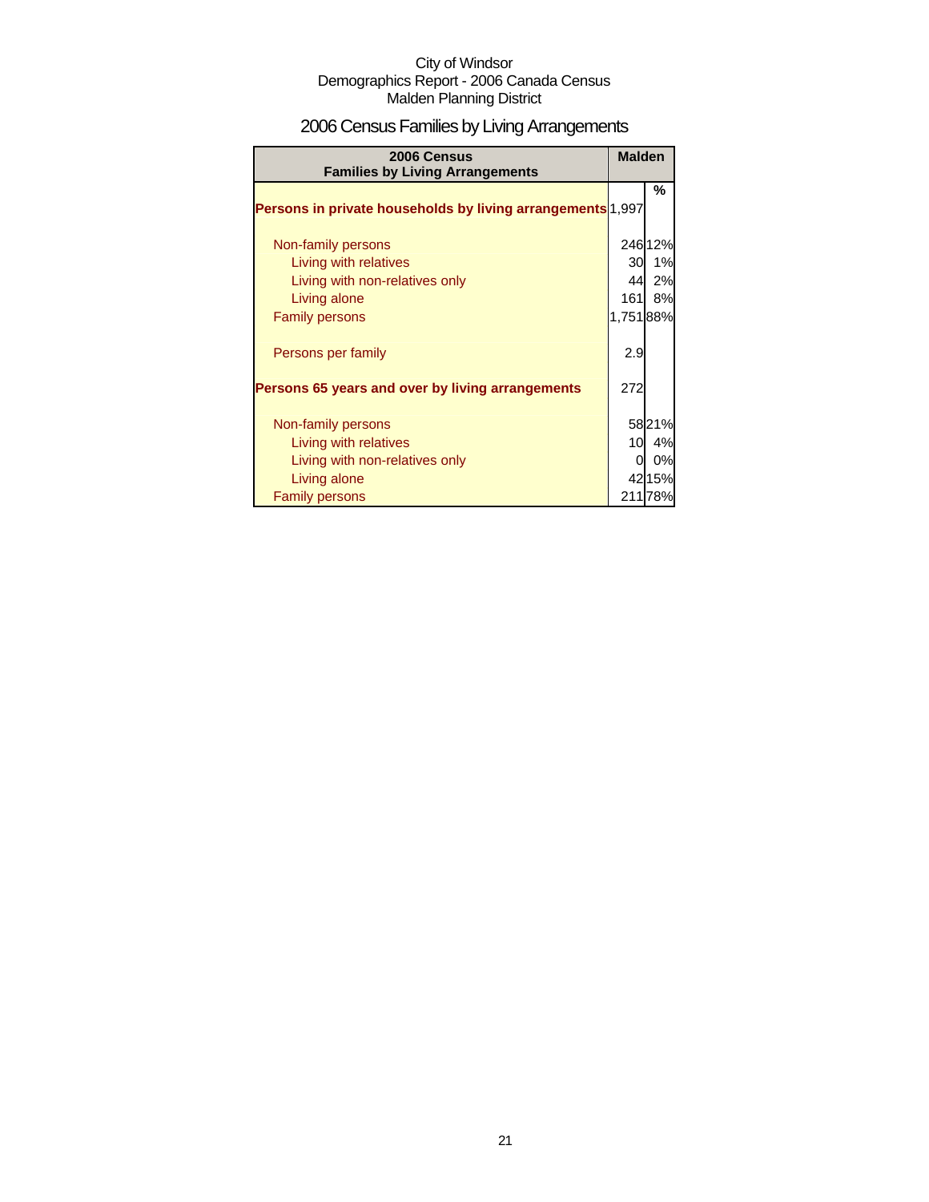City of Windsor
Demographics Report - 2006 Canada Census
Malden Planning District

# 2006 Census Families by Living Arrangements

| 2006 Census Families by Living Arrangements | Malden | |
|---|---|---|
| | | % |
| **Persons in private households by living arrangements** | 1,997 | |
| Non-family persons | 246 | 12% |
| Living with relatives | 30 | 1% |
| Living with non-relatives only | 44 | 2% |
| Living alone | 161 | 8% |
| Family persons | 1,751 | 88% |
| Persons per family | 2.9 | |
| **Persons 65 years and over by living arrangements** | 272 | |
| Non-family persons | 58 | 21% |
| Living with relatives | 10 | 4% |
| Living with non-relatives only | 0 | 0% |
| Living alone | 42 | 15% |
| Family persons | 211 | 78% |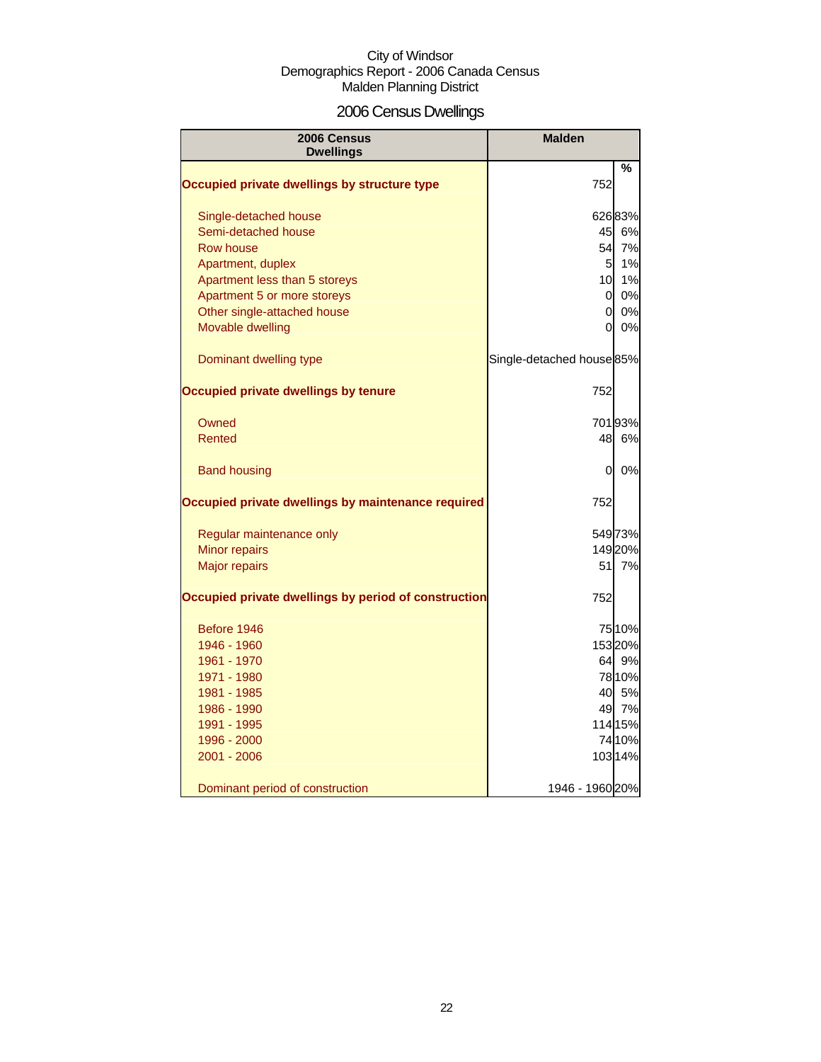City of Windsor
Demographics Report - 2006 Canada Census
Malden Planning District

# 2006 Census Dwellings

| 2006 Census Dwellings | Malden | % |
|---|---|---|
| **Occupied private dwellings by structure type** | 752 | |
| Single-detached house | 626 | 83% |
| Semi-detached house | 45 | 6% |
| Row house | 54 | 7% |
| Apartment, duplex | 5 | 1% |
| Apartment less than 5 storeys | 10 | 1% |
| Apartment 5 or more storeys | 0 | 0% |
| Other single-attached house | 0 | 0% |
| Movable dwelling | 0 | 0% |
| Dominant dwelling type | Single-detached house | 85% |
| **Occupied private dwellings by tenure** | 752 | |
| Owned | 701 | 93% |
| Rented | 48 | 6% |
| Band housing | 0 | 0% |
| **Occupied private dwellings by maintenance required** | 752 | |
| Regular maintenance only | 549 | 73% |
| Minor repairs | 149 | 20% |
| Major repairs | 51 | 7% |
| **Occupied private dwellings by period of construction** | 752 | |
| Before 1946 | 75 | 10% |
| 1946 - 1960 | 153 | 20% |
| 1961 - 1970 | 64 | 9% |
| 1971 - 1980 | 78 | 10% |
| 1981 - 1985 | 40 | 5% |
| 1986 - 1990 | 49 | 7% |
| 1991 - 1995 | 114 | 15% |
| 1996 - 2000 | 74 | 10% |
| 2001 - 2006 | 103 | 14% |
| Dominant period of construction | 1946 - 1960 | 20% |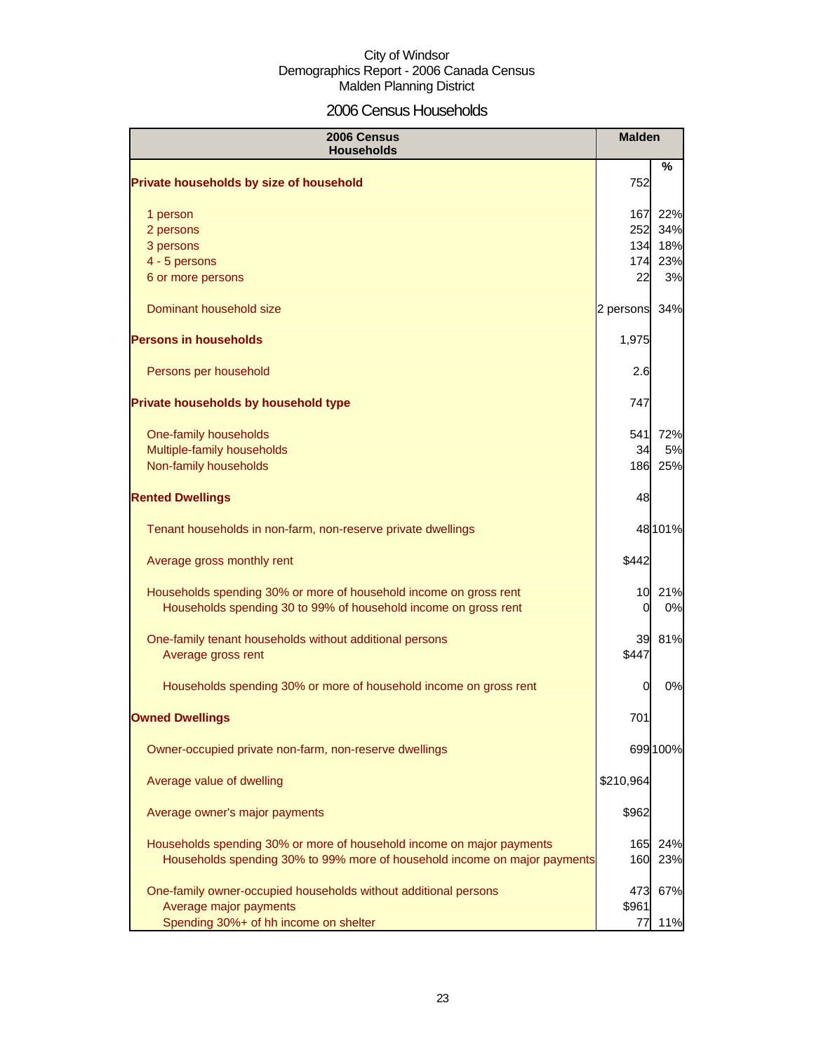City of Windsor
Demographics Report - 2006 Canada Census
Malden Planning District

## 2006 Census Households

| 2006 Census Households | Malden | % |
|---|---|---|
| **Private households by size of household** | 752 | |
| 1 person | 167 | 22% |
| 2 persons | 252 | 34% |
| 3 persons | 134 | 18% |
| 4 - 5 persons | 174 | 23% |
| 6 or more persons | 22 | 3% |
| Dominant household size | 2 persons | 34% |
| **Persons in households** | 1,975 | |
| Persons per household | 2.6 | |
| **Private households by household type** | 747 | |
| One-family households | 541 | 72% |
| Multiple-family households | 34 | 5% |
| Non-family households | 186 | 25% |
| **Rented Dwellings** | 48 | |
| Tenant households in non-farm, non-reserve private dwellings | 48 | 101% |
| Average gross monthly rent | $442 | |
| Households spending 30% or more of household income on gross rent | 10 | 21% |
| Households spending 30 to 99% of household income on gross rent | 0 | 0% |
| One-family tenant households without additional persons | 39 | 81% |
| Average gross rent | $447 | |
| Households spending 30% or more of household income on gross rent | 0 | 0% |
| **Owned Dwellings** | 701 | |
| Owner-occupied private non-farm, non-reserve dwellings | 699 | 100% |
| Average value of dwelling | $210,964 | |
| Average owner's major payments | $962 | |
| Households spending 30% or more of household income on major payments | 165 | 24% |
| Households spending 30% to 99% more of household income on major payments | 160 | 23% |
| One-family owner-occupied households without additional persons | 473 | 67% |
| Average major payments | $961 | |
| Spending 30%+ of hh income on shelter | 77 | 11% |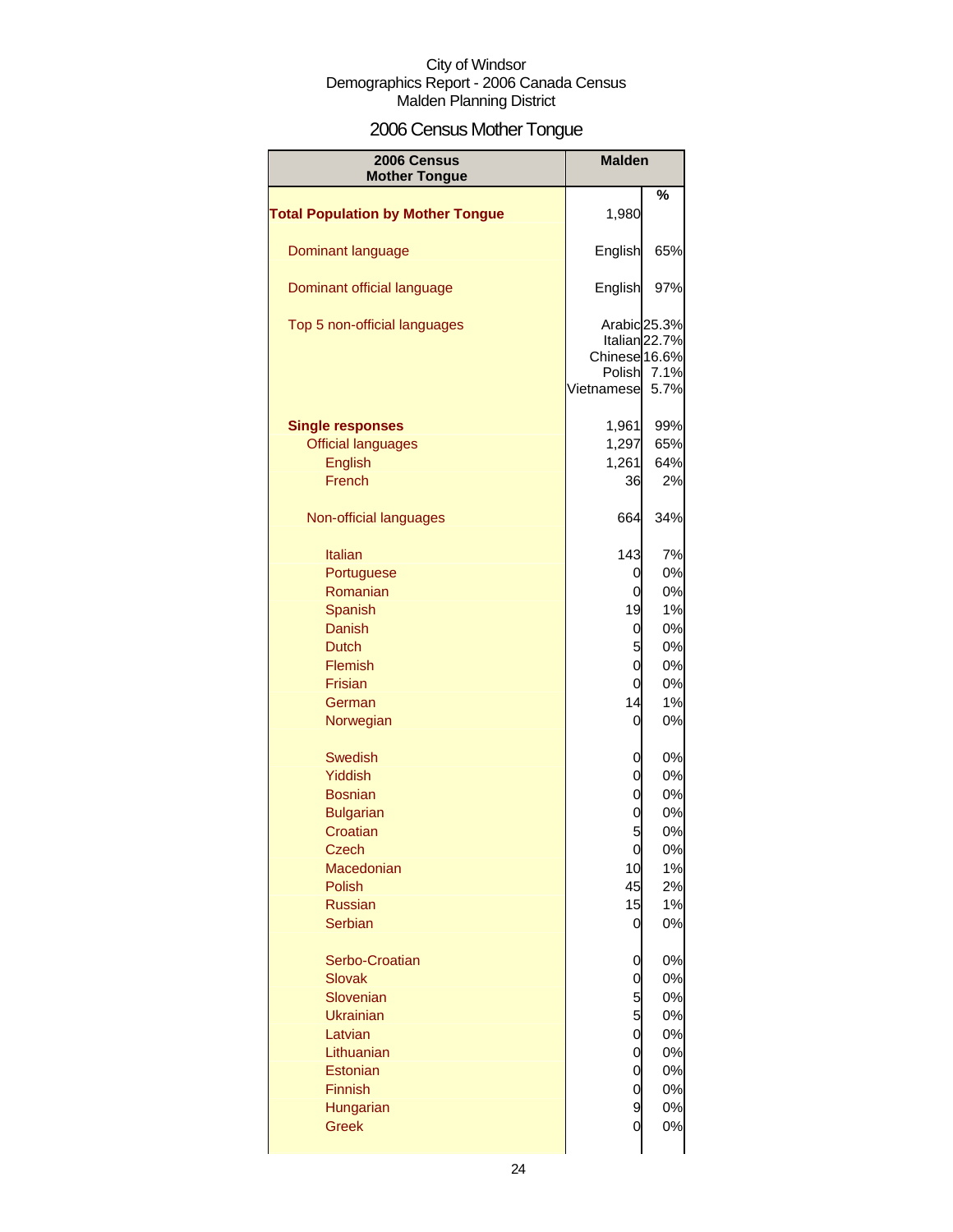City of Windsor
Demographics Report - 2006 Canada Census
Malden Planning District

# 2006 Census Mother Tongue

| 2006 Census Mother Tongue | Malden | % |
|---|---|---|
| **Total Population by Mother Tongue** | 1,980 | |
| Dominant language | English | 65% |
| Dominant official language | English | 97% |
| Top 5 non-official languages | Arabic | 25.3% |
| | Italian | 22.7% |
| | Chinese | 16.6% |
| | Polish | 7.1% |
| | Vietnamese | 5.7% |
| **Single responses** | 1,961 | 99% |
| Official languages | 1,297 | 65% |
| English | 1,261 | 64% |
| French | 36 | 2% |
| Non-official languages | 664 | 34% |
| Italian | 143 | 7% |
| Portuguese | 0 | 0% |
| Romanian | 0 | 0% |
| Spanish | 19 | 1% |
| Danish | 0 | 0% |
| Dutch | 5 | 0% |
| Flemish | 0 | 0% |
| Frisian | 0 | 0% |
| German | 14 | 1% |
| Norwegian | 0 | 0% |
| Swedish | 0 | 0% |
| Yiddish | 0 | 0% |
| Bosnian | 0 | 0% |
| Bulgarian | 0 | 0% |
| Croatian | 5 | 0% |
| Czech | 0 | 0% |
| Macedonian | 10 | 1% |
| Polish | 45 | 2% |
| Russian | 15 | 1% |
| Serbian | 0 | 0% |
| Serbo-Croatian | 0 | 0% |
| Slovak | 0 | 0% |
| Slovenian | 5 | 0% |
| Ukrainian | 5 | 0% |
| Latvian | 0 | 0% |
| Lithuanian | 0 | 0% |
| Estonian | 0 | 0% |
| Finnish | 0 | 0% |
| Hungarian | 9 | 0% |
| Greek | 0 | 0% |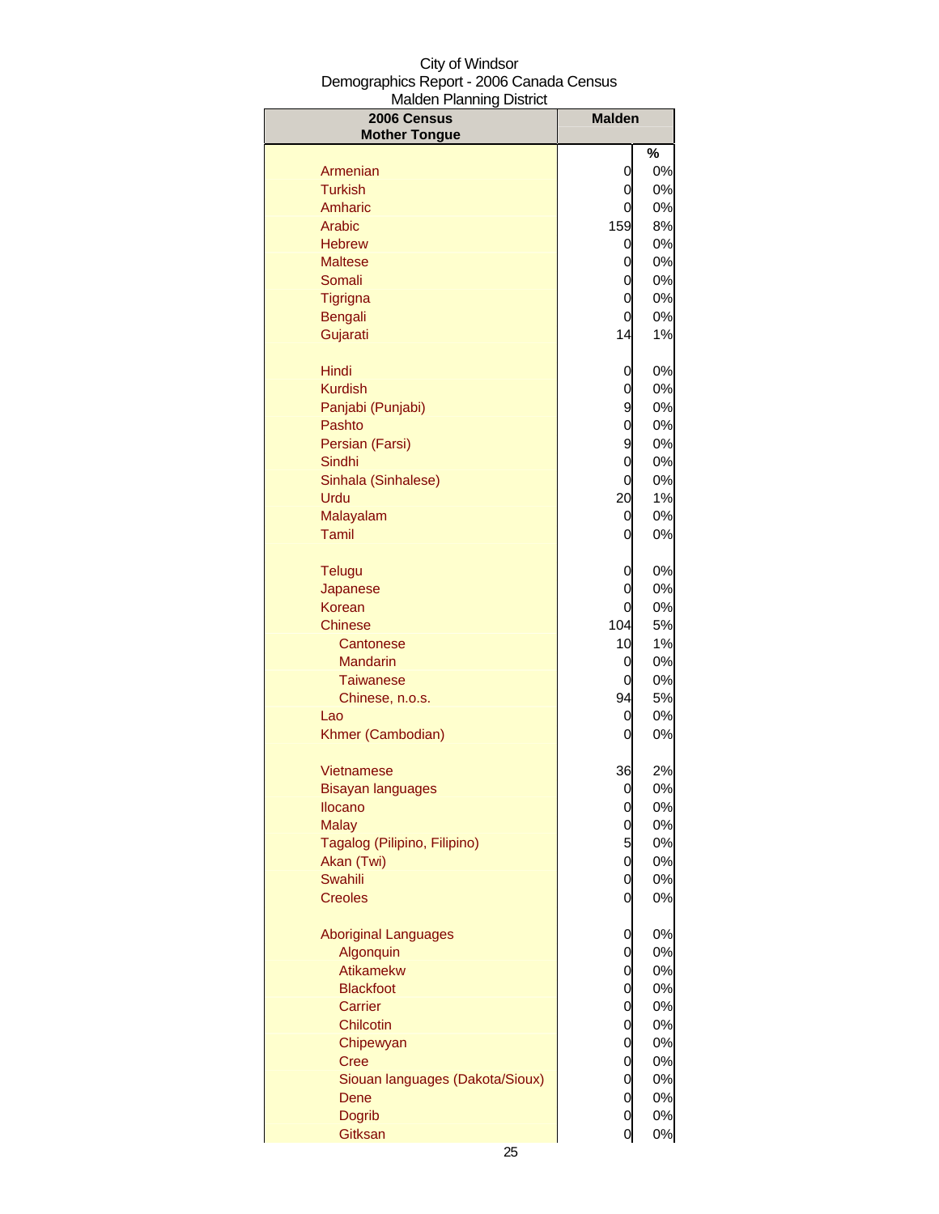City of Windsor
Demographics Report - 2006 Canada Census
Malden Planning District

| 2006 Census Mother Tongue | Malden | |
|---|---|---|
| | | % |
| Armenian | 0 | 0% |
| Turkish | 0 | 0% |
| Amharic | 0 | 0% |
| Arabic | 159 | 8% |
| Hebrew | 0 | 0% |
| Maltese | 0 | 0% |
| Somali | 0 | 0% |
| Tigrigna | 0 | 0% |
| Bengali | 0 | 0% |
| Gujarati | 14 | 1% |
| Hindi | 0 | 0% |
| Kurdish | 0 | 0% |
| Panjabi (Punjabi) | 9 | 0% |
| Pashto | 0 | 0% |
| Persian (Farsi) | 9 | 0% |
| Sindhi | 0 | 0% |
| Sinhala (Sinhalese) | 0 | 0% |
| Urdu | 20 | 1% |
| Malayalam | 0 | 0% |
| Tamil | 0 | 0% |
| Telugu | 0 | 0% |
| Japanese | 0 | 0% |
| Korean | 0 | 0% |
| Chinese | 104 | 5% |
| Cantonese | 10 | 1% |
| Mandarin | 0 | 0% |
| Taiwanese | 0 | 0% |
| Chinese, n.o.s. | 94 | 5% |
| Lao | 0 | 0% |
| Khmer (Cambodian) | 0 | 0% |
| Vietnamese | 36 | 2% |
| Bisayan languages | 0 | 0% |
| Ilocano | 0 | 0% |
| Malay | 0 | 0% |
| Tagalog (Pilipino, Filipino) | 5 | 0% |
| Akan (Twi) | 0 | 0% |
| Swahili | 0 | 0% |
| Creoles | 0 | 0% |
| Aboriginal Languages | 0 | 0% |
| Algonquin | 0 | 0% |
| Atikamekw | 0 | 0% |
| Blackfoot | 0 | 0% |
| Carrier | 0 | 0% |
| Chilcotin | 0 | 0% |
| Chipewyan | 0 | 0% |
| Cree | 0 | 0% |
| Siouan languages (Dakota/Sioux) | 0 | 0% |
| Dene | 0 | 0% |
| Dogrib | 0 | 0% |
| Gitksan | 0 | 0% |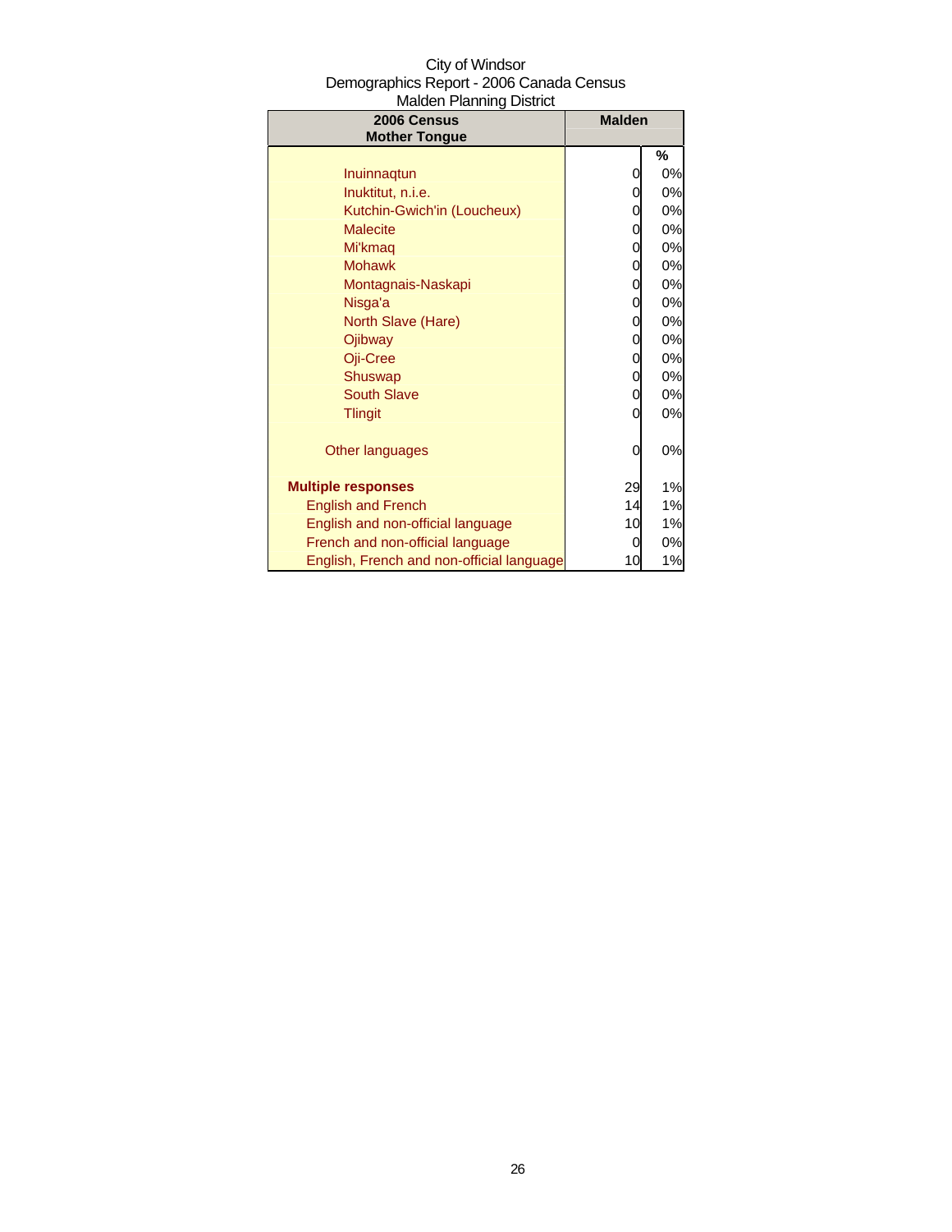City of Windsor
Demographics Report - 2006 Canada Census
Malden Planning District

| 2006 Census Mother Tongue | Malden | |
|---|---|---|
| | | % |
| Inuinnaqtun | 0 | 0% |
| Inuktitut, n.i.e. | 0 | 0% |
| Kutchin-Gwich'in (Loucheux) | 0 | 0% |
| Malecite | 0 | 0% |
| Mi'kmaq | 0 | 0% |
| Mohawk | 0 | 0% |
| Montagnais-Naskapi | 0 | 0% |
| Nisga'a | 0 | 0% |
| North Slave (Hare) | 0 | 0% |
| Ojibway | 0 | 0% |
| Oji-Cree | 0 | 0% |
| Shuswap | 0 | 0% |
| South Slave | 0 | 0% |
| Tlingit | 0 | 0% |
| Other languages | 0 | 0% |
| **Multiple responses** | 29 | 1% |
| English and French | 14 | 1% |
| English and non-official language | 10 | 1% |
| French and non-official language | 0 | 0% |
| English, French and non-official language | 10 | 1% |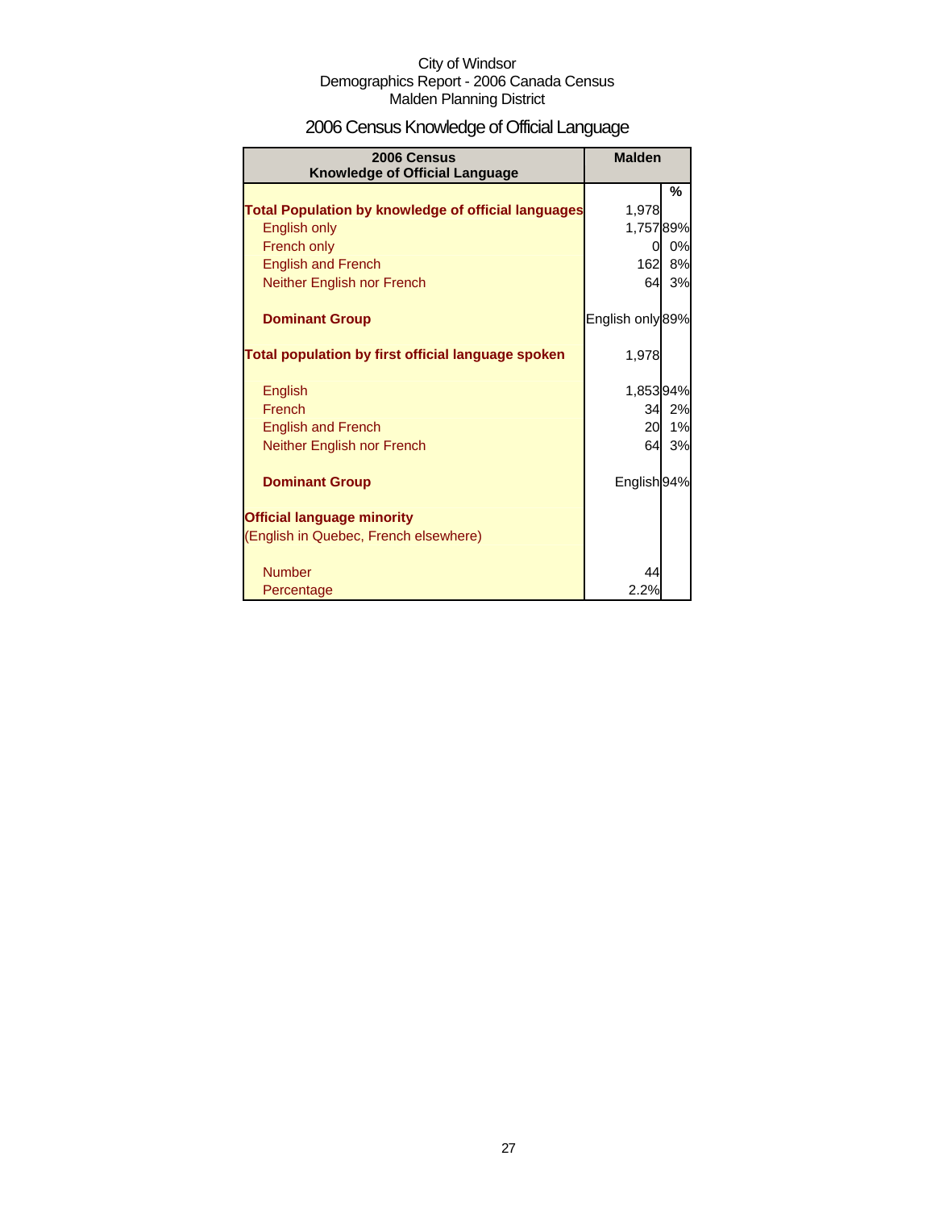City of Windsor
Demographics Report - 2006 Canada Census
Malden Planning District

# 2006 Census Knowledge of Official Language

| 2006 Census Knowledge of Official Language | Malden | |
|---|---|---|
| | | % |
| **Total Population by knowledge of official languages** | 1,978 | |
| English only | 1,757 | 89% |
| French only | 0 | 0% |
| English and French | 162 | 8% |
| Neither English nor French | 64 | 3% |
| **Dominant Group** | English only | 89% |
| **Total population by first official language spoken** | 1,978 | |
| English | 1,853 | 94% |
| French | 34 | 2% |
| English and French | 20 | 1% |
| Neither English nor French | 64 | 3% |
| **Dominant Group** | English | 94% |
| **Official language minority** (English in Quebec, French elsewhere) | | |
| Number | 44 | |
| Percentage | 2.2% | |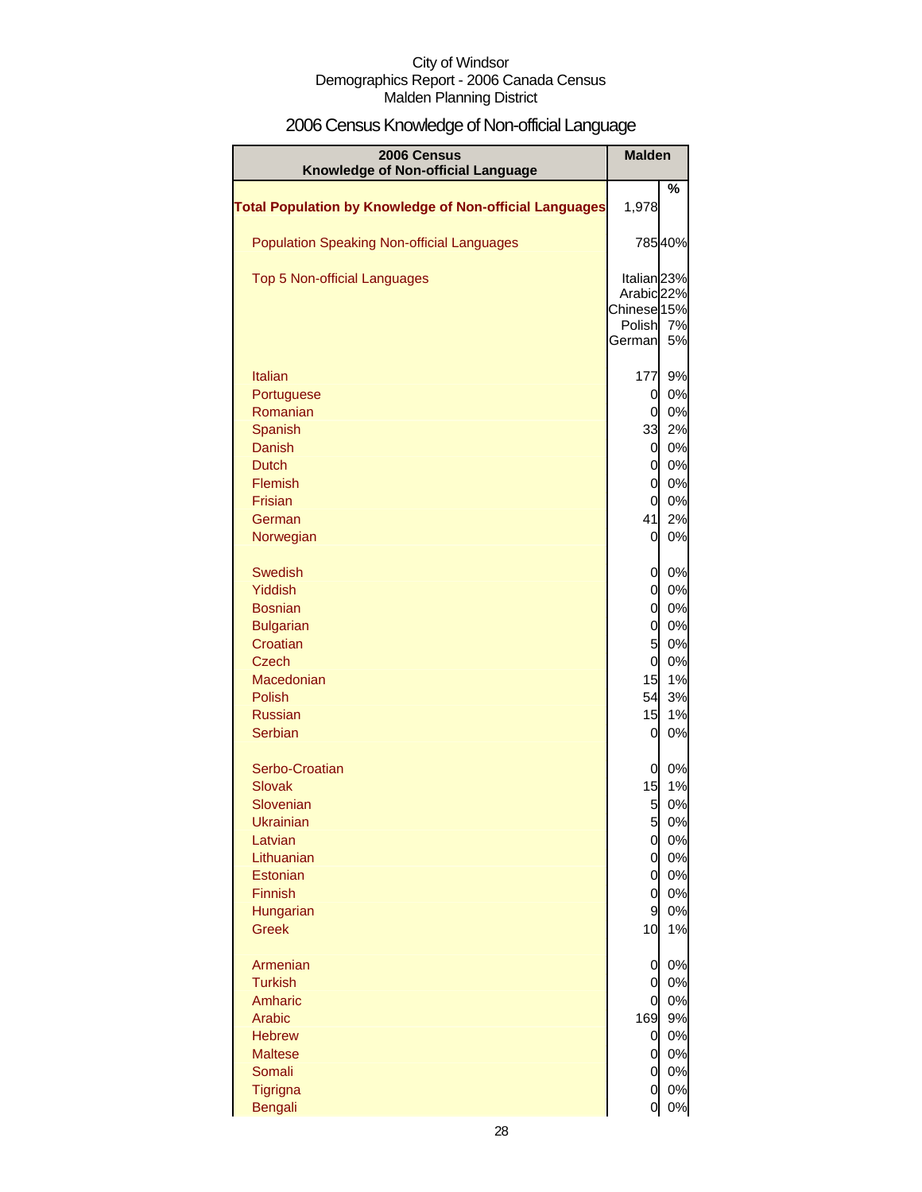City of Windsor
Demographics Report - 2006 Canada Census
Malden Planning District

# 2006 Census Knowledge of Non-official Language

| 2006 Census Knowledge of Non-official Language | Malden | |
|---|---|---|
| | | % |
| **Total Population by Knowledge of Non-official Languages** | 1,978 | |
| Population Speaking Non-official Languages | 785 | 40% |
| Top 5 Non-official Languages | Italian | 23% |
| | Arabic | 22% |
| | Chinese | 15% |
| | Polish | 7% |
| | German | 5% |
| Italian | 177 | 9% |
| Portuguese | 0 | 0% |
| Romanian | 0 | 0% |
| Spanish | 33 | 2% |
| Danish | 0 | 0% |
| Dutch | 0 | 0% |
| Flemish | 0 | 0% |
| Frisian | 0 | 0% |
| German | 41 | 2% |
| Norwegian | 0 | 0% |
| Swedish | 0 | 0% |
| Yiddish | 0 | 0% |
| Bosnian | 0 | 0% |
| Bulgarian | 0 | 0% |
| Croatian | 5 | 0% |
| Czech | 0 | 0% |
| Macedonian | 15 | 1% |
| Polish | 54 | 3% |
| Russian | 15 | 1% |
| Serbian | 0 | 0% |
| Serbo-Croatian | 0 | 0% |
| Slovak | 15 | 1% |
| Slovenian | 5 | 0% |
| Ukrainian | 5 | 0% |
| Latvian | 0 | 0% |
| Lithuanian | 0 | 0% |
| Estonian | 0 | 0% |
| Finnish | 0 | 0% |
| Hungarian | 9 | 0% |
| Greek | 10 | 1% |
| Armenian | 0 | 0% |
| Turkish | 0 | 0% |
| Amharic | 0 | 0% |
| Arabic | 169 | 9% |
| Hebrew | 0 | 0% |
| Maltese | 0 | 0% |
| Somali | 0 | 0% |
| Tigrigna | 0 | 0% |
| Bengali | 0 | 0% |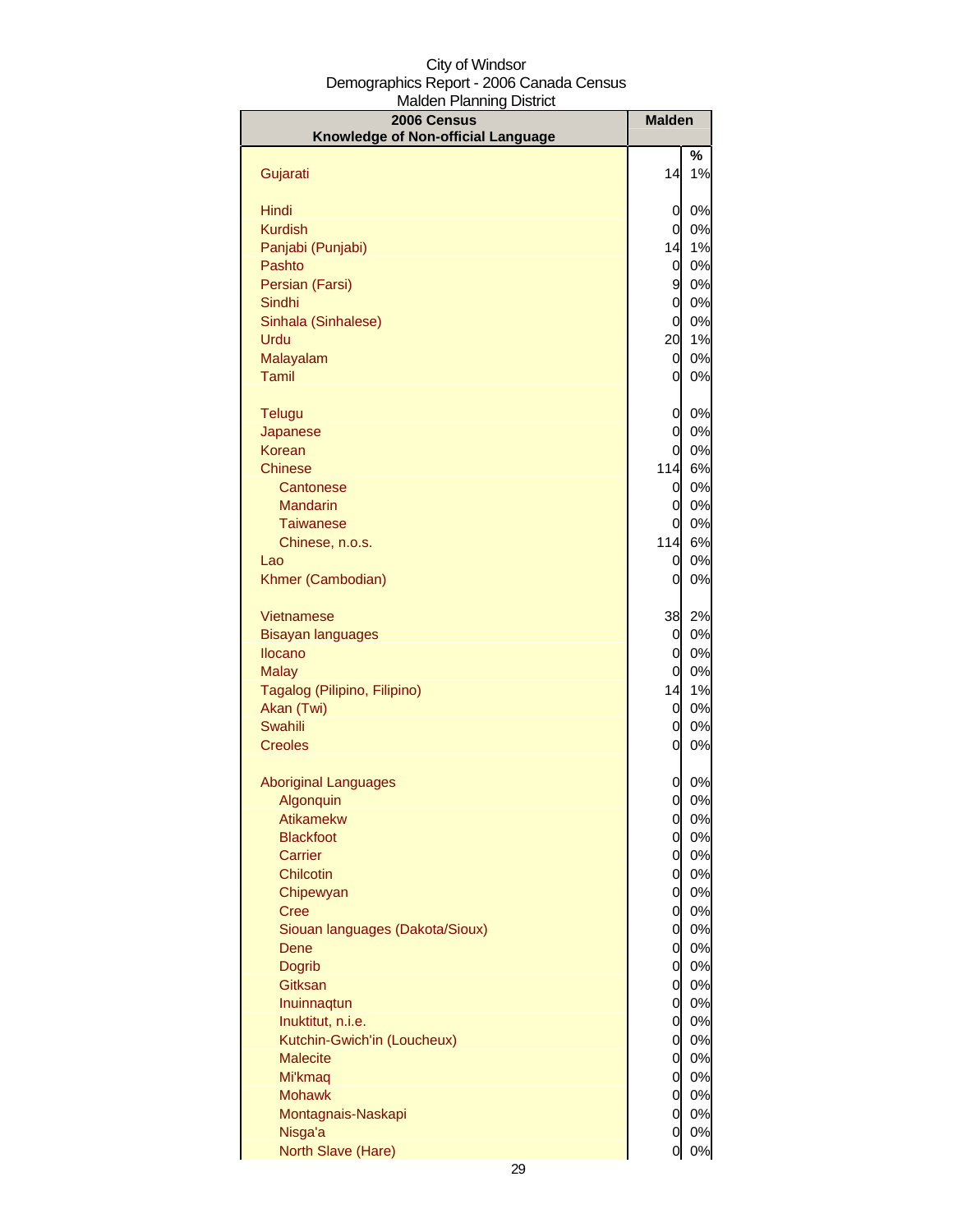City of Windsor
Demographics Report - 2006 Canada Census
Malden Planning District

| 2006 Census Knowledge of Non-official Language | Malden | |
|---|---|---|
| | | % |
| Gujarati | 14 | 1% |
| | | |
| Hindi | 0 | 0% |
| Kurdish | 0 | 0% |
| Panjabi (Punjabi) | 14 | 1% |
| Pashto | 0 | 0% |
| Persian (Farsi) | 9 | 0% |
| Sindhi | 0 | 0% |
| Sinhala (Sinhalese) | 0 | 0% |
| Urdu | 20 | 1% |
| Malayalam | 0 | 0% |
| Tamil | 0 | 0% |
| | | |
| Telugu | 0 | 0% |
| Japanese | 0 | 0% |
| Korean | 0 | 0% |
| Chinese | 114 | 6% |
| Cantonese | 0 | 0% |
| Mandarin | 0 | 0% |
| Taiwanese | 0 | 0% |
| Chinese, n.o.s. | 114 | 6% |
| Lao | 0 | 0% |
| Khmer (Cambodian) | 0 | 0% |
| | | |
| Vietnamese | 38 | 2% |
| Bisayan languages | 0 | 0% |
| Ilocano | 0 | 0% |
| Malay | 0 | 0% |
| Tagalog (Pilipino, Filipino) | 14 | 1% |
| Akan (Twi) | 0 | 0% |
| Swahili | 0 | 0% |
| Creoles | 0 | 0% |
| | | |
| Aboriginal Languages | 0 | 0% |
| Algonquin | 0 | 0% |
| Atikamekw | 0 | 0% |
| Blackfoot | 0 | 0% |
| Carrier | 0 | 0% |
| Chilcotin | 0 | 0% |
| Chipewyan | 0 | 0% |
| Cree | 0 | 0% |
| Siouan languages (Dakota/Sioux) | 0 | 0% |
| Dene | 0 | 0% |
| Dogrib | 0 | 0% |
| Gitksan | 0 | 0% |
| Inuinnaqtun | 0 | 0% |
| Inuktitut, n.i.e. | 0 | 0% |
| Kutchin-Gwich'in (Loucheux) | 0 | 0% |
| Malecite | 0 | 0% |
| Mi'kmaq | 0 | 0% |
| Mohawk | 0 | 0% |
| Montagnais-Naskapi | 0 | 0% |
| Nisga'a | 0 | 0% |
| North Slave (Hare) | 0 | 0% |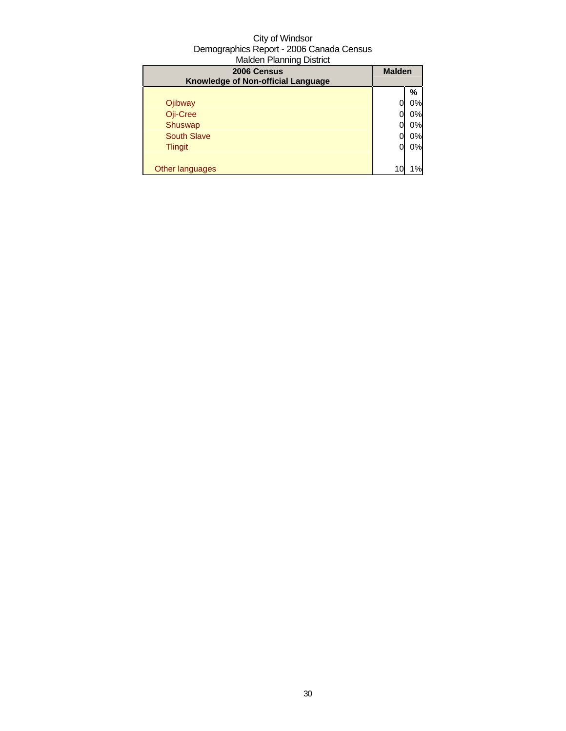City of Windsor
Demographics Report - 2006 Canada Census
Malden Planning District

| 2006 Census Knowledge of Non-official Language | Malden | |
|---|---|---|
| | | % |
| Ojibway | 0 | 0% |
| Oji-Cree | 0 | 0% |
| Shuswap | 0 | 0% |
| South Slave | 0 | 0% |
| Tlingit | 0 | 0% |
| Other languages | 10 | 1% |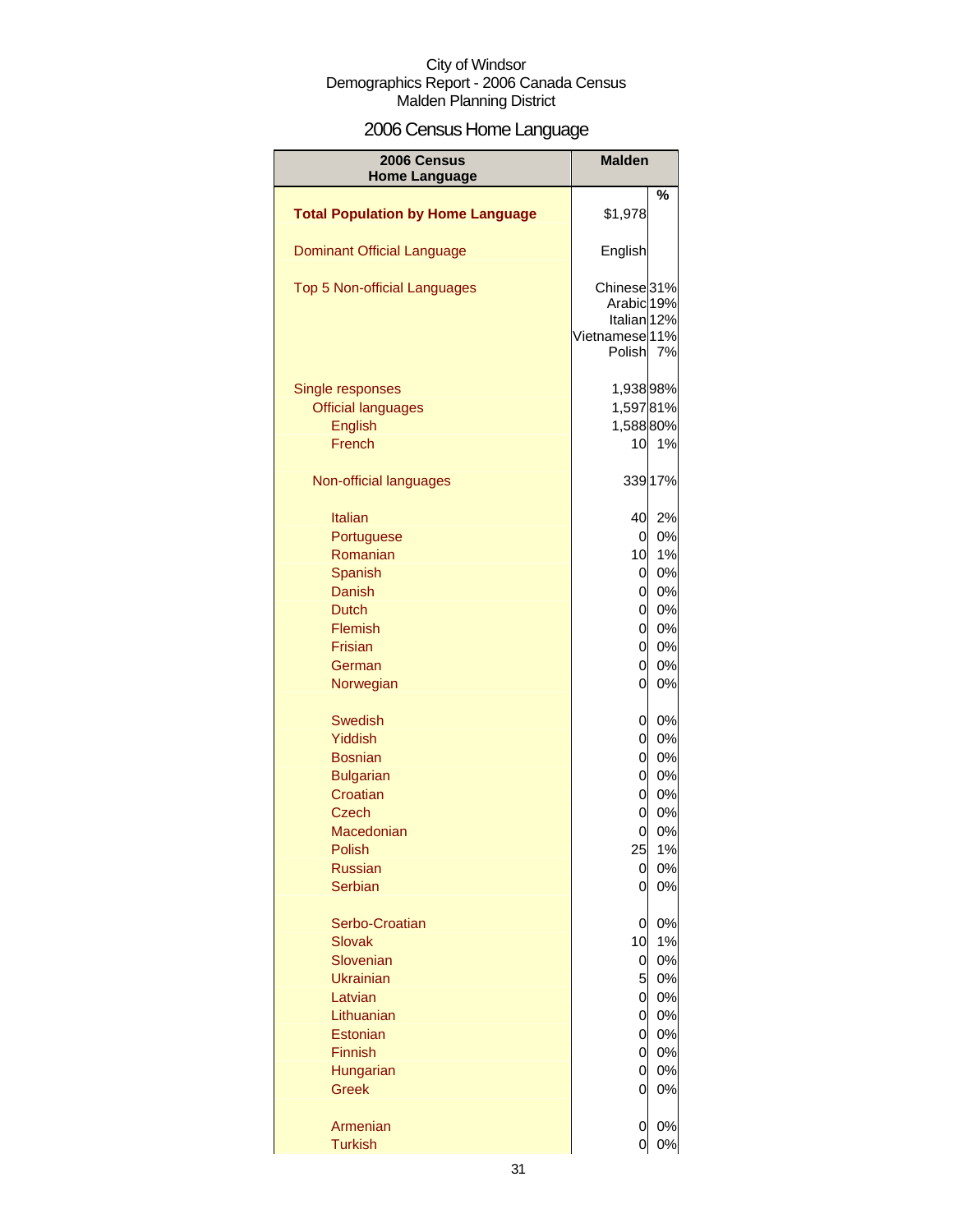City of Windsor
Demographics Report - 2006 Canada Census
Malden Planning District

# 2006 Census Home Language

| 2006 Census Home Language | Malden | |
|---|---|---|
| | | % |
| **Total Population by Home Language** | $1,978 | |
| Dominant Official Language | English | |
| Top 5 Non-official Languages | Chinese | 31% |
| | Arabic | 19% |
| | Italian | 12% |
| | Vietnamese | 11% |
| | Polish | 7% |
| Single responses | 1,938 | 98% |
| Official languages | 1,597 | 81% |
| English | 1,588 | 80% |
| French | 10 | 1% |
| Non-official languages | 339 | 17% |
| Italian | 40 | 2% |
| Portuguese | 0 | 0% |
| Romanian | 10 | 1% |
| Spanish | 0 | 0% |
| Danish | 0 | 0% |
| Dutch | 0 | 0% |
| Flemish | 0 | 0% |
| Frisian | 0 | 0% |
| German | 0 | 0% |
| Norwegian | 0 | 0% |
| Swedish | 0 | 0% |
| Yiddish | 0 | 0% |
| Bosnian | 0 | 0% |
| Bulgarian | 0 | 0% |
| Croatian | 0 | 0% |
| Czech | 0 | 0% |
| Macedonian | 0 | 0% |
| Polish | 25 | 1% |
| Russian | 0 | 0% |
| Serbian | 0 | 0% |
| Serbo-Croatian | 0 | 0% |
| Slovak | 10 | 1% |
| Slovenian | 0 | 0% |
| Ukrainian | 5 | 0% |
| Latvian | 0 | 0% |
| Lithuanian | 0 | 0% |
| Estonian | 0 | 0% |
| Finnish | 0 | 0% |
| Hungarian | 0 | 0% |
| Greek | 0 | 0% |
| Armenian | 0 | 0% |
| Turkish | 0 | 0% |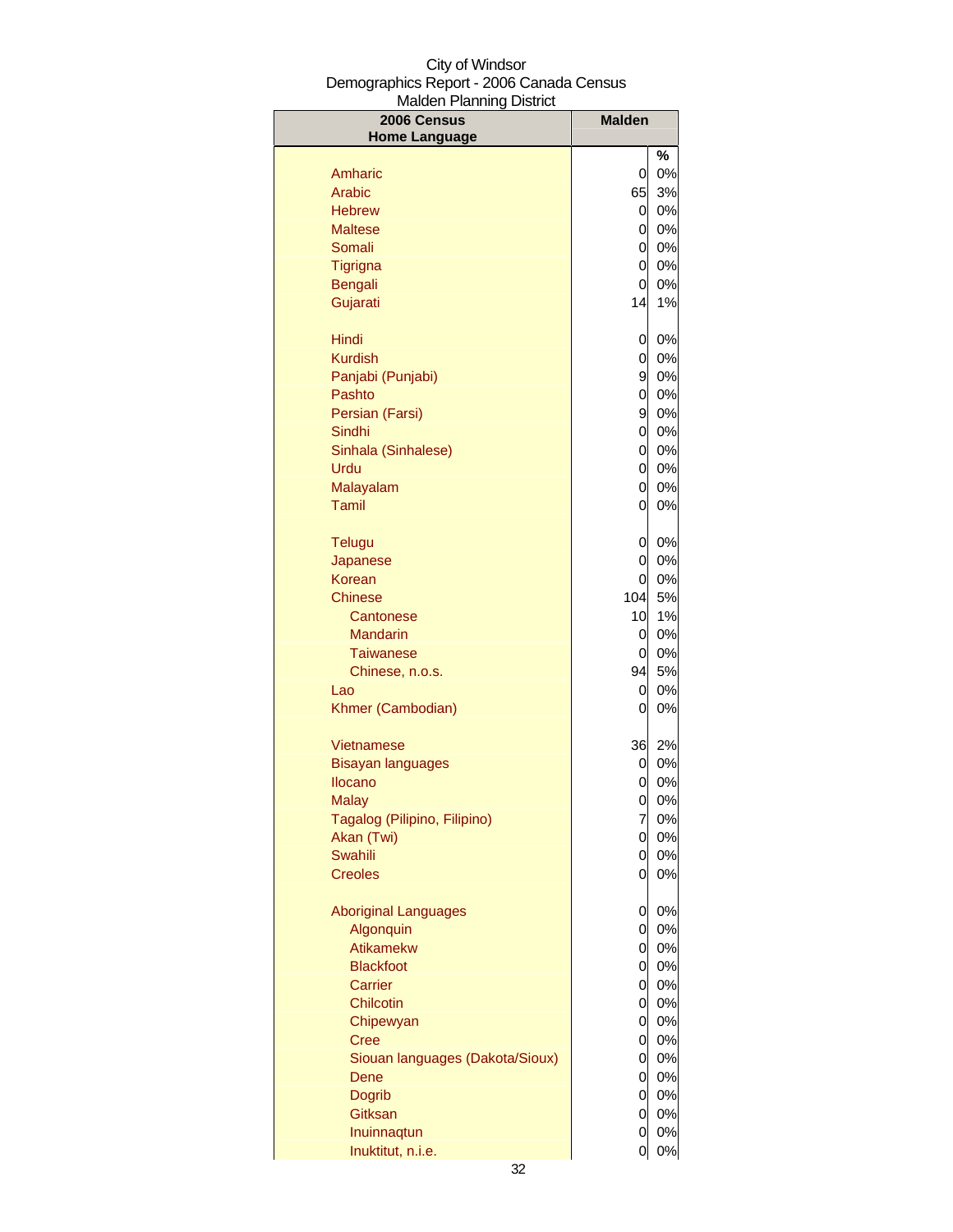City of Windsor
Demographics Report - 2006 Canada Census
Malden Planning District

| 2006 Census Home Language | Malden | |
|---|---|---|
| | | % |
| Amharic | 0 | 0% |
| Arabic | 65 | 3% |
| Hebrew | 0 | 0% |
| Maltese | 0 | 0% |
| Somali | 0 | 0% |
| Tigrigna | 0 | 0% |
| Bengali | 0 | 0% |
| Gujarati | 14 | 1% |
| Hindi | 0 | 0% |
| Kurdish | 0 | 0% |
| Panjabi (Punjabi) | 9 | 0% |
| Pashto | 0 | 0% |
| Persian (Farsi) | 9 | 0% |
| Sindhi | 0 | 0% |
| Sinhala (Sinhalese) | 0 | 0% |
| Urdu | 0 | 0% |
| Malayalam | 0 | 0% |
| Tamil | 0 | 0% |
| Telugu | 0 | 0% |
| Japanese | 0 | 0% |
| Korean | 0 | 0% |
| Chinese | 104 | 5% |
| Cantonese | 10 | 1% |
| Mandarin | 0 | 0% |
| Taiwanese | 0 | 0% |
| Chinese, n.o.s. | 94 | 5% |
| Lao | 0 | 0% |
| Khmer (Cambodian) | 0 | 0% |
| Vietnamese | 36 | 2% |
| Bisayan languages | 0 | 0% |
| Ilocano | 0 | 0% |
| Malay | 0 | 0% |
| Tagalog (Pilipino, Filipino) | 7 | 0% |
| Akan (Twi) | 0 | 0% |
| Swahili | 0 | 0% |
| Creoles | 0 | 0% |
| Aboriginal Languages | 0 | 0% |
| Algonquin | 0 | 0% |
| Atikamekw | 0 | 0% |
| Blackfoot | 0 | 0% |
| Carrier | 0 | 0% |
| Chilcotin | 0 | 0% |
| Chipewyan | 0 | 0% |
| Cree | 0 | 0% |
| Siouan languages (Dakota/Sioux) | 0 | 0% |
| Dene | 0 | 0% |
| Dogrib | 0 | 0% |
| Gitksan | 0 | 0% |
| Inuinnaqtun | 0 | 0% |
| Inuktitut, n.i.e. | 0 | 0% |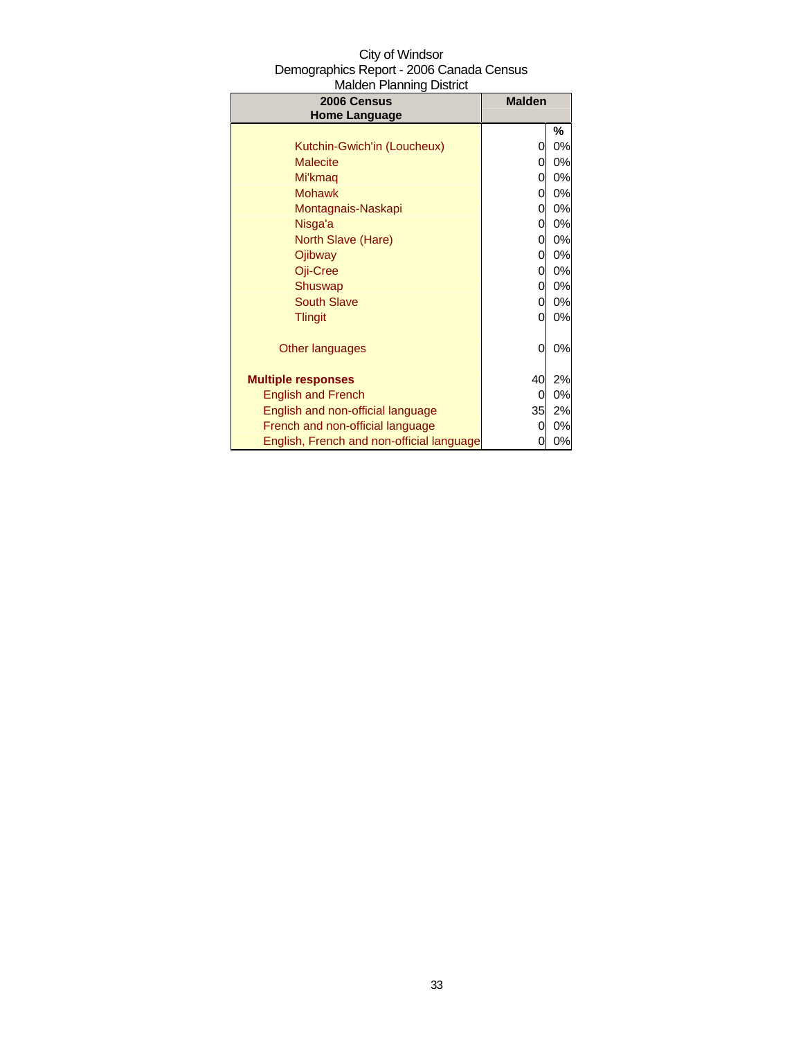City of Windsor
Demographics Report - 2006 Canada Census
Malden Planning District

| 2006 Census Home Language | Malden | |
|---|---|---|
| | | % |
| Kutchin-Gwich'in (Loucheux) | 0 | 0% |
| Malecite | 0 | 0% |
| Mi'kmaq | 0 | 0% |
| Mohawk | 0 | 0% |
| Montagnais-Naskapi | 0 | 0% |
| Nisga'a | 0 | 0% |
| North Slave (Hare) | 0 | 0% |
| Ojibway | 0 | 0% |
| Oji-Cree | 0 | 0% |
| Shuswap | 0 | 0% |
| South Slave | 0 | 0% |
| Tlingit | 0 | 0% |
| Other languages | 0 | 0% |
| **Multiple responses** | 40 | 2% |
| English and French | 0 | 0% |
| English and non-official language | 35 | 2% |
| French and non-official language | 0 | 0% |
| English, French and non-official language | 0 | 0% |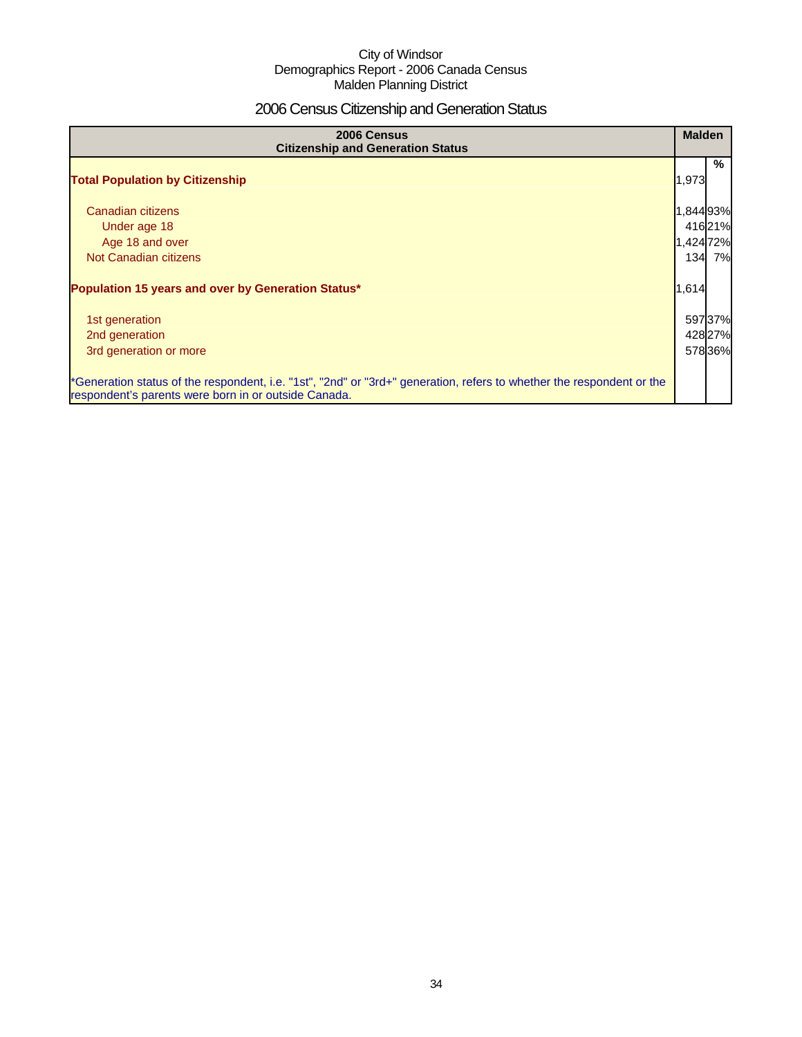City of Windsor
Demographics Report - 2006 Canada Census
Malden Planning District

# 2006 Census Citizenship and Generation Status

| 2006 Census Citizenship and Generation Status | Malden | |
|---|---|---|
| | | % |
| **Total Population by Citizenship** | 1,973 | |
| Canadian citizens | 1,844 | 93% |
| Under age 18 | 416 | 21% |
| Age 18 and over | 1,424 | 72% |
| Not Canadian citizens | 134 | 7% |
| **Population 15 years and over by Generation Status*** | 1,614 | |
| 1st generation | 597 | 37% |
| 2nd generation | 428 | 27% |
| 3rd generation or more | 578 | 36% |
| *Generation status of the respondent, i.e. "1st", "2nd" or "3rd+" generation, refers to whether the respondent or the respondent's parents were born in or outside Canada. | | |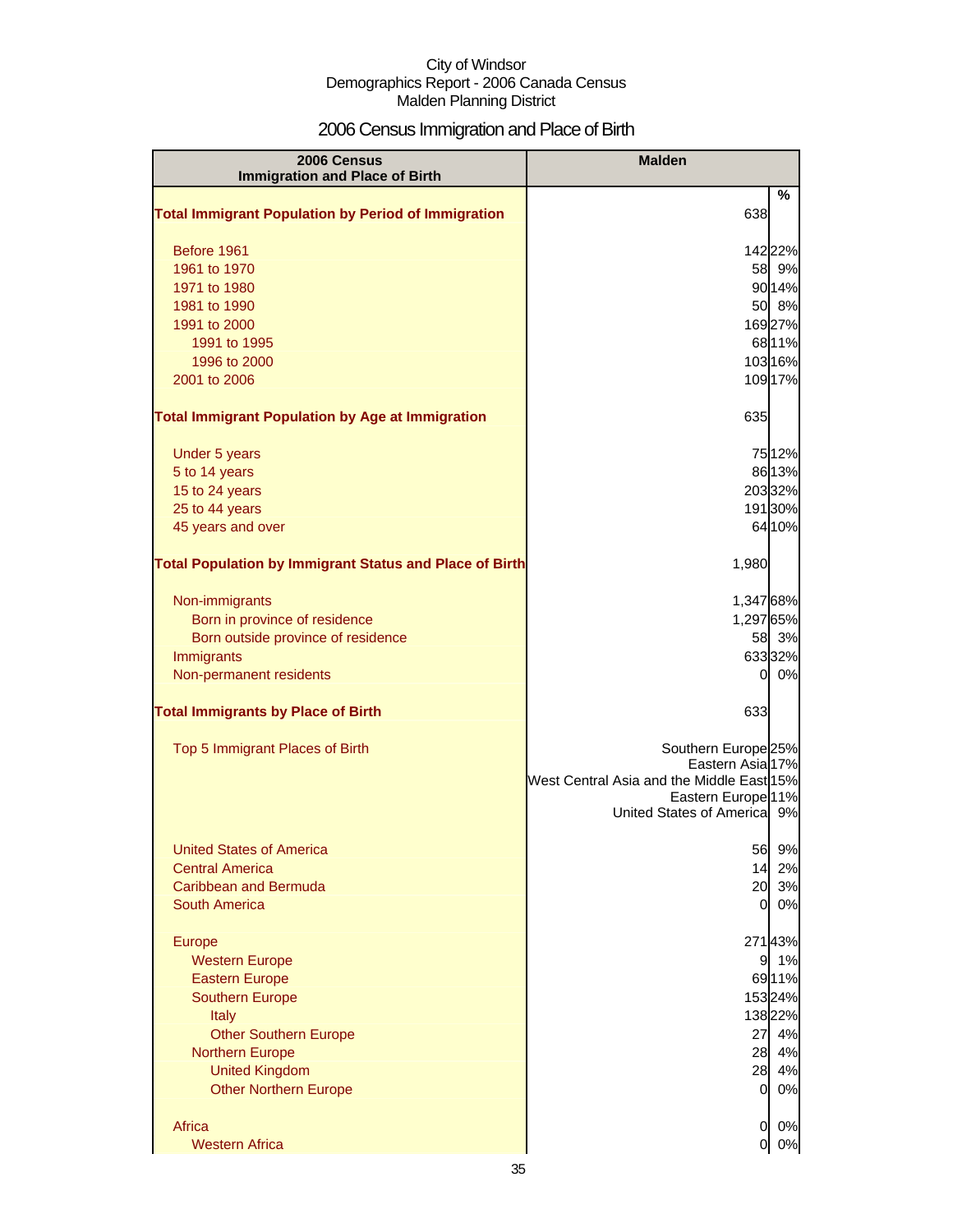City of Windsor
Demographics Report - 2006 Canada Census
Malden Planning District

# 2006 Census Immigration and Place of Birth

| 2006 Census Immigration and Place of Birth | Malden | % |
|---|---|---|
| **Total Immigrant Population by Period of Immigration** | 638 | |
| Before 1961 | 142 | 22% |
| 1961 to 1970 | 58 | 9% |
| 1971 to 1980 | 90 | 14% |
| 1981 to 1990 | 50 | 8% |
| 1991 to 2000 | 169 | 27% |
| 1991 to 1995 | 68 | 11% |
| 1996 to 2000 | 103 | 16% |
| 2001 to 2006 | 109 | 17% |
| **Total Immigrant Population by Age at Immigration** | 635 | |
| Under 5 years | 75 | 12% |
| 5 to 14 years | 86 | 13% |
| 15 to 24 years | 203 | 32% |
| 25 to 44 years | 191 | 30% |
| 45 years and over | 64 | 10% |
| **Total Population by Immigrant Status and Place of Birth** | 1,980 | |
| Non-immigrants | 1,347 | 68% |
| Born in province of residence | 1,297 | 65% |
| Born outside province of residence | 58 | 3% |
| Immigrants | 633 | 32% |
| Non-permanent residents | 0 | 0% |
| **Total Immigrants by Place of Birth** | 633 | |
| Top 5 Immigrant Places of Birth | Southern Europe | 25% |
| | Eastern Asia | 17% |
| | West Central Asia and the Middle East | 15% |
| | Eastern Europe | 11% |
| | United States of America | 9% |
| United States of America | 56 | 9% |
| Central America | 14 | 2% |
| Caribbean and Bermuda | 20 | 3% |
| South America | 0 | 0% |
| Europe | 271 | 43% |
| Western Europe | 9 | 1% |
| Eastern Europe | 69 | 11% |
| Southern Europe | 153 | 24% |
| Italy | 138 | 22% |
| Other Southern Europe | 27 | 4% |
| Northern Europe | 28 | 4% |
| United Kingdom | 28 | 4% |
| Other Northern Europe | 0 | 0% |
| Africa | 0 | 0% |
| Western Africa | 0 | 0% |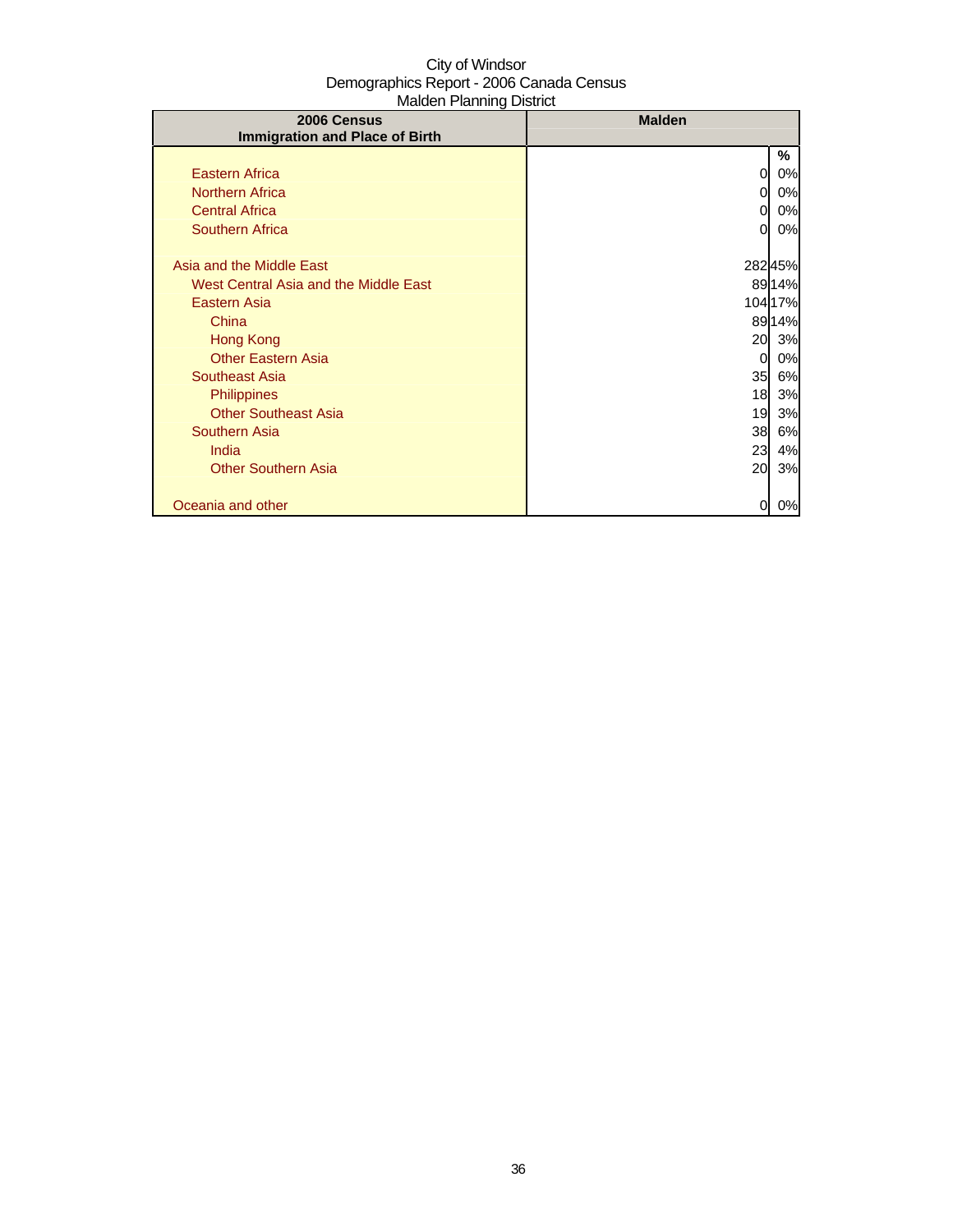City of Windsor
Demographics Report - 2006 Canada Census
Malden Planning District

| 2006 Census<br>Immigration and Place of Birth | Malden | |
|---|---|---|
| | | % |
| Eastern Africa | 0 | 0% |
| Northern Africa | 0 | 0% |
| Central Africa | 0 | 0% |
| Southern Africa | 0 | 0% |
| | | |
| Asia and the Middle East | 282 | 45% |
| West Central Asia and the Middle East | 89 | 14% |
| Eastern Asia | 104 | 17% |
| China | 89 | 14% |
| Hong Kong | 20 | 3% |
| Other Eastern Asia | 0 | 0% |
| Southeast Asia | 35 | 6% |
| Philippines | 18 | 3% |
| Other Southeast Asia | 19 | 3% |
| Southern Asia | 38 | 6% |
| India | 23 | 4% |
| Other Southern Asia | 20 | 3% |
| | | |
| Oceania and other | 0 | 0% |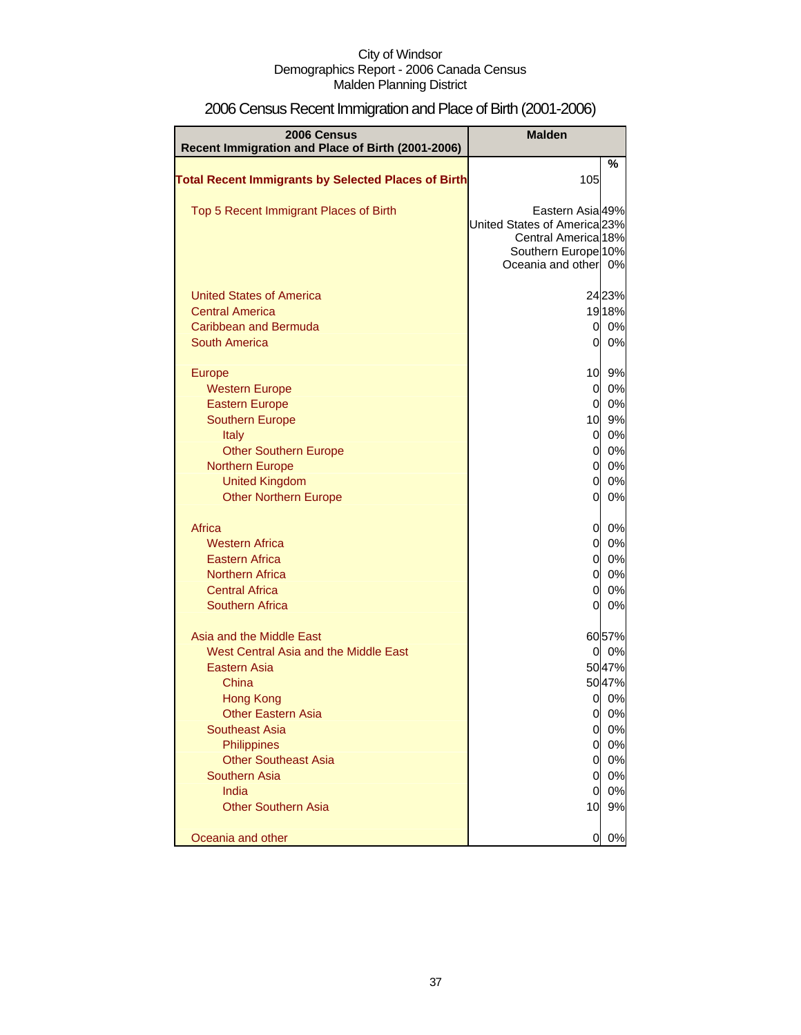City of Windsor
Demographics Report - 2006 Canada Census
Malden Planning District

# 2006 Census Recent Immigration and Place of Birth (2001-2006)

| 2006 Census Recent Immigration and Place of Birth (2001-2006) | Malden | |
|---|---|---|
| | | % |
| **Total Recent Immigrants by Selected Places of Birth** | 105 | |
| Top 5 Recent Immigrant Places of Birth | Eastern Asia | 49% |
| | United States of America | 23% |
| | Central America | 18% |
| | Southern Europe | 10% |
| | Oceania and other | 0% |
| United States of America | 24 | 23% |
| Central America | 19 | 18% |
| Caribbean and Bermuda | 0 | 0% |
| South America | 0 | 0% |
| Europe | 10 | 9% |
| Western Europe | 0 | 0% |
| Eastern Europe | 0 | 0% |
| Southern Europe | 10 | 9% |
| Italy | 0 | 0% |
| Other Southern Europe | 0 | 0% |
| Northern Europe | 0 | 0% |
| United Kingdom | 0 | 0% |
| Other Northern Europe | 0 | 0% |
| Africa | 0 | 0% |
| Western Africa | 0 | 0% |
| Eastern Africa | 0 | 0% |
| Northern Africa | 0 | 0% |
| Central Africa | 0 | 0% |
| Southern Africa | 0 | 0% |
| Asia and the Middle East | 60 | 57% |
| West Central Asia and the Middle East | 0 | 0% |
| Eastern Asia | 50 | 47% |
| China | 50 | 47% |
| Hong Kong | 0 | 0% |
| Other Eastern Asia | 0 | 0% |
| Southeast Asia | 0 | 0% |
| Philippines | 0 | 0% |
| Other Southeast Asia | 0 | 0% |
| Southern Asia | 0 | 0% |
| India | 0 | 0% |
| Other Southern Asia | 10 | 9% |
| Oceania and other | 0 | 0% |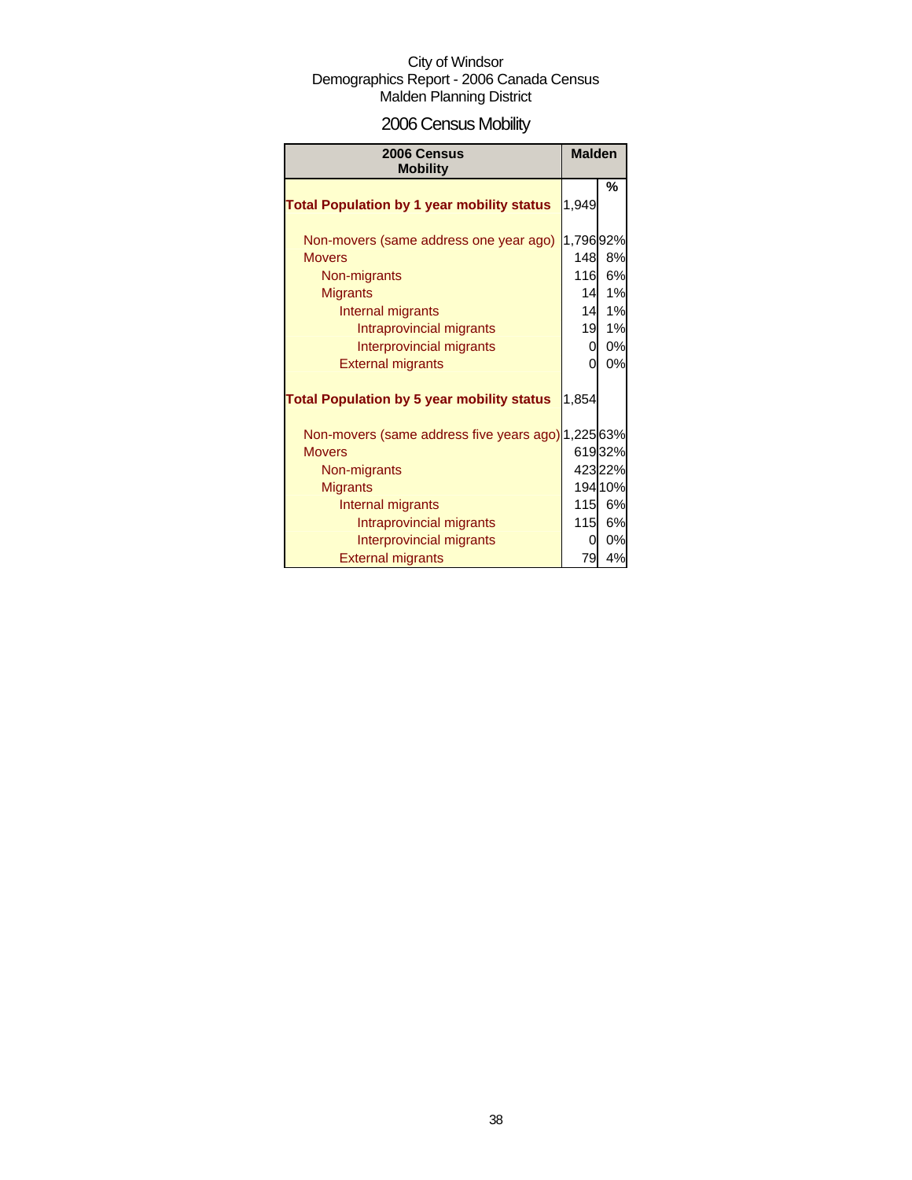City of Windsor
Demographics Report - 2006 Canada Census
Malden Planning District

# 2006 Census Mobility

| 2006 Census Mobility | Malden | |
|---|---|---|
| | | % |
| **Total Population by 1 year mobility status** | 1,949 | |
| Non-movers (same address one year ago) | 1,796 | 92% |
| Movers | 148 | 8% |
| Non-migrants | 116 | 6% |
| Migrants | 14 | 1% |
| Internal migrants | 14 | 1% |
| Intraprovincial migrants | 19 | 1% |
| Interprovincial migrants | 0 | 0% |
| External migrants | 0 | 0% |
| **Total Population by 5 year mobility status** | 1,854 | |
| Non-movers (same address five years ago) | 1,225 | 63% |
| Movers | 619 | 32% |
| Non-migrants | 423 | 22% |
| Migrants | 194 | 10% |
| Internal migrants | 115 | 6% |
| Intraprovincial migrants | 115 | 6% |
| Interprovincial migrants | 0 | 0% |
| External migrants | 79 | 4% |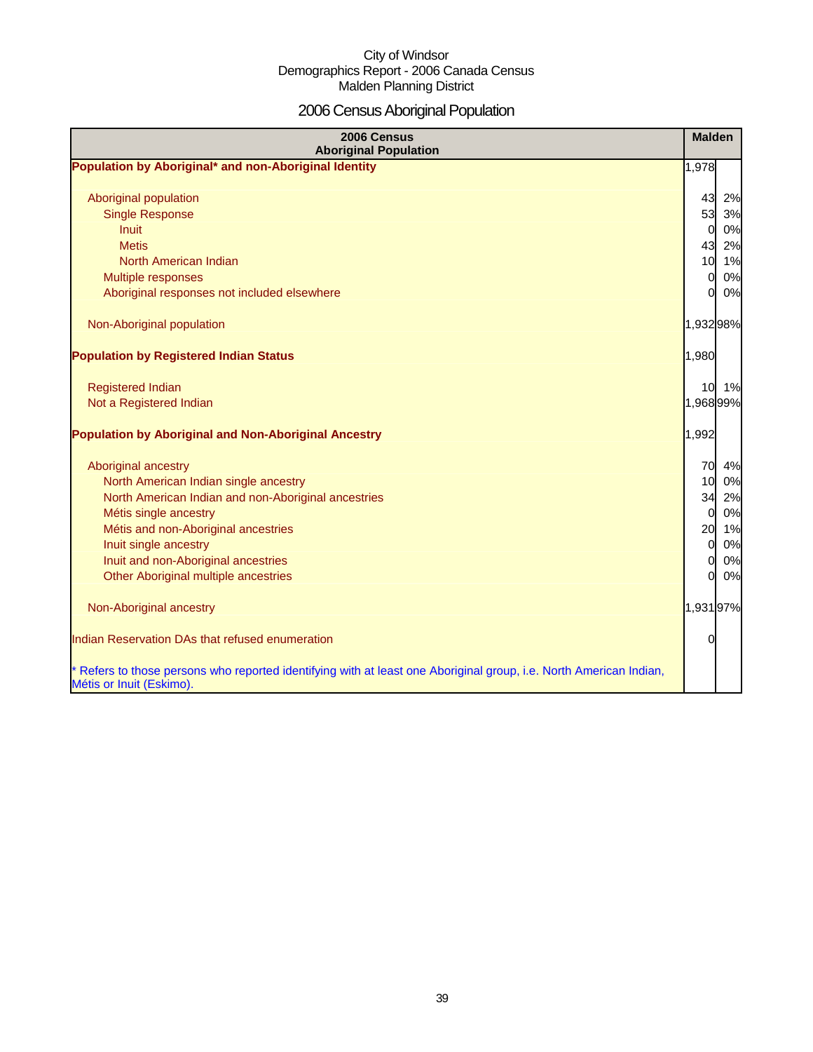City of Windsor
Demographics Report - 2006 Canada Census
Malden Planning District

# 2006 Census Aboriginal Population

| 2006 Census Aboriginal Population | Malden | |
|---|---|---|
| **Population by Aboriginal* and non-Aboriginal Identity** | 1,978 | |
| Aboriginal population | 43 | 2% |
| Single Response | 53 | 3% |
| Inuit | 0 | 0% |
| Metis | 43 | 2% |
| North American Indian | 10 | 1% |
| Multiple responses | 0 | 0% |
| Aboriginal responses not included elsewhere | 0 | 0% |
| Non-Aboriginal population | 1,932 | 98% |
| **Population by Registered Indian Status** | 1,980 | |
| Registered Indian | 10 | 1% |
| Not a Registered Indian | 1,968 | 99% |
| **Population by Aboriginal and Non-Aboriginal Ancestry** | 1,992 | |
| Aboriginal ancestry | 70 | 4% |
| North American Indian single ancestry | 10 | 0% |
| North American Indian and non-Aboriginal ancestries | 34 | 2% |
| Métis single ancestry | 0 | 0% |
| Métis and non-Aboriginal ancestries | 20 | 1% |
| Inuit single ancestry | 0 | 0% |
| Inuit and non-Aboriginal ancestries | 0 | 0% |
| Other Aboriginal multiple ancestries | 0 | 0% |
| Non-Aboriginal ancestry | 1,931 | 97% |
| Indian Reservation DAs that refused enumeration | 0 | |

* Refers to those persons who reported identifying with at least one Aboriginal group, i.e. North American Indian, Métis or Inuit (Eskimo).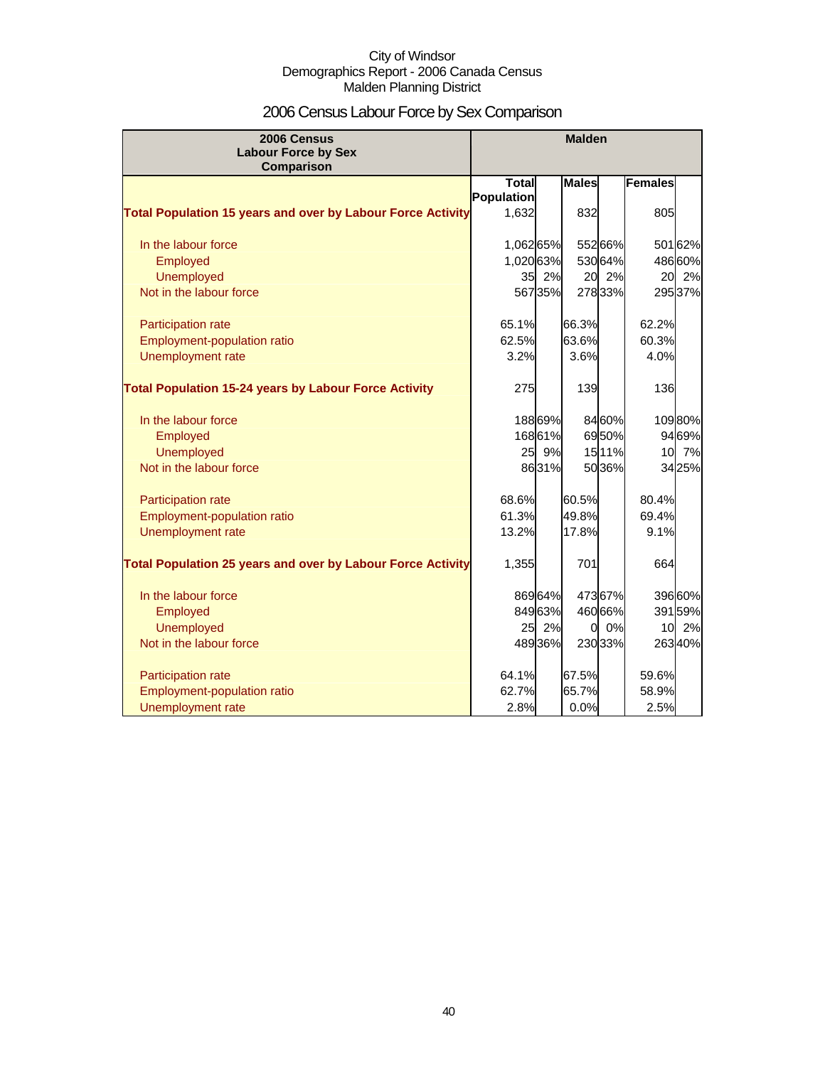City of Windsor
Demographics Report - 2006 Canada Census
Malden Planning District

# 2006 Census Labour Force by Sex Comparison

| 2006 Census Labour Force by Sex Comparison | Malden | | | | | |
|---|---|---|---|---|---|---|
| | Total Population | | Males | | Females | |
| **Total Population 15 years and over by Labour Force Activity** | 1,632 | | 832 | | 805 | |
| In the labour force | 1,062 | 65% | 552 | 66% | 501 | 62% |
| Employed | 1,020 | 63% | 530 | 64% | 486 | 60% |
| Unemployed | 35 | 2% | 20 | 2% | 20 | 2% |
| Not in the labour force | 567 | 35% | 278 | 33% | 295 | 37% |
| Participation rate | 65.1% | | 66.3% | | 62.2% | |
| Employment-population ratio | 62.5% | | 63.6% | | 60.3% | |
| Unemployment rate | 3.2% | | 3.6% | | 4.0% | |
| **Total Population 15-24 years by Labour Force Activity** | 275 | | 139 | | 136 | |
| In the labour force | 188 | 69% | 84 | 60% | 109 | 80% |
| Employed | 168 | 61% | 69 | 50% | 94 | 69% |
| Unemployed | 25 | 9% | 15 | 11% | 10 | 7% |
| Not in the labour force | 86 | 31% | 50 | 36% | 34 | 25% |
| Participation rate | 68.6% | | 60.5% | | 80.4% | |
| Employment-population ratio | 61.3% | | 49.8% | | 69.4% | |
| Unemployment rate | 13.2% | | 17.8% | | 9.1% | |
| **Total Population 25 years and over by Labour Force Activity** | 1,355 | | 701 | | 664 | |
| In the labour force | 869 | 64% | 473 | 67% | 396 | 60% |
| Employed | 849 | 63% | 460 | 66% | 391 | 59% |
| Unemployed | 25 | 2% | 0 | 0% | 10 | 2% |
| Not in the labour force | 489 | 36% | 230 | 33% | 263 | 40% |
| Participation rate | 64.1% | | 67.5% | | 59.6% | |
| Employment-population ratio | 62.7% | | 65.7% | | 58.9% | |
| Unemployment rate | 2.8% | | 0.0% | | 2.5% | |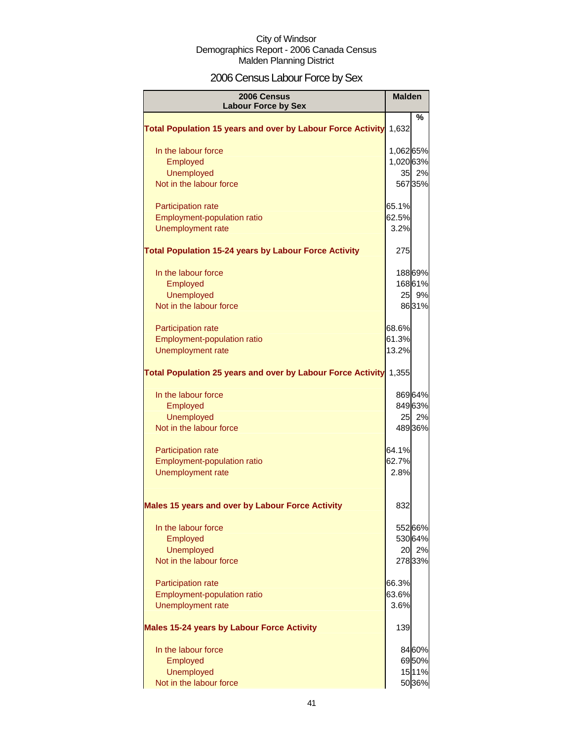City of Windsor
Demographics Report - 2006 Canada Census
Malden Planning District

# 2006 Census Labour Force by Sex

| 2006 Census Labour Force by Sex | Malden | |
|---|---|---|
| | | % |
| **Total Population 15 years and over by Labour Force Activity** | 1,632 | |
| In the labour force | 1,062 | 65% |
| Employed | 1,020 | 63% |
| Unemployed | 35 | 2% |
| Not in the labour force | 567 | 35% |
| Participation rate | 65.1% | |
| Employment-population ratio | 62.5% | |
| Unemployment rate | 3.2% | |
| **Total Population 15-24 years by Labour Force Activity** | 275 | |
| In the labour force | 188 | 69% |
| Employed | 168 | 61% |
| Unemployed | 25 | 9% |
| Not in the labour force | 86 | 31% |
| Participation rate | 68.6% | |
| Employment-population ratio | 61.3% | |
| Unemployment rate | 13.2% | |
| **Total Population 25 years and over by Labour Force Activity** | 1,355 | |
| In the labour force | 869 | 64% |
| Employed | 849 | 63% |
| Unemployed | 25 | 2% |
| Not in the labour force | 489 | 36% |
| Participation rate | 64.1% | |
| Employment-population ratio | 62.7% | |
| Unemployment rate | 2.8% | |
| **Males 15 years and over by Labour Force Activity** | 832 | |
| In the labour force | 552 | 66% |
| Employed | 530 | 64% |
| Unemployed | 20 | 2% |
| Not in the labour force | 278 | 33% |
| Participation rate | 66.3% | |
| Employment-population ratio | 63.6% | |
| Unemployment rate | 3.6% | |
| **Males 15-24 years by Labour Force Activity** | 139 | |
| In the labour force | 84 | 60% |
| Employed | 69 | 50% |
| Unemployed | 15 | 11% |
| Not in the labour force | 50 | 36% |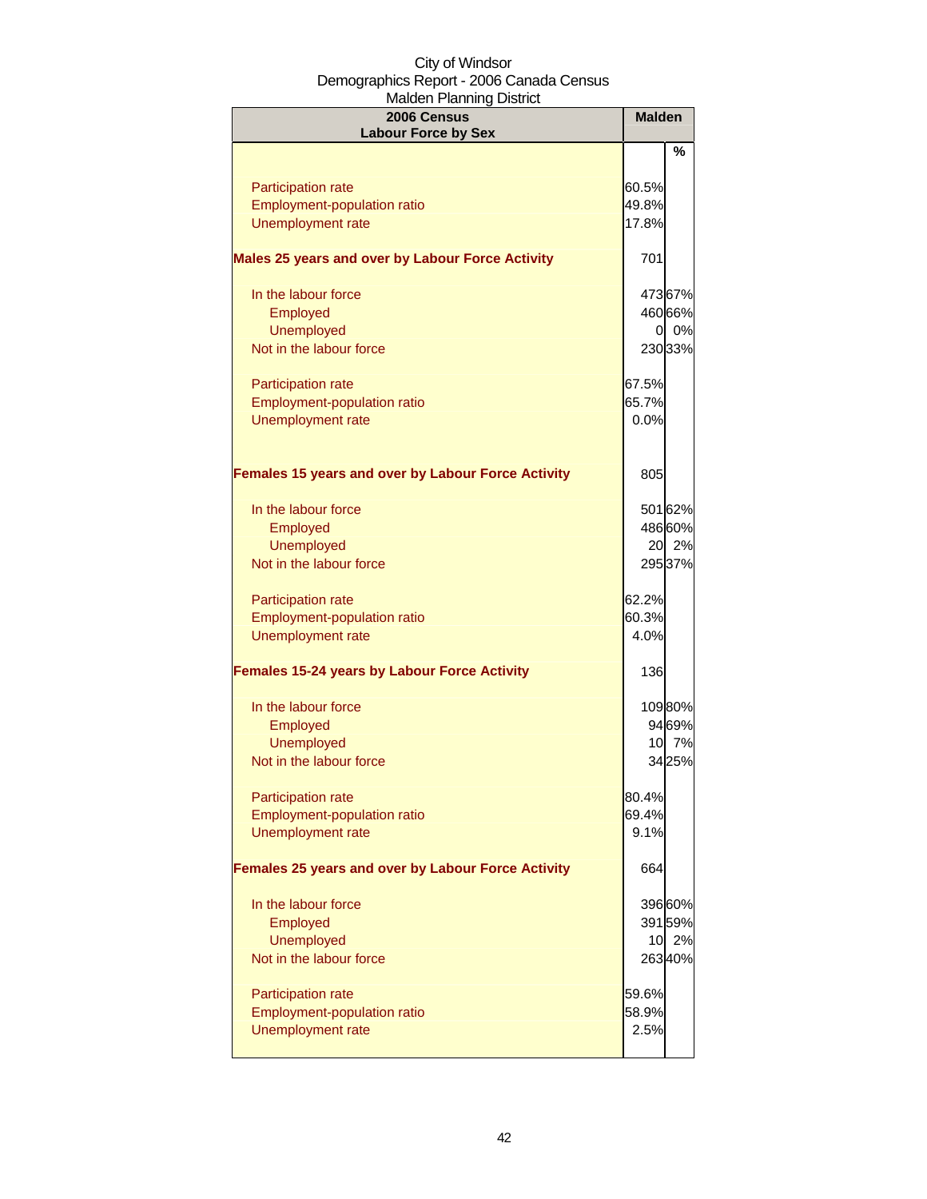City of Windsor
Demographics Report - 2006 Canada Census
Malden Planning District

| 2006 Census<br>Labour Force by Sex | Malden | |
|---|---|---|
| | | % |
| Participation rate | 60.5% | |
| Employment-population ratio | 49.8% | |
| Unemployment rate | 17.8% | |
| **Males 25 years and over by Labour Force Activity** | 701 | |
| In the labour force | 473 | 67% |
| Employed | 460 | 66% |
| Unemployed | 0 | 0% |
| Not in the labour force | 230 | 33% |
| Participation rate | 67.5% | |
| Employment-population ratio | 65.7% | |
| Unemployment rate | 0.0% | |
| **Females 15 years and over by Labour Force Activity** | 805 | |
| In the labour force | 501 | 62% |
| Employed | 486 | 60% |
| Unemployed | 20 | 2% |
| Not in the labour force | 295 | 37% |
| Participation rate | 62.2% | |
| Employment-population ratio | 60.3% | |
| Unemployment rate | 4.0% | |
| **Females 15-24 years by Labour Force Activity** | 136 | |
| In the labour force | 109 | 80% |
| Employed | 94 | 69% |
| Unemployed | 10 | 7% |
| Not in the labour force | 34 | 25% |
| Participation rate | 80.4% | |
| Employment-population ratio | 69.4% | |
| Unemployment rate | 9.1% | |
| **Females 25 years and over by Labour Force Activity** | 664 | |
| In the labour force | 396 | 60% |
| Employed | 391 | 59% |
| Unemployed | 10 | 2% |
| Not in the labour force | 263 | 40% |
| Participation rate | 59.6% | |
| Employment-population ratio | 58.9% | |
| Unemployment rate | 2.5% | |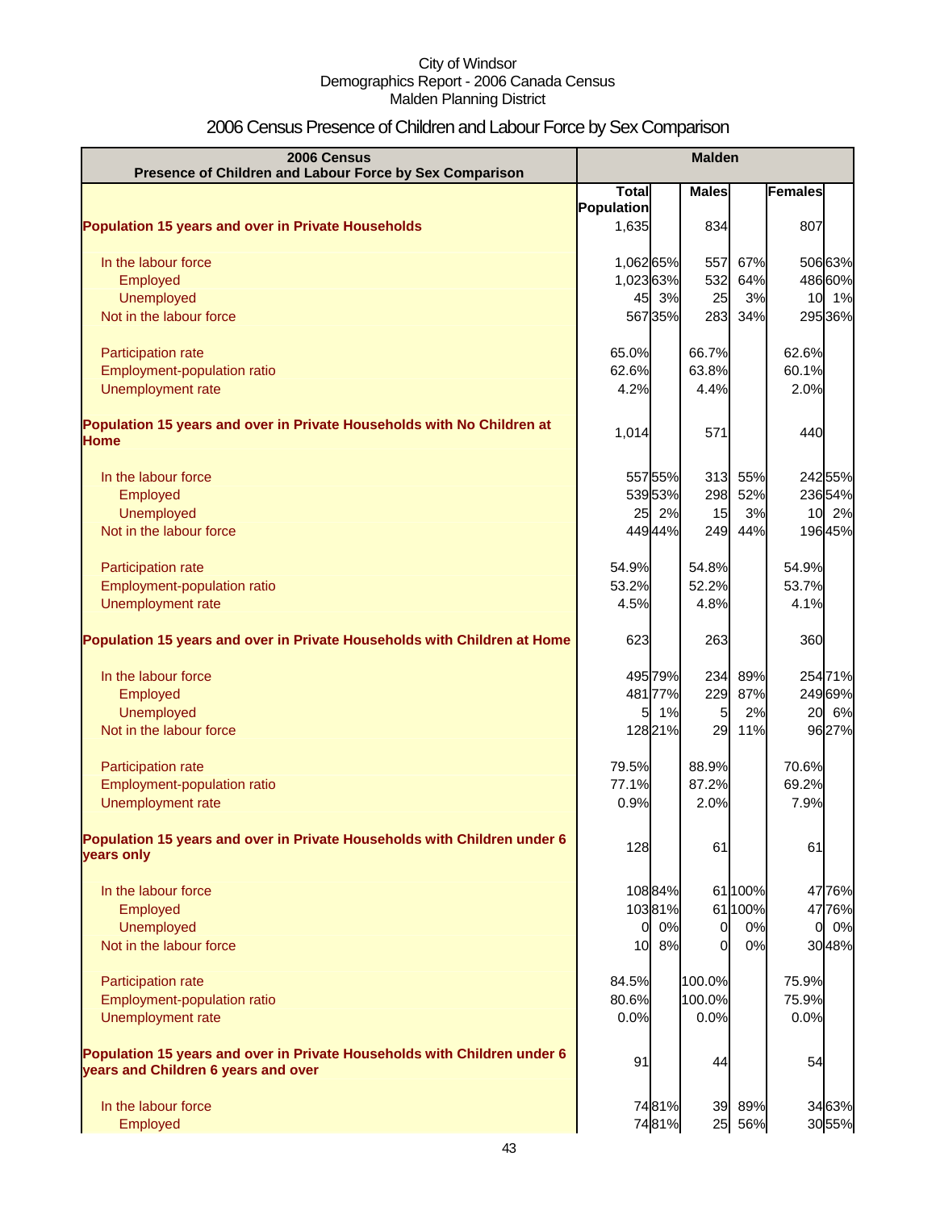City of Windsor
Demographics Report - 2006 Canada Census
Malden Planning District

# 2006 Census Presence of Children and Labour Force by Sex Comparison

| 2006 Census<br>Presence of Children and Labour Force by Sex Comparison | Malden | | | | | |
|---|---|---|---|---|---|---|
| | Total Population | | Males | | Females | |
| **Population 15 years and over in Private Households** | 1,635 | | 834 | | 807 | |
| In the labour force | 1,062 | 65% | 557 | 67% | 506 | 63% |
| Employed | 1,023 | 63% | 532 | 64% | 486 | 60% |
| Unemployed | 45 | 3% | 25 | 3% | 10 | 1% |
| Not in the labour force | 567 | 35% | 283 | 34% | 295 | 36% |
| Participation rate | 65.0% | | 66.7% | | 62.6% | |
| Employment-population ratio | 62.6% | | 63.8% | | 60.1% | |
| Unemployment rate | 4.2% | | 4.4% | | 2.0% | |
| **Population 15 years and over in Private Households with No Children at Home** | 1,014 | | 571 | | 440 | |
| In the labour force | 557 | 55% | 313 | 55% | 242 | 55% |
| Employed | 539 | 53% | 298 | 52% | 236 | 54% |
| Unemployed | 25 | 2% | 15 | 3% | 10 | 2% |
| Not in the labour force | 449 | 44% | 249 | 44% | 196 | 45% |
| Participation rate | 54.9% | | 54.8% | | 54.9% | |
| Employment-population ratio | 53.2% | | 52.2% | | 53.7% | |
| Unemployment rate | 4.5% | | 4.8% | | 4.1% | |
| **Population 15 years and over in Private Households with Children at Home** | 623 | | 263 | | 360 | |
| In the labour force | 495 | 79% | 234 | 89% | 254 | 71% |
| Employed | 481 | 77% | 229 | 87% | 249 | 69% |
| Unemployed | 5 | 1% | 5 | 2% | 20 | 6% |
| Not in the labour force | 128 | 21% | 29 | 11% | 96 | 27% |
| Participation rate | 79.5% | | 88.9% | | 70.6% | |
| Employment-population ratio | 77.1% | | 87.2% | | 69.2% | |
| Unemployment rate | 0.9% | | 2.0% | | 7.9% | |
| **Population 15 years and over in Private Households with Children under 6 years only** | 128 | | 61 | | 61 | |
| In the labour force | 108 | 84% | 61 | 100% | 47 | 76% |
| Employed | 103 | 81% | 61 | 100% | 47 | 76% |
| Unemployed | 0 | 0% | 0 | 0% | 0 | 0% |
| Not in the labour force | 10 | 8% | 0 | 0% | 30 | 48% |
| Participation rate | 84.5% | | 100.0% | | 75.9% | |
| Employment-population ratio | 80.6% | | 100.0% | | 75.9% | |
| Unemployment rate | 0.0% | | 0.0% | | 0.0% | |
| **Population 15 years and over in Private Households with Children under 6 years and Children 6 years and over** | 91 | | 44 | | 54 | |
| In the labour force | 74 | 81% | 39 | 89% | 34 | 63% |
| Employed | 74 | 81% | 25 | 56% | 30 | 55% |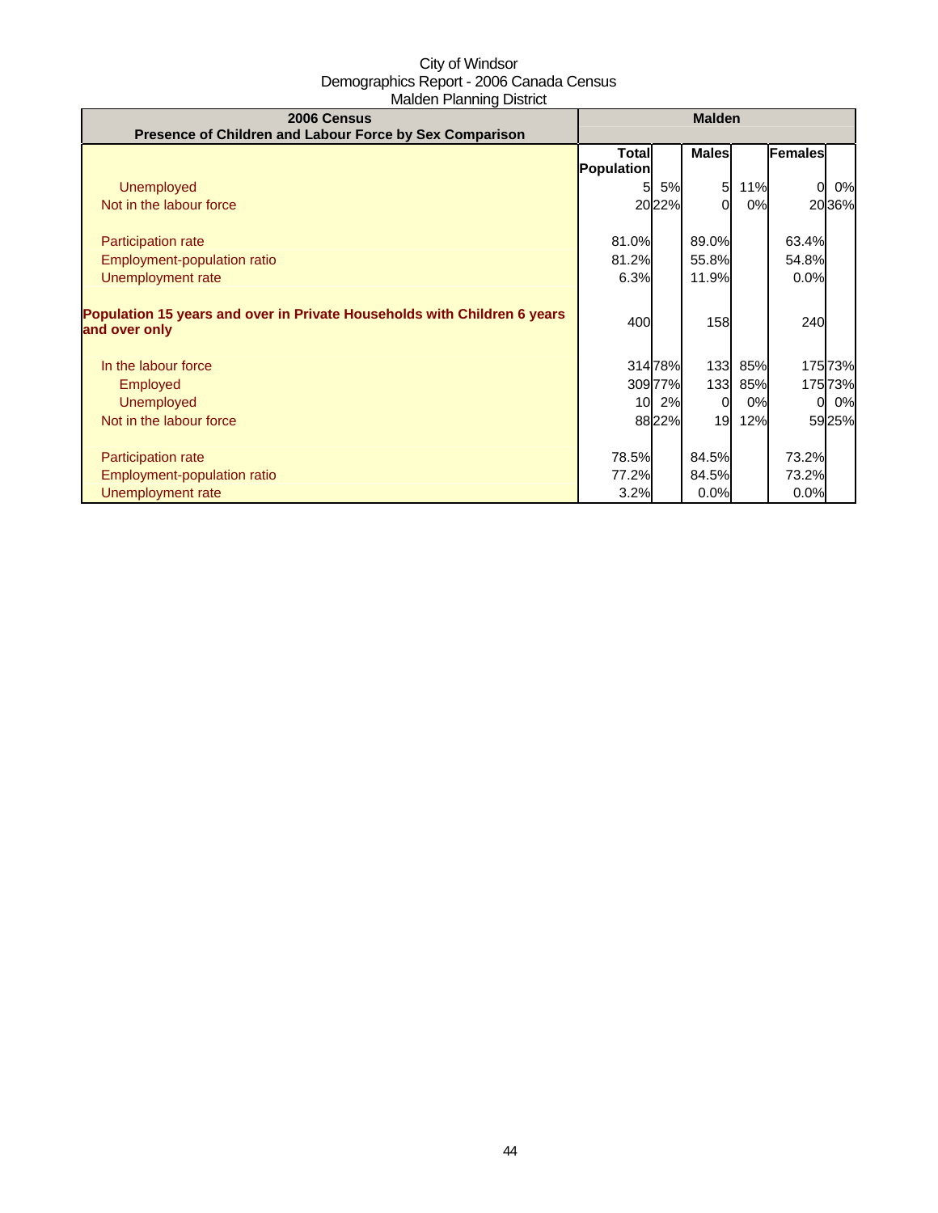City of Windsor
Demographics Report - 2006 Canada Census
Malden Planning District

| 2006 Census<br>Presence of Children and Labour Force by Sex Comparison | Malden | | | | | |
|---|---|---|---|---|---|---|
| | Total Population | | Males | | Females | |
| Unemployed | 5 | 5% | 5 | 11% | 0 | 0% |
| Not in the labour force | 20 | 22% | 0 | 0% | 20 | 36% |
| | | | | | | |
| Participation rate | 81.0% | | 89.0% | | 63.4% | |
| Employment-population ratio | 81.2% | | 55.8% | | 54.8% | |
| Unemployment rate | 6.3% | | 11.9% | | 0.0% | |
| | | | | | | |
| **Population 15 years and over in Private Households with Children 6 years and over only** | 400 | | 158 | | 240 | |
| | | | | | | |
| In the labour force | 314 | 78% | 133 | 85% | 175 | 73% |
| Employed | 309 | 77% | 133 | 85% | 175 | 73% |
| Unemployed | 10 | 2% | 0 | 0% | 0 | 0% |
| Not in the labour force | 88 | 22% | 19 | 12% | 59 | 25% |
| | | | | | | |
| Participation rate | 78.5% | | 84.5% | | 73.2% | |
| Employment-population ratio | 77.2% | | 84.5% | | 73.2% | |
| Unemployment rate | 3.2% | | 0.0% | | 0.0% | |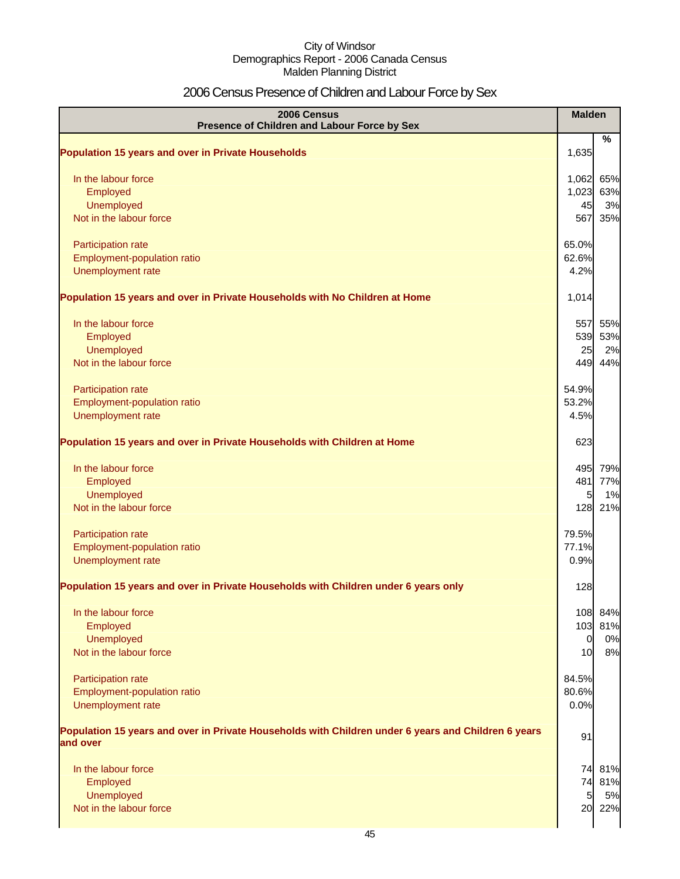City of Windsor
Demographics Report - 2006 Canada Census
Malden Planning District

# 2006 Census Presence of Children and Labour Force by Sex

| 2006 Census<br>Presence of Children and Labour Force by Sex | Malden | |
|---|---|---|
| | | % |
| **Population 15 years and over in Private Households** | 1,635 | |
| In the labour force | 1,062 | 65% |
| Employed | 1,023 | 63% |
| Unemployed | 45 | 3% |
| Not in the labour force | 567 | 35% |
| Participation rate | 65.0% | |
| Employment-population ratio | 62.6% | |
| Unemployment rate | 4.2% | |
| **Population 15 years and over in Private Households with No Children at Home** | 1,014 | |
| In the labour force | 557 | 55% |
| Employed | 539 | 53% |
| Unemployed | 25 | 2% |
| Not in the labour force | 449 | 44% |
| Participation rate | 54.9% | |
| Employment-population ratio | 53.2% | |
| Unemployment rate | 4.5% | |
| **Population 15 years and over in Private Households with Children at Home** | 623 | |
| In the labour force | 495 | 79% |
| Employed | 481 | 77% |
| Unemployed | 5 | 1% |
| Not in the labour force | 128 | 21% |
| Participation rate | 79.5% | |
| Employment-population ratio | 77.1% | |
| Unemployment rate | 0.9% | |
| **Population 15 years and over in Private Households with Children under 6 years only** | 128 | |
| In the labour force | 108 | 84% |
| Employed | 103 | 81% |
| Unemployed | 0 | 0% |
| Not in the labour force | 10 | 8% |
| Participation rate | 84.5% | |
| Employment-population ratio | 80.6% | |
| Unemployment rate | 0.0% | |
| **Population 15 years and over in Private Households with Children under 6 years and Children 6 years and over** | 91 | |
| In the labour force | 74 | 81% |
| Employed | 74 | 81% |
| Unemployed | 5 | 5% |
| Not in the labour force | 20 | 22% |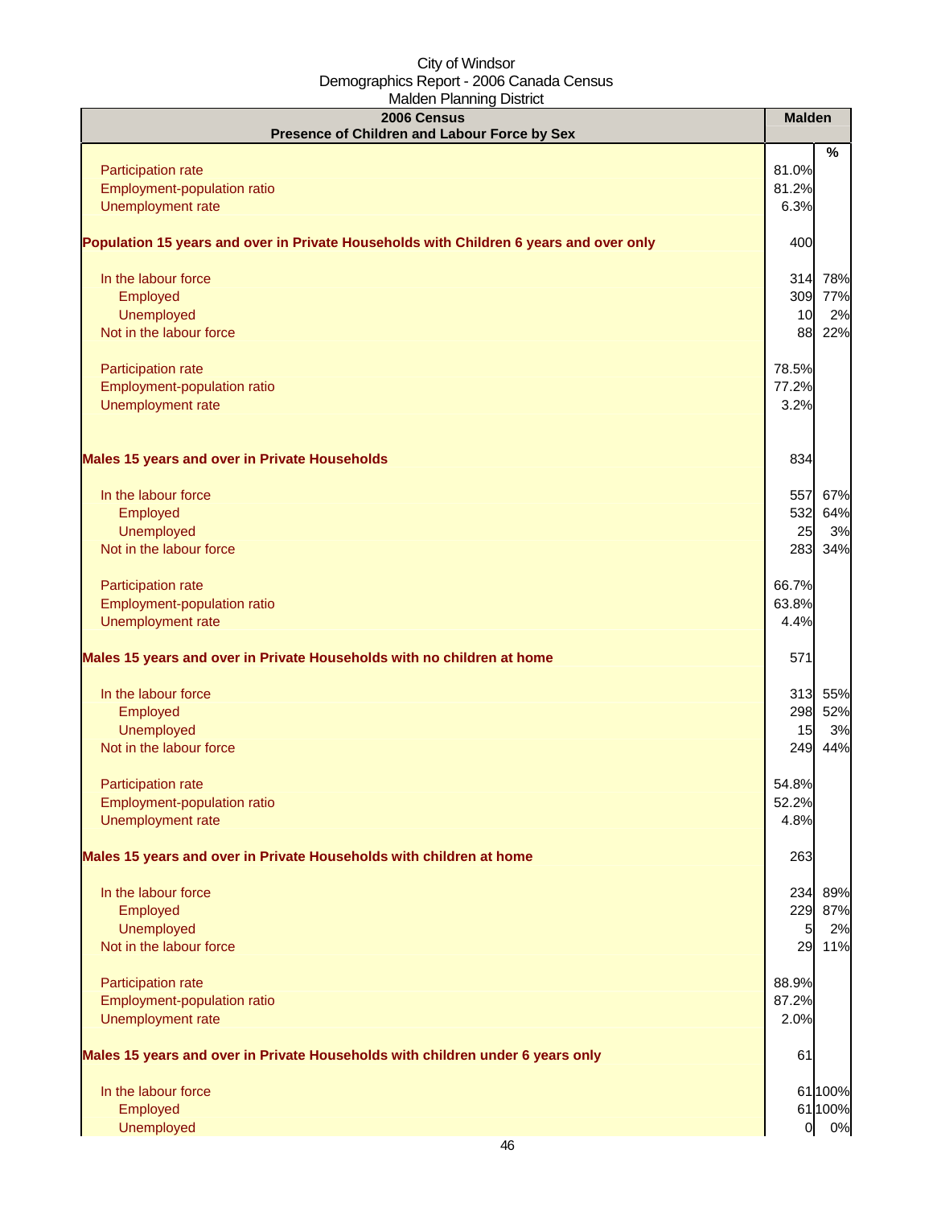City of Windsor
Demographics Report - 2006 Canada Census
Malden Planning District

| 2006 Census<br>Presence of Children and Labour Force by Sex | Malden | |
|---|---|---|
| | | % |
| Participation rate | 81.0% | |
| Employment-population ratio | 81.2% | |
| Unemployment rate | 6.3% | |
| **Population 15 years and over in Private Households with Children 6 years and over only** | 400 | |
| In the labour force | 314 | 78% |
| Employed | 309 | 77% |
| Unemployed | 10 | 2% |
| Not in the labour force | 88 | 22% |
| Participation rate | 78.5% | |
| Employment-population ratio | 77.2% | |
| Unemployment rate | 3.2% | |
| **Males 15 years and over in Private Households** | 834 | |
| In the labour force | 557 | 67% |
| Employed | 532 | 64% |
| Unemployed | 25 | 3% |
| Not in the labour force | 283 | 34% |
| Participation rate | 66.7% | |
| Employment-population ratio | 63.8% | |
| Unemployment rate | 4.4% | |
| **Males 15 years and over in Private Households with no children at home** | 571 | |
| In the labour force | 313 | 55% |
| Employed | 298 | 52% |
| Unemployed | 15 | 3% |
| Not in the labour force | 249 | 44% |
| Participation rate | 54.8% | |
| Employment-population ratio | 52.2% | |
| Unemployment rate | 4.8% | |
| **Males 15 years and over in Private Households with children at home** | 263 | |
| In the labour force | 234 | 89% |
| Employed | 229 | 87% |
| Unemployed | 5 | 2% |
| Not in the labour force | 29 | 11% |
| Participation rate | 88.9% | |
| Employment-population ratio | 87.2% | |
| Unemployment rate | 2.0% | |
| **Males 15 years and over in Private Households with children under 6 years only** | 61 | |
| In the labour force | 61 | 100% |
| Employed | 61 | 100% |
| Unemployed | 0 | 0% |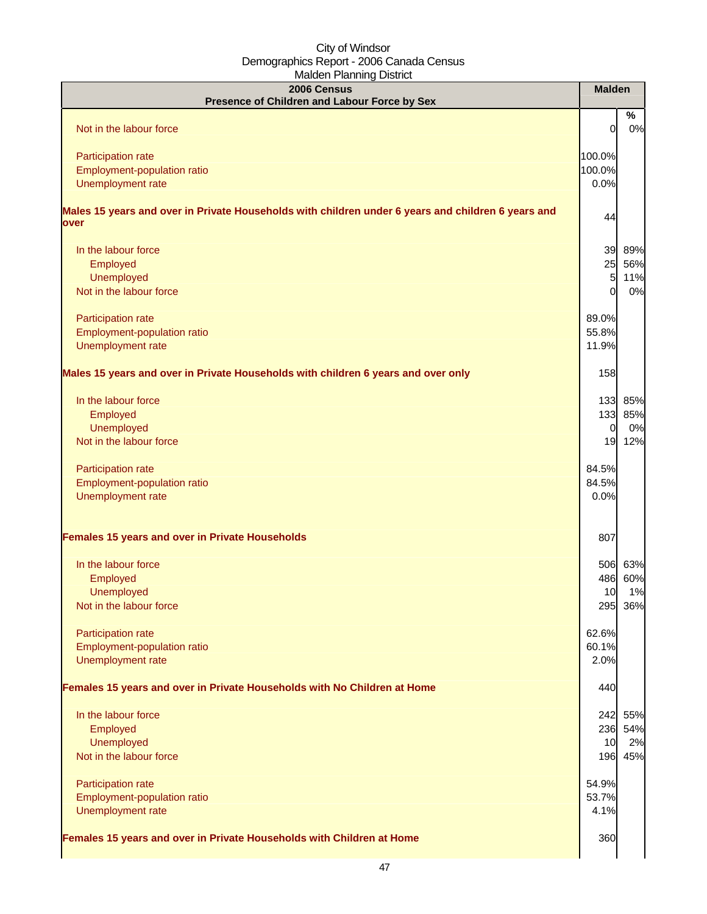City of Windsor
Demographics Report - 2006 Canada Census
Malden Planning District

| 2006 Census<br>Presence of Children and Labour Force by Sex | Malden | % |
|---|---|---|
| Not in the labour force | 0 | 0% |
| Participation rate | 100.0% | |
| Employment-population ratio | 100.0% | |
| Unemployment rate | 0.0% | |
| **Males 15 years and over in Private Households with children under 6 years and children 6 years and over** | 44 | |
| In the labour force | 39 | 89% |
| Employed | 25 | 56% |
| Unemployed | 5 | 11% |
| Not in the labour force | 0 | 0% |
| Participation rate | 89.0% | |
| Employment-population ratio | 55.8% | |
| Unemployment rate | 11.9% | |
| **Males 15 years and over in Private Households with children 6 years and over only** | 158 | |
| In the labour force | 133 | 85% |
| Employed | 133 | 85% |
| Unemployed | 0 | 0% |
| Not in the labour force | 19 | 12% |
| Participation rate | 84.5% | |
| Employment-population ratio | 84.5% | |
| Unemployment rate | 0.0% | |
| **Females 15 years and over in Private Households** | 807 | |
| In the labour force | 506 | 63% |
| Employed | 486 | 60% |
| Unemployed | 10 | 1% |
| Not in the labour force | 295 | 36% |
| Participation rate | 62.6% | |
| Employment-population ratio | 60.1% | |
| Unemployment rate | 2.0% | |
| **Females 15 years and over in Private Households with No Children at Home** | 440 | |
| In the labour force | 242 | 55% |
| Employed | 236 | 54% |
| Unemployed | 10 | 2% |
| Not in the labour force | 196 | 45% |
| Participation rate | 54.9% | |
| Employment-population ratio | 53.7% | |
| Unemployment rate | 4.1% | |
| **Females 15 years and over in Private Households with Children at Home** | 360 | |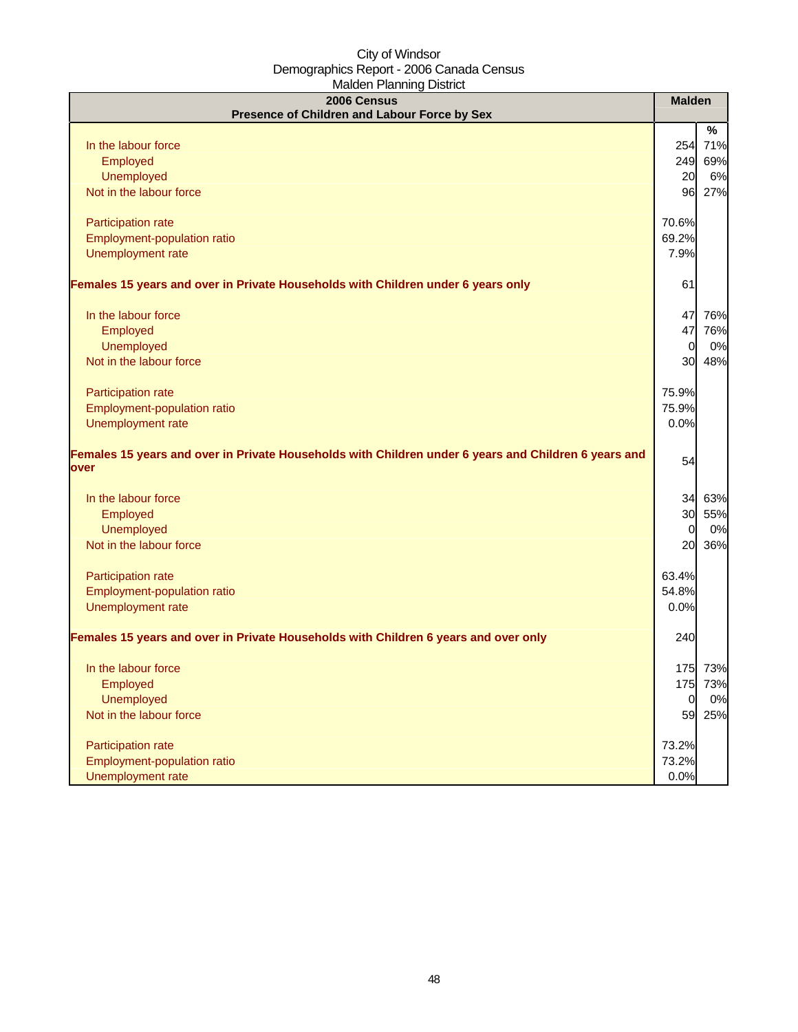City of Windsor
Demographics Report - 2006 Canada Census
Malden Planning District

| 2006 Census<br>Presence of Children and Labour Force by Sex | Malden | |
|---|---|---|
| | | % |
| In the labour force | 254 | 71% |
| Employed | 249 | 69% |
| Unemployed | 20 | 6% |
| Not in the labour force | 96 | 27% |
| | | |
| Participation rate | 70.6% | |
| Employment-population ratio | 69.2% | |
| Unemployment rate | 7.9% | |
| | | |
| **Females 15 years and over in Private Households with Children under 6 years only** | 61 | |
| | | |
| In the labour force | 47 | 76% |
| Employed | 47 | 76% |
| Unemployed | 0 | 0% |
| Not in the labour force | 30 | 48% |
| | | |
| Participation rate | 75.9% | |
| Employment-population ratio | 75.9% | |
| Unemployment rate | 0.0% | |
| | | |
| **Females 15 years and over in Private Households with Children under 6 years and Children 6 years and over** | 54 | |
| | | |
| In the labour force | 34 | 63% |
| Employed | 30 | 55% |
| Unemployed | 0 | 0% |
| Not in the labour force | 20 | 36% |
| | | |
| Participation rate | 63.4% | |
| Employment-population ratio | 54.8% | |
| Unemployment rate | 0.0% | |
| | | |
| **Females 15 years and over in Private Households with Children 6 years and over only** | 240 | |
| | | |
| In the labour force | 175 | 73% |
| Employed | 175 | 73% |
| Unemployed | 0 | 0% |
| Not in the labour force | 59 | 25% |
| | | |
| Participation rate | 73.2% | |
| Employment-population ratio | 73.2% | |
| Unemployment rate | 0.0% | |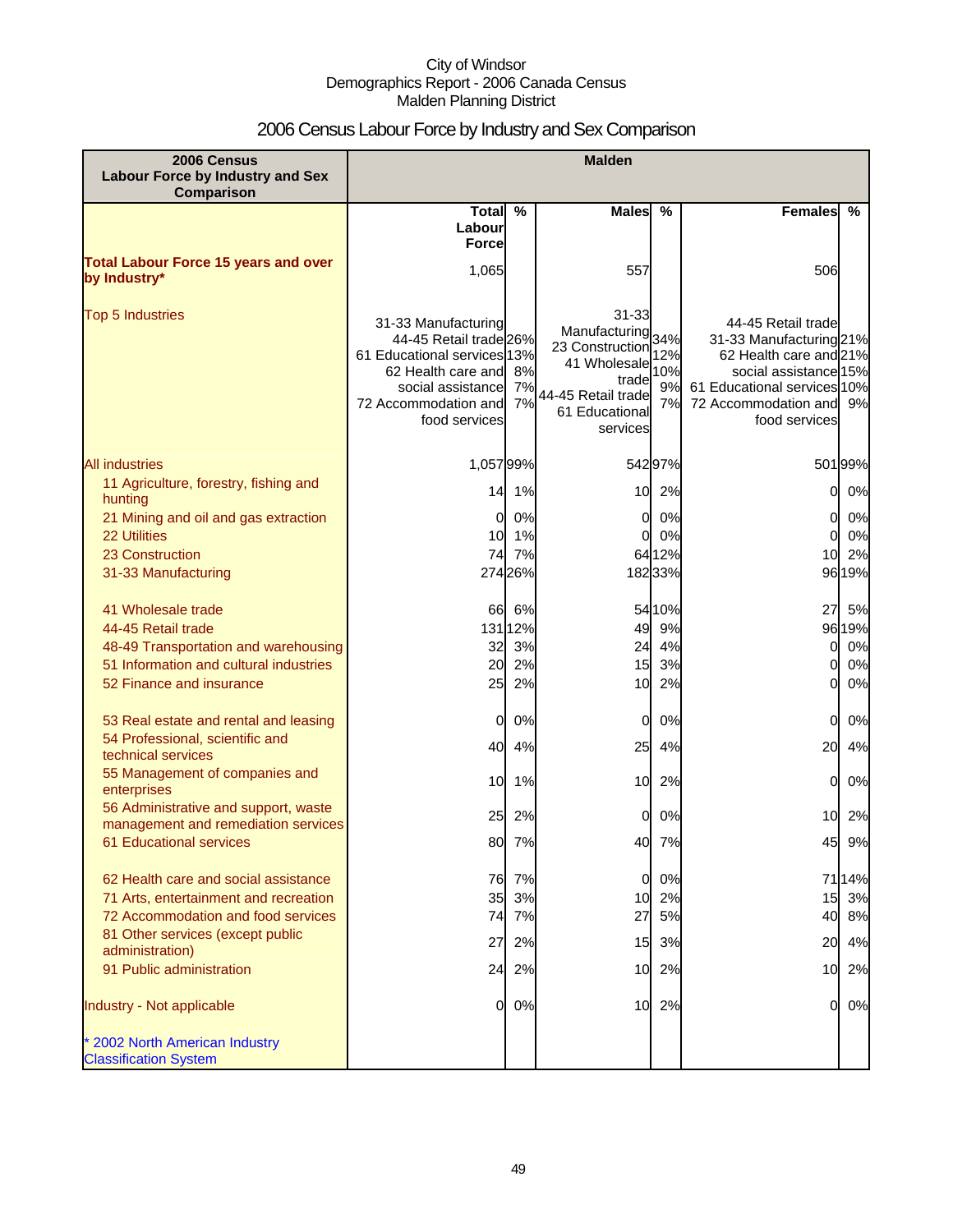City of Windsor
Demographics Report - 2006 Canada Census
Malden Planning District

# 2006 Census Labour Force by Industry and Sex Comparison

| 2006 Census Labour Force by Industry and Sex Comparison | Malden | | | | | |
|---|---|---|---|---|---|---|
| | Total Labour Force | % | Males | % | Females | % |
| **Total Labour Force 15 years and over by Industry*** | 1,065 | | 557 | | 506 | |
| Top 5 Industries | 31-33 Manufacturing<br>44-45 Retail trade<br>61 Educational services<br>62 Health care and social assistance<br>72 Accommodation and food services | 26%<br>13%<br>8%<br>7%<br>7% | 31-33 Manufacturing<br>23 Construction<br>41 Wholesale trade<br>44-45 Retail trade<br>61 Educational services | 34%<br>12%<br>10%<br>9%<br>7% | 44-45 Retail trade<br>31-33 Manufacturing<br>62 Health care and social assistance<br>61 Educational services<br>72 Accommodation and food services | 21%<br>21%<br>15%<br>10%<br>9% |
| All industries | 1,057 | 99% | 542 | 97% | 501 | 99% |
| 11 Agriculture, forestry, fishing and hunting | 14 | 1% | 10 | 2% | 0 | 0% |
| 21 Mining and oil and gas extraction | 0 | 0% | 0 | 0% | 0 | 0% |
| 22 Utilities | 10 | 1% | 0 | 0% | 0 | 0% |
| 23 Construction | 74 | 7% | 64 | 12% | 10 | 2% |
| 31-33 Manufacturing | 274 | 26% | 182 | 33% | 96 | 19% |
| 41 Wholesale trade | 66 | 6% | 54 | 10% | 27 | 5% |
| 44-45 Retail trade | 131 | 12% | 49 | 9% | 96 | 19% |
| 48-49 Transportation and warehousing | 32 | 3% | 24 | 4% | 0 | 0% |
| 51 Information and cultural industries | 20 | 2% | 15 | 3% | 0 | 0% |
| 52 Finance and insurance | 25 | 2% | 10 | 2% | 0 | 0% |
| 53 Real estate and rental and leasing | 0 | 0% | 0 | 0% | 0 | 0% |
| 54 Professional, scientific and technical services | 40 | 4% | 25 | 4% | 20 | 4% |
| 55 Management of companies and enterprises | 10 | 1% | 10 | 2% | 0 | 0% |
| 56 Administrative and support, waste management and remediation services | 25 | 2% | 0 | 0% | 10 | 2% |
| 61 Educational services | 80 | 7% | 40 | 7% | 45 | 9% |
| 62 Health care and social assistance | 76 | 7% | 0 | 0% | 71 | 14% |
| 71 Arts, entertainment and recreation | 35 | 3% | 10 | 2% | 15 | 3% |
| 72 Accommodation and food services | 74 | 7% | 27 | 5% | 40 | 8% |
| 81 Other services (except public administration) | 27 | 2% | 15 | 3% | 20 | 4% |
| 91 Public administration | 24 | 2% | 10 | 2% | 10 | 2% |
| Industry - Not applicable | 0 | 0% | 10 | 2% | 0 | 0% |
| * 2002 North American Industry Classification System | | | | | | |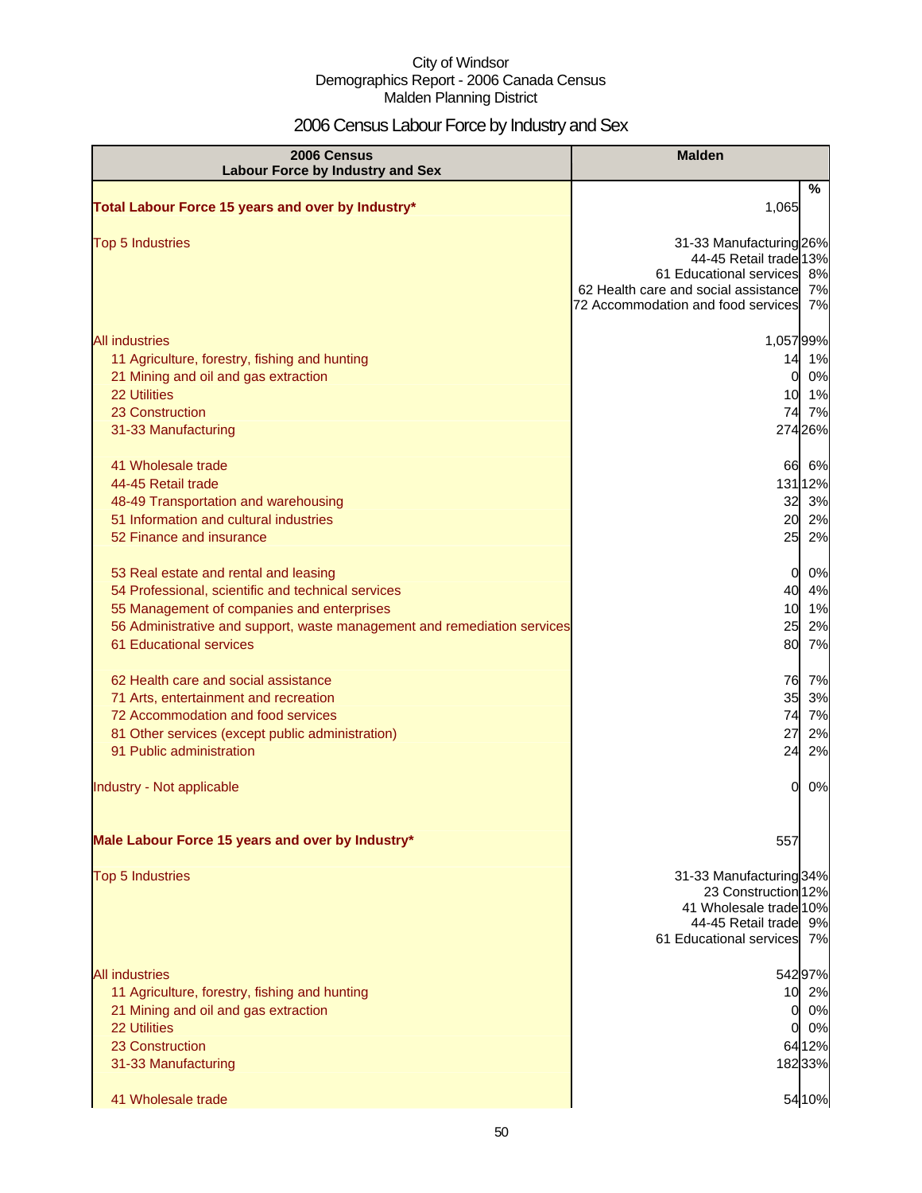City of Windsor
Demographics Report - 2006 Canada Census
Malden Planning District

# 2006 Census Labour Force by Industry and Sex

| 2006 Census Labour Force by Industry and Sex | Malden | % |
|---|---|---|
| **Total Labour Force 15 years and over by Industry*** | 1,065 | |
| Top 5 Industries | 31-33 Manufacturing | 26% |
| | 44-45 Retail trade | 13% |
| | 61 Educational services | 8% |
| | 62 Health care and social assistance | 7% |
| | 72 Accommodation and food services | 7% |
| All industries | 1,057 | 99% |
| 11 Agriculture, forestry, fishing and hunting | 14 | 1% |
| 21 Mining and oil and gas extraction | 0 | 0% |
| 22 Utilities | 10 | 1% |
| 23 Construction | 74 | 7% |
| 31-33 Manufacturing | 274 | 26% |
| 41 Wholesale trade | 66 | 6% |
| 44-45 Retail trade | 131 | 12% |
| 48-49 Transportation and warehousing | 32 | 3% |
| 51 Information and cultural industries | 20 | 2% |
| 52 Finance and insurance | 25 | 2% |
| 53 Real estate and rental and leasing | 0 | 0% |
| 54 Professional, scientific and technical services | 40 | 4% |
| 55 Management of companies and enterprises | 10 | 1% |
| 56 Administrative and support, waste management and remediation services | 25 | 2% |
| 61 Educational services | 80 | 7% |
| 62 Health care and social assistance | 76 | 7% |
| 71 Arts, entertainment and recreation | 35 | 3% |
| 72 Accommodation and food services | 74 | 7% |
| 81 Other services (except public administration) | 27 | 2% |
| 91 Public administration | 24 | 2% |
| Industry - Not applicable | 0 | 0% |
| **Male Labour Force 15 years and over by Industry*** | 557 | |
| Top 5 Industries | 31-33 Manufacturing | 34% |
| | 23 Construction | 12% |
| | 41 Wholesale trade | 10% |
| | 44-45 Retail trade | 9% |
| | 61 Educational services | 7% |
| All industries | 542 | 97% |
| 11 Agriculture, forestry, fishing and hunting | 10 | 2% |
| 21 Mining and oil and gas extraction | 0 | 0% |
| 22 Utilities | 0 | 0% |
| 23 Construction | 64 | 12% |
| 31-33 Manufacturing | 182 | 33% |
| 41 Wholesale trade | 54 | 10% |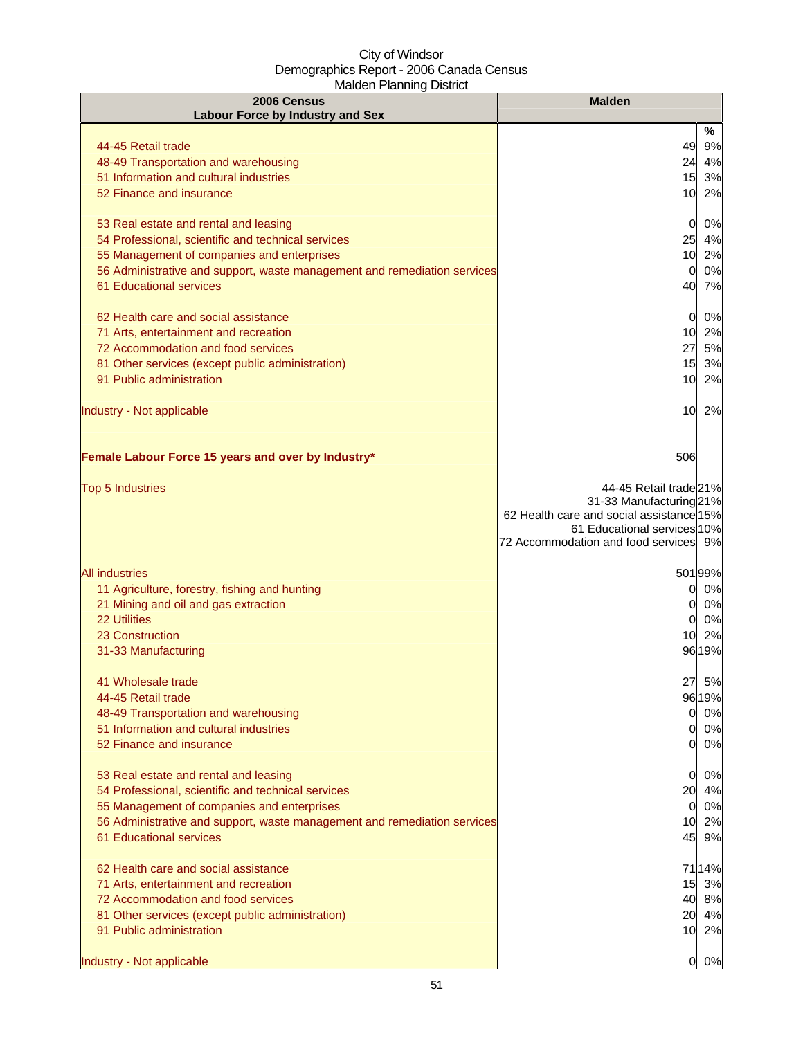City of Windsor
Demographics Report - 2006 Canada Census
Malden Planning District

| 2006 Census Labour Force by Industry and Sex | Malden | |
|---|---|---|
| | | % |
| 44-45 Retail trade | 49 | 9% |
| 48-49 Transportation and warehousing | 24 | 4% |
| 51 Information and cultural industries | 15 | 3% |
| 52 Finance and insurance | 10 | 2% |
| 53 Real estate and rental and leasing | 0 | 0% |
| 54 Professional, scientific and technical services | 25 | 4% |
| 55 Management of companies and enterprises | 10 | 2% |
| 56 Administrative and support, waste management and remediation services | 0 | 0% |
| 61 Educational services | 40 | 7% |
| 62 Health care and social assistance | 0 | 0% |
| 71 Arts, entertainment and recreation | 10 | 2% |
| 72 Accommodation and food services | 27 | 5% |
| 81 Other services (except public administration) | 15 | 3% |
| 91 Public administration | 10 | 2% |
| Industry - Not applicable | 10 | 2% |
| **Female Labour Force 15 years and over by Industry*** | 506 | |
| Top 5 Industries | 44-45 Retail trade | 21% |
| | 31-33 Manufacturing | 21% |
| | 62 Health care and social assistance | 15% |
| | 61 Educational services | 10% |
| | 72 Accommodation and food services | 9% |
| All industries | 501 | 99% |
| 11 Agriculture, forestry, fishing and hunting | 0 | 0% |
| 21 Mining and oil and gas extraction | 0 | 0% |
| 22 Utilities | 0 | 0% |
| 23 Construction | 10 | 2% |
| 31-33 Manufacturing | 96 | 19% |
| 41 Wholesale trade | 27 | 5% |
| 44-45 Retail trade | 96 | 19% |
| 48-49 Transportation and warehousing | 0 | 0% |
| 51 Information and cultural industries | 0 | 0% |
| 52 Finance and insurance | 0 | 0% |
| 53 Real estate and rental and leasing | 0 | 0% |
| 54 Professional, scientific and technical services | 20 | 4% |
| 55 Management of companies and enterprises | 0 | 0% |
| 56 Administrative and support, waste management and remediation services | 10 | 2% |
| 61 Educational services | 45 | 9% |
| 62 Health care and social assistance | 71 | 14% |
| 71 Arts, entertainment and recreation | 15 | 3% |
| 72 Accommodation and food services | 40 | 8% |
| 81 Other services (except public administration) | 20 | 4% |
| 91 Public administration | 10 | 2% |
| Industry - Not applicable | 0 | 0% |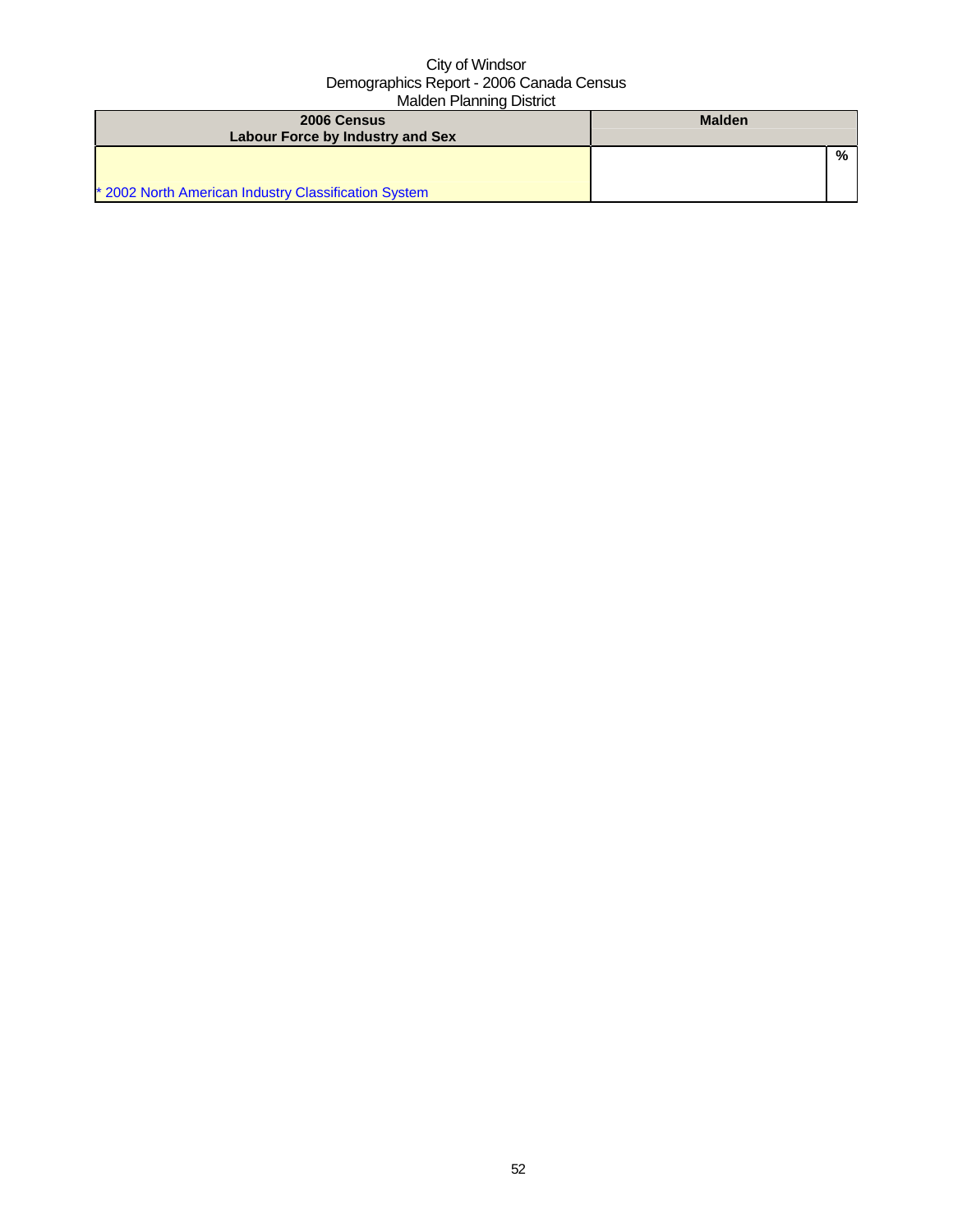| 2006 Census<br>Labour Force by Industry and Sex | Malden | |
|---|---|---|
| | | % |
| * 2002 North American Industry Classification System | | |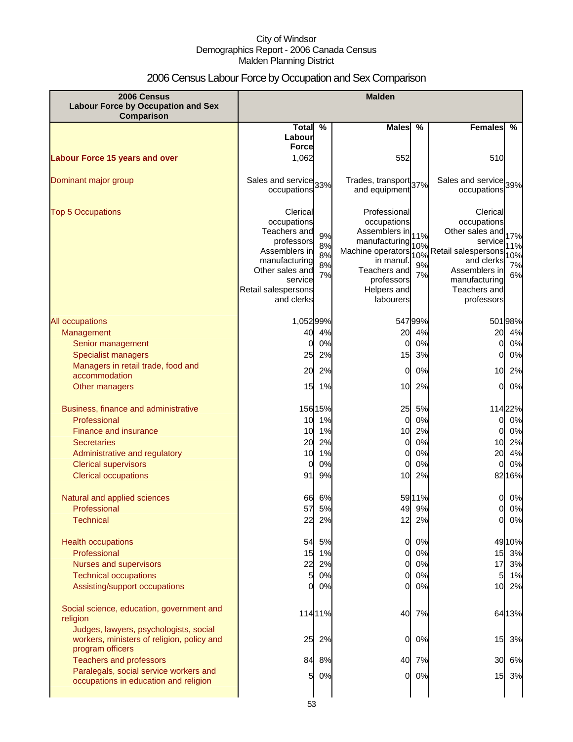City of Windsor
Demographics Report - 2006 Canada Census
Malden Planning District

# 2006 Census Labour Force by Occupation and Sex Comparison

| 2006 Census Labour Force by Occupation and Sex Comparison | Malden | | | | | |
|---|---|---|---|---|---|---|
| | Total Labour Force | % | Males | % | Females | % |
| **Labour Force 15 years and over** | 1,062 | | 552 | | 510 | |
| Dominant major group | Sales and service occupations | 33% | Trades, transport and equipment | 37% | Sales and service occupations | 39% |
| Top 5 Occupations | Clerical occupations<br>Teachers and professors<br>Assemblers in manufacturing<br>Other sales and service<br>Retail salespersons and clerks | 9%<br>8%<br>8%<br>8%<br>7% | Professional occupations<br>Assemblers in manufacturing<br>Machine operators in manuf.<br>Teachers and professors<br>Helpers and labourers | 11%<br>10%<br>10%<br>9%<br>7% | Clerical occupations<br>Other sales and service<br>Retail salespersons and clerks<br>Assemblers in manufacturing<br>Teachers and professors | 17%<br>11%<br>10%<br>7%<br>6% |
| All occupations | 1,052 | 99% | 547 | 99% | 501 | 98% |
| Management | 40 | 4% | 20 | 4% | 20 | 4% |
| Senior management | 0 | 0% | 0 | 0% | 0 | 0% |
| Specialist managers | 25 | 2% | 15 | 3% | 0 | 0% |
| Managers in retail trade, food and accommodation | 20 | 2% | 0 | 0% | 10 | 2% |
| Other managers | 15 | 1% | 10 | 2% | 0 | 0% |
| Business, finance and administrative | 156 | 15% | 25 | 5% | 114 | 22% |
| Professional | 10 | 1% | 0 | 0% | 0 | 0% |
| Finance and insurance | 10 | 1% | 10 | 2% | 0 | 0% |
| Secretaries | 20 | 2% | 0 | 0% | 10 | 2% |
| Administrative and regulatory | 10 | 1% | 0 | 0% | 20 | 4% |
| Clerical supervisors | 0 | 0% | 0 | 0% | 0 | 0% |
| Clerical occupations | 91 | 9% | 10 | 2% | 82 | 16% |
| Natural and applied sciences | 66 | 6% | 59 | 11% | 0 | 0% |
| Professional | 57 | 5% | 49 | 9% | 0 | 0% |
| Technical | 22 | 2% | 12 | 2% | 0 | 0% |
| Health occupations | 54 | 5% | 0 | 0% | 49 | 10% |
| Professional | 15 | 1% | 0 | 0% | 15 | 3% |
| Nurses and supervisors | 22 | 2% | 0 | 0% | 17 | 3% |
| Technical occupations | 5 | 0% | 0 | 0% | 5 | 1% |
| Assisting/support occupations | 0 | 0% | 0 | 0% | 10 | 2% |
| Social science, education, government and religion | 114 | 11% | 40 | 7% | 64 | 13% |
| Judges, lawyers, psychologists, social workers, ministers of religion, policy and program officers | 25 | 2% | 0 | 0% | 15 | 3% |
| Teachers and professors | 84 | 8% | 40 | 7% | 30 | 6% |
| Paralegals, social service workers and occupations in education and religion | 5 | 0% | 0 | 0% | 15 | 3% |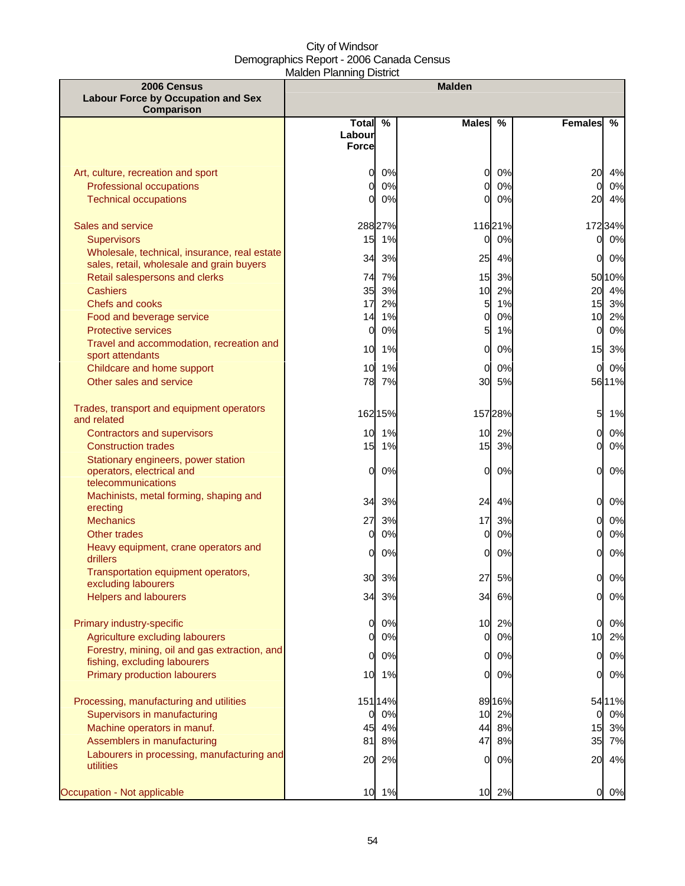City of Windsor
Demographics Report - 2006 Canada Census
Malden Planning District

| 2006 Census Labour Force by Occupation and Sex Comparison | Malden | | | | | |
|---|---|---|---|---|---|---|
| | Total Labour Force | % | Males | % | Females | % |
| Art, culture, recreation and sport | 0 | 0% | 0 | 0% | 20 | 4% |
| Professional occupations | 0 | 0% | 0 | 0% | 0 | 0% |
| Technical occupations | 0 | 0% | 0 | 0% | 20 | 4% |
| Sales and service | 288 | 27% | 116 | 21% | 172 | 34% |
| Supervisors | 15 | 1% | 0 | 0% | 0 | 0% |
| Wholesale, technical, insurance, real estate sales, retail, wholesale and grain buyers | 34 | 3% | 25 | 4% | 0 | 0% |
| Retail salespersons and clerks | 74 | 7% | 15 | 3% | 50 | 10% |
| Cashiers | 35 | 3% | 10 | 2% | 20 | 4% |
| Chefs and cooks | 17 | 2% | 5 | 1% | 15 | 3% |
| Food and beverage service | 14 | 1% | 0 | 0% | 10 | 2% |
| Protective services | 0 | 0% | 5 | 1% | 0 | 0% |
| Travel and accommodation, recreation and sport attendants | 10 | 1% | 0 | 0% | 15 | 3% |
| Childcare and home support | 10 | 1% | 0 | 0% | 0 | 0% |
| Other sales and service | 78 | 7% | 30 | 5% | 56 | 11% |
| Trades, transport and equipment operators and related | 162 | 15% | 157 | 28% | 5 | 1% |
| Contractors and supervisors | 10 | 1% | 10 | 2% | 0 | 0% |
| Construction trades | 15 | 1% | 15 | 3% | 0 | 0% |
| Stationary engineers, power station operators, electrical and telecommunications | 0 | 0% | 0 | 0% | 0 | 0% |
| Machinists, metal forming, shaping and erecting | 34 | 3% | 24 | 4% | 0 | 0% |
| Mechanics | 27 | 3% | 17 | 3% | 0 | 0% |
| Other trades | 0 | 0% | 0 | 0% | 0 | 0% |
| Heavy equipment, crane operators and drillers | 0 | 0% | 0 | 0% | 0 | 0% |
| Transportation equipment operators, excluding labourers | 30 | 3% | 27 | 5% | 0 | 0% |
| Helpers and labourers | 34 | 3% | 34 | 6% | 0 | 0% |
| Primary industry-specific | 0 | 0% | 10 | 2% | 0 | 0% |
| Agriculture excluding labourers | 0 | 0% | 0 | 0% | 10 | 2% |
| Forestry, mining, oil and gas extraction, and fishing, excluding labourers | 0 | 0% | 0 | 0% | 0 | 0% |
| Primary production labourers | 10 | 1% | 0 | 0% | 0 | 0% |
| Processing, manufacturing and utilities | 151 | 14% | 89 | 16% | 54 | 11% |
| Supervisors in manufacturing | 0 | 0% | 10 | 2% | 0 | 0% |
| Machine operators in manuf. | 45 | 4% | 44 | 8% | 15 | 3% |
| Assemblers in manufacturing | 81 | 8% | 47 | 8% | 35 | 7% |
| Labourers in processing, manufacturing and utilities | 20 | 2% | 0 | 0% | 20 | 4% |
| Occupation - Not applicable | 10 | 1% | 10 | 2% | 0 | 0% |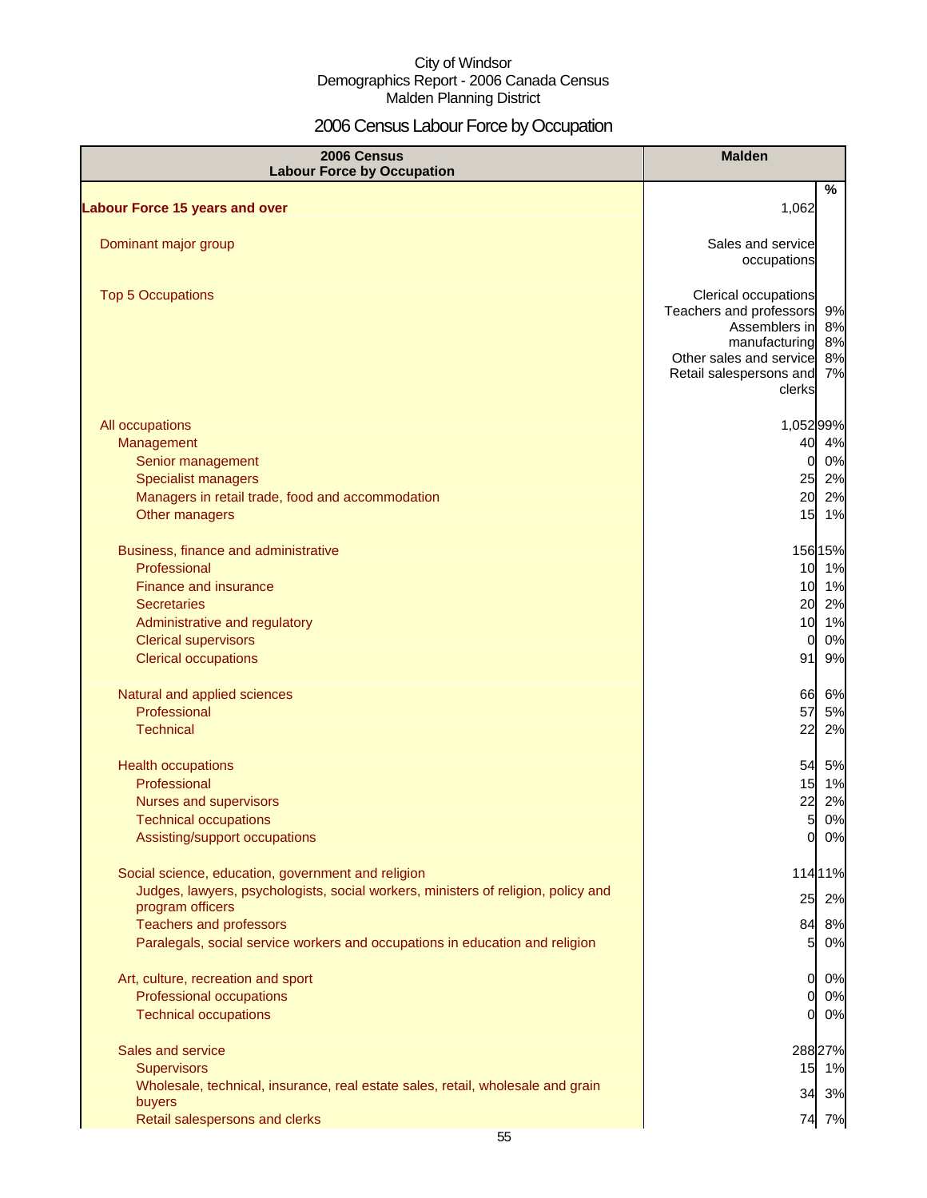City of Windsor
Demographics Report - 2006 Canada Census
Malden Planning District

# 2006 Census Labour Force by Occupation

| 2006 Census Labour Force by Occupation | Malden | |
|---|---|---|
| | | % |
| **Labour Force 15 years and over** | 1,062 | |
| Dominant major group | Sales and service occupations | |
| Top 5 Occupations | Clerical occupations | 9% |
| | Teachers and professors | 8% |
| | Assemblers in manufacturing | 8% |
| | Other sales and service | 8% |
| | Retail salespersons and clerks | 7% |
| All occupations | 1,052 | 99% |
| Management | 40 | 4% |
| Senior management | 0 | 0% |
| Specialist managers | 25 | 2% |
| Managers in retail trade, food and accommodation | 20 | 2% |
| Other managers | 15 | 1% |
| Business, finance and administrative | 156 | 15% |
| Professional | 10 | 1% |
| Finance and insurance | 10 | 1% |
| Secretaries | 20 | 2% |
| Administrative and regulatory | 10 | 1% |
| Clerical supervisors | 0 | 0% |
| Clerical occupations | 91 | 9% |
| Natural and applied sciences | 66 | 6% |
| Professional | 57 | 5% |
| Technical | 22 | 2% |
| Health occupations | 54 | 5% |
| Professional | 15 | 1% |
| Nurses and supervisors | 22 | 2% |
| Technical occupations | 5 | 0% |
| Assisting/support occupations | 0 | 0% |
| Social science, education, government and religion | 114 | 11% |
| Judges, lawyers, psychologists, social workers, ministers of religion, policy and program officers | 25 | 2% |
| Teachers and professors | 84 | 8% |
| Paralegals, social service workers and occupations in education and religion | 5 | 0% |
| Art, culture, recreation and sport | 0 | 0% |
| Professional occupations | 0 | 0% |
| Technical occupations | 0 | 0% |
| Sales and service | 288 | 27% |
| Supervisors | 15 | 1% |
| Wholesale, technical, insurance, real estate sales, retail, wholesale and grain buyers | 34 | 3% |
| Retail salespersons and clerks | 74 | 7% |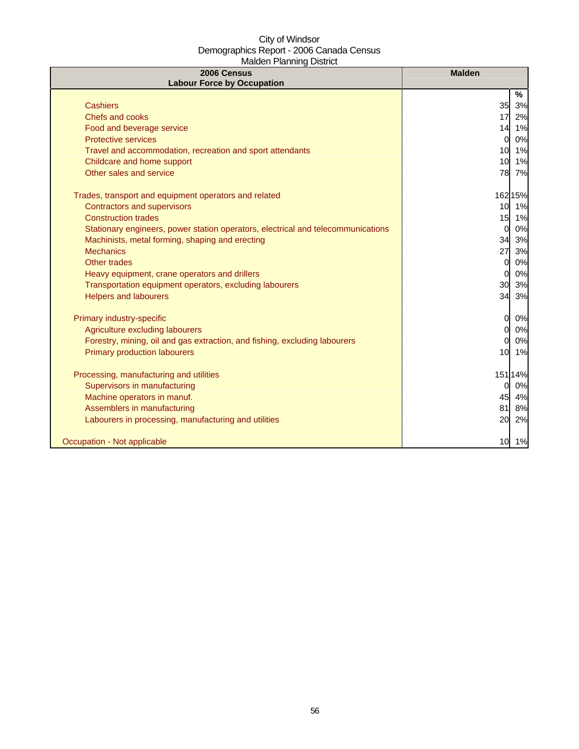City of Windsor
Demographics Report - 2006 Canada Census
Malden Planning District

| 2006 Census<br>Labour Force by Occupation | Malden | |
|---|---|---|
| | | % |
| Cashiers | 35 | 3% |
| Chefs and cooks | 17 | 2% |
| Food and beverage service | 14 | 1% |
| Protective services | 0 | 0% |
| Travel and accommodation, recreation and sport attendants | 10 | 1% |
| Childcare and home support | 10 | 1% |
| Other sales and service | 78 | 7% |
| | | |
| Trades, transport and equipment operators and related | 162 | 15% |
| Contractors and supervisors | 10 | 1% |
| Construction trades | 15 | 1% |
| Stationary engineers, power station operators, electrical and telecommunications | 0 | 0% |
| Machinists, metal forming, shaping and erecting | 34 | 3% |
| Mechanics | 27 | 3% |
| Other trades | 0 | 0% |
| Heavy equipment, crane operators and drillers | 0 | 0% |
| Transportation equipment operators, excluding labourers | 30 | 3% |
| Helpers and labourers | 34 | 3% |
| | | |
| Primary industry-specific | 0 | 0% |
| Agriculture excluding labourers | 0 | 0% |
| Forestry, mining, oil and gas extraction, and fishing, excluding labourers | 0 | 0% |
| Primary production labourers | 10 | 1% |
| | | |
| Processing, manufacturing and utilities | 151 | 14% |
| Supervisors in manufacturing | 0 | 0% |
| Machine operators in manuf. | 45 | 4% |
| Assemblers in manufacturing | 81 | 8% |
| Labourers in processing, manufacturing and utilities | 20 | 2% |
| | | |
| Occupation - Not applicable | 10 | 1% |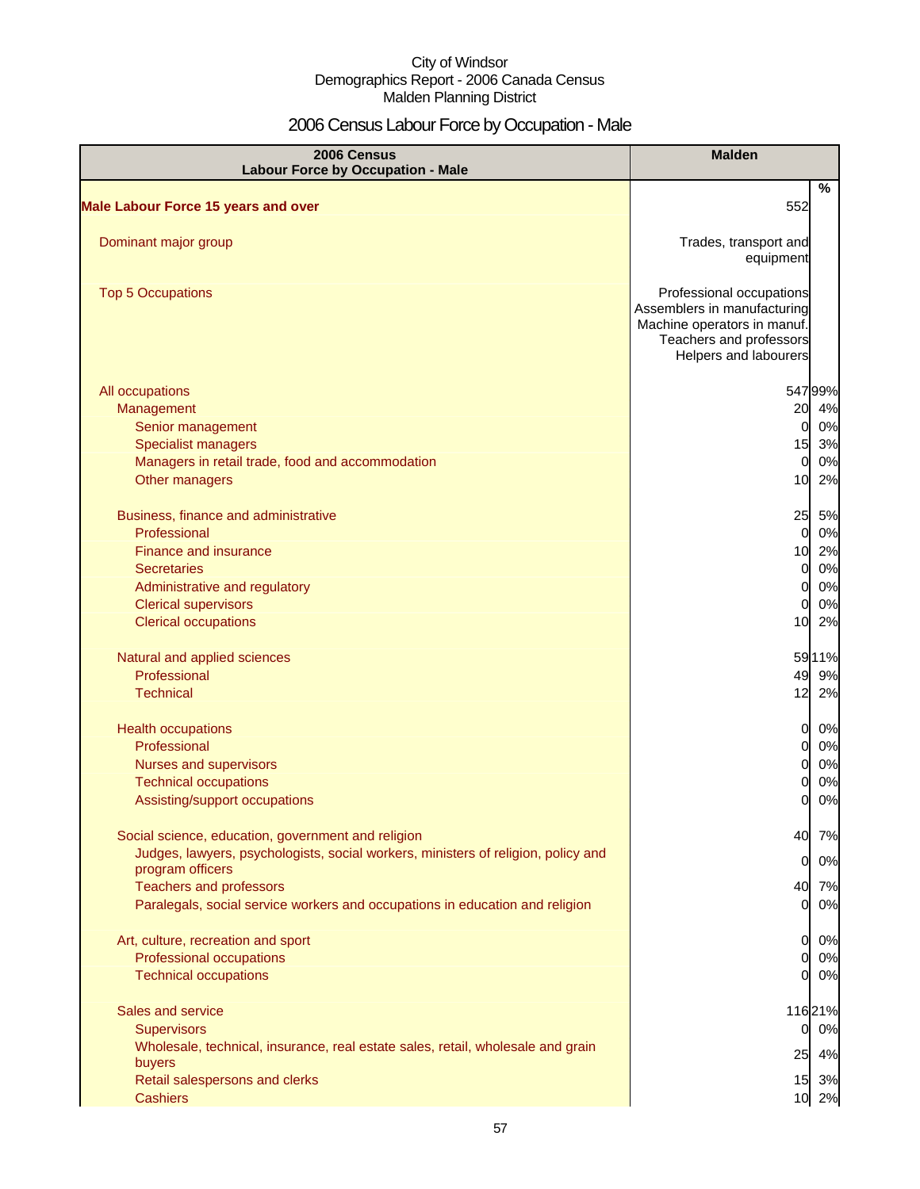City of Windsor
Demographics Report - 2006 Canada Census
Malden Planning District

# 2006 Census Labour Force by Occupation - Male

| 2006 Census Labour Force by Occupation - Male | Malden | |
|---|---|---|
| | | % |
| **Male Labour Force 15 years and over** | 552 | |
| Dominant major group | Trades, transport and equipment | |
| Top 5 Occupations | Professional occupations<br>Assemblers in manufacturing<br>Machine operators in manuf.<br>Teachers and professors<br>Helpers and labourers | |
| All occupations | 547 | 99% |
| Management | 20 | 4% |
| Senior management | 0 | 0% |
| Specialist managers | 15 | 3% |
| Managers in retail trade, food and accommodation | 0 | 0% |
| Other managers | 10 | 2% |
| Business, finance and administrative | 25 | 5% |
| Professional | 0 | 0% |
| Finance and insurance | 10 | 2% |
| Secretaries | 0 | 0% |
| Administrative and regulatory | 0 | 0% |
| Clerical supervisors | 0 | 0% |
| Clerical occupations | 10 | 2% |
| Natural and applied sciences | 59 | 11% |
| Professional | 49 | 9% |
| Technical | 12 | 2% |
| Health occupations | 0 | 0% |
| Professional | 0 | 0% |
| Nurses and supervisors | 0 | 0% |
| Technical occupations | 0 | 0% |
| Assisting/support occupations | 0 | 0% |
| Social science, education, government and religion | 40 | 7% |
| Judges, lawyers, psychologists, social workers, ministers of religion, policy and program officers | 0 | 0% |
| Teachers and professors | 40 | 7% |
| Paralegals, social service workers and occupations in education and religion | 0 | 0% |
| Art, culture, recreation and sport | 0 | 0% |
| Professional occupations | 0 | 0% |
| Technical occupations | 0 | 0% |
| Sales and service | 116 | 21% |
| Supervisors | 0 | 0% |
| Wholesale, technical, insurance, real estate sales, retail, wholesale and grain buyers | 25 | 4% |
| Retail salespersons and clerks | 15 | 3% |
| Cashiers | 10 | 2% |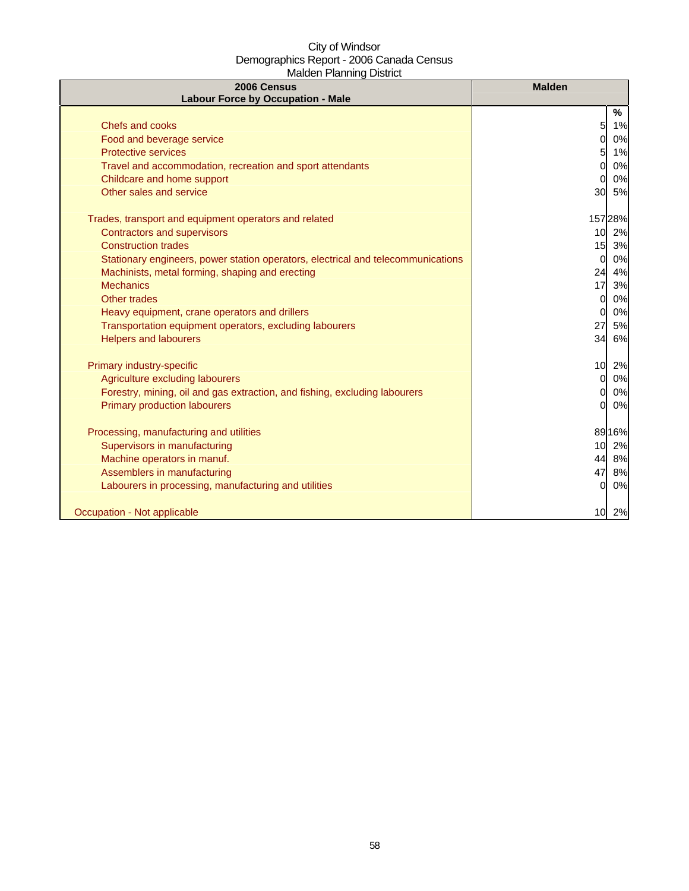City of Windsor
Demographics Report - 2006 Canada Census
Malden Planning District

| 2006 Census<br>Labour Force by Occupation - Male | Malden | |
|---|---|---|
| | | % |
| Chefs and cooks | 5 | 1% |
| Food and beverage service | 0 | 0% |
| Protective services | 5 | 1% |
| Travel and accommodation, recreation and sport attendants | 0 | 0% |
| Childcare and home support | 0 | 0% |
| Other sales and service | 30 | 5% |
| | | |
| Trades, transport and equipment operators and related | 157 | 28% |
| Contractors and supervisors | 10 | 2% |
| Construction trades | 15 | 3% |
| Stationary engineers, power station operators, electrical and telecommunications | 0 | 0% |
| Machinists, metal forming, shaping and erecting | 24 | 4% |
| Mechanics | 17 | 3% |
| Other trades | 0 | 0% |
| Heavy equipment, crane operators and drillers | 0 | 0% |
| Transportation equipment operators, excluding labourers | 27 | 5% |
| Helpers and labourers | 34 | 6% |
| | | |
| Primary industry-specific | 10 | 2% |
| Agriculture excluding labourers | 0 | 0% |
| Forestry, mining, oil and gas extraction, and fishing, excluding labourers | 0 | 0% |
| Primary production labourers | 0 | 0% |
| | | |
| Processing, manufacturing and utilities | 89 | 16% |
| Supervisors in manufacturing | 10 | 2% |
| Machine operators in manuf. | 44 | 8% |
| Assemblers in manufacturing | 47 | 8% |
| Labourers in processing, manufacturing and utilities | 0 | 0% |
| | | |
| Occupation - Not applicable | 10 | 2% |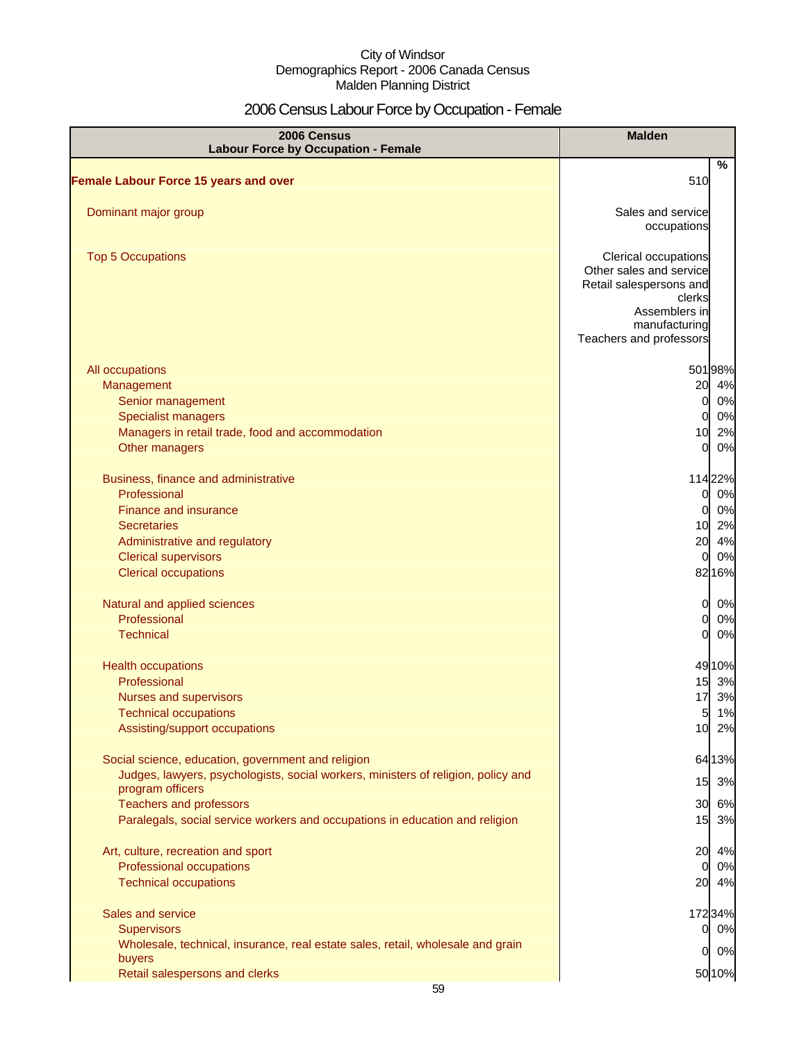City of Windsor
Demographics Report - 2006 Canada Census
Malden Planning District

# 2006 Census Labour Force by Occupation - Female

| 2006 Census<br>Labour Force by Occupation - Female | Malden | |
|---|---|---|
| | | % |
| **Female Labour Force 15 years and over** | 510 | |
| Dominant major group | Sales and service occupations | |
| Top 5 Occupations | Clerical occupations<br>Other sales and service<br>Retail salespersons and clerks<br>Assemblers in manufacturing<br>Teachers and professors | |
| All occupations | 501 | 98% |
| Management | 20 | 4% |
| Senior management | 0 | 0% |
| Specialist managers | 0 | 0% |
| Managers in retail trade, food and accommodation | 10 | 2% |
| Other managers | 0 | 0% |
| Business, finance and administrative | 114 | 22% |
| Professional | 0 | 0% |
| Finance and insurance | 0 | 0% |
| Secretaries | 10 | 2% |
| Administrative and regulatory | 20 | 4% |
| Clerical supervisors | 0 | 0% |
| Clerical occupations | 82 | 16% |
| Natural and applied sciences | 0 | 0% |
| Professional | 0 | 0% |
| Technical | 0 | 0% |
| Health occupations | 49 | 10% |
| Professional | 15 | 3% |
| Nurses and supervisors | 17 | 3% |
| Technical occupations | 5 | 1% |
| Assisting/support occupations | 10 | 2% |
| Social science, education, government and religion | 64 | 13% |
| Judges, lawyers, psychologists, social workers, ministers of religion, policy and program officers | 15 | 3% |
| Teachers and professors | 30 | 6% |
| Paralegals, social service workers and occupations in education and religion | 15 | 3% |
| Art, culture, recreation and sport | 20 | 4% |
| Professional occupations | 0 | 0% |
| Technical occupations | 20 | 4% |
| Sales and service | 172 | 34% |
| Supervisors | 0 | 0% |
| Wholesale, technical, insurance, real estate sales, retail, wholesale and grain buyers | 0 | 0% |
| Retail salespersons and clerks | 50 | 10% |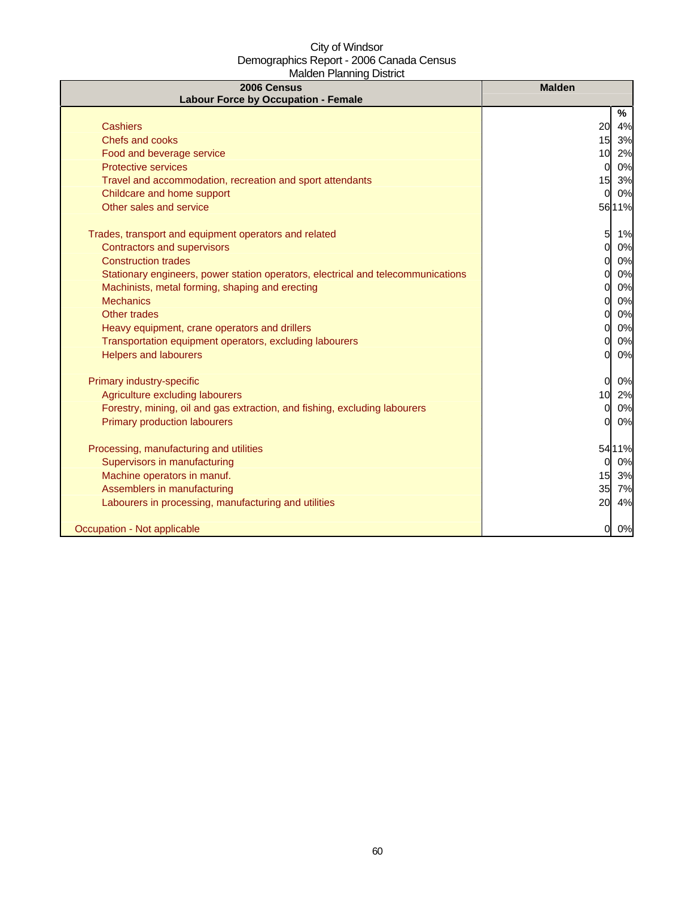City of Windsor
Demographics Report - 2006 Canada Census
Malden Planning District

| 2006 Census<br>Labour Force by Occupation - Female | Malden | |
|---|---|---|
| | | % |
| Cashiers | 20 | 4% |
| Chefs and cooks | 15 | 3% |
| Food and beverage service | 10 | 2% |
| Protective services | 0 | 0% |
| Travel and accommodation, recreation and sport attendants | 15 | 3% |
| Childcare and home support | 0 | 0% |
| Other sales and service | 56 | 11% |
| | | |
| Trades, transport and equipment operators and related | 5 | 1% |
| Contractors and supervisors | 0 | 0% |
| Construction trades | 0 | 0% |
| Stationary engineers, power station operators, electrical and telecommunications | 0 | 0% |
| Machinists, metal forming, shaping and erecting | 0 | 0% |
| Mechanics | 0 | 0% |
| Other trades | 0 | 0% |
| Heavy equipment, crane operators and drillers | 0 | 0% |
| Transportation equipment operators, excluding labourers | 0 | 0% |
| Helpers and labourers | 0 | 0% |
| | | |
| Primary industry-specific | 0 | 0% |
| Agriculture excluding labourers | 10 | 2% |
| Forestry, mining, oil and gas extraction, and fishing, excluding labourers | 0 | 0% |
| Primary production labourers | 0 | 0% |
| | | |
| Processing, manufacturing and utilities | 54 | 11% |
| Supervisors in manufacturing | 0 | 0% |
| Machine operators in manuf. | 15 | 3% |
| Assemblers in manufacturing | 35 | 7% |
| Labourers in processing, manufacturing and utilities | 20 | 4% |
| | | |
| Occupation - Not applicable | 0 | 0% |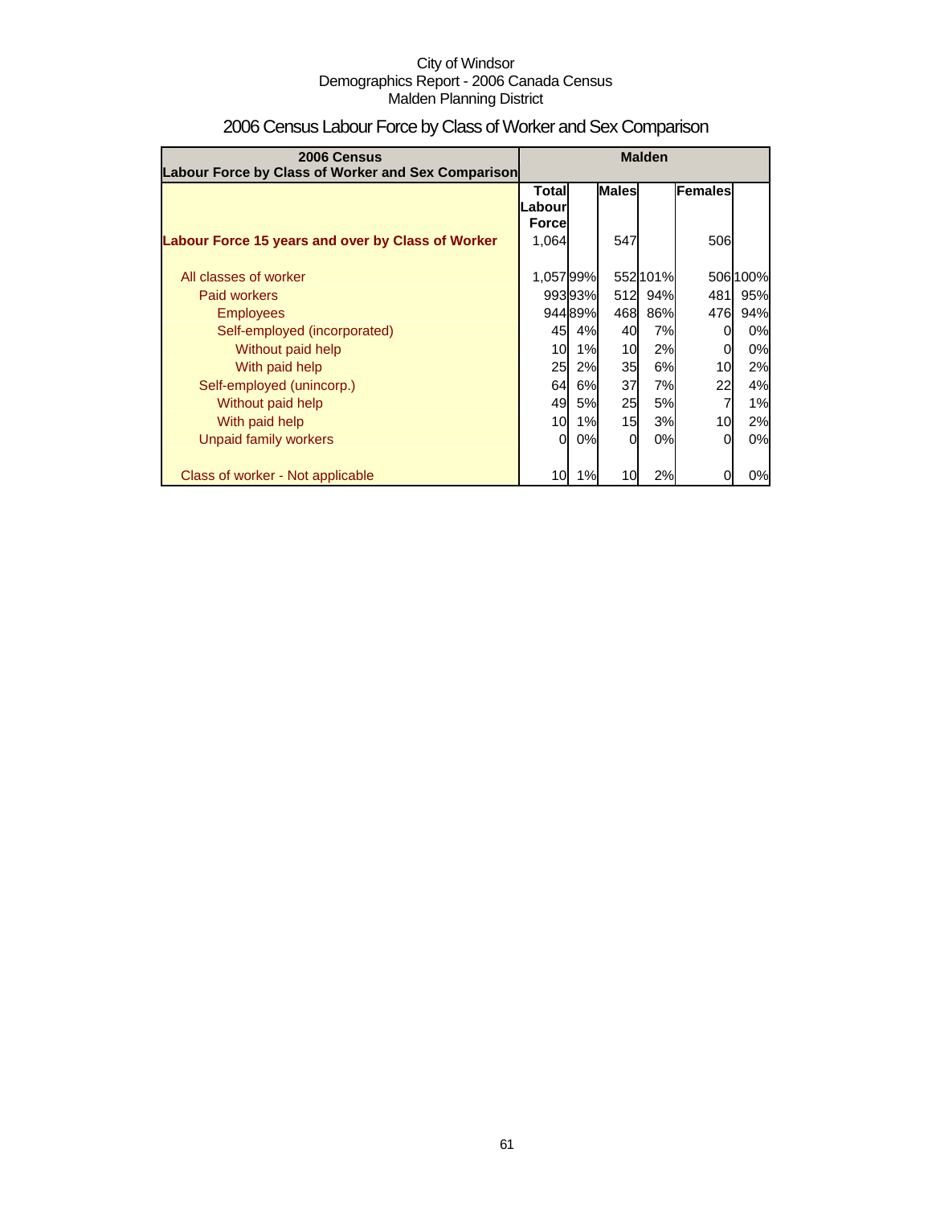City of Windsor
Demographics Report - 2006 Canada Census
Malden Planning District

# 2006 Census Labour Force by Class of Worker and Sex Comparison

| 2006 Census Labour Force by Class of Worker and Sex Comparison | Malden | | | | | |
|---|---|---|---|---|---|---|
| | Total Labour Force | | Males | | Females | |
| **Labour Force 15 years and over by Class of Worker** | 1,064 | | 547 | | 506 | |
| All classes of worker | 1,057 | 99% | 552 | 101% | 506 | 100% |
| Paid workers | 993 | 93% | 512 | 94% | 481 | 95% |
| Employees | 944 | 89% | 468 | 86% | 476 | 94% |
| Self-employed (incorporated) | 45 | 4% | 40 | 7% | 0 | 0% |
| Without paid help | 10 | 1% | 10 | 2% | 0 | 0% |
| With paid help | 25 | 2% | 35 | 6% | 10 | 2% |
| Self-employed (unincorp.) | 64 | 6% | 37 | 7% | 22 | 4% |
| Without paid help | 49 | 5% | 25 | 5% | 7 | 1% |
| With paid help | 10 | 1% | 15 | 3% | 10 | 2% |
| Unpaid family workers | 0 | 0% | 0 | 0% | 0 | 0% |
| Class of worker - Not applicable | 10 | 1% | 10 | 2% | 0 | 0% |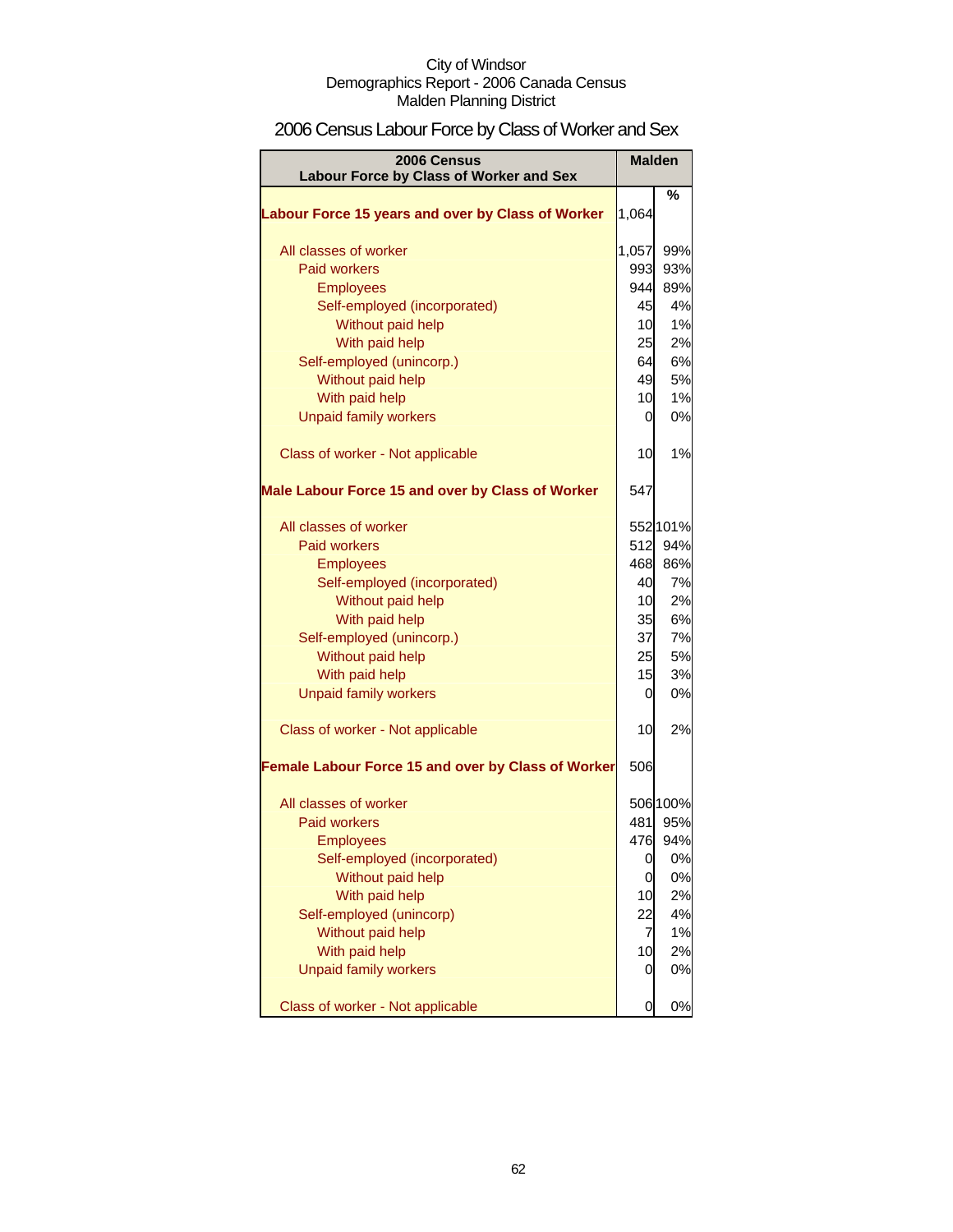City of Windsor
Demographics Report - 2006 Canada Census
Malden Planning District

# 2006 Census Labour Force by Class of Worker and Sex

| 2006 Census<br>Labour Force by Class of Worker and Sex | Malden | |
|---|---|---|
| | | % |
| **Labour Force 15 years and over by Class of Worker** | 1,064 | |
| All classes of worker | 1,057 | 99% |
| Paid workers | 993 | 93% |
| Employees | 944 | 89% |
| Self-employed (incorporated) | 45 | 4% |
| Without paid help | 10 | 1% |
| With paid help | 25 | 2% |
| Self-employed (unincorp.) | 64 | 6% |
| Without paid help | 49 | 5% |
| With paid help | 10 | 1% |
| Unpaid family workers | 0 | 0% |
| Class of worker - Not applicable | 10 | 1% |
| **Male Labour Force 15 and over by Class of Worker** | 547 | |
| All classes of worker | 552 | 101% |
| Paid workers | 512 | 94% |
| Employees | 468 | 86% |
| Self-employed (incorporated) | 40 | 7% |
| Without paid help | 10 | 2% |
| With paid help | 35 | 6% |
| Self-employed (unincorp.) | 37 | 7% |
| Without paid help | 25 | 5% |
| With paid help | 15 | 3% |
| Unpaid family workers | 0 | 0% |
| Class of worker - Not applicable | 10 | 2% |
| **Female Labour Force 15 and over by Class of Worker** | 506 | |
| All classes of worker | 506 | 100% |
| Paid workers | 481 | 95% |
| Employees | 476 | 94% |
| Self-employed (incorporated) | 0 | 0% |
| Without paid help | 0 | 0% |
| With paid help | 10 | 2% |
| Self-employed (unincorp) | 22 | 4% |
| Without paid help | 7 | 1% |
| With paid help | 10 | 2% |
| Unpaid family workers | 0 | 0% |
| Class of worker - Not applicable | 0 | 0% |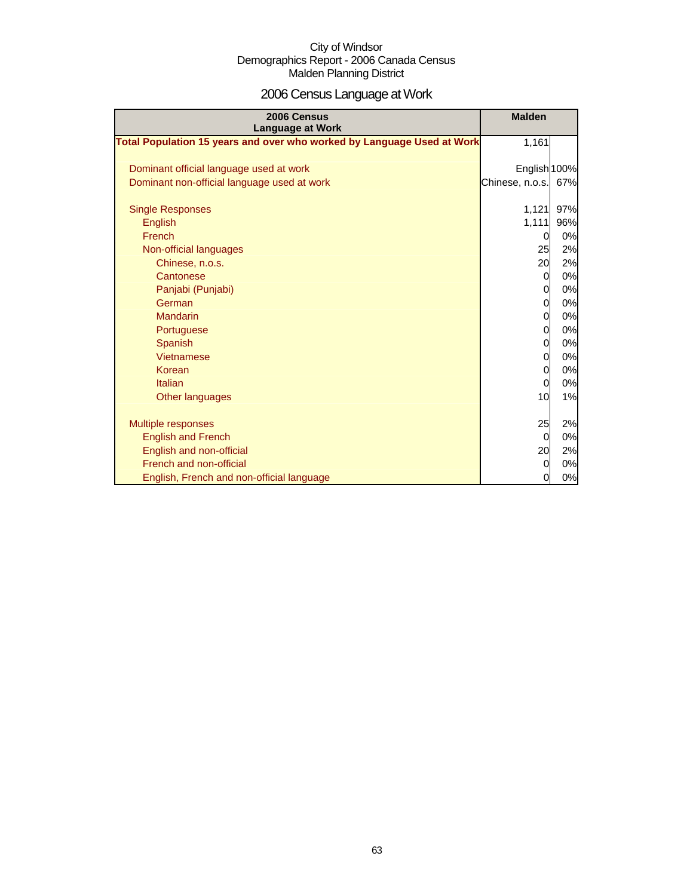City of Windsor
Demographics Report - 2006 Canada Census
Malden Planning District

# 2006 Census Language at Work

| 2006 Census Language at Work | Malden | |
|---|---|---|
| **Total Population 15 years and over who worked by Language Used at Work** | 1,161 | |
| | | |
| Dominant official language used at work | English | 100% |
| Dominant non-official language used at work | Chinese, n.o.s. | 67% |
| | | |
| Single Responses | 1,121 | 97% |
| English | 1,111 | 96% |
| French | 0 | 0% |
| Non-official languages | 25 | 2% |
| Chinese, n.o.s. | 20 | 2% |
| Cantonese | 0 | 0% |
| Panjabi (Punjabi) | 0 | 0% |
| German | 0 | 0% |
| Mandarin | 0 | 0% |
| Portuguese | 0 | 0% |
| Spanish | 0 | 0% |
| Vietnamese | 0 | 0% |
| Korean | 0 | 0% |
| Italian | 0 | 0% |
| Other languages | 10 | 1% |
| | | |
| Multiple responses | 25 | 2% |
| English and French | 0 | 0% |
| English and non-official | 20 | 2% |
| French and non-official | 0 | 0% |
| English, French and non-official language | 0 | 0% |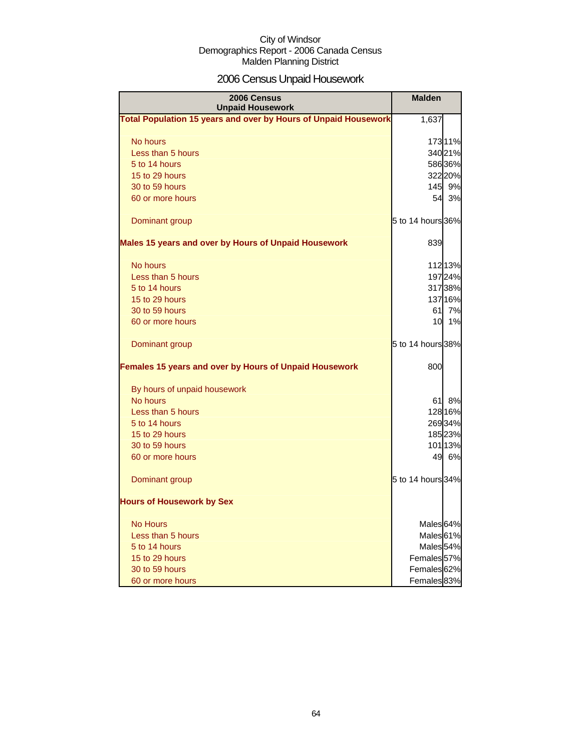City of Windsor
Demographics Report - 2006 Canada Census
Malden Planning District

# 2006 Census Unpaid Housework

| 2006 Census Unpaid Housework | Malden | |
|---|---|---|
| **Total Population 15 years and over by Hours of Unpaid Housework** | 1,637 | |
| No hours | 173 | 11% |
| Less than 5 hours | 340 | 21% |
| 5 to 14 hours | 586 | 36% |
| 15 to 29 hours | 322 | 20% |
| 30 to 59 hours | 145 | 9% |
| 60 or more hours | 54 | 3% |
| Dominant group | 5 to 14 hours | 36% |
| **Males 15 years and over by Hours of Unpaid Housework** | 839 | |
| No hours | 112 | 13% |
| Less than 5 hours | 197 | 24% |
| 5 to 14 hours | 317 | 38% |
| 15 to 29 hours | 137 | 16% |
| 30 to 59 hours | 61 | 7% |
| 60 or more hours | 10 | 1% |
| Dominant group | 5 to 14 hours | 38% |
| **Females 15 years and over by Hours of Unpaid Housework** | 800 | |
| By hours of unpaid housework | | |
| No hours | 61 | 8% |
| Less than 5 hours | 128 | 16% |
| 5 to 14 hours | 269 | 34% |
| 15 to 29 hours | 185 | 23% |
| 30 to 59 hours | 101 | 13% |
| 60 or more hours | 49 | 6% |
| Dominant group | 5 to 14 hours | 34% |
| **Hours of Housework by Sex** | | |
| No Hours | Males | 64% |
| Less than 5 hours | Males | 61% |
| 5 to 14 hours | Males | 54% |
| 15 to 29 hours | Females | 57% |
| 30 to 59 hours | Females | 62% |
| 60 or more hours | Females | 83% |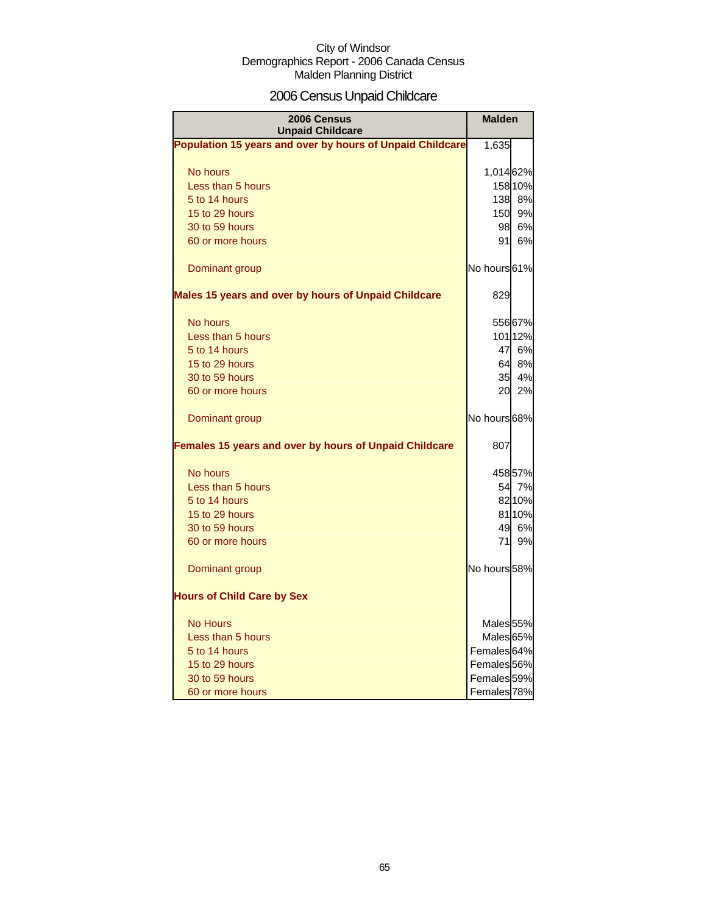City of Windsor
Demographics Report - 2006 Canada Census
Malden Planning District

# 2006 Census Unpaid Childcare

| 2006 Census Unpaid Childcare | Malden | |
|---|---|---|
| **Population 15 years and over by hours of Unpaid Childcare** | 1,635 | |
| No hours | 1,014 | 62% |
| Less than 5 hours | 158 | 10% |
| 5 to 14 hours | 138 | 8% |
| 15 to 29 hours | 150 | 9% |
| 30 to 59 hours | 98 | 6% |
| 60 or more hours | 91 | 6% |
| Dominant group | No hours | 61% |
| **Males 15 years and over by hours of Unpaid Childcare** | 829 | |
| No hours | 556 | 67% |
| Less than 5 hours | 101 | 12% |
| 5 to 14 hours | 47 | 6% |
| 15 to 29 hours | 64 | 8% |
| 30 to 59 hours | 35 | 4% |
| 60 or more hours | 20 | 2% |
| Dominant group | No hours | 68% |
| **Females 15 years and over by hours of Unpaid Childcare** | 807 | |
| No hours | 458 | 57% |
| Less than 5 hours | 54 | 7% |
| 5 to 14 hours | 82 | 10% |
| 15 to 29 hours | 81 | 10% |
| 30 to 59 hours | 49 | 6% |
| 60 or more hours | 71 | 9% |
| Dominant group | No hours | 58% |
| **Hours of Child Care by Sex** | | |
| No Hours | Males | 55% |
| Less than 5 hours | Males | 65% |
| 5 to 14 hours | Females | 64% |
| 15 to 29 hours | Females | 56% |
| 30 to 59 hours | Females | 59% |
| 60 or more hours | Females | 78% |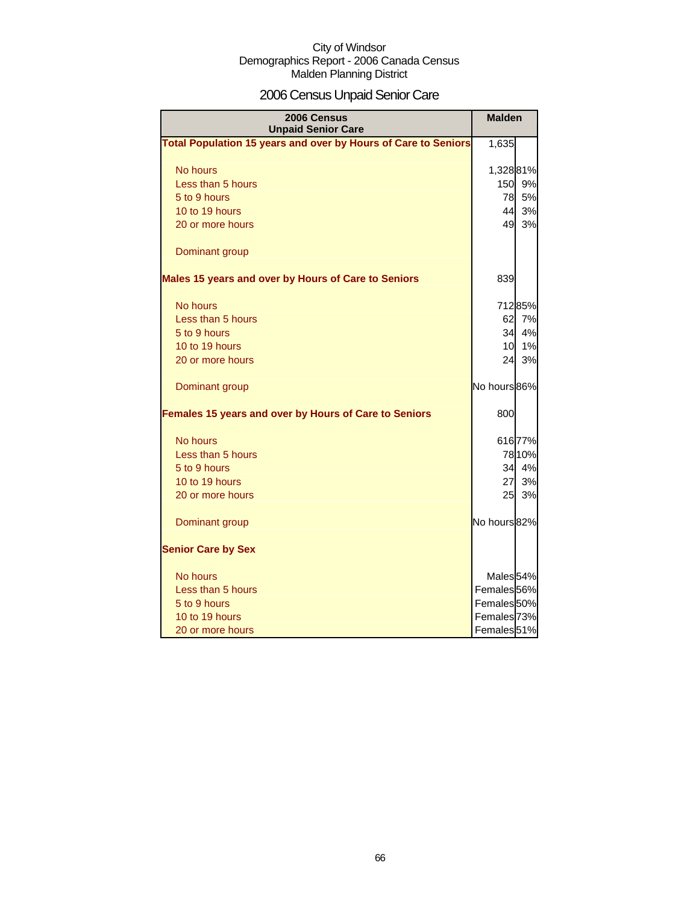City of Windsor
Demographics Report - 2006 Canada Census
Malden Planning District

# 2006 Census Unpaid Senior Care

| 2006 Census Unpaid Senior Care | Malden | |
|---|---|---|
| **Total Population 15 years and over by Hours of Care to Seniors** | 1,635 | |
| No hours | 1,328 | 81% |
| Less than 5 hours | 150 | 9% |
| 5 to 9 hours | 78 | 5% |
| 10 to 19 hours | 44 | 3% |
| 20 or more hours | 49 | 3% |
| Dominant group | | |
| **Males 15 years and over by Hours of Care to Seniors** | 839 | |
| No hours | 712 | 85% |
| Less than 5 hours | 62 | 7% |
| 5 to 9 hours | 34 | 4% |
| 10 to 19 hours | 10 | 1% |
| 20 or more hours | 24 | 3% |
| Dominant group | No hours | 86% |
| **Females 15 years and over by Hours of Care to Seniors** | 800 | |
| No hours | 616 | 77% |
| Less than 5 hours | 78 | 10% |
| 5 to 9 hours | 34 | 4% |
| 10 to 19 hours | 27 | 3% |
| 20 or more hours | 25 | 3% |
| Dominant group | No hours | 82% |
| **Senior Care by Sex** | | |
| No hours | Males | 54% |
| Less than 5 hours | Females | 56% |
| 5 to 9 hours | Females | 50% |
| 10 to 19 hours | Females | 73% |
| 20 or more hours | Females | 51% |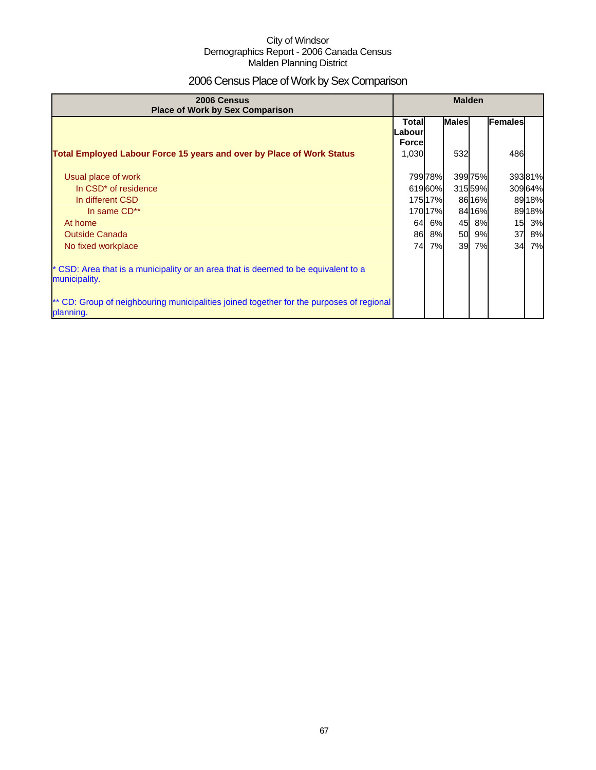City of Windsor
Demographics Report - 2006 Canada Census
Malden Planning District

# 2006 Census Place of Work by Sex Comparison

| 2006 Census<br>Place of Work by Sex Comparison | Malden | | | | | |
|---|---|---|---|---|---|---|
| | Total Labour Force | | Males | | Females | |
| **Total Employed Labour Force 15 years and over by Place of Work Status** | 1,030 | | 532 | | 486 | |
| Usual place of work | 799 | 78% | 399 | 75% | 393 | 81% |
| In CSD* of residence | 619 | 60% | 315 | 59% | 309 | 64% |
| In different CSD | 175 | 17% | 86 | 16% | 89 | 18% |
| In same CD** | 170 | 17% | 84 | 16% | 89 | 18% |
| At home | 64 | 6% | 45 | 8% | 15 | 3% |
| Outside Canada | 86 | 8% | 50 | 9% | 37 | 8% |
| No fixed workplace | 74 | 7% | 39 | 7% | 34 | 7% |

* CSD: Area that is a municipality or an area that is deemed to be equivalent to a municipality.

** CD: Group of neighbouring municipalities joined together for the purposes of regional planning.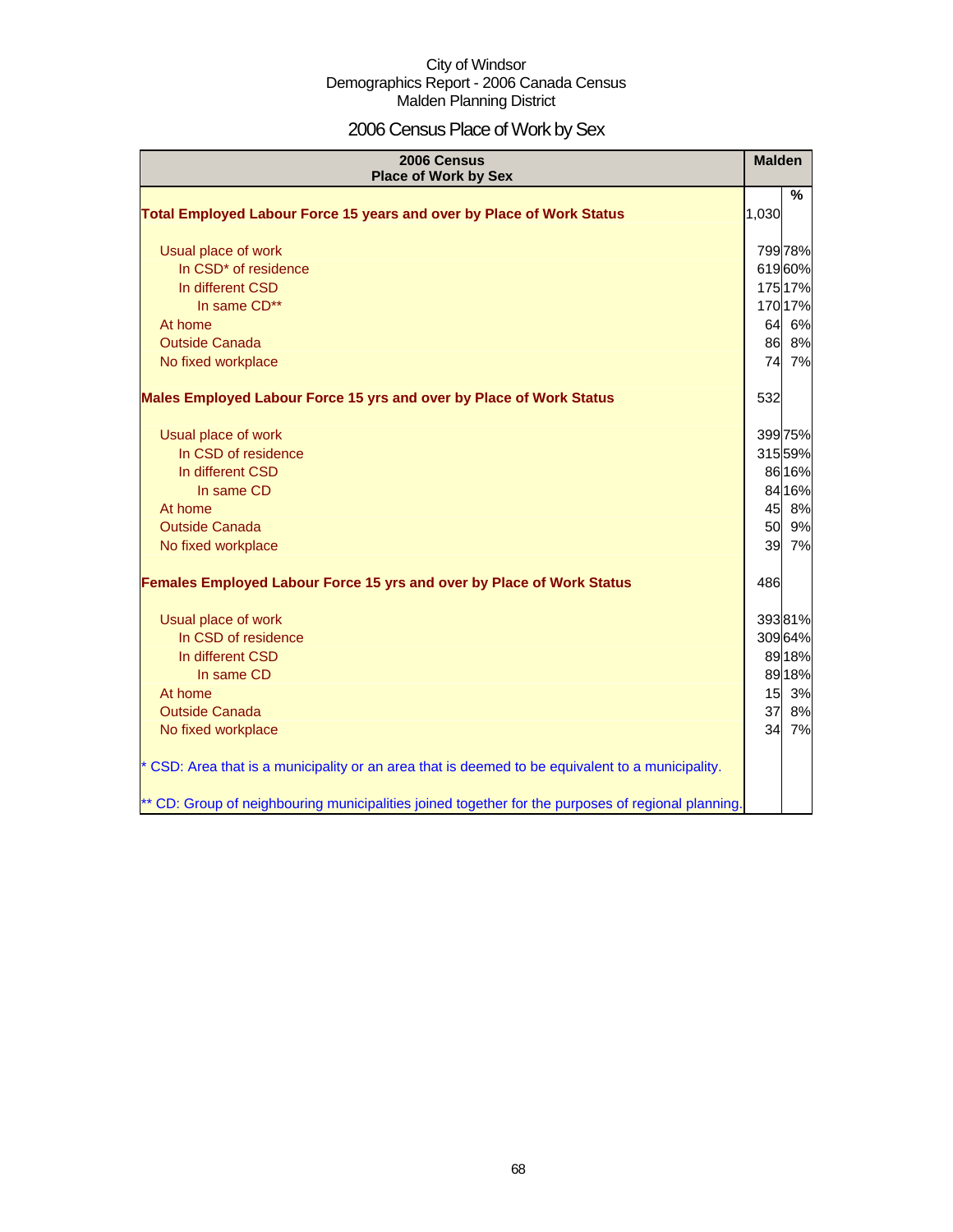City of Windsor
Demographics Report - 2006 Canada Census
Malden Planning District

# 2006 Census Place of Work by Sex

| 2006 Census Place of Work by Sex | Malden | % |
|---|---|---|
| **Total Employed Labour Force 15 years and over by Place of Work Status** | 1,030 | |
| Usual place of work | 799 | 78% |
| In CSD* of residence | 619 | 60% |
| In different CSD | 175 | 17% |
| In same CD** | 170 | 17% |
| At home | 64 | 6% |
| Outside Canada | 86 | 8% |
| No fixed workplace | 74 | 7% |
| **Males Employed Labour Force 15 yrs and over by Place of Work Status** | 532 | |
| Usual place of work | 399 | 75% |
| In CSD of residence | 315 | 59% |
| In different CSD | 86 | 16% |
| In same CD | 84 | 16% |
| At home | 45 | 8% |
| Outside Canada | 50 | 9% |
| No fixed workplace | 39 | 7% |
| **Females Employed Labour Force 15 yrs and over by Place of Work Status** | 486 | |
| Usual place of work | 393 | 81% |
| In CSD of residence | 309 | 64% |
| In different CSD | 89 | 18% |
| In same CD | 89 | 18% |
| At home | 15 | 3% |
| Outside Canada | 37 | 8% |
| No fixed workplace | 34 | 7% |

* CSD: Area that is a municipality or an area that is deemed to be equivalent to a municipality.

** CD: Group of neighbouring municipalities joined together for the purposes of regional planning.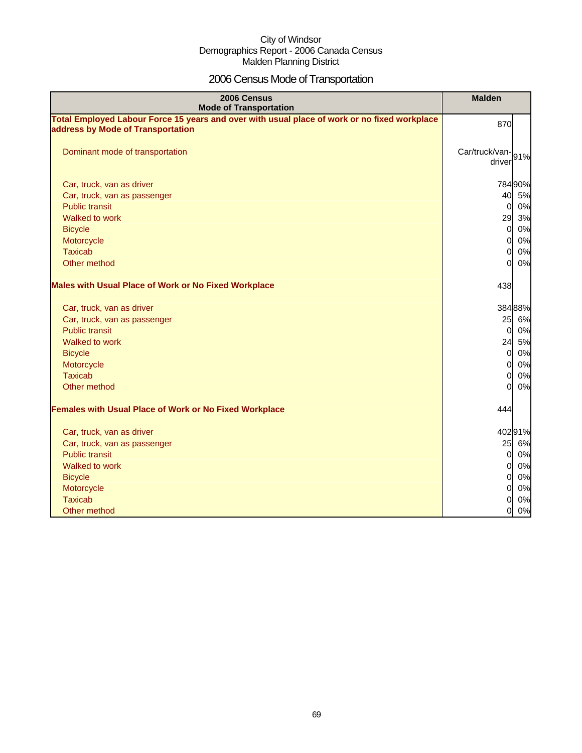City of Windsor
Demographics Report - 2006 Canada Census
Malden Planning District

# 2006 Census Mode of Transportation

| 2006 Census<br>Mode of Transportation | Malden | |
|---|---|---|
| **Total Employed Labour Force 15 years and over with usual place of work or no fixed workplace address by Mode of Transportation** | 870 | |
| Dominant mode of transportation | Car/truck/van-driver | 91% |
| Car, truck, van as driver | 784 | 90% |
| Car, truck, van as passenger | 40 | 5% |
| Public transit | 0 | 0% |
| Walked to work | 29 | 3% |
| Bicycle | 0 | 0% |
| Motorcycle | 0 | 0% |
| Taxicab | 0 | 0% |
| Other method | 0 | 0% |
| **Males with Usual Place of Work or No Fixed Workplace** | 438 | |
| Car, truck, van as driver | 384 | 88% |
| Car, truck, van as passenger | 25 | 6% |
| Public transit | 0 | 0% |
| Walked to work | 24 | 5% |
| Bicycle | 0 | 0% |
| Motorcycle | 0 | 0% |
| Taxicab | 0 | 0% |
| Other method | 0 | 0% |
| **Females with Usual Place of Work or No Fixed Workplace** | 444 | |
| Car, truck, van as driver | 402 | 91% |
| Car, truck, van as passenger | 25 | 6% |
| Public transit | 0 | 0% |
| Walked to work | 0 | 0% |
| Bicycle | 0 | 0% |
| Motorcycle | 0 | 0% |
| Taxicab | 0 | 0% |
| Other method | 0 | 0% |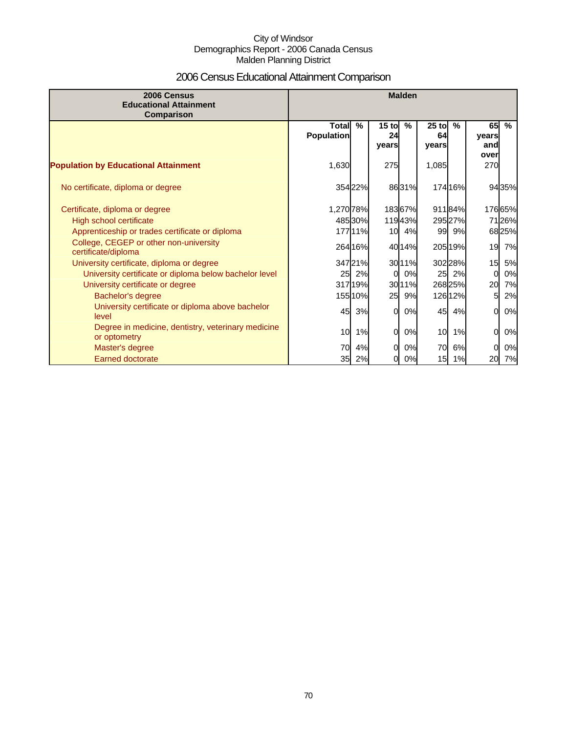City of Windsor
Demographics Report - 2006 Canada Census
Malden Planning District

# 2006 Census Educational Attainment Comparison

| 2006 Census Educational Attainment Comparison | Malden | | | | | | | |
|---|---|---|---|---|---|---|---|---|
| | Total Population | % | 15 to 24 years | % | 25 to 64 years | % | 65 years and over | % |
| **Population by Educational Attainment** | 1,630 | | 275 | | 1,085 | | 270 | |
| No certificate, diploma or degree | 354 | 22% | 86 | 31% | 174 | 16% | 94 | 35% |
| Certificate, diploma or degree | 1,270 | 78% | 183 | 67% | 911 | 84% | 176 | 65% |
| High school certificate | 485 | 30% | 119 | 43% | 295 | 27% | 71 | 26% |
| Apprenticeship or trades certificate or diploma | 177 | 11% | 10 | 4% | 99 | 9% | 68 | 25% |
| College, CEGEP or other non-university certificate/diploma | 264 | 16% | 40 | 14% | 205 | 19% | 19 | 7% |
| University certificate, diploma or degree | 347 | 21% | 30 | 11% | 302 | 28% | 15 | 5% |
| University certificate or diploma below bachelor level | 25 | 2% | 0 | 0% | 25 | 2% | 0 | 0% |
| University certificate or degree | 317 | 19% | 30 | 11% | 268 | 25% | 20 | 7% |
| Bachelor's degree | 155 | 10% | 25 | 9% | 126 | 12% | 5 | 2% |
| University certificate or diploma above bachelor level | 45 | 3% | 0 | 0% | 45 | 4% | 0 | 0% |
| Degree in medicine, dentistry, veterinary medicine or optometry | 10 | 1% | 0 | 0% | 10 | 1% | 0 | 0% |
| Master's degree | 70 | 4% | 0 | 0% | 70 | 6% | 0 | 0% |
| Earned doctorate | 35 | 2% | 0 | 0% | 15 | 1% | 20 | 7% |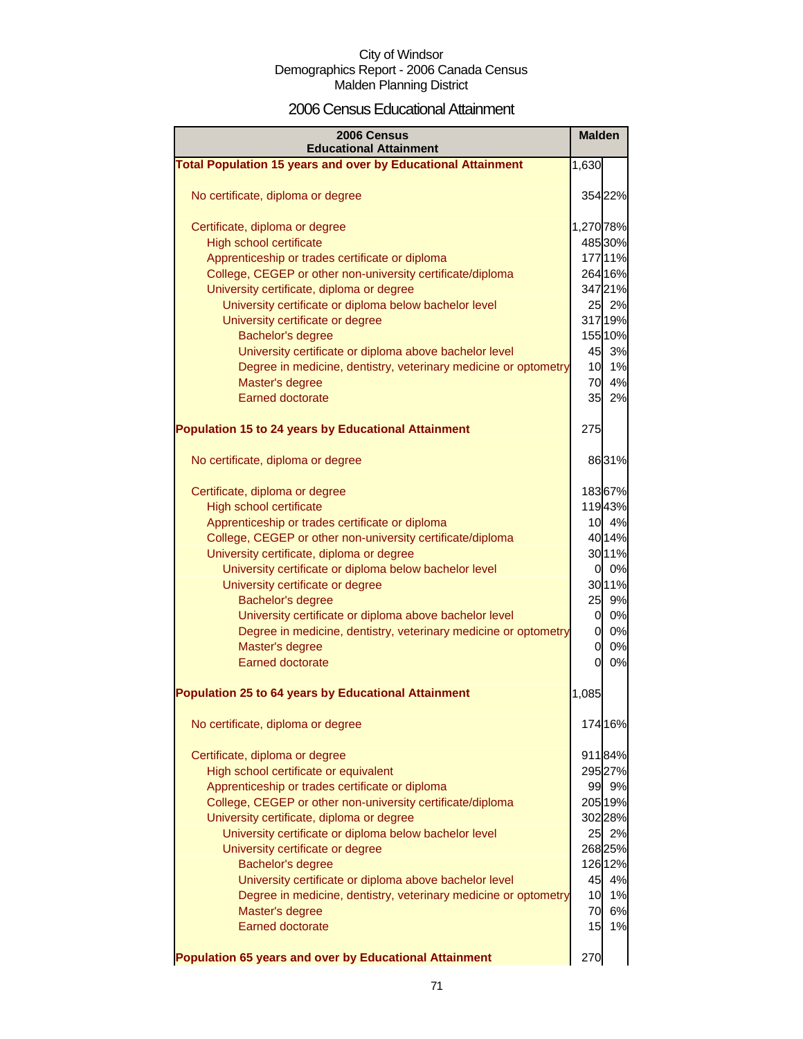City of Windsor
Demographics Report - 2006 Canada Census
Malden Planning District

# 2006 Census Educational Attainment

| 2006 Census Educational Attainment | Malden | |
|---|---|---|
| **Total Population 15 years and over by Educational Attainment** | 1,630 | |
| No certificate, diploma or degree | 354 | 22% |
| Certificate, diploma or degree | 1,270 | 78% |
| High school certificate | 485 | 30% |
| Apprenticeship or trades certificate or diploma | 177 | 11% |
| College, CEGEP or other non-university certificate/diploma | 264 | 16% |
| University certificate, diploma or degree | 347 | 21% |
| University certificate or diploma below bachelor level | 25 | 2% |
| University certificate or degree | 317 | 19% |
| Bachelor's degree | 155 | 10% |
| University certificate or diploma above bachelor level | 45 | 3% |
| Degree in medicine, dentistry, veterinary medicine or optometry | 10 | 1% |
| Master's degree | 70 | 4% |
| Earned doctorate | 35 | 2% |
| **Population 15 to 24 years by Educational Attainment** | 275 | |
| No certificate, diploma or degree | 86 | 31% |
| Certificate, diploma or degree | 183 | 67% |
| High school certificate | 119 | 43% |
| Apprenticeship or trades certificate or diploma | 10 | 4% |
| College, CEGEP or other non-university certificate/diploma | 40 | 14% |
| University certificate, diploma or degree | 30 | 11% |
| University certificate or diploma below bachelor level | 0 | 0% |
| University certificate or degree | 30 | 11% |
| Bachelor's degree | 25 | 9% |
| University certificate or diploma above bachelor level | 0 | 0% |
| Degree in medicine, dentistry, veterinary medicine or optometry | 0 | 0% |
| Master's degree | 0 | 0% |
| Earned doctorate | 0 | 0% |
| **Population 25 to 64 years by Educational Attainment** | 1,085 | |
| No certificate, diploma or degree | 174 | 16% |
| Certificate, diploma or degree | 911 | 84% |
| High school certificate or equivalent | 295 | 27% |
| Apprenticeship or trades certificate or diploma | 99 | 9% |
| College, CEGEP or other non-university certificate/diploma | 205 | 19% |
| University certificate, diploma or degree | 302 | 28% |
| University certificate or diploma below bachelor level | 25 | 2% |
| University certificate or degree | 268 | 25% |
| Bachelor's degree | 126 | 12% |
| University certificate or diploma above bachelor level | 45 | 4% |
| Degree in medicine, dentistry, veterinary medicine or optometry | 10 | 1% |
| Master's degree | 70 | 6% |
| Earned doctorate | 15 | 1% |
| **Population 65 years and over by Educational Attainment** | 270 | |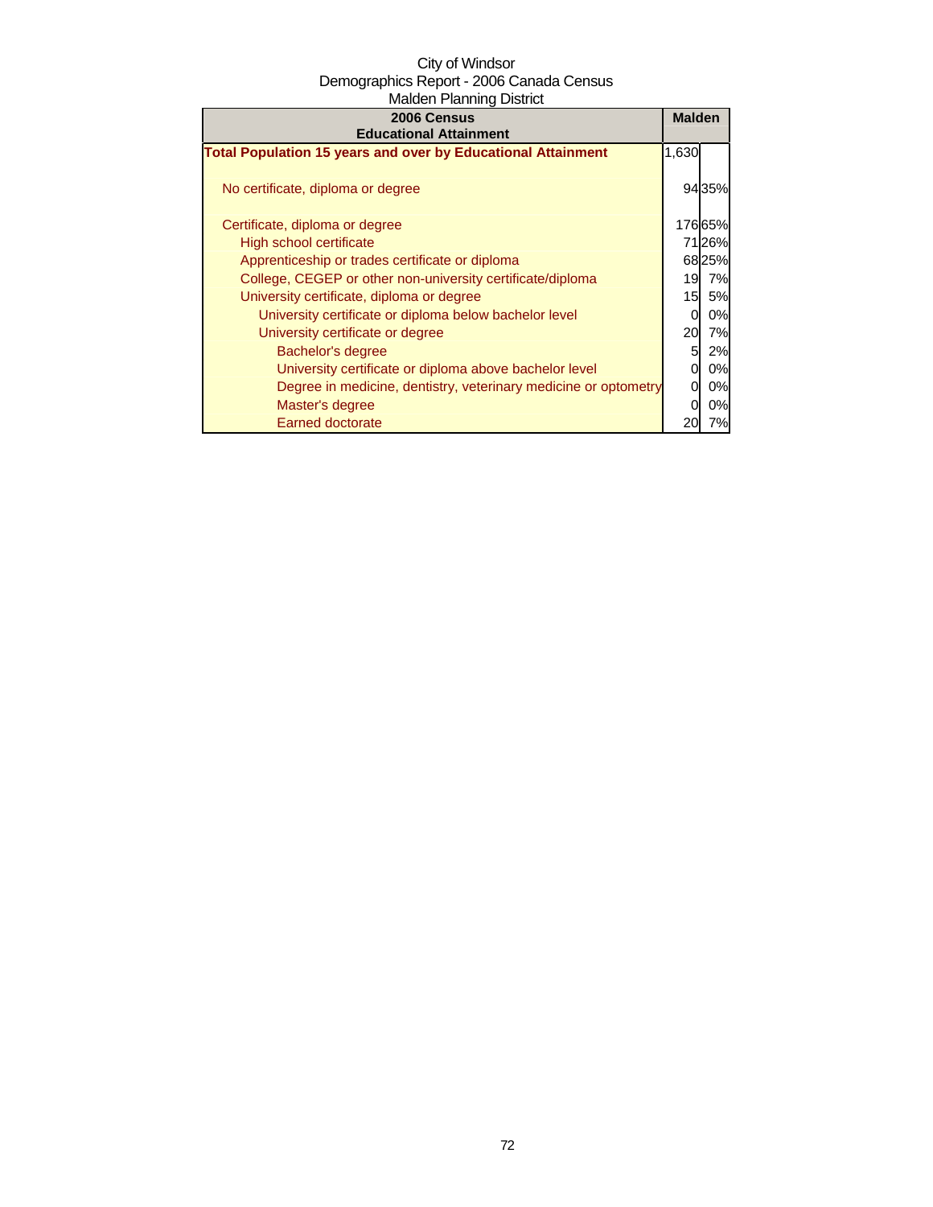City of Windsor
Demographics Report - 2006 Canada Census
Malden Planning District

| 2006 Census<br>Educational Attainment | Malden | |
|---|---|---|
| **Total Population 15 years and over by Educational Attainment** | 1,630 | |
| No certificate, diploma or degree | 94 | 35% |
| Certificate, diploma or degree | 176 | 65% |
| High school certificate | 71 | 26% |
| Apprenticeship or trades certificate or diploma | 68 | 25% |
| College, CEGEP or other non-university certificate/diploma | 19 | 7% |
| University certificate, diploma or degree | 15 | 5% |
| University certificate or diploma below bachelor level | 0 | 0% |
| University certificate or degree | 20 | 7% |
| Bachelor's degree | 5 | 2% |
| University certificate or diploma above bachelor level | 0 | 0% |
| Degree in medicine, dentistry, veterinary medicine or optometry | 0 | 0% |
| Master's degree | 0 | 0% |
| Earned doctorate | 20 | 7% |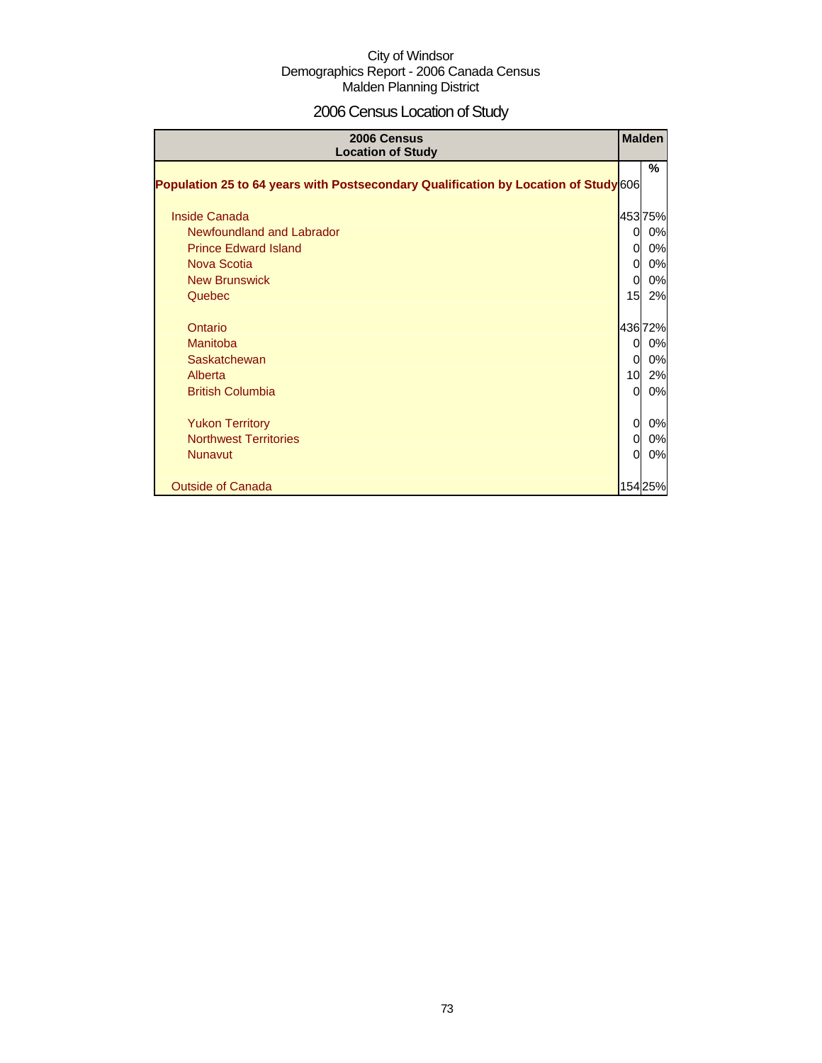City of Windsor
Demographics Report - 2006 Canada Census
Malden Planning District

# 2006 Census Location of Study

| 2006 Census Location of Study | Malden | |
|---|---|---|
| | | % |
| **Population 25 to 64 years with Postsecondary Qualification by Location of Study** | 606 | |
| Inside Canada | 453 | 75% |
| Newfoundland and Labrador | 0 | 0% |
| Prince Edward Island | 0 | 0% |
| Nova Scotia | 0 | 0% |
| New Brunswick | 0 | 0% |
| Quebec | 15 | 2% |
| Ontario | 436 | 72% |
| Manitoba | 0 | 0% |
| Saskatchewan | 0 | 0% |
| Alberta | 10 | 2% |
| British Columbia | 0 | 0% |
| Yukon Territory | 0 | 0% |
| Northwest Territories | 0 | 0% |
| Nunavut | 0 | 0% |
| Outside of Canada | 154 | 25% |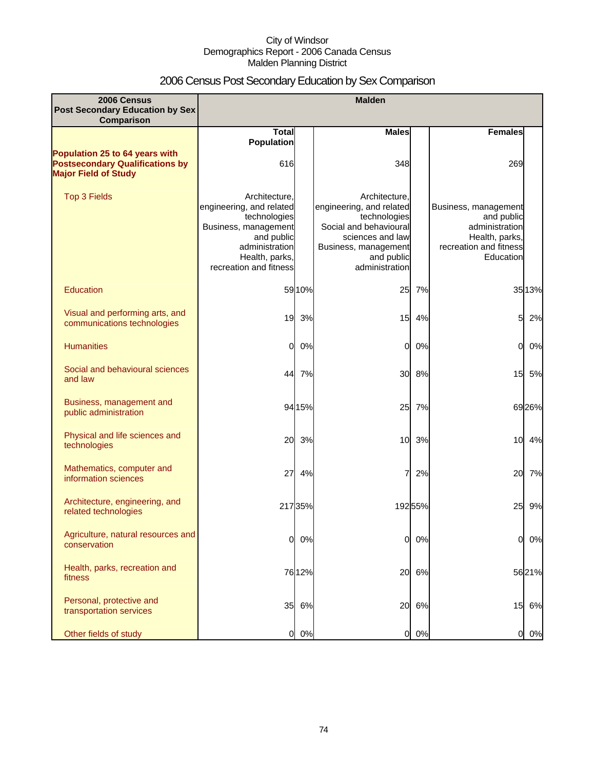City of Windsor
Demographics Report - 2006 Canada Census
Malden Planning District

# 2006 Census Post Secondary Education by Sex Comparison

| 2006 Census Post Secondary Education by Sex Comparison | Malden | | | | | |
|---|---|---|---|---|---|---|
| | Total Population | | Males | | Females | |
| **Population 25 to 64 years with Postsecondary Qualifications by Major Field of Study** | 616 | | 348 | | 269 | |
| Top 3 Fields | Architecture, engineering, and related technologies<br>Business, management and public administration<br>Health, parks, recreation and fitness | | Architecture, engineering, and related technologies<br>Social and behavioural sciences and law<br>Business, management and public administration | | Business, management and public administration<br>Health, parks, recreation and fitness<br>Education | |
| Education | 59 | 10% | 25 | 7% | 35 | 13% |
| Visual and performing arts, and communications technologies | 19 | 3% | 15 | 4% | 5 | 2% |
| Humanities | 0 | 0% | 0 | 0% | 0 | 0% |
| Social and behavioural sciences and law | 44 | 7% | 30 | 8% | 15 | 5% |
| Business, management and public administration | 94 | 15% | 25 | 7% | 69 | 26% |
| Physical and life sciences and technologies | 20 | 3% | 10 | 3% | 10 | 4% |
| Mathematics, computer and information sciences | 27 | 4% | 7 | 2% | 20 | 7% |
| Architecture, engineering, and related technologies | 217 | 35% | 192 | 55% | 25 | 9% |
| Agriculture, natural resources and conservation | 0 | 0% | 0 | 0% | 0 | 0% |
| Health, parks, recreation and fitness | 76 | 12% | 20 | 6% | 56 | 21% |
| Personal, protective and transportation services | 35 | 6% | 20 | 6% | 15 | 6% |
| Other fields of study | 0 | 0% | 0 | 0% | 0 | 0% |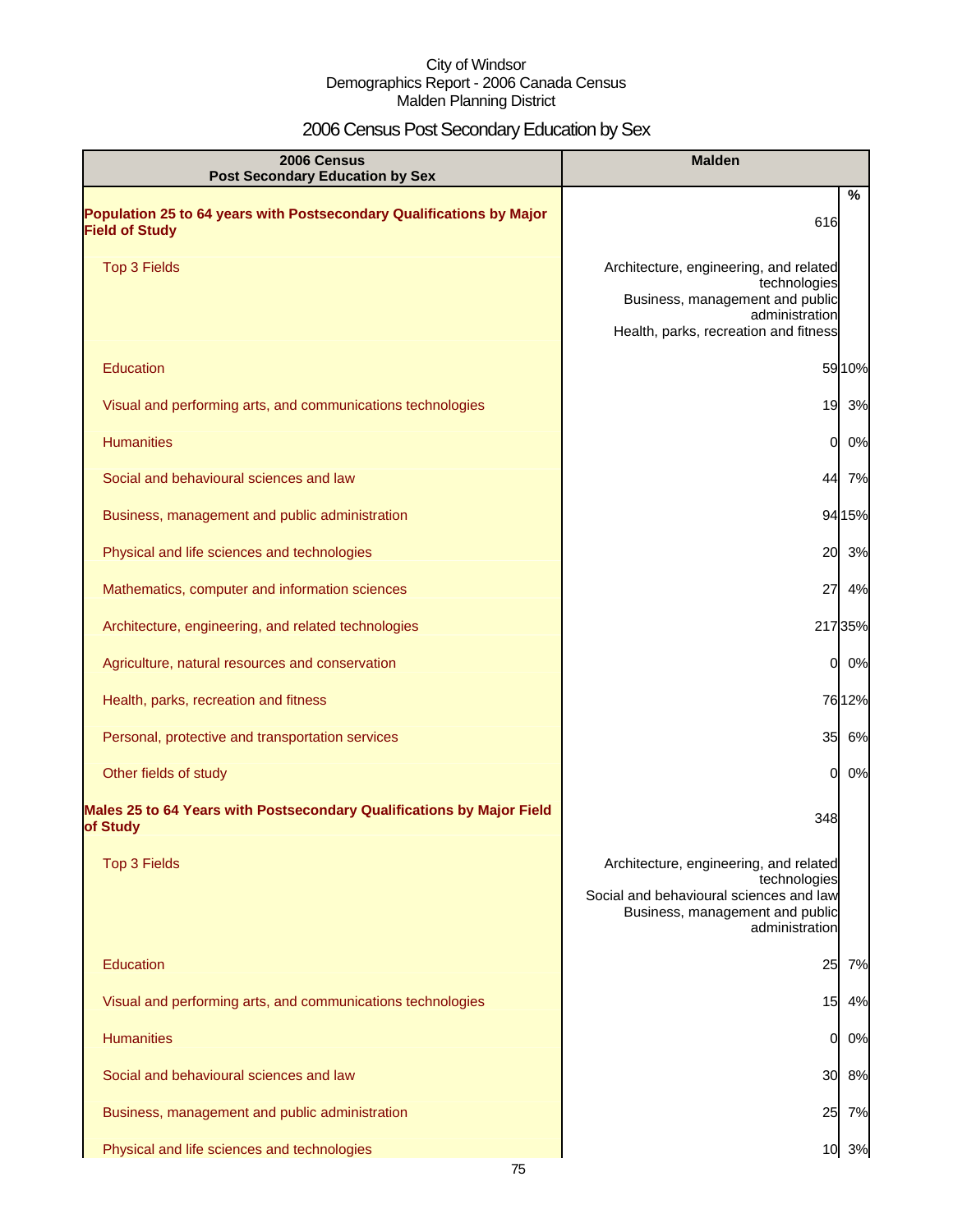City of Windsor
Demographics Report - 2006 Canada Census
Malden Planning District

# 2006 Census Post Secondary Education by Sex

| 2006 Census<br>Post Secondary Education by Sex | Malden | |
|---|---|---|
| | | % |
| **Population 25 to 64 years with Postsecondary Qualifications by Major Field of Study** | 616 | |
| Top 3 Fields | Architecture, engineering, and related technologies<br>Business, management and public administration<br>Health, parks, recreation and fitness | |
| Education | 59 | 10% |
| Visual and performing arts, and communications technologies | 19 | 3% |
| Humanities | 0 | 0% |
| Social and behavioural sciences and law | 44 | 7% |
| Business, management and public administration | 94 | 15% |
| Physical and life sciences and technologies | 20 | 3% |
| Mathematics, computer and information sciences | 27 | 4% |
| Architecture, engineering, and related technologies | 217 | 35% |
| Agriculture, natural resources and conservation | 0 | 0% |
| Health, parks, recreation and fitness | 76 | 12% |
| Personal, protective and transportation services | 35 | 6% |
| Other fields of study | 0 | 0% |
| **Males 25 to 64 Years with Postsecondary Qualifications by Major Field of Study** | 348 | |
| Top 3 Fields | Architecture, engineering, and related technologies<br>Social and behavioural sciences and law<br>Business, management and public administration | |
| Education | 25 | 7% |
| Visual and performing arts, and communications technologies | 15 | 4% |
| Humanities | 0 | 0% |
| Social and behavioural sciences and law | 30 | 8% |
| Business, management and public administration | 25 | 7% |
| Physical and life sciences and technologies | 10 | 3% |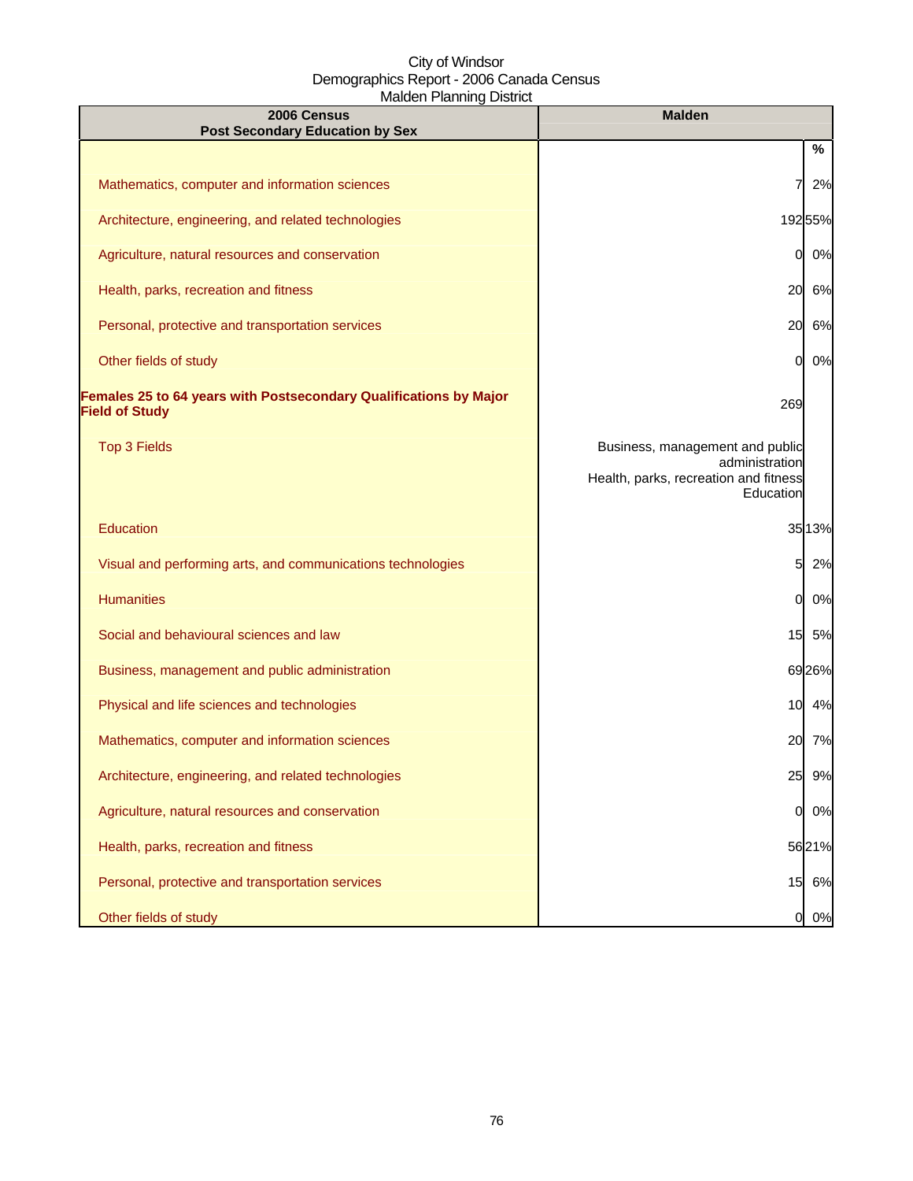City of Windsor
Demographics Report - 2006 Canada Census
Malden Planning District

| 2006 Census<br>Post Secondary Education by Sex | Malden | % |
|---|---|---|
| Mathematics, computer and information sciences | 7 | 2% |
| Architecture, engineering, and related technologies | 192 | 55% |
| Agriculture, natural resources and conservation | 0 | 0% |
| Health, parks, recreation and fitness | 20 | 6% |
| Personal, protective and transportation services | 20 | 6% |
| Other fields of study | 0 | 0% |
| **Females 25 to 64 years with Postsecondary Qualifications by Major Field of Study** | 269 | |
| Top 3 Fields | Business, management and public administration<br>Health, parks, recreation and fitness<br>Education | |
| Education | 35 | 13% |
| Visual and performing arts, and communications technologies | 5 | 2% |
| Humanities | 0 | 0% |
| Social and behavioural sciences and law | 15 | 5% |
| Business, management and public administration | 69 | 26% |
| Physical and life sciences and technologies | 10 | 4% |
| Mathematics, computer and information sciences | 20 | 7% |
| Architecture, engineering, and related technologies | 25 | 9% |
| Agriculture, natural resources and conservation | 0 | 0% |
| Health, parks, recreation and fitness | 56 | 21% |
| Personal, protective and transportation services | 15 | 6% |
| Other fields of study | 0 | 0% |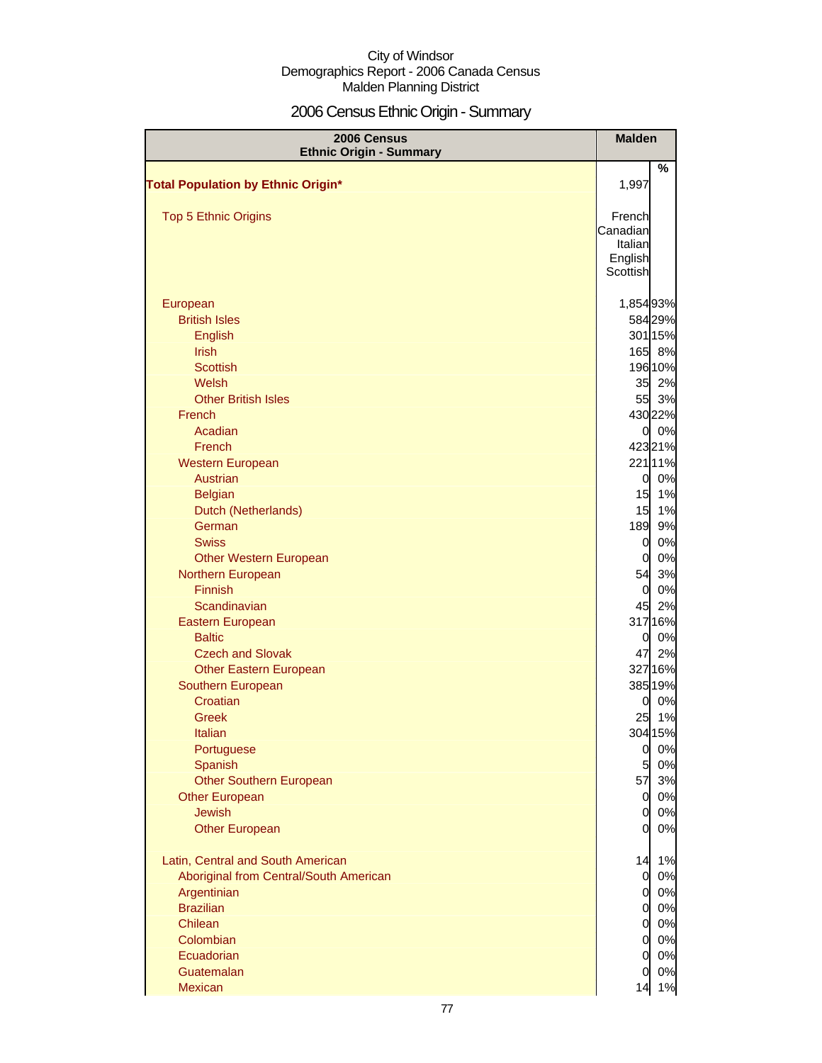City of Windsor
Demographics Report - 2006 Canada Census
Malden Planning District

# 2006 Census Ethnic Origin - Summary

| 2006 Census Ethnic Origin - Summary | Malden | |
|---|---|---|
| | | % |
| **Total Population by Ethnic Origin*** | 1,997 | |
| Top 5 Ethnic Origins | French Canadian Italian English Scottish | |
| European | 1,854 | 93% |
| British Isles | 584 | 29% |
| English | 301 | 15% |
| Irish | 165 | 8% |
| Scottish | 196 | 10% |
| Welsh | 35 | 2% |
| Other British Isles | 55 | 3% |
| French | 430 | 22% |
| Acadian | 0 | 0% |
| French | 423 | 21% |
| Western European | 221 | 11% |
| Austrian | 0 | 0% |
| Belgian | 15 | 1% |
| Dutch (Netherlands) | 15 | 1% |
| German | 189 | 9% |
| Swiss | 0 | 0% |
| Other Western European | 0 | 0% |
| Northern European | 54 | 3% |
| Finnish | 0 | 0% |
| Scandinavian | 45 | 2% |
| Eastern European | 317 | 16% |
| Baltic | 0 | 0% |
| Czech and Slovak | 47 | 2% |
| Other Eastern European | 327 | 16% |
| Southern European | 385 | 19% |
| Croatian | 0 | 0% |
| Greek | 25 | 1% |
| Italian | 304 | 15% |
| Portuguese | 0 | 0% |
| Spanish | 5 | 0% |
| Other Southern European | 57 | 3% |
| Other European | 0 | 0% |
| Jewish | 0 | 0% |
| Other European | 0 | 0% |
| Latin, Central and South American | 14 | 1% |
| Aboriginal from Central/South American | 0 | 0% |
| Argentinian | 0 | 0% |
| Brazilian | 0 | 0% |
| Chilean | 0 | 0% |
| Colombian | 0 | 0% |
| Ecuadorian | 0 | 0% |
| Guatemalan | 0 | 0% |
| Mexican | 14 | 1% |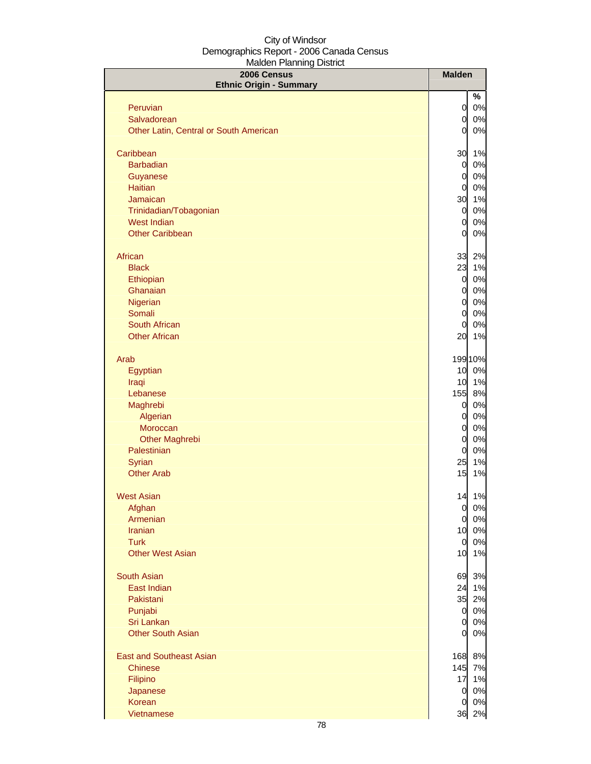City of Windsor
Demographics Report - 2006 Canada Census
Malden Planning District

| 2006 Census Ethnic Origin - Summary | Malden | |
|---|---|---|
| | | % |
| Peruvian | 0 | 0% |
| Salvadorean | 0 | 0% |
| Other Latin, Central or South American | 0 | 0% |
| | | |
| Caribbean | 30 | 1% |
| Barbadian | 0 | 0% |
| Guyanese | 0 | 0% |
| Haitian | 0 | 0% |
| Jamaican | 30 | 1% |
| Trinidadian/Tobagonian | 0 | 0% |
| West Indian | 0 | 0% |
| Other Caribbean | 0 | 0% |
| | | |
| African | 33 | 2% |
| Black | 23 | 1% |
| Ethiopian | 0 | 0% |
| Ghanaian | 0 | 0% |
| Nigerian | 0 | 0% |
| Somali | 0 | 0% |
| South African | 0 | 0% |
| Other African | 20 | 1% |
| | | |
| Arab | 199 | 10% |
| Egyptian | 10 | 0% |
| Iraqi | 10 | 1% |
| Lebanese | 155 | 8% |
| Maghrebi | 0 | 0% |
| Algerian | 0 | 0% |
| Moroccan | 0 | 0% |
| Other Maghrebi | 0 | 0% |
| Palestinian | 0 | 0% |
| Syrian | 25 | 1% |
| Other Arab | 15 | 1% |
| | | |
| West Asian | 14 | 1% |
| Afghan | 0 | 0% |
| Armenian | 0 | 0% |
| Iranian | 10 | 0% |
| Turk | 0 | 0% |
| Other West Asian | 10 | 1% |
| | | |
| South Asian | 69 | 3% |
| East Indian | 24 | 1% |
| Pakistani | 35 | 2% |
| Punjabi | 0 | 0% |
| Sri Lankan | 0 | 0% |
| Other South Asian | 0 | 0% |
| | | |
| East and Southeast Asian | 168 | 8% |
| Chinese | 145 | 7% |
| Filipino | 17 | 1% |
| Japanese | 0 | 0% |
| Korean | 0 | 0% |
| Vietnamese | 36 | 2% |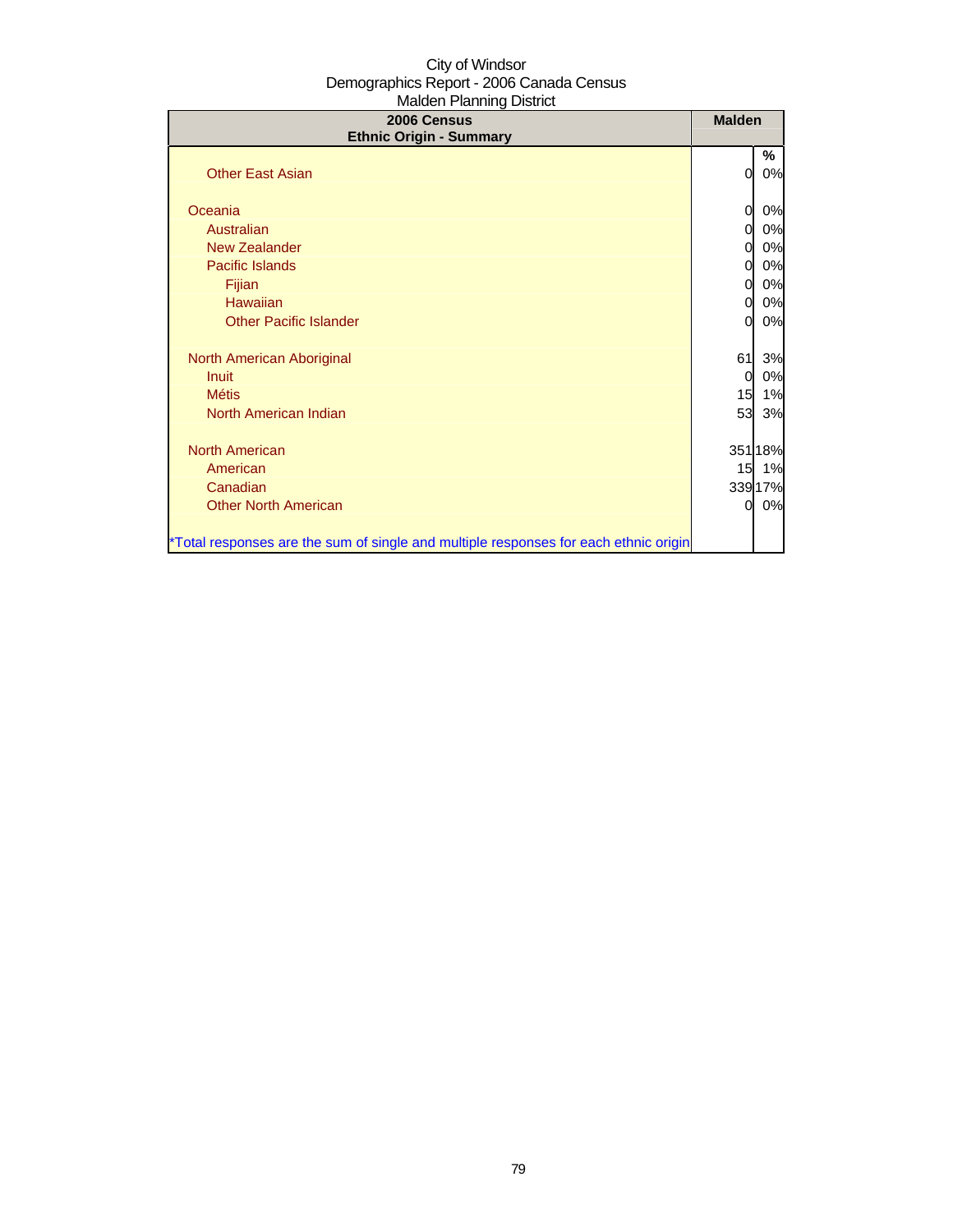City of Windsor
Demographics Report - 2006 Canada Census
Malden Planning District

| 2006 Census<br>Ethnic Origin - Summary | Malden | |
|---|---|---|
| | | % |
| Other East Asian | 0 | 0% |
| | | |
| Oceania | 0 | 0% |
| Australian | 0 | 0% |
| New Zealander | 0 | 0% |
| Pacific Islands | 0 | 0% |
| Fijian | 0 | 0% |
| Hawaiian | 0 | 0% |
| Other Pacific Islander | 0 | 0% |
| | | |
| North American Aboriginal | 61 | 3% |
| Inuit | 0 | 0% |
| Métis | 15 | 1% |
| North American Indian | 53 | 3% |
| | | |
| North American | 351 | 18% |
| American | 15 | 1% |
| Canadian | 339 | 17% |
| Other North American | 0 | 0% |
| | | |
| *Total responses are the sum of single and multiple responses for each ethnic origin | | |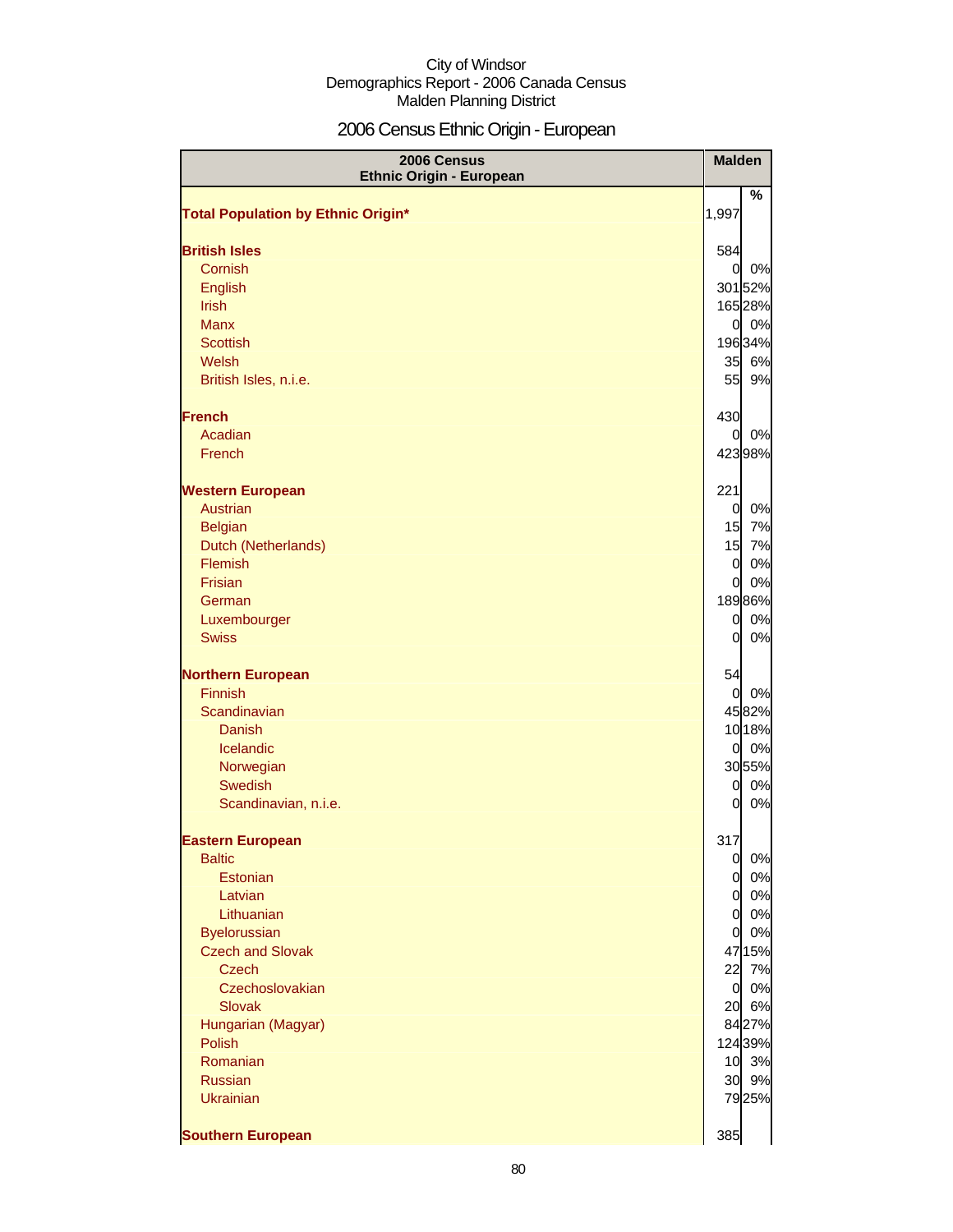City of Windsor
Demographics Report - 2006 Canada Census
Malden Planning District

# 2006 Census Ethnic Origin - European

| 2006 Census Ethnic Origin - European | Malden | |
|---|---|---|
| | | % |
| **Total Population by Ethnic Origin*** | 1,997 | |
| **British Isles** | 584 | |
| Cornish | 0 | 0% |
| English | 301 | 52% |
| Irish | 165 | 28% |
| Manx | 0 | 0% |
| Scottish | 196 | 34% |
| Welsh | 35 | 6% |
| British Isles, n.i.e. | 55 | 9% |
| **French** | 430 | |
| Acadian | 0 | 0% |
| French | 423 | 98% |
| **Western European** | 221 | |
| Austrian | 0 | 0% |
| Belgian | 15 | 7% |
| Dutch (Netherlands) | 15 | 7% |
| Flemish | 0 | 0% |
| Frisian | 0 | 0% |
| German | 189 | 86% |
| Luxembourger | 0 | 0% |
| Swiss | 0 | 0% |
| **Northern European** | 54 | |
| Finnish | 0 | 0% |
| Scandinavian | 45 | 82% |
| Danish | 10 | 18% |
| Icelandic | 0 | 0% |
| Norwegian | 30 | 55% |
| Swedish | 0 | 0% |
| Scandinavian, n.i.e. | 0 | 0% |
| **Eastern European** | 317 | |
| Baltic | 0 | 0% |
| Estonian | 0 | 0% |
| Latvian | 0 | 0% |
| Lithuanian | 0 | 0% |
| Byelorussian | 0 | 0% |
| Czech and Slovak | 47 | 15% |
| Czech | 22 | 7% |
| Czechoslovakian | 0 | 0% |
| Slovak | 20 | 6% |
| Hungarian (Magyar) | 84 | 27% |
| Polish | 124 | 39% |
| Romanian | 10 | 3% |
| Russian | 30 | 9% |
| Ukrainian | 79 | 25% |
| **Southern European** | 385 | |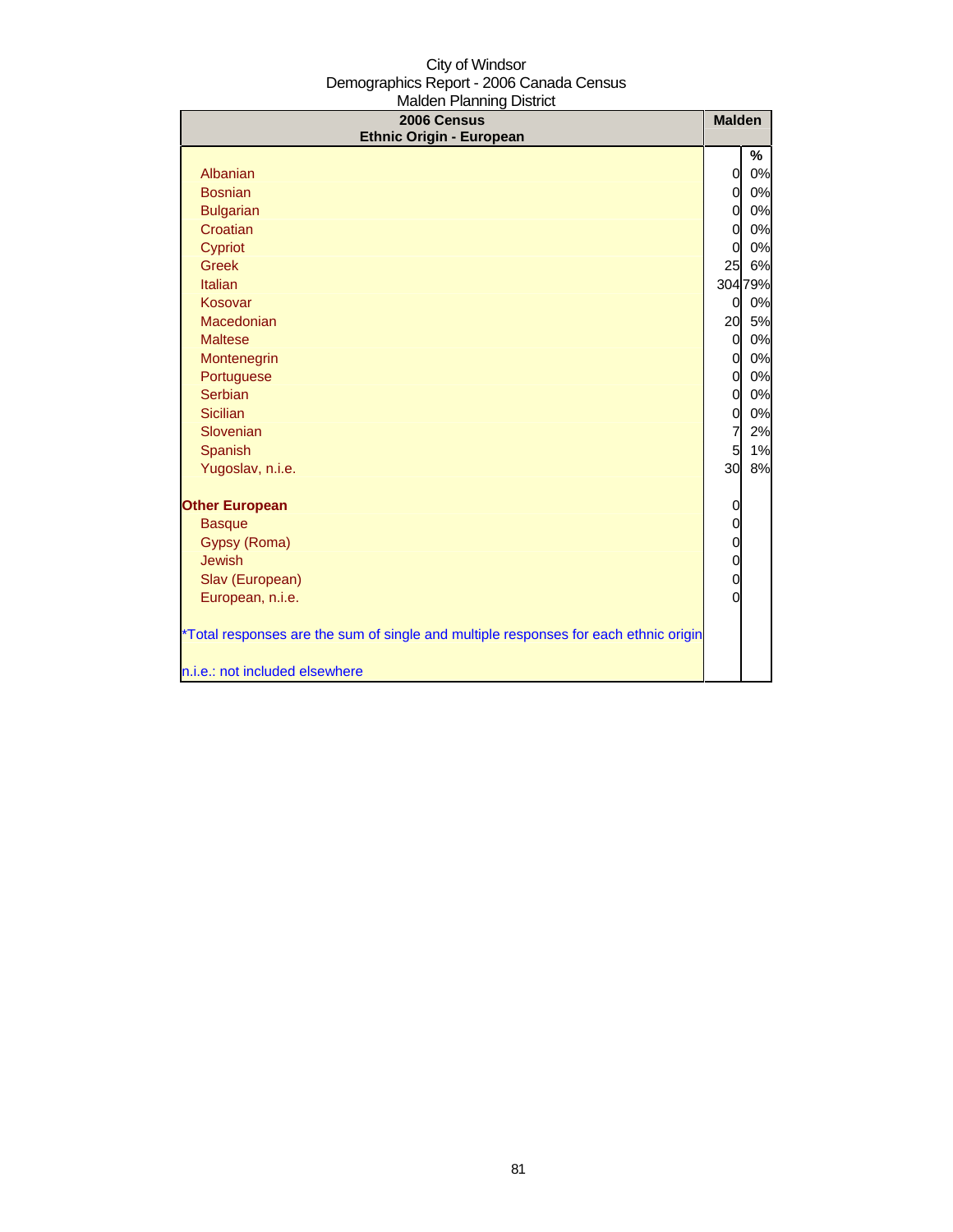City of Windsor
Demographics Report - 2006 Canada Census
Malden Planning District

| 2006 Census<br>Ethnic Origin - European | Malden | |
|---|---|---|
| | | % |
| Albanian | 0 | 0% |
| Bosnian | 0 | 0% |
| Bulgarian | 0 | 0% |
| Croatian | 0 | 0% |
| Cypriot | 0 | 0% |
| Greek | 25 | 6% |
| Italian | 304 | 79% |
| Kosovar | 0 | 0% |
| Macedonian | 20 | 5% |
| Maltese | 0 | 0% |
| Montenegrin | 0 | 0% |
| Portuguese | 0 | 0% |
| Serbian | 0 | 0% |
| Sicilian | 0 | 0% |
| Slovenian | 7 | 2% |
| Spanish | 5 | 1% |
| Yugoslav, n.i.e. | 30 | 8% |
| **Other European** | 0 | |
| Basque | 0 | |
| Gypsy (Roma) | 0 | |
| Jewish | 0 | |
| Slav (European) | 0 | |
| European, n.i.e. | 0 | |

*Total responses are the sum of single and multiple responses for each ethnic origin

n.i.e.: not included elsewhere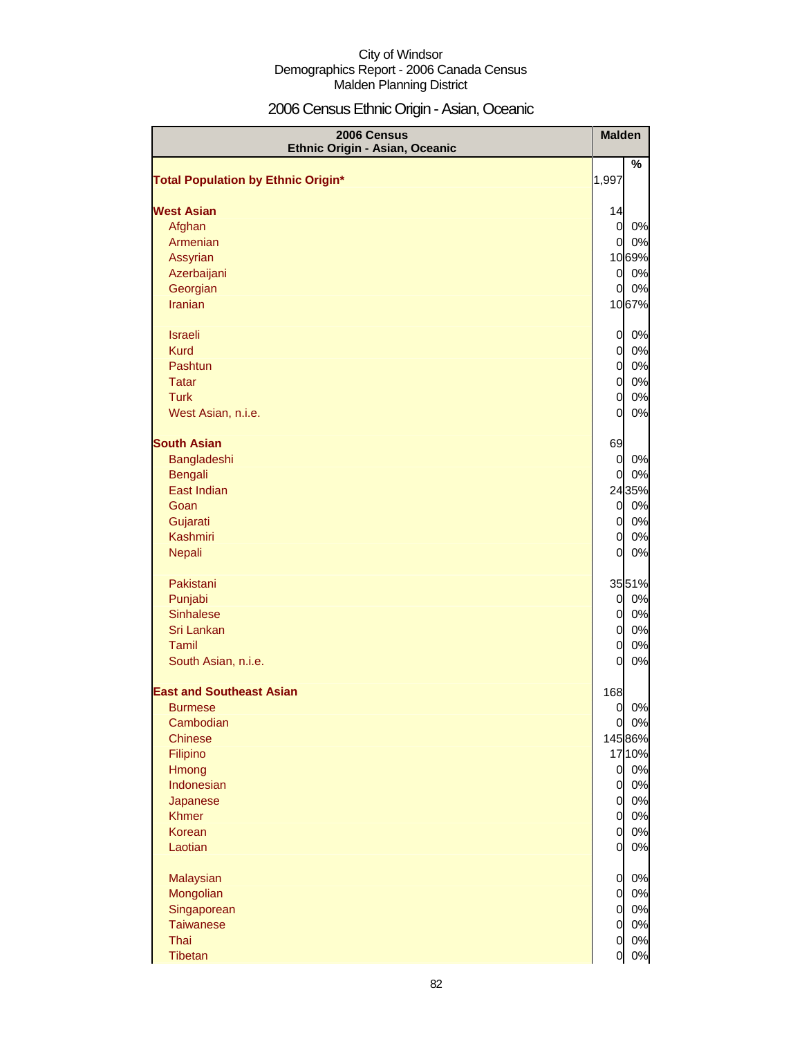City of Windsor
Demographics Report - 2006 Canada Census
Malden Planning District

# 2006 Census Ethnic Origin - Asian, Oceanic

| 2006 Census Ethnic Origin - Asian, Oceanic | Malden | |
|---|---|---|
| | | % |
| **Total Population by Ethnic Origin*** | 1,997 | |
| **West Asian** | 14 | |
| Afghan | 0 | 0% |
| Armenian | 0 | 0% |
| Assyrian | 10 | 69% |
| Azerbaijani | 0 | 0% |
| Georgian | 0 | 0% |
| Iranian | 10 | 67% |
| Israeli | 0 | 0% |
| Kurd | 0 | 0% |
| Pashtun | 0 | 0% |
| Tatar | 0 | 0% |
| Turk | 0 | 0% |
| West Asian, n.i.e. | 0 | 0% |
| **South Asian** | 69 | |
| Bangladeshi | 0 | 0% |
| Bengali | 0 | 0% |
| East Indian | 24 | 35% |
| Goan | 0 | 0% |
| Gujarati | 0 | 0% |
| Kashmiri | 0 | 0% |
| Nepali | 0 | 0% |
| Pakistani | 35 | 51% |
| Punjabi | 0 | 0% |
| Sinhalese | 0 | 0% |
| Sri Lankan | 0 | 0% |
| Tamil | 0 | 0% |
| South Asian, n.i.e. | 0 | 0% |
| **East and Southeast Asian** | 168 | |
| Burmese | 0 | 0% |
| Cambodian | 0 | 0% |
| Chinese | 145 | 86% |
| Filipino | 17 | 10% |
| Hmong | 0 | 0% |
| Indonesian | 0 | 0% |
| Japanese | 0 | 0% |
| Khmer | 0 | 0% |
| Korean | 0 | 0% |
| Laotian | 0 | 0% |
| Malaysian | 0 | 0% |
| Mongolian | 0 | 0% |
| Singaporean | 0 | 0% |
| Taiwanese | 0 | 0% |
| Thai | 0 | 0% |
| Tibetan | 0 | 0% |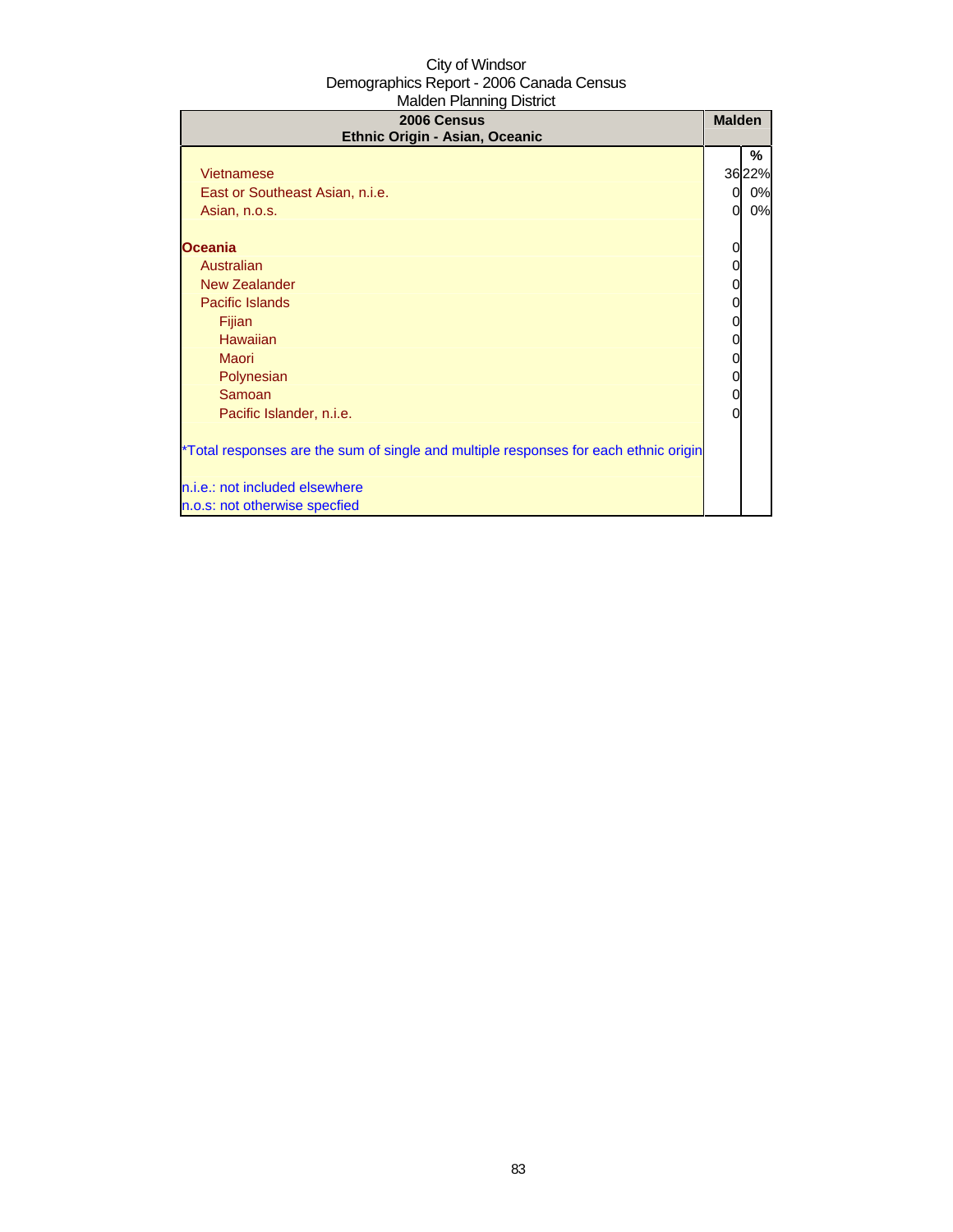City of Windsor
Demographics Report - 2006 Canada Census
Malden Planning District

| 2006 Census<br>Ethnic Origin - Asian, Oceanic | Malden | |
|---|---|---|
| | | % |
| Vietnamese | 36 | 22% |
| East or Southeast Asian, n.i.e. | 0 | 0% |
| Asian, n.o.s. | 0 | 0% |
| **Oceania** | 0 | |
| Australian | 0 | |
| New Zealander | 0 | |
| Pacific Islands | 0 | |
| Fijian | 0 | |
| Hawaiian | 0 | |
| Maori | 0 | |
| Polynesian | 0 | |
| Samoan | 0 | |
| Pacific Islander, n.i.e. | 0 | |

*Total responses are the sum of single and multiple responses for each ethnic origin

n.i.e.: not included elsewhere
n.o.s: not otherwise specfied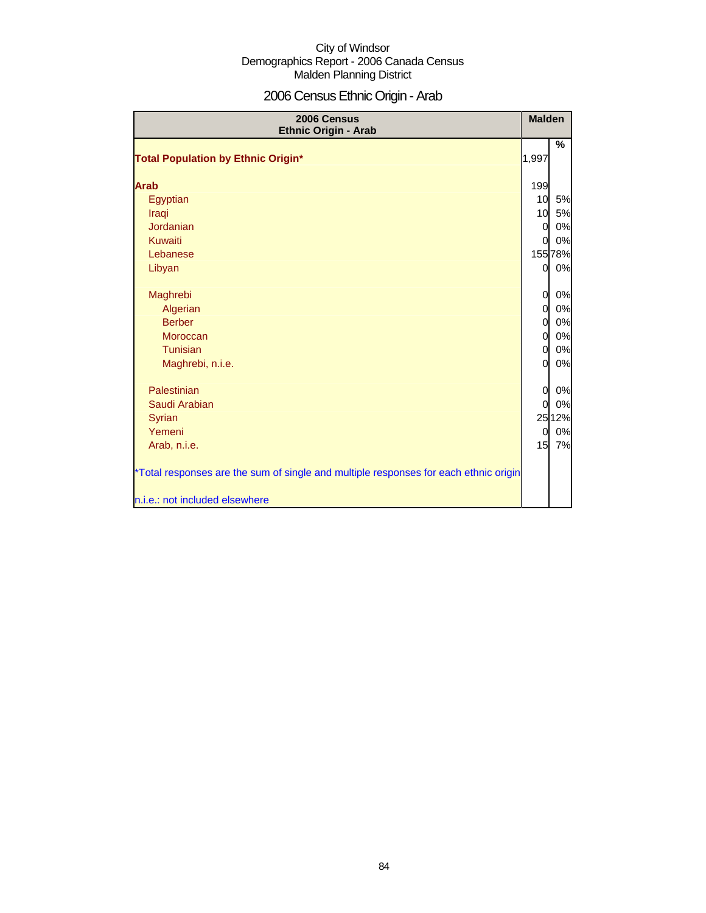City of Windsor
Demographics Report - 2006 Canada Census
Malden Planning District

# 2006 Census Ethnic Origin - Arab

| 2006 Census Ethnic Origin - Arab | Malden | |
|---|---|---|
| | | % |
| **Total Population by Ethnic Origin*** | 1,997 | |
| **Arab** | 199 | |
| Egyptian | 10 | 5% |
| Iraqi | 10 | 5% |
| Jordanian | 0 | 0% |
| Kuwaiti | 0 | 0% |
| Lebanese | 155 | 78% |
| Libyan | 0 | 0% |
| Maghrebi | 0 | 0% |
| Algerian | 0 | 0% |
| Berber | 0 | 0% |
| Moroccan | 0 | 0% |
| Tunisian | 0 | 0% |
| Maghrebi, n.i.e. | 0 | 0% |
| Palestinian | 0 | 0% |
| Saudi Arabian | 0 | 0% |
| Syrian | 25 | 12% |
| Yemeni | 0 | 0% |
| Arab, n.i.e. | 15 | 7% |

*Total responses are the sum of single and multiple responses for each ethnic origin

n.i.e.: not included elsewhere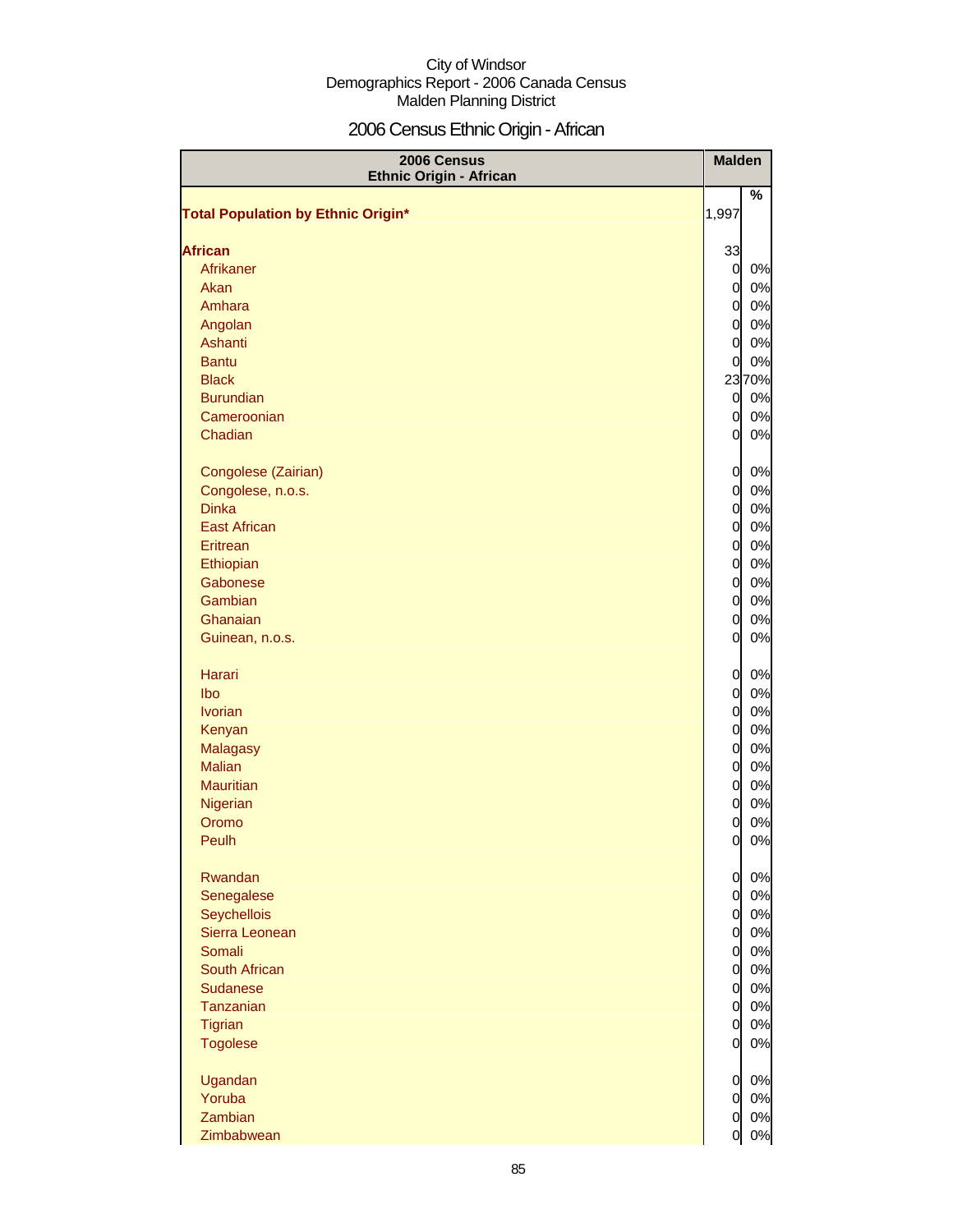City of Windsor
Demographics Report - 2006 Canada Census
Malden Planning District

# 2006 Census Ethnic Origin - African

| 2006 Census Ethnic Origin - African | Malden | |
|---|---|---|
| | | % |
| **Total Population by Ethnic Origin*** | 1,997 | |
| **African** | 33 | |
| Afrikaner | 0 | 0% |
| Akan | 0 | 0% |
| Amhara | 0 | 0% |
| Angolan | 0 | 0% |
| Ashanti | 0 | 0% |
| Bantu | 0 | 0% |
| Black | 23 | 70% |
| Burundian | 0 | 0% |
| Cameroonian | 0 | 0% |
| Chadian | 0 | 0% |
| Congolese (Zairian) | 0 | 0% |
| Congolese, n.o.s. | 0 | 0% |
| Dinka | 0 | 0% |
| East African | 0 | 0% |
| Eritrean | 0 | 0% |
| Ethiopian | 0 | 0% |
| Gabonese | 0 | 0% |
| Gambian | 0 | 0% |
| Ghanaian | 0 | 0% |
| Guinean, n.o.s. | 0 | 0% |
| Harari | 0 | 0% |
| Ibo | 0 | 0% |
| Ivorian | 0 | 0% |
| Kenyan | 0 | 0% |
| Malagasy | 0 | 0% |
| Malian | 0 | 0% |
| Mauritian | 0 | 0% |
| Nigerian | 0 | 0% |
| Oromo | 0 | 0% |
| Peulh | 0 | 0% |
| Rwandan | 0 | 0% |
| Senegalese | 0 | 0% |
| Seychellois | 0 | 0% |
| Sierra Leonean | 0 | 0% |
| Somali | 0 | 0% |
| South African | 0 | 0% |
| Sudanese | 0 | 0% |
| Tanzanian | 0 | 0% |
| Tigrian | 0 | 0% |
| Togolese | 0 | 0% |
| Ugandan | 0 | 0% |
| Yoruba | 0 | 0% |
| Zambian | 0 | 0% |
| Zimbabwean | 0 | 0% |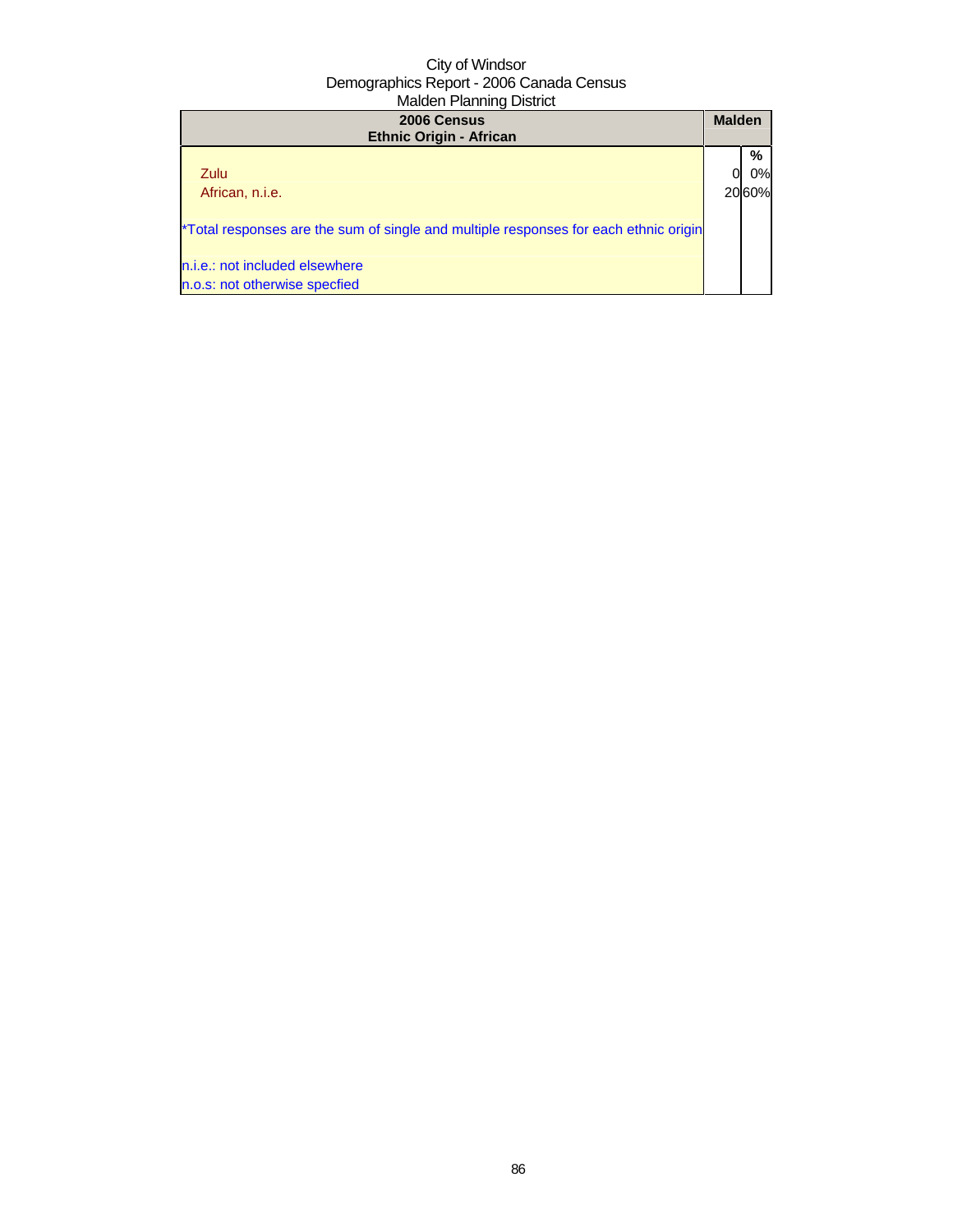City of Windsor
Demographics Report - 2006 Canada Census
Malden Planning District

| 2006 Census<br>Ethnic Origin - African | Malden | |
|---|---|---|
| | | % |
| Zulu | 0 | 0% |
| African, n.i.e. | 20 | 60% |
| *Total responses are the sum of single and multiple responses for each ethnic origin | | |
| n.i.e.: not included elsewhere | | |
| n.o.s: not otherwise specfied | | |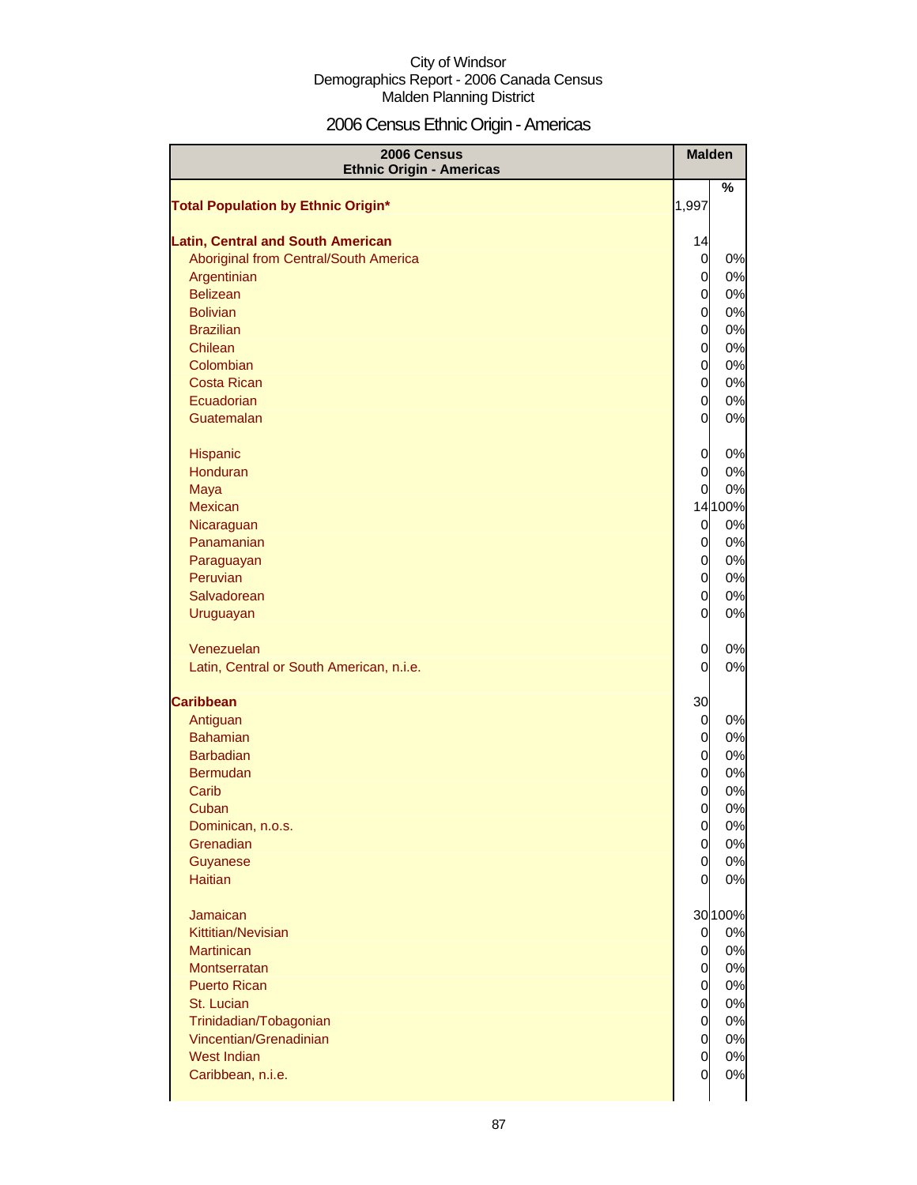City of Windsor
Demographics Report - 2006 Canada Census
Malden Planning District

# 2006 Census Ethnic Origin - Americas

| 2006 Census Ethnic Origin - Americas | Malden | % |
|---|---|---|
| **Total Population by Ethnic Origin*** | 1,997 | |
| **Latin, Central and South American** | 14 | |
| Aboriginal from Central/South America | 0 | 0% |
| Argentinian | 0 | 0% |
| Belizean | 0 | 0% |
| Bolivian | 0 | 0% |
| Brazilian | 0 | 0% |
| Chilean | 0 | 0% |
| Colombian | 0 | 0% |
| Costa Rican | 0 | 0% |
| Ecuadorian | 0 | 0% |
| Guatemalan | 0 | 0% |
| Hispanic | 0 | 0% |
| Honduran | 0 | 0% |
| Maya | 0 | 0% |
| Mexican | 14 | 100% |
| Nicaraguan | 0 | 0% |
| Panamanian | 0 | 0% |
| Paraguayan | 0 | 0% |
| Peruvian | 0 | 0% |
| Salvadorean | 0 | 0% |
| Uruguayan | 0 | 0% |
| Venezuelan | 0 | 0% |
| Latin, Central or South American, n.i.e. | 0 | 0% |
| **Caribbean** | 30 | |
| Antiguan | 0 | 0% |
| Bahamian | 0 | 0% |
| Barbadian | 0 | 0% |
| Bermudan | 0 | 0% |
| Carib | 0 | 0% |
| Cuban | 0 | 0% |
| Dominican, n.o.s. | 0 | 0% |
| Grenadian | 0 | 0% |
| Guyanese | 0 | 0% |
| Haitian | 0 | 0% |
| Jamaican | 30 | 100% |
| Kittitian/Nevisian | 0 | 0% |
| Martinican | 0 | 0% |
| Montserratan | 0 | 0% |
| Puerto Rican | 0 | 0% |
| St. Lucian | 0 | 0% |
| Trinidadian/Tobagonian | 0 | 0% |
| Vincentian/Grenadinian | 0 | 0% |
| West Indian | 0 | 0% |
| Caribbean, n.i.e. | 0 | 0% |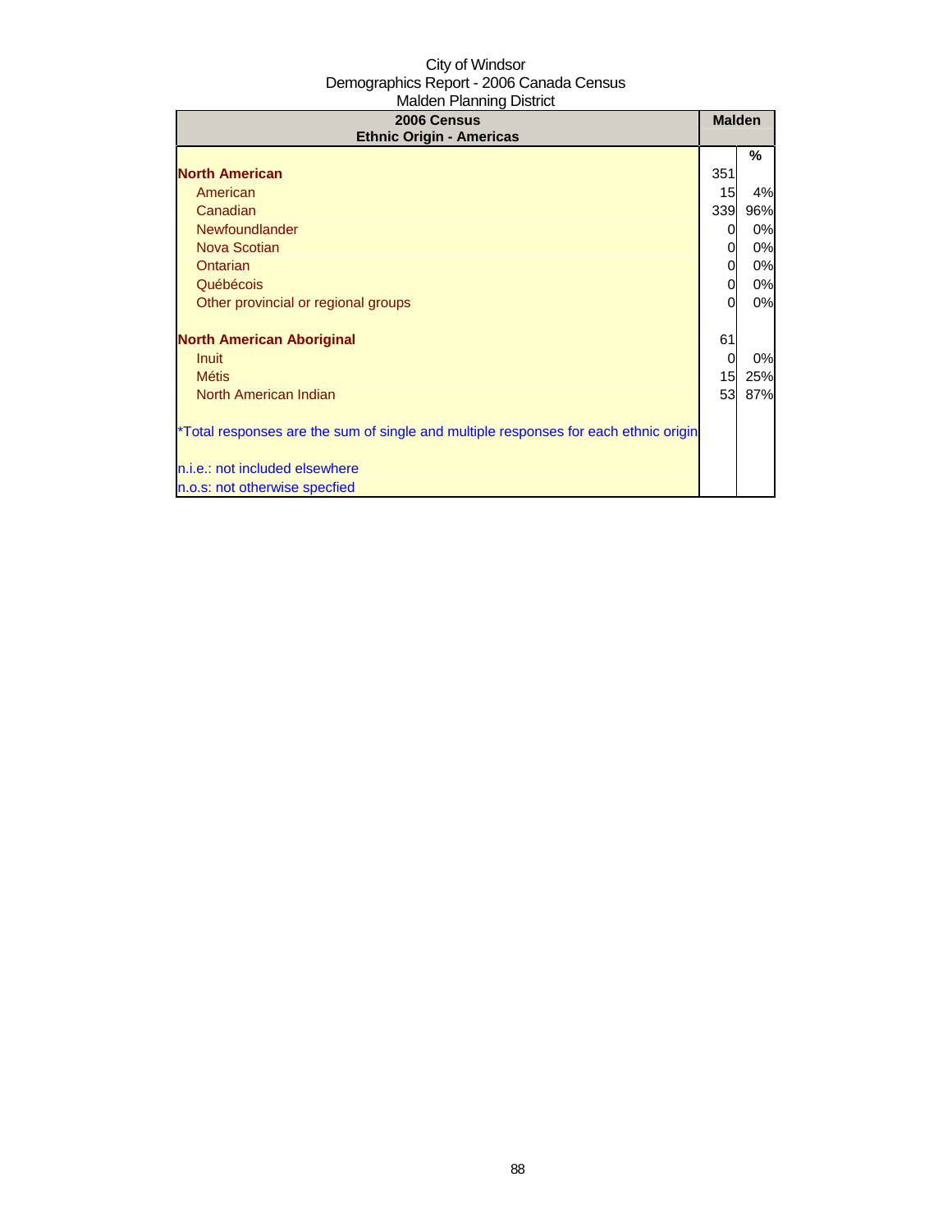City of Windsor
Demographics Report - 2006 Canada Census
Malden Planning District

| 2006 Census<br>Ethnic Origin - Americas | Malden | |
|---|---|---|
| | | % |
| **North American** | 351 | |
| American | 15 | 4% |
| Canadian | 339 | 96% |
| Newfoundlander | 0 | 0% |
| Nova Scotian | 0 | 0% |
| Ontarian | 0 | 0% |
| Québécois | 0 | 0% |
| Other provincial or regional groups | 0 | 0% |
| | | |
| **North American Aboriginal** | 61 | |
| Inuit | 0 | 0% |
| Métis | 15 | 25% |
| North American Indian | 53 | 87% |
| | | |
| *Total responses are the sum of single and multiple responses for each ethnic origin | | |
| | | |
| n.i.e.: not included elsewhere | | |
| n.o.s: not otherwise specfied | | |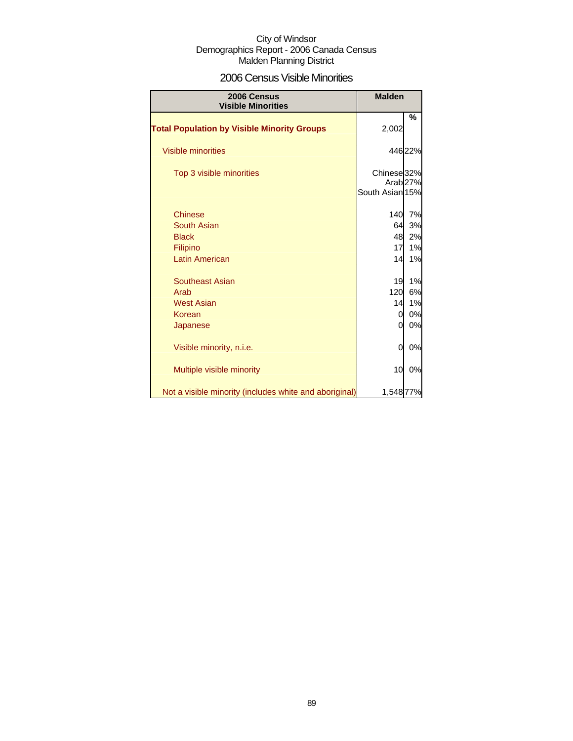City of Windsor
Demographics Report - 2006 Canada Census
Malden Planning District

## 2006 Census Visible Minorities

| 2006 Census Visible Minorities | Malden | % |
|---|---|---|
| **Total Population by Visible Minority Groups** | 2,002 | |
| Visible minorities | 446 | 22% |
| Top 3 visible minorities | Chinese | 32% |
| | Arab | 27% |
| | South Asian | 15% |
| Chinese | 140 | 7% |
| South Asian | 64 | 3% |
| Black | 48 | 2% |
| Filipino | 17 | 1% |
| Latin American | 14 | 1% |
| Southeast Asian | 19 | 1% |
| Arab | 120 | 6% |
| West Asian | 14 | 1% |
| Korean | 0 | 0% |
| Japanese | 0 | 0% |
| Visible minority, n.i.e. | 0 | 0% |
| Multiple visible minority | 10 | 0% |
| Not a visible minority (includes white and aboriginal) | 1,548 | 77% |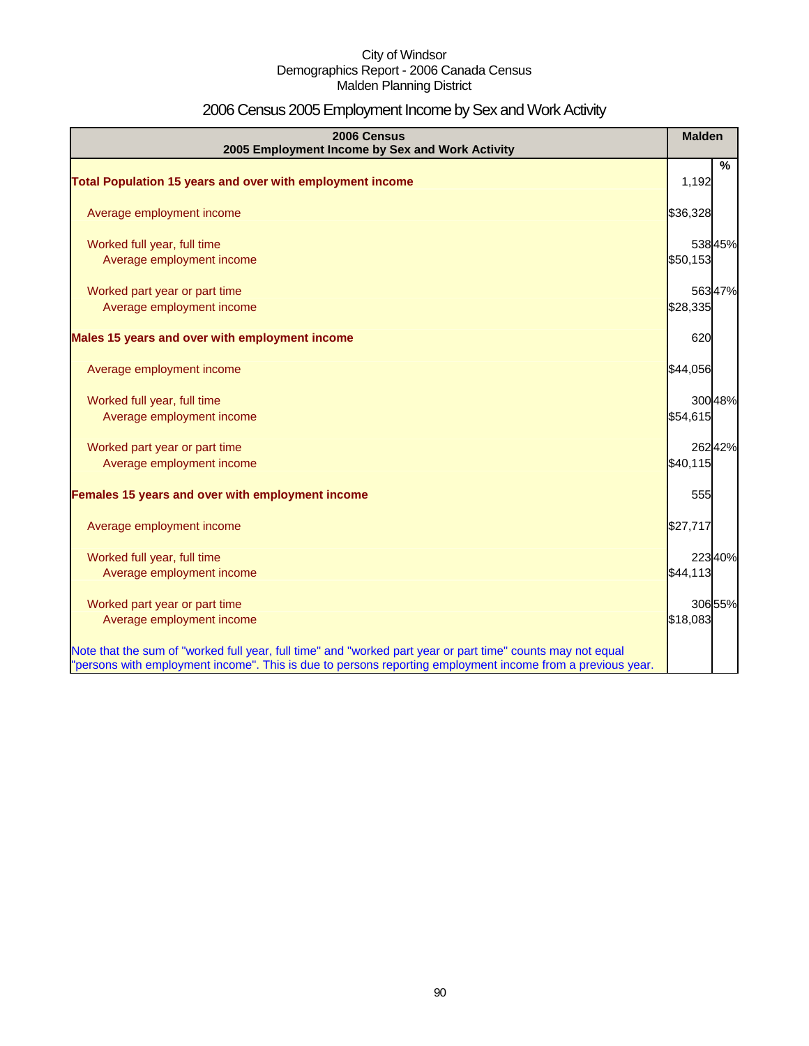City of Windsor
Demographics Report - 2006 Canada Census
Malden Planning District

# 2006 Census 2005 Employment Income by Sex and Work Activity

| 2006 Census<br>2005 Employment Income by Sex and Work Activity | Malden | % |
|---|---|---|
| **Total Population 15 years and over with employment income** | 1,192 | |
| Average employment income | $36,328 | |
| Worked full year, full time | 538 | 45% |
| Average employment income | $50,153 | |
| Worked part year or part time | 563 | 47% |
| Average employment income | $28,335 | |
| **Males 15 years and over with employment income** | 620 | |
| Average employment income | $44,056 | |
| Worked full year, full time | 300 | 48% |
| Average employment income | $54,615 | |
| Worked part year or part time | 262 | 42% |
| Average employment income | $40,115 | |
| **Females 15 years and over with employment income** | 555 | |
| Average employment income | $27,717 | |
| Worked full year, full time | 223 | 40% |
| Average employment income | $44,113 | |
| Worked part year or part time | 306 | 55% |
| Average employment income | $18,083 | |
| Note that the sum of "worked full year, full time" and "worked part year or part time" counts may not equal "persons with employment income". This is due to persons reporting employment income from a previous year. | | |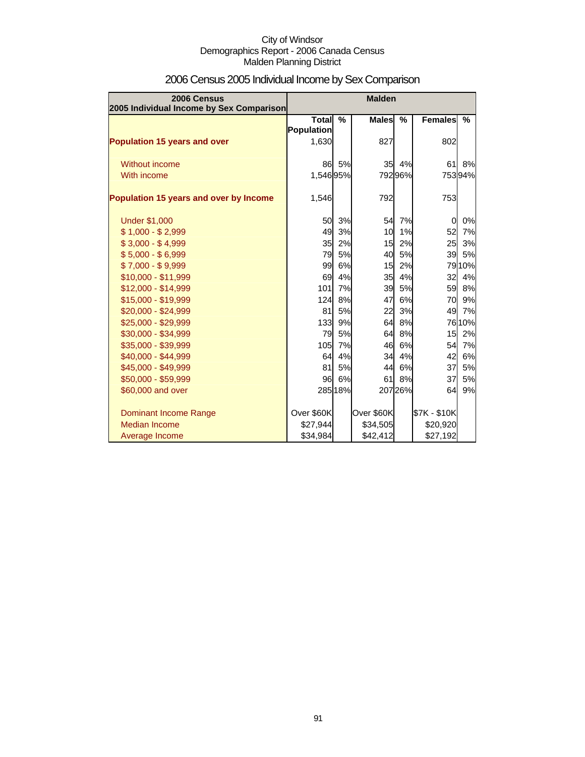City of Windsor
Demographics Report - 2006 Canada Census
Malden Planning District

# 2006 Census 2005 Individual Income by Sex Comparison

| 2006 Census 2005 Individual Income by Sex Comparison | Malden | | | | | |
|---|---|---|---|---|---|---|
| | Total Population | % | Males | % | Females | % |
| **Population 15 years and over** | 1,630 | | 827 | | 802 | |
| Without income | 86 | 5% | 35 | 4% | 61 | 8% |
| With income | 1,546 | 95% | 792 | 96% | 753 | 94% |
| **Population 15 years and over by Income** | 1,546 | | 792 | | 753 | |
| Under $1,000 | 50 | 3% | 54 | 7% | 0 | 0% |
| $ 1,000 - $ 2,999 | 49 | 3% | 10 | 1% | 52 | 7% |
| $ 3,000 - $ 4,999 | 35 | 2% | 15 | 2% | 25 | 3% |
| $ 5,000 - $ 6,999 | 79 | 5% | 40 | 5% | 39 | 5% |
| $ 7,000 - $ 9,999 | 99 | 6% | 15 | 2% | 79 | 10% |
| $10,000 - $11,999 | 69 | 4% | 35 | 4% | 32 | 4% |
| $12,000 - $14,999 | 101 | 7% | 39 | 5% | 59 | 8% |
| $15,000 - $19,999 | 124 | 8% | 47 | 6% | 70 | 9% |
| $20,000 - $24,999 | 81 | 5% | 22 | 3% | 49 | 7% |
| $25,000 - $29,999 | 133 | 9% | 64 | 8% | 76 | 10% |
| $30,000 - $34,999 | 79 | 5% | 64 | 8% | 15 | 2% |
| $35,000 - $39,999 | 105 | 7% | 46 | 6% | 54 | 7% |
| $40,000 - $44,999 | 64 | 4% | 34 | 4% | 42 | 6% |
| $45,000 - $49,999 | 81 | 5% | 44 | 6% | 37 | 5% |
| $50,000 - $59,999 | 96 | 6% | 61 | 8% | 37 | 5% |
| $60,000 and over | 285 | 18% | 207 | 26% | 64 | 9% |
| Dominant Income Range | Over $60K | | Over $60K | | $7K - $10K | |
| Median Income | $27,944 | | $34,505 | | $20,920 | |
| Average Income | $34,984 | | $42,412 | | $27,192 | |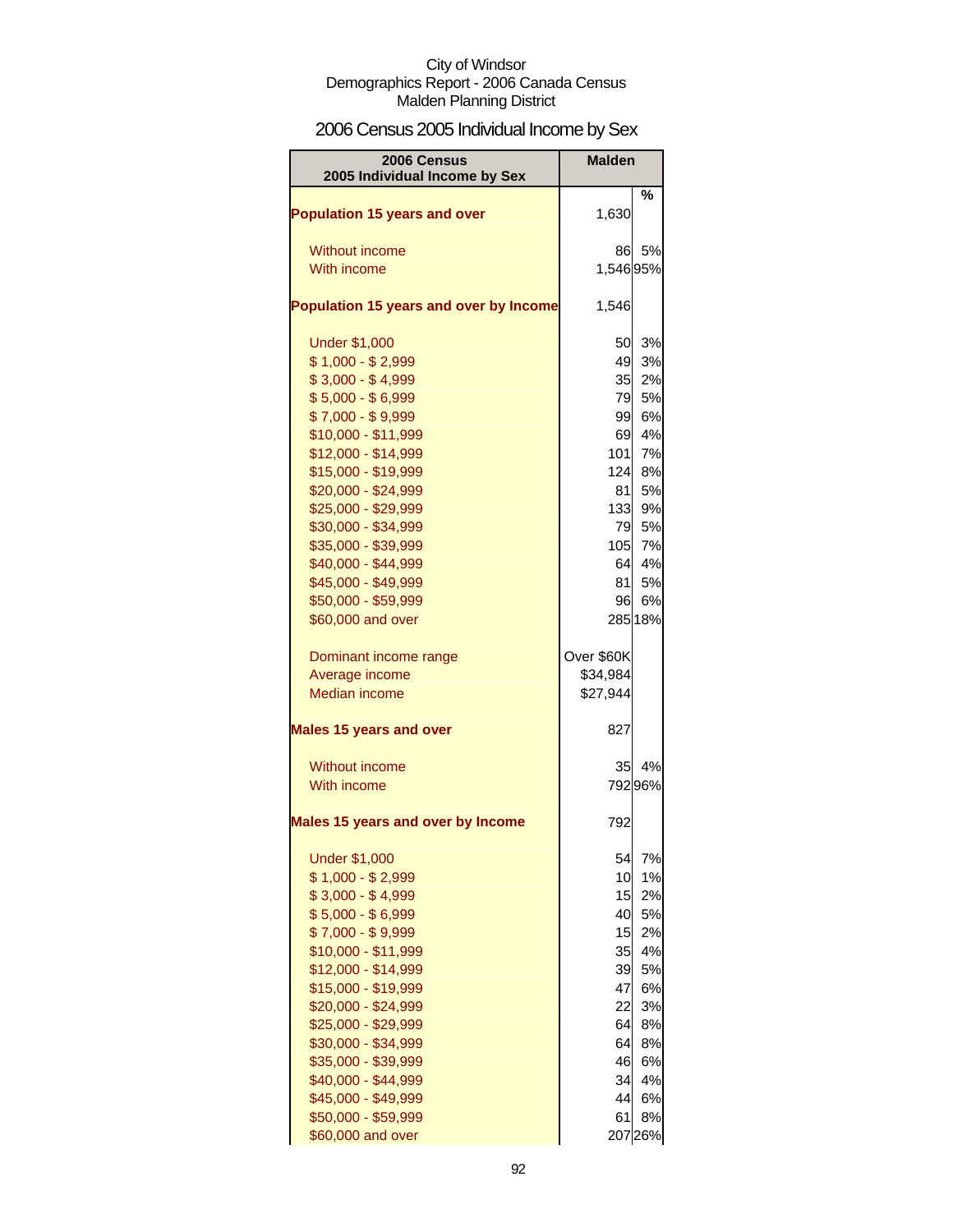City of Windsor
Demographics Report - 2006 Canada Census
Malden Planning District

# 2006 Census 2005 Individual Income by Sex

| 2006 Census 2005 Individual Income by Sex | Malden | |
|---|---|---|
| | | % |
| **Population 15 years and over** | 1,630 | |
| Without income | 86 | 5% |
| With income | 1,546 | 95% |
| **Population 15 years and over by Income** | 1,546 | |
| Under $1,000 | 50 | 3% |
| $ 1,000 - $ 2,999 | 49 | 3% |
| $ 3,000 - $ 4,999 | 35 | 2% |
| $ 5,000 - $ 6,999 | 79 | 5% |
| $ 7,000 - $ 9,999 | 99 | 6% |
| $10,000 - $11,999 | 69 | 4% |
| $12,000 - $14,999 | 101 | 7% |
| $15,000 - $19,999 | 124 | 8% |
| $20,000 - $24,999 | 81 | 5% |
| $25,000 - $29,999 | 133 | 9% |
| $30,000 - $34,999 | 79 | 5% |
| $35,000 - $39,999 | 105 | 7% |
| $40,000 - $44,999 | 64 | 4% |
| $45,000 - $49,999 | 81 | 5% |
| $50,000 - $59,999 | 96 | 6% |
| $60,000 and over | 285 | 18% |
| Dominant income range | Over $60K | |
| Average income | $34,984 | |
| Median income | $27,944 | |
| **Males 15 years and over** | 827 | |
| Without income | 35 | 4% |
| With income | 792 | 96% |
| **Males 15 years and over by Income** | 792 | |
| Under $1,000 | 54 | 7% |
| $ 1,000 - $ 2,999 | 10 | 1% |
| $ 3,000 - $ 4,999 | 15 | 2% |
| $ 5,000 - $ 6,999 | 40 | 5% |
| $ 7,000 - $ 9,999 | 15 | 2% |
| $10,000 - $11,999 | 35 | 4% |
| $12,000 - $14,999 | 39 | 5% |
| $15,000 - $19,999 | 47 | 6% |
| $20,000 - $24,999 | 22 | 3% |
| $25,000 - $29,999 | 64 | 8% |
| $30,000 - $34,999 | 64 | 8% |
| $35,000 - $39,999 | 46 | 6% |
| $40,000 - $44,999 | 34 | 4% |
| $45,000 - $49,999 | 44 | 6% |
| $50,000 - $59,999 | 61 | 8% |
| $60,000 and over | 207 | 26% |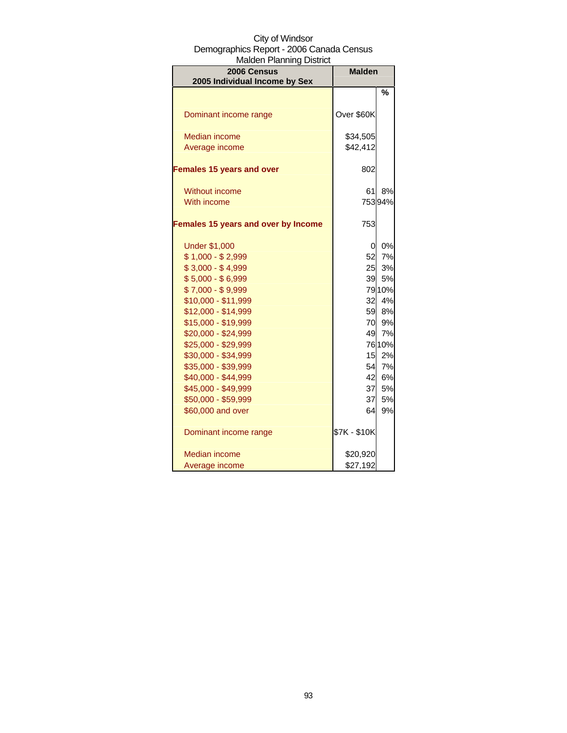City of Windsor
Demographics Report - 2006 Canada Census
Malden Planning District

| 2006 Census<br>2005 Individual Income by Sex | Malden | |
|---|---|---|
| | | % |
| Dominant income range | Over $60K | |
| Median income | $34,505 | |
| Average income | $42,412 | |
| **Females 15 years and over** | 802 | |
| Without income | 61 | 8% |
| With income | 753 | 94% |
| **Females 15 years and over by Income** | 753 | |
| Under $1,000 | 0 | 0% |
| $ 1,000 - $ 2,999 | 52 | 7% |
| $ 3,000 - $ 4,999 | 25 | 3% |
| $ 5,000 - $ 6,999 | 39 | 5% |
| $ 7,000 - $ 9,999 | 79 | 10% |
| $10,000 - $11,999 | 32 | 4% |
| $12,000 - $14,999 | 59 | 8% |
| $15,000 - $19,999 | 70 | 9% |
| $20,000 - $24,999 | 49 | 7% |
| $25,000 - $29,999 | 76 | 10% |
| $30,000 - $34,999 | 15 | 2% |
| $35,000 - $39,999 | 54 | 7% |
| $40,000 - $44,999 | 42 | 6% |
| $45,000 - $49,999 | 37 | 5% |
| $50,000 - $59,999 | 37 | 5% |
| $60,000 and over | 64 | 9% |
| Dominant income range | $7K - $10K | |
| Median income | $20,920 | |
| Average income | $27,192 | |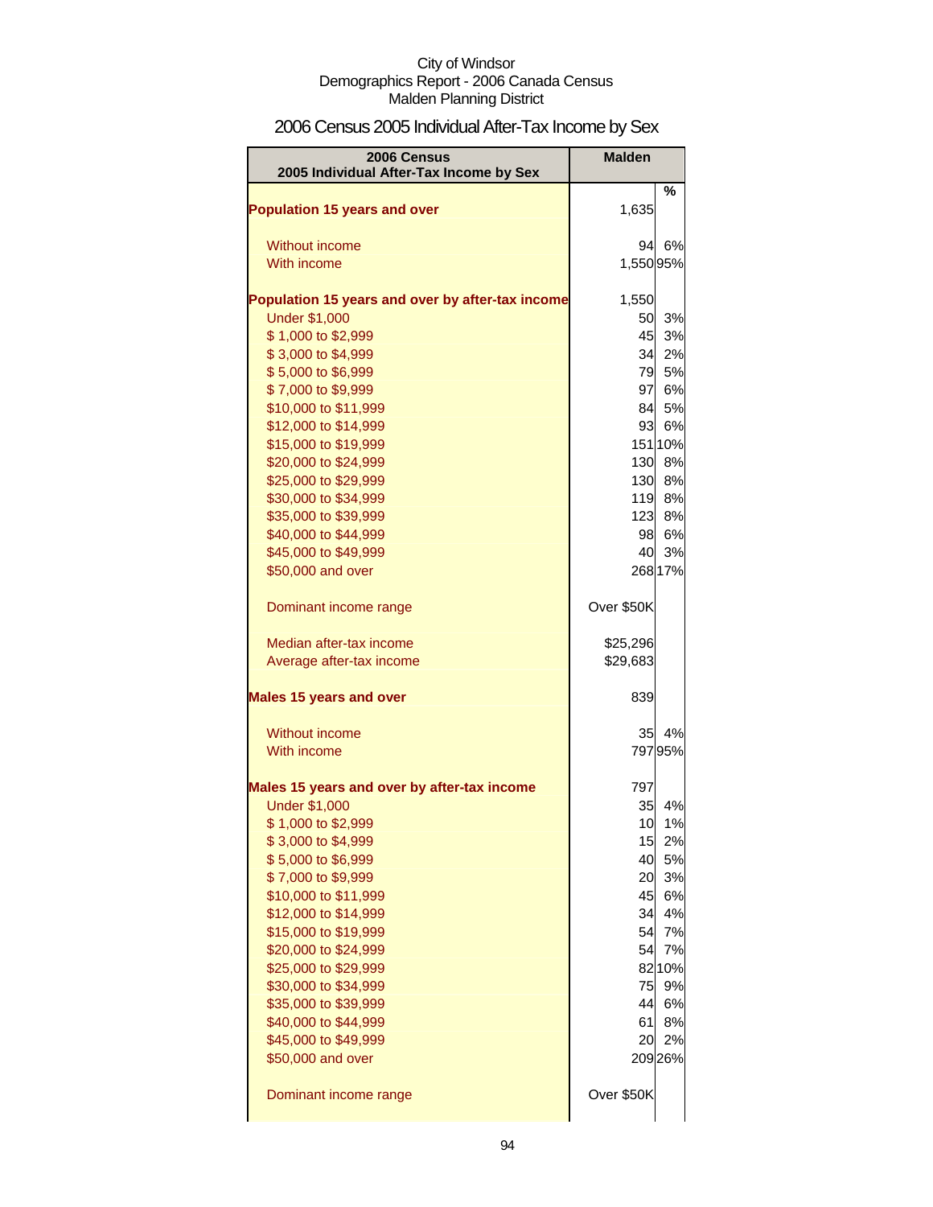City of Windsor
Demographics Report - 2006 Canada Census
Malden Planning District

# 2006 Census 2005 Individual After-Tax Income by Sex

| 2006 Census 2005 Individual After-Tax Income by Sex | Malden | % |
|---|---|---|
| **Population 15 years and over** | 1,635 | |
| Without income | 94 | 6% |
| With income | 1,550 | 95% |
| **Population 15 years and over by after-tax income** | 1,550 | |
| Under $1,000 | 50 | 3% |
| $ 1,000 to $2,999 | 45 | 3% |
| $ 3,000 to $4,999 | 34 | 2% |
| $ 5,000 to $6,999 | 79 | 5% |
| $ 7,000 to $9,999 | 97 | 6% |
| $10,000 to $11,999 | 84 | 5% |
| $12,000 to $14,999 | 93 | 6% |
| $15,000 to $19,999 | 151 | 10% |
| $20,000 to $24,999 | 130 | 8% |
| $25,000 to $29,999 | 130 | 8% |
| $30,000 to $34,999 | 119 | 8% |
| $35,000 to $39,999 | 123 | 8% |
| $40,000 to $44,999 | 98 | 6% |
| $45,000 to $49,999 | 40 | 3% |
| $50,000 and over | 268 | 17% |
| Dominant income range | Over $50K | |
| Median after-tax income | $25,296 | |
| Average after-tax income | $29,683 | |
| **Males 15 years and over** | 839 | |
| Without income | 35 | 4% |
| With income | 797 | 95% |
| **Males 15 years and over by after-tax income** | 797 | |
| Under $1,000 | 35 | 4% |
| $ 1,000 to $2,999 | 10 | 1% |
| $ 3,000 to $4,999 | 15 | 2% |
| $ 5,000 to $6,999 | 40 | 5% |
| $ 7,000 to $9,999 | 20 | 3% |
| $10,000 to $11,999 | 45 | 6% |
| $12,000 to $14,999 | 34 | 4% |
| $15,000 to $19,999 | 54 | 7% |
| $20,000 to $24,999 | 54 | 7% |
| $25,000 to $29,999 | 82 | 10% |
| $30,000 to $34,999 | 75 | 9% |
| $35,000 to $39,999 | 44 | 6% |
| $40,000 to $44,999 | 61 | 8% |
| $45,000 to $49,999 | 20 | 2% |
| $50,000 and over | 209 | 26% |
| Dominant income range | Over $50K | |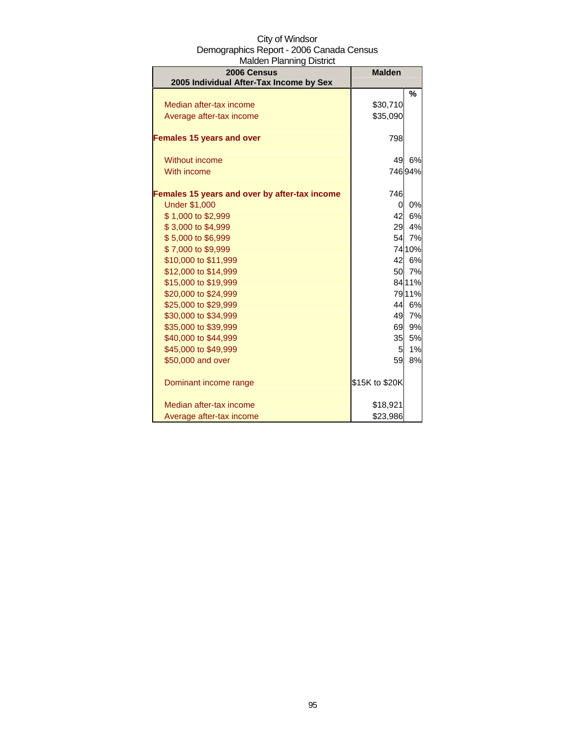City of Windsor
Demographics Report - 2006 Canada Census
Malden Planning District

| 2006 Census<br>2005 Individual After-Tax Income by Sex | Malden | |
|---|---|---|
| | | % |
| Median after-tax income | $30,710 | |
| Average after-tax income | $35,090 | |
| **Females 15 years and over** | 798 | |
| Without income | 49 | 6% |
| With income | 746 | 94% |
| **Females 15 years and over by after-tax income** | 746 | |
| Under $1,000 | 0 | 0% |
| $ 1,000 to $2,999 | 42 | 6% |
| $ 3,000 to $4,999 | 29 | 4% |
| $ 5,000 to $6,999 | 54 | 7% |
| $ 7,000 to $9,999 | 74 | 10% |
| $10,000 to $11,999 | 42 | 6% |
| $12,000 to $14,999 | 50 | 7% |
| $15,000 to $19,999 | 84 | 11% |
| $20,000 to $24,999 | 79 | 11% |
| $25,000 to $29,999 | 44 | 6% |
| $30,000 to $34,999 | 49 | 7% |
| $35,000 to $39,999 | 69 | 9% |
| $40,000 to $44,999 | 35 | 5% |
| $45,000 to $49,999 | 5 | 1% |
| $50,000 and over | 59 | 8% |
| Dominant income range | $15K to $20K | |
| Median after-tax income | $18,921 | |
| Average after-tax income | $23,986 | |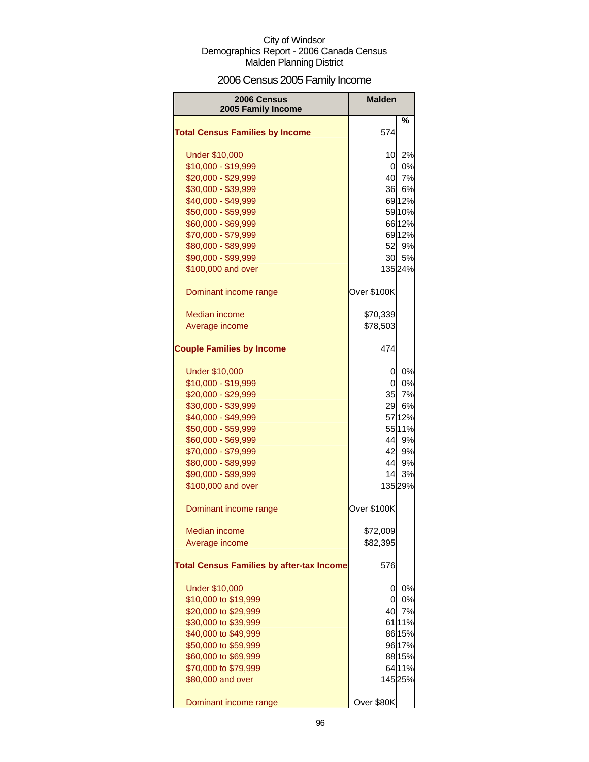City of Windsor
Demographics Report - 2006 Canada Census
Malden Planning District

# 2006 Census 2005 Family Income

| 2006 Census 2005 Family Income | Malden | |
|---|---|---|
| | | % |
| **Total Census Families by Income** | 574 | |
| Under $10,000 | 10 | 2% |
| $10,000 - $19,999 | 0 | 0% |
| $20,000 - $29,999 | 40 | 7% |
| $30,000 - $39,999 | 36 | 6% |
| $40,000 - $49,999 | 69 | 12% |
| $50,000 - $59,999 | 59 | 10% |
| $60,000 - $69,999 | 66 | 12% |
| $70,000 - $79,999 | 69 | 12% |
| $80,000 - $89,999 | 52 | 9% |
| $90,000 - $99,999 | 30 | 5% |
| $100,000 and over | 135 | 24% |
| Dominant income range | Over $100K | |
| Median income | $70,339 | |
| Average income | $78,503 | |
| **Couple Families by Income** | 474 | |
| Under $10,000 | 0 | 0% |
| $10,000 - $19,999 | 0 | 0% |
| $20,000 - $29,999 | 35 | 7% |
| $30,000 - $39,999 | 29 | 6% |
| $40,000 - $49,999 | 57 | 12% |
| $50,000 - $59,999 | 55 | 11% |
| $60,000 - $69,999 | 44 | 9% |
| $70,000 - $79,999 | 42 | 9% |
| $80,000 - $89,999 | 44 | 9% |
| $90,000 - $99,999 | 14 | 3% |
| $100,000 and over | 135 | 29% |
| Dominant income range | Over $100K | |
| Median income | $72,009 | |
| Average income | $82,395 | |
| **Total Census Families by after-tax Income** | 576 | |
| Under $10,000 | 0 | 0% |
| $10,000 to $19,999 | 0 | 0% |
| $20,000 to $29,999 | 40 | 7% |
| $30,000 to $39,999 | 61 | 11% |
| $40,000 to $49,999 | 86 | 15% |
| $50,000 to $59,999 | 96 | 17% |
| $60,000 to $69,999 | 88 | 15% |
| $70,000 to $79,999 | 64 | 11% |
| $80,000 and over | 145 | 25% |
| Dominant income range | Over $80K | |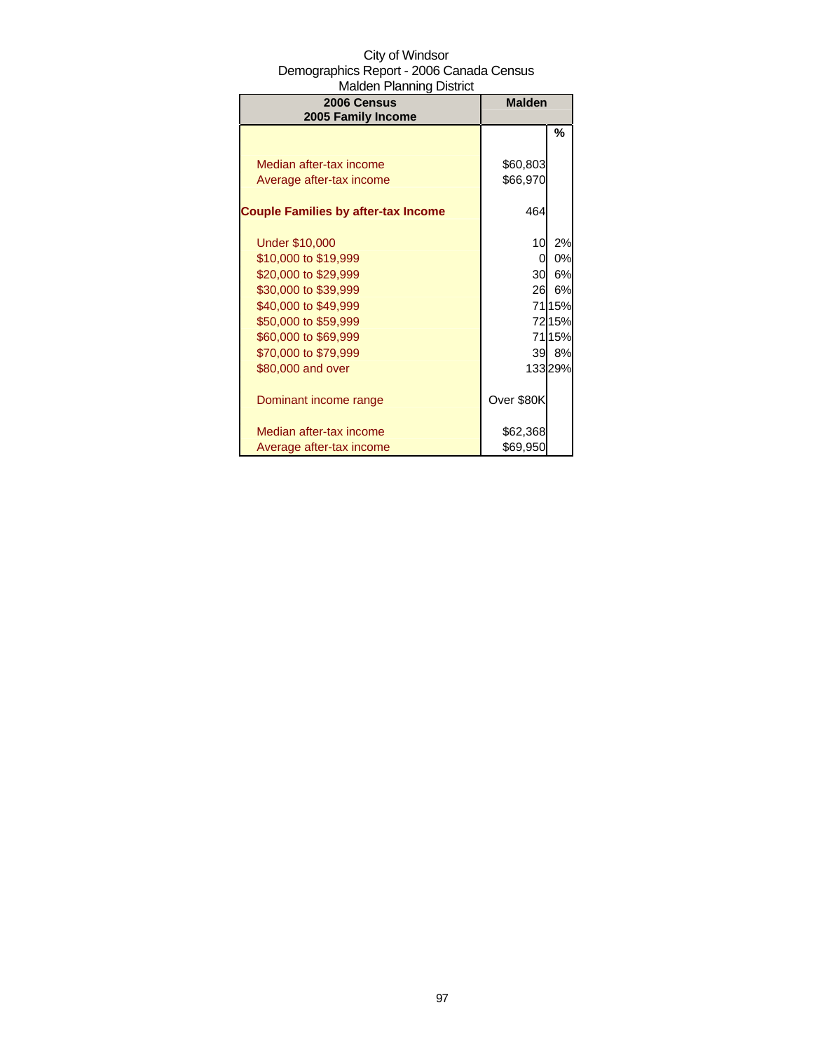City of Windsor
Demographics Report - 2006 Canada Census
Malden Planning District

| 2006 Census<br>2005 Family Income | Malden | |
|---|---|---|
| | | % |
| Median after-tax income | $60,803 | |
| Average after-tax income | $66,970 | |
| **Couple Families by after-tax Income** | 464 | |
| Under $10,000 | 10 | 2% |
| $10,000 to $19,999 | 0 | 0% |
| $20,000 to $29,999 | 30 | 6% |
| $30,000 to $39,999 | 26 | 6% |
| $40,000 to $49,999 | 71 | 15% |
| $50,000 to $59,999 | 72 | 15% |
| $60,000 to $69,999 | 71 | 15% |
| $70,000 to $79,999 | 39 | 8% |
| $80,000 and over | 133 | 29% |
| Dominant income range | Over $80K | |
| Median after-tax income | $62,368 | |
| Average after-tax income | $69,950 | |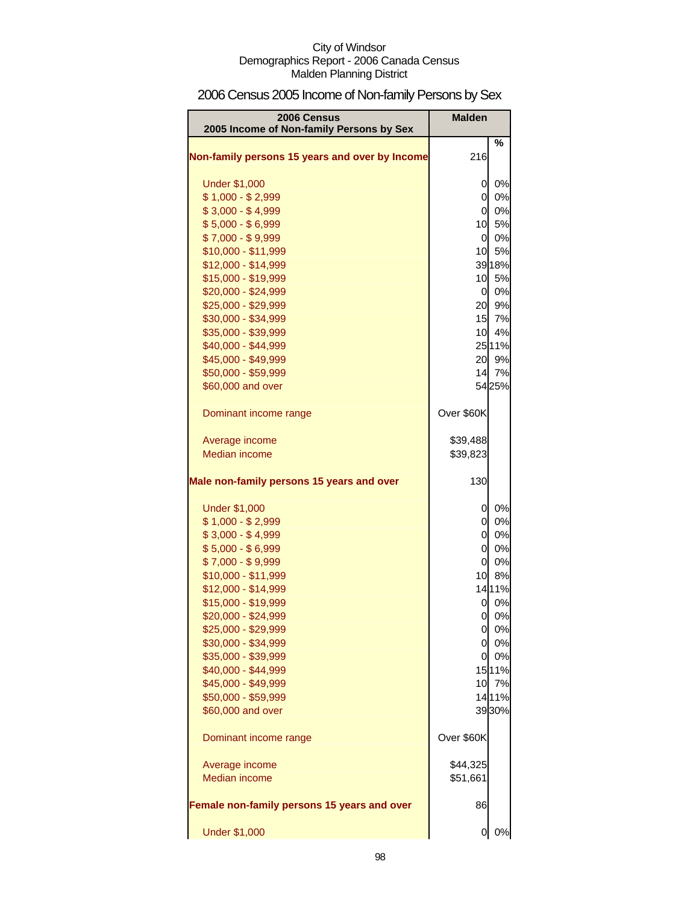City of Windsor
Demographics Report - 2006 Canada Census
Malden Planning District

# 2006 Census 2005 Income of Non-family Persons by Sex

| 2006 Census 2005 Income of Non-family Persons by Sex | Malden | |
|---|---|---|
| | | % |
| **Non-family persons 15 years and over by Income** | 216 | |
| Under $1,000 | 0 | 0% |
| $ 1,000 - $ 2,999 | 0 | 0% |
| $ 3,000 - $ 4,999 | 0 | 0% |
| $ 5,000 - $ 6,999 | 10 | 5% |
| $ 7,000 - $ 9,999 | 0 | 0% |
| $10,000 - $11,999 | 10 | 5% |
| $12,000 - $14,999 | 39 | 18% |
| $15,000 - $19,999 | 10 | 5% |
| $20,000 - $24,999 | 0 | 0% |
| $25,000 - $29,999 | 20 | 9% |
| $30,000 - $34,999 | 15 | 7% |
| $35,000 - $39,999 | 10 | 4% |
| $40,000 - $44,999 | 25 | 11% |
| $45,000 - $49,999 | 20 | 9% |
| $50,000 - $59,999 | 14 | 7% |
| $60,000 and over | 54 | 25% |
| Dominant income range | Over $60K | |
| Average income | $39,488 | |
| Median income | $39,823 | |
| **Male non-family persons 15 years and over** | 130 | |
| Under $1,000 | 0 | 0% |
| $ 1,000 - $ 2,999 | 0 | 0% |
| $ 3,000 - $ 4,999 | 0 | 0% |
| $ 5,000 - $ 6,999 | 0 | 0% |
| $ 7,000 - $ 9,999 | 0 | 0% |
| $10,000 - $11,999 | 10 | 8% |
| $12,000 - $14,999 | 14 | 11% |
| $15,000 - $19,999 | 0 | 0% |
| $20,000 - $24,999 | 0 | 0% |
| $25,000 - $29,999 | 0 | 0% |
| $30,000 - $34,999 | 0 | 0% |
| $35,000 - $39,999 | 0 | 0% |
| $40,000 - $44,999 | 15 | 11% |
| $45,000 - $49,999 | 10 | 7% |
| $50,000 - $59,999 | 14 | 11% |
| $60,000 and over | 39 | 30% |
| Dominant income range | Over $60K | |
| Average income | $44,325 | |
| Median income | $51,661 | |
| **Female non-family persons 15 years and over** | 86 | |
| Under $1,000 | 0 | 0% |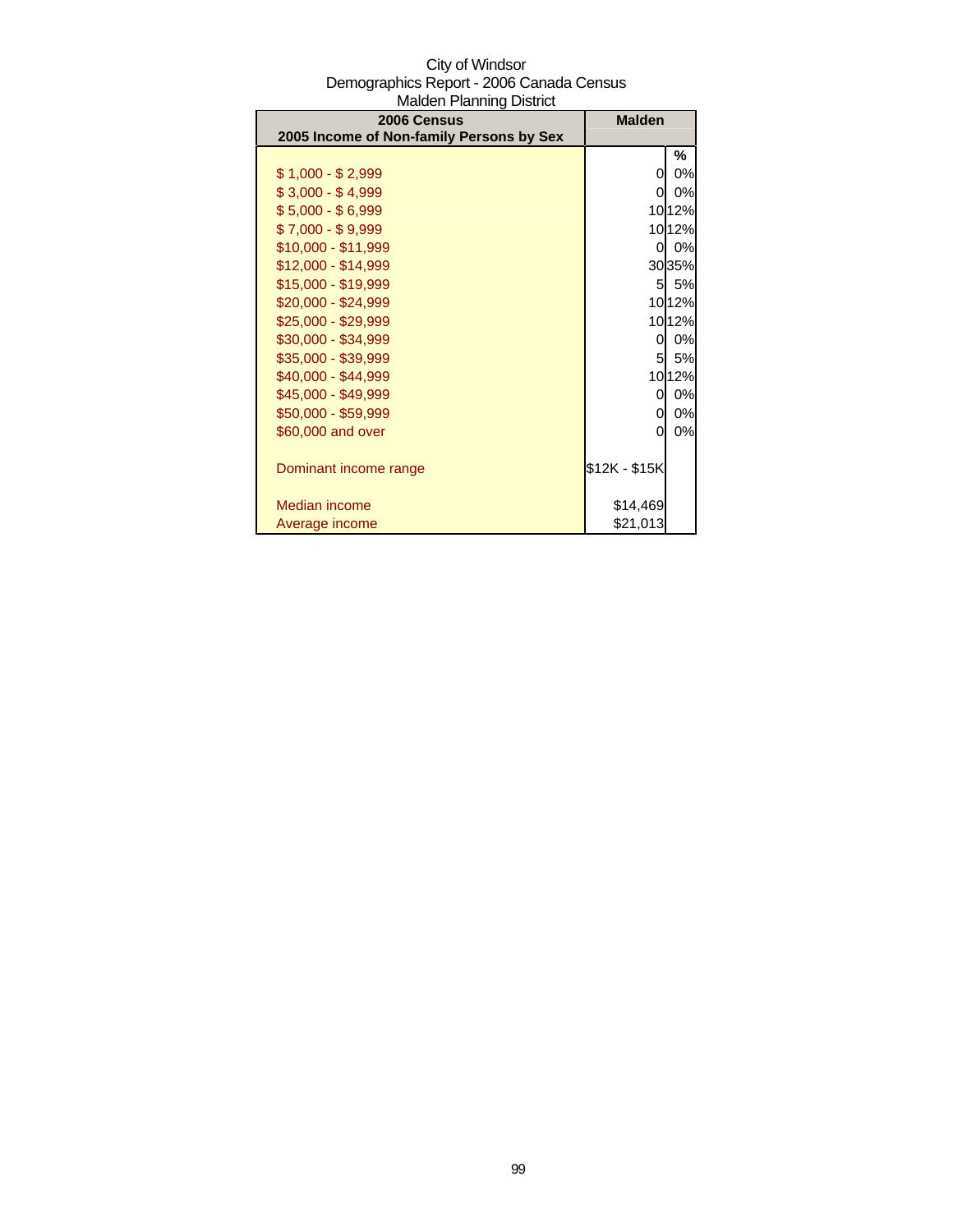City of Windsor
Demographics Report - 2006 Canada Census
Malden Planning District

| 2006 Census<br>2005 Income of Non-family Persons by Sex | Malden | |
|---|---|---|
| | | % |
| $ 1,000 - $ 2,999 | 0 | 0% |
| $ 3,000 - $ 4,999 | 0 | 0% |
| $ 5,000 - $ 6,999 | 10 | 12% |
| $ 7,000 - $ 9,999 | 10 | 12% |
| $10,000 - $11,999 | 0 | 0% |
| $12,000 - $14,999 | 30 | 35% |
| $15,000 - $19,999 | 5 | 5% |
| $20,000 - $24,999 | 10 | 12% |
| $25,000 - $29,999 | 10 | 12% |
| $30,000 - $34,999 | 0 | 0% |
| $35,000 - $39,999 | 5 | 5% |
| $40,000 - $44,999 | 10 | 12% |
| $45,000 - $49,999 | 0 | 0% |
| $50,000 - $59,999 | 0 | 0% |
| $60,000 and over | 0 | 0% |
| | | |
| Dominant income range | $12K - $15K | |
| | | |
| Median income | $14,469 | |
| Average income | $21,013 | |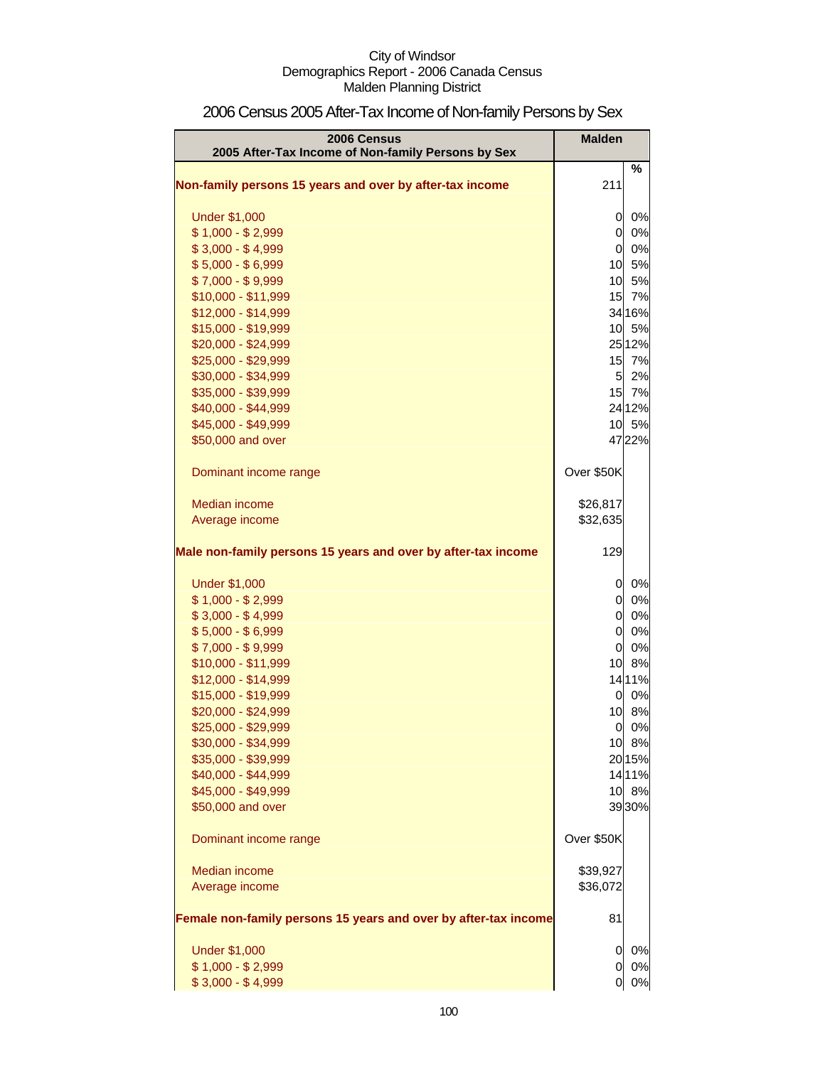City of Windsor
Demographics Report - 2006 Canada Census
Malden Planning District

# 2006 Census 2005 After-Tax Income of Non-family Persons by Sex

| 2006 Census<br>2005 After-Tax Income of Non-family Persons by Sex | Malden | |
|---|---|---|
| | | % |
| **Non-family persons 15 years and over by after-tax income** | 211 | |
| Under $1,000 | 0 | 0% |
| $ 1,000 - $ 2,999 | 0 | 0% |
| $ 3,000 - $ 4,999 | 0 | 0% |
| $ 5,000 - $ 6,999 | 10 | 5% |
| $ 7,000 - $ 9,999 | 10 | 5% |
| $10,000 - $11,999 | 15 | 7% |
| $12,000 - $14,999 | 34 | 16% |
| $15,000 - $19,999 | 10 | 5% |
| $20,000 - $24,999 | 25 | 12% |
| $25,000 - $29,999 | 15 | 7% |
| $30,000 - $34,999 | 5 | 2% |
| $35,000 - $39,999 | 15 | 7% |
| $40,000 - $44,999 | 24 | 12% |
| $45,000 - $49,999 | 10 | 5% |
| $50,000 and over | 47 | 22% |
| Dominant income range | Over $50K | |
| Median income | $26,817 | |
| Average income | $32,635 | |
| **Male non-family persons 15 years and over by after-tax income** | 129 | |
| Under $1,000 | 0 | 0% |
| $ 1,000 - $ 2,999 | 0 | 0% |
| $ 3,000 - $ 4,999 | 0 | 0% |
| $ 5,000 - $ 6,999 | 0 | 0% |
| $ 7,000 - $ 9,999 | 0 | 0% |
| $10,000 - $11,999 | 10 | 8% |
| $12,000 - $14,999 | 14 | 11% |
| $15,000 - $19,999 | 0 | 0% |
| $20,000 - $24,999 | 10 | 8% |
| $25,000 - $29,999 | 0 | 0% |
| $30,000 - $34,999 | 10 | 8% |
| $35,000 - $39,999 | 20 | 15% |
| $40,000 - $44,999 | 14 | 11% |
| $45,000 - $49,999 | 10 | 8% |
| $50,000 and over | 39 | 30% |
| Dominant income range | Over $50K | |
| Median income | $39,927 | |
| Average income | $36,072 | |
| **Female non-family persons 15 years and over by after-tax income** | 81 | |
| Under $1,000 | 0 | 0% |
| $ 1,000 - $ 2,999 | 0 | 0% |
| $ 3,000 - $ 4,999 | 0 | 0% |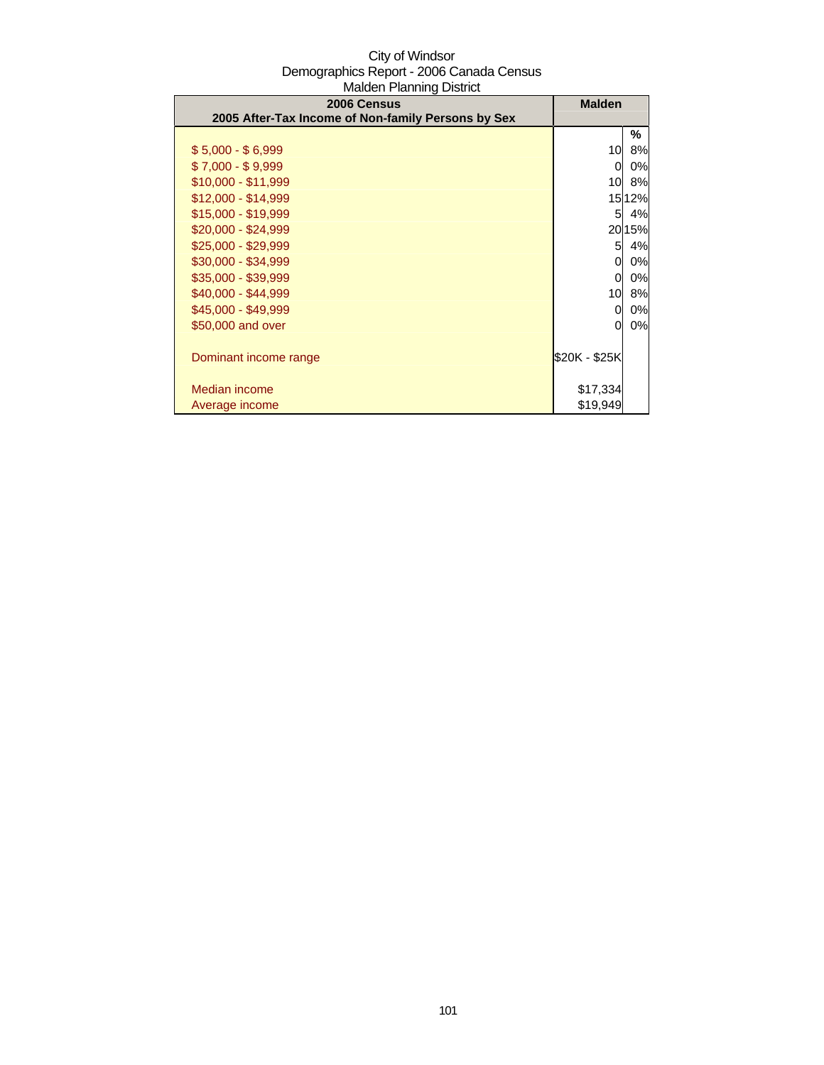City of Windsor
Demographics Report - 2006 Canada Census
Malden Planning District

| 2006 Census<br>2005 After-Tax Income of Non-family Persons by Sex | Malden | |
|---|---|---|
| | | % |
| $ 5,000 - $ 6,999 | 10 | 8% |
| $ 7,000 - $ 9,999 | 0 | 0% |
| $10,000 - $11,999 | 10 | 8% |
| $12,000 - $14,999 | 15 | 12% |
| $15,000 - $19,999 | 5 | 4% |
| $20,000 - $24,999 | 20 | 15% |
| $25,000 - $29,999 | 5 | 4% |
| $30,000 - $34,999 | 0 | 0% |
| $35,000 - $39,999 | 0 | 0% |
| $40,000 - $44,999 | 10 | 8% |
| $45,000 - $49,999 | 0 | 0% |
| $50,000 and over | 0 | 0% |
| Dominant income range | $20K - $25K | |
| Median income | $17,334 | |
| Average income | $19,949 | |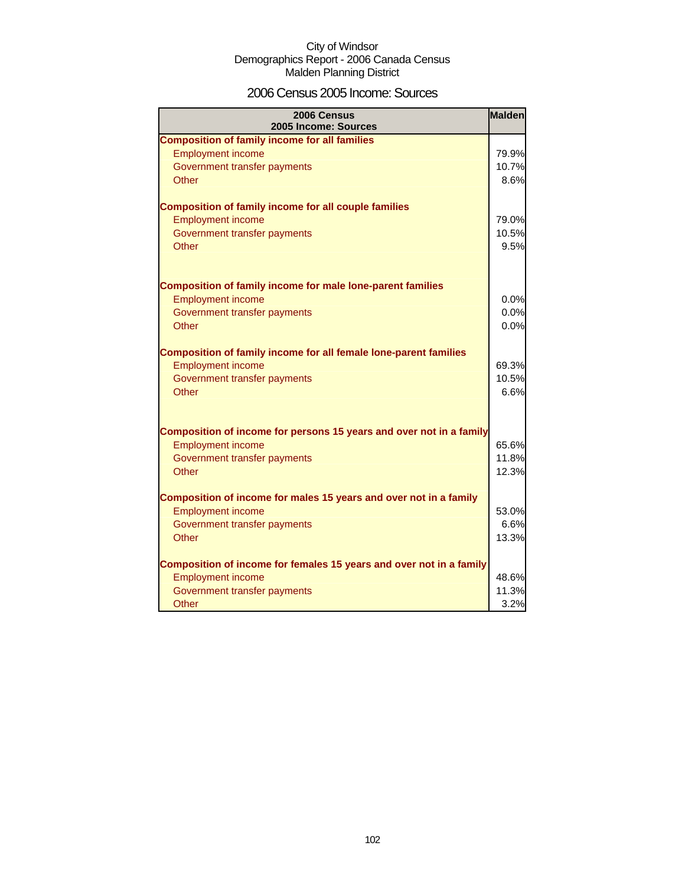City of Windsor
Demographics Report - 2006 Canada Census
Malden Planning District

# 2006 Census 2005 Income: Sources

| 2006 Census 2005 Income: Sources | Malden |
|---|---|
| **Composition of family income for all families** | |
| Employment income | 79.9% |
| Government transfer payments | 10.7% |
| Other | 8.6% |
| **Composition of family income for all couple families** | |
| Employment income | 79.0% |
| Government transfer payments | 10.5% |
| Other | 9.5% |
| **Composition of family income for male lone-parent families** | |
| Employment income | 0.0% |
| Government transfer payments | 0.0% |
| Other | 0.0% |
| **Composition of family income for all female lone-parent families** | |
| Employment income | 69.3% |
| Government transfer payments | 10.5% |
| Other | 6.6% |
| **Composition of income for persons 15 years and over not in a family** | |
| Employment income | 65.6% |
| Government transfer payments | 11.8% |
| Other | 12.3% |
| **Composition of income for males 15 years and over not in a family** | |
| Employment income | 53.0% |
| Government transfer payments | 6.6% |
| Other | 13.3% |
| **Composition of income for females 15 years and over not in a family** | |
| Employment income | 48.6% |
| Government transfer payments | 11.3% |
| Other | 3.2% |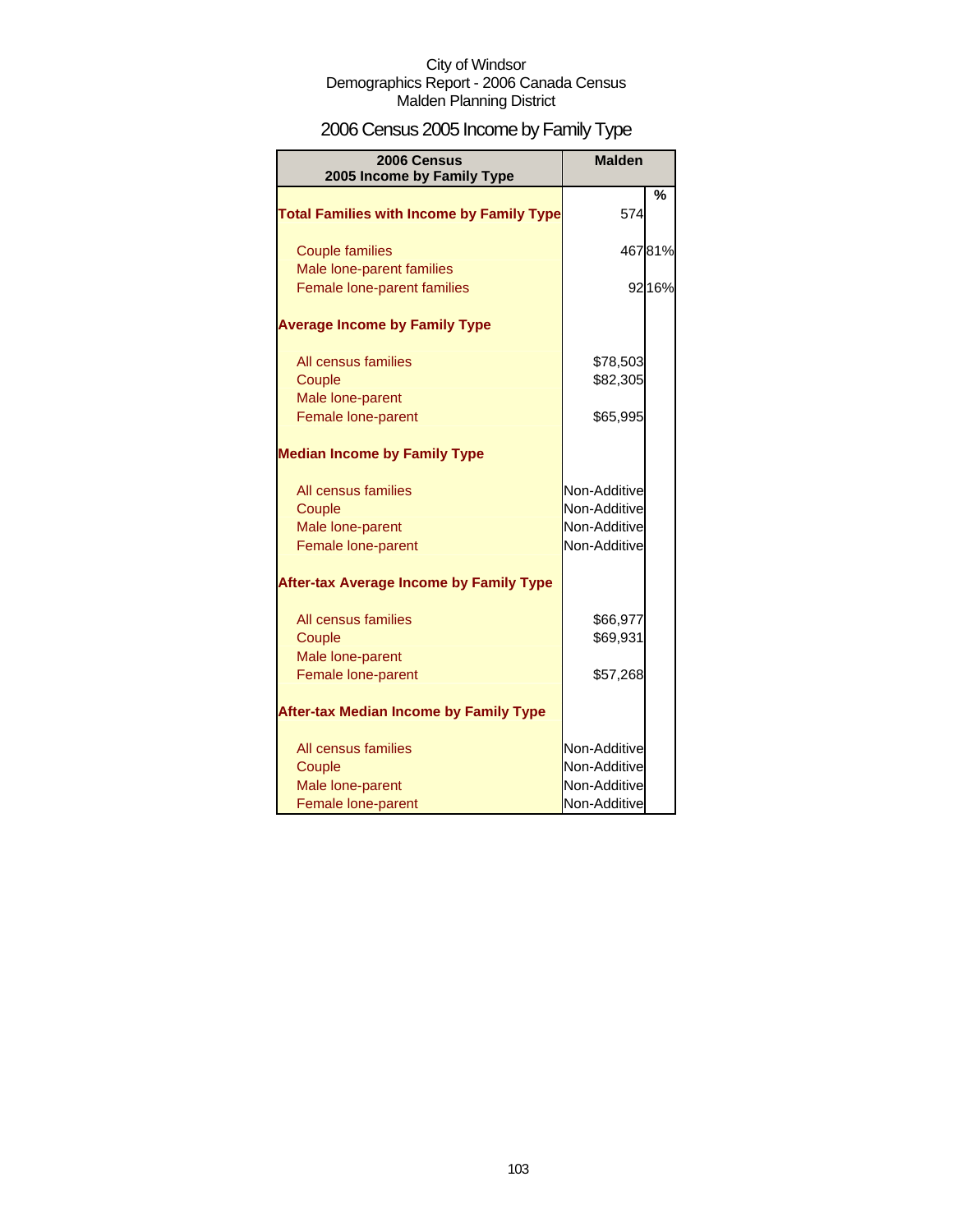City of Windsor
Demographics Report - 2006 Canada Census
Malden Planning District

# 2006 Census 2005 Income by Family Type

| 2006 Census 2005 Income by Family Type | Malden | % |
|---|---|---|
| **Total Families with Income by Family Type** | 574 | |
| Couple families | 467 | 81% |
| Male lone-parent families | | |
| Female lone-parent families | 92 | 16% |
| **Average Income by Family Type** | | |
| All census families | $78,503 | |
| Couple | $82,305 | |
| Male lone-parent | | |
| Female lone-parent | $65,995 | |
| **Median Income by Family Type** | | |
| All census families | Non-Additive | |
| Couple | Non-Additive | |
| Male lone-parent | Non-Additive | |
| Female lone-parent | Non-Additive | |
| **After-tax Average Income by Family Type** | | |
| All census families | $66,977 | |
| Couple | $69,931 | |
| Male lone-parent | | |
| Female lone-parent | $57,268 | |
| **After-tax Median Income by Family Type** | | |
| All census families | Non-Additive | |
| Couple | Non-Additive | |
| Male lone-parent | Non-Additive | |
| Female lone-parent | Non-Additive | |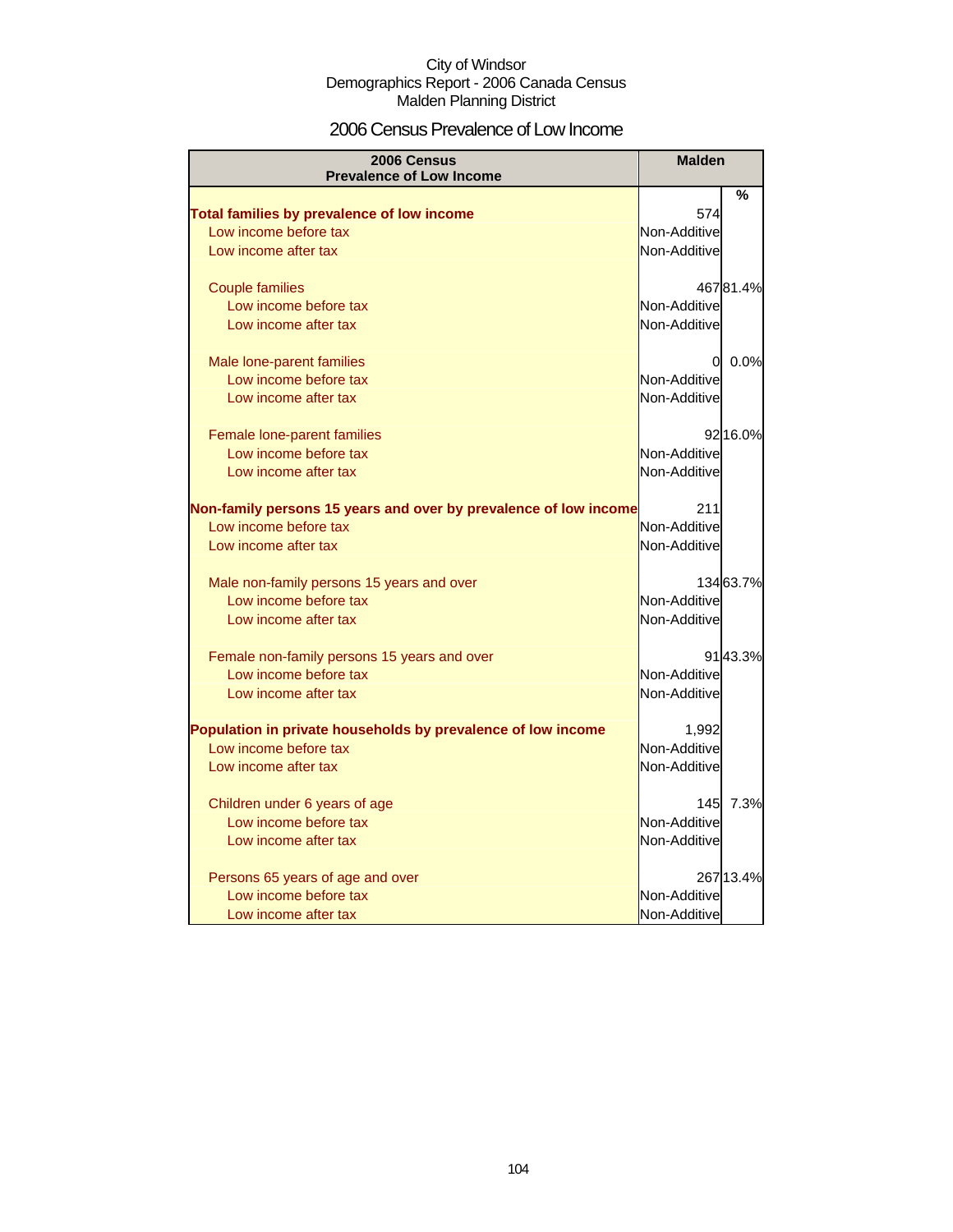City of Windsor
Demographics Report - 2006 Canada Census
Malden Planning District

# 2006 Census Prevalence of Low Income

| 2006 Census<br>Prevalence of Low Income | Malden | |
|---|---|---|
| | | % |
| **Total families by prevalence of low income** | 574 | |
| Low income before tax | Non-Additive | |
| Low income after tax | Non-Additive | |
| Couple families | 467 | 81.4% |
| Low income before tax | Non-Additive | |
| Low income after tax | Non-Additive | |
| Male lone-parent families | 0 | 0.0% |
| Low income before tax | Non-Additive | |
| Low income after tax | Non-Additive | |
| Female lone-parent families | 92 | 16.0% |
| Low income before tax | Non-Additive | |
| Low income after tax | Non-Additive | |
| **Non-family persons 15 years and over by prevalence of low income** | 211 | |
| Low income before tax | Non-Additive | |
| Low income after tax | Non-Additive | |
| Male non-family persons 15 years and over | 134 | 63.7% |
| Low income before tax | Non-Additive | |
| Low income after tax | Non-Additive | |
| Female non-family persons 15 years and over | 91 | 43.3% |
| Low income before tax | Non-Additive | |
| Low income after tax | Non-Additive | |
| **Population in private households by prevalence of low income** | 1,992 | |
| Low income before tax | Non-Additive | |
| Low income after tax | Non-Additive | |
| Children under 6 years of age | 145 | 7.3% |
| Low income before tax | Non-Additive | |
| Low income after tax | Non-Additive | |
| Persons 65 years of age and over | 267 | 13.4% |
| Low income before tax | Non-Additive | |
| Low income after tax | Non-Additive | |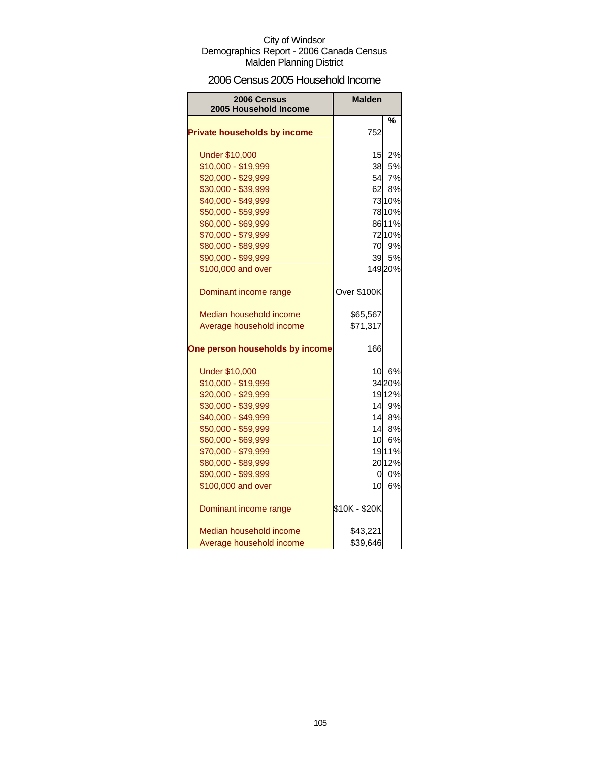City of Windsor
Demographics Report - 2006 Canada Census
Malden Planning District

## 2006 Census 2005 Household Income

| 2006 Census 2005 Household Income | Malden | % |
|---|---|---|
| **Private households by income** | 752 | |
| Under $10,000 | 15 | 2% |
| $10,000 - $19,999 | 38 | 5% |
| $20,000 - $29,999 | 54 | 7% |
| $30,000 - $39,999 | 62 | 8% |
| $40,000 - $49,999 | 73 | 10% |
| $50,000 - $59,999 | 78 | 10% |
| $60,000 - $69,999 | 86 | 11% |
| $70,000 - $79,999 | 72 | 10% |
| $80,000 - $89,999 | 70 | 9% |
| $90,000 - $99,999 | 39 | 5% |
| $100,000 and over | 149 | 20% |
| Dominant income range | Over $100K | |
| Median household income | $65,567 | |
| Average household income | $71,317 | |
| **One person households by income** | 166 | |
| Under $10,000 | 10 | 6% |
| $10,000 - $19,999 | 34 | 20% |
| $20,000 - $29,999 | 19 | 12% |
| $30,000 - $39,999 | 14 | 9% |
| $40,000 - $49,999 | 14 | 8% |
| $50,000 - $59,999 | 14 | 8% |
| $60,000 - $69,999 | 10 | 6% |
| $70,000 - $79,999 | 19 | 11% |
| $80,000 - $89,999 | 20 | 12% |
| $90,000 - $99,999 | 0 | 0% |
| $100,000 and over | 10 | 6% |
| Dominant income range | $10K - $20K | |
| Median household income | $43,221 | |
| Average household income | $39,646 | |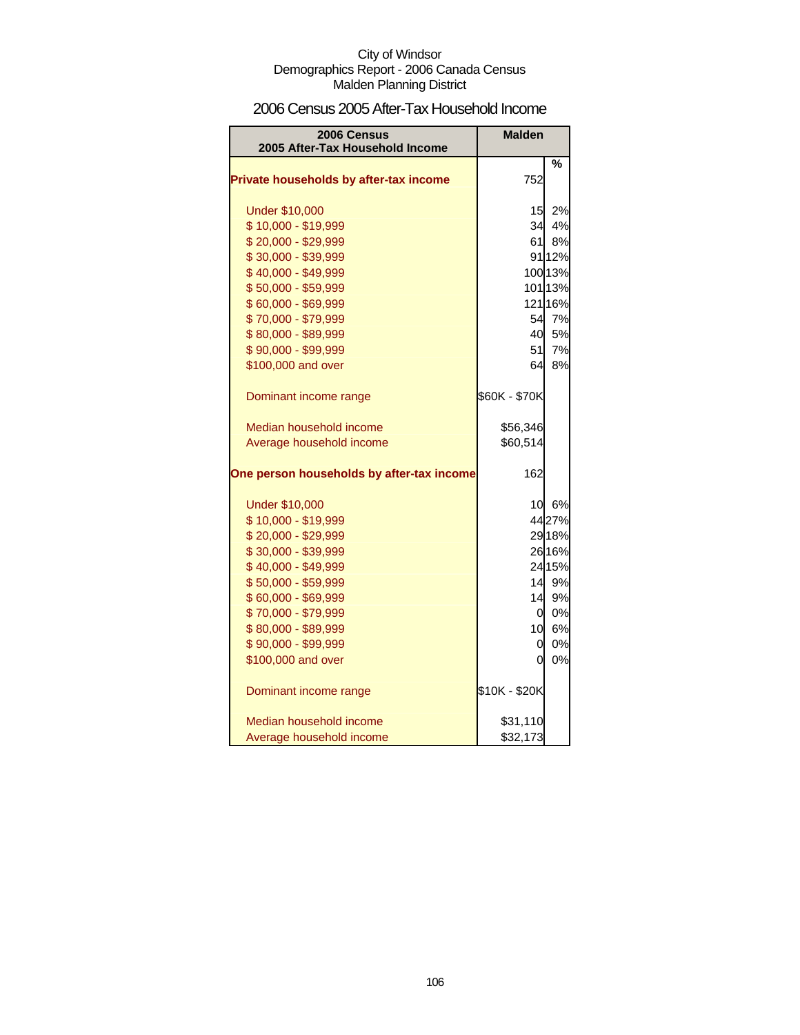City of Windsor
Demographics Report - 2006 Canada Census
Malden Planning District

## 2006 Census 2005 After-Tax Household Income

| 2006 Census 2005 After-Tax Household Income | Malden | |
|---|---|---|
| | | % |
| **Private households by after-tax income** | 752 | |
| Under $10,000 | 15 | 2% |
| $ 10,000 - $19,999 | 34 | 4% |
| $ 20,000 - $29,999 | 61 | 8% |
| $ 30,000 - $39,999 | 91 | 12% |
| $ 40,000 - $49,999 | 100 | 13% |
| $ 50,000 - $59,999 | 101 | 13% |
| $ 60,000 - $69,999 | 121 | 16% |
| $ 70,000 - $79,999 | 54 | 7% |
| $ 80,000 - $89,999 | 40 | 5% |
| $ 90,000 - $99,999 | 51 | 7% |
| $100,000 and over | 64 | 8% |
| Dominant income range | $60K - $70K | |
| Median household income | $56,346 | |
| Average household income | $60,514 | |
| **One person households by after-tax income** | 162 | |
| Under $10,000 | 10 | 6% |
| $ 10,000 - $19,999 | 44 | 27% |
| $ 20,000 - $29,999 | 29 | 18% |
| $ 30,000 - $39,999 | 26 | 16% |
| $ 40,000 - $49,999 | 24 | 15% |
| $ 50,000 - $59,999 | 14 | 9% |
| $ 60,000 - $69,999 | 14 | 9% |
| $ 70,000 - $79,999 | 0 | 0% |
| $ 80,000 - $89,999 | 10 | 6% |
| $ 90,000 - $99,999 | 0 | 0% |
| $100,000 and over | 0 | 0% |
| Dominant income range | $10K - $20K | |
| Median household income | $31,110 | |
| Average household income | $32,173 | |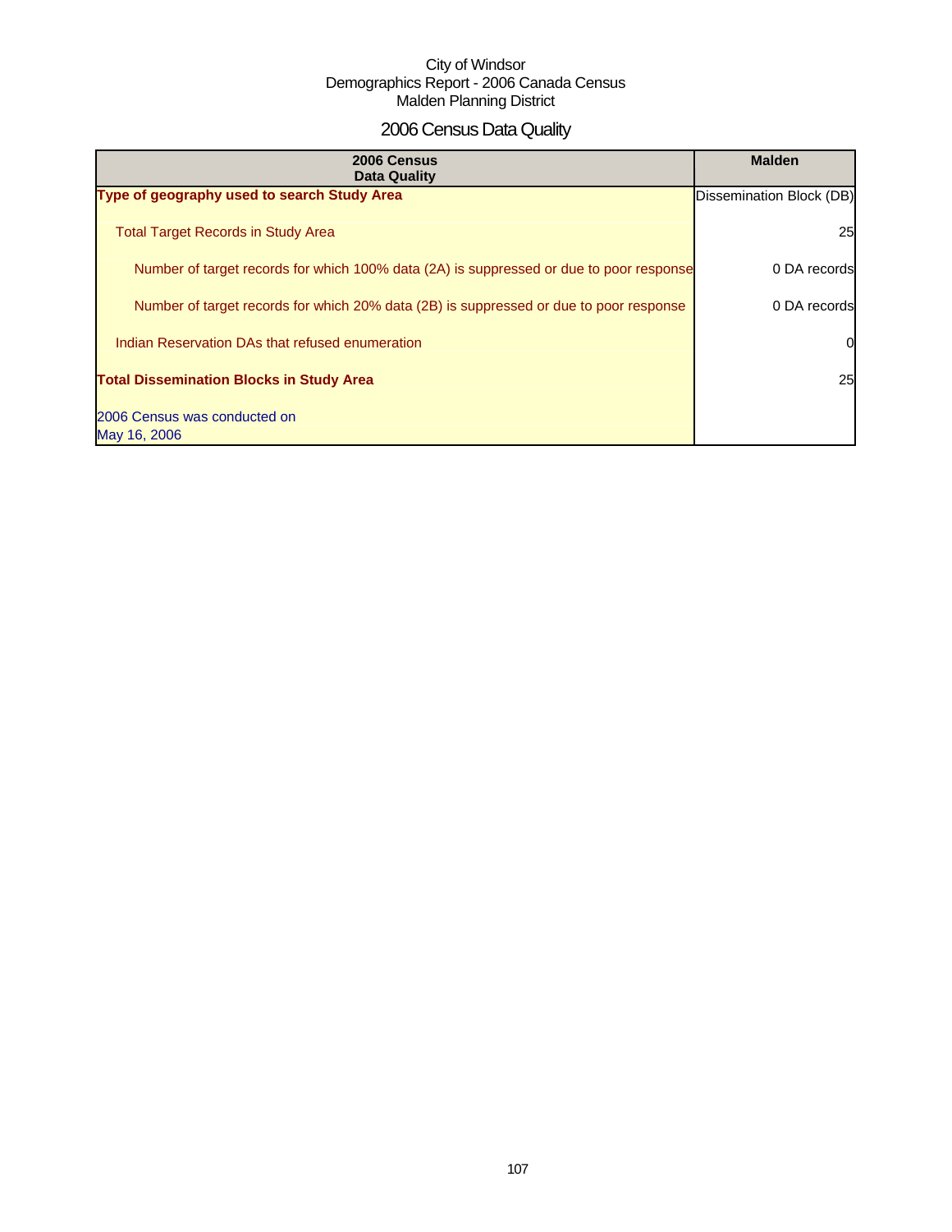City of Windsor
Demographics Report - 2006 Canada Census
Malden Planning District

# 2006 Census Data Quality

| 2006 Census Data Quality | Malden |
|---|---|
| **Type of geography used to search Study Area** | Dissemination Block (DB) |
| Total Target Records in Study Area | 25 |
| Number of target records for which 100% data (2A) is suppressed or due to poor response | 0 DA records |
| Number of target records for which 20% data (2B) is suppressed or due to poor response | 0 DA records |
| Indian Reservation DAs that refused enumeration | 0 |
| **Total Dissemination Blocks in Study Area** | 25 |
| 2006 Census was conducted on May 16, 2006 | |